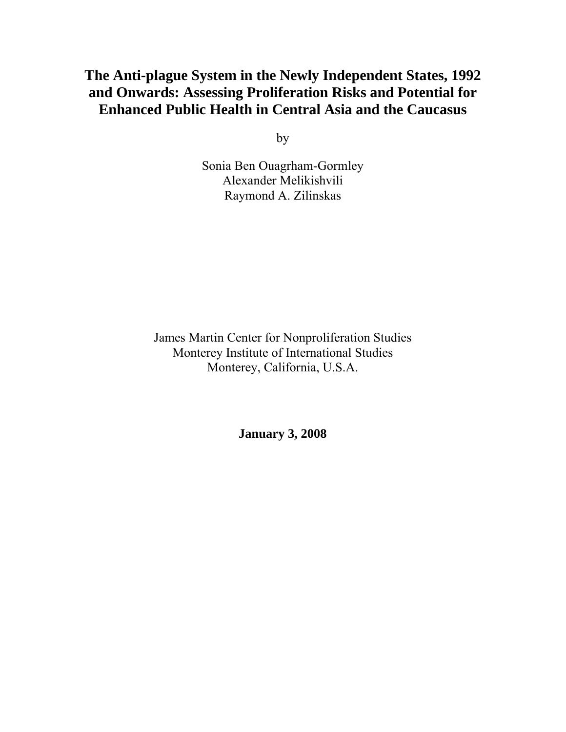# The Anti-plague System in the Newly Independent States, 1992 and Onwards: Assessing Proliferation Risks and Potential for Enhanced Public Health in Central Asia and the Caucasus

by

Sonia Ben Ouagrham-Gormley
Alexander Melikishvili
Raymond A. Zilinskas

James Martin Center for Nonproliferation Studies
Monterey Institute of International Studies
Monterey, California, U.S.A.

**January 3, 2008**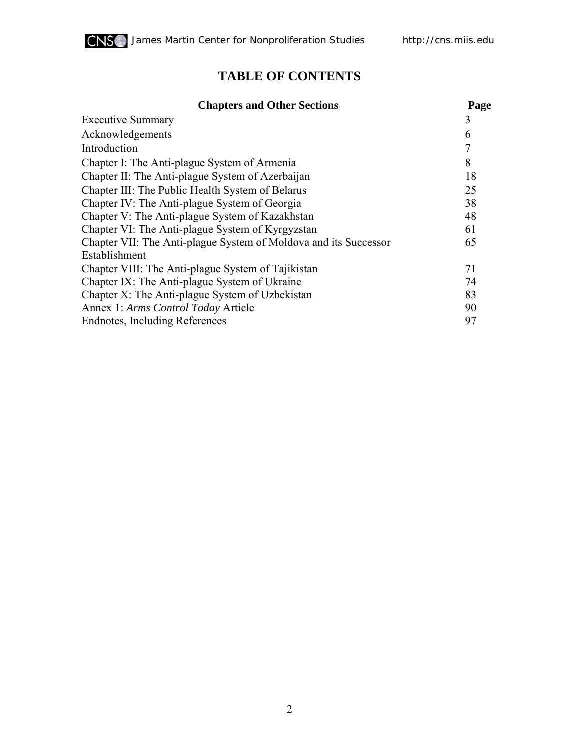# TABLE OF CONTENTS

| Chapters and Other Sections | Page |
|---|---|
| Executive Summary | 3 |
| Acknowledgements | 6 |
| Introduction | 7 |
| Chapter I: The Anti-plague System of Armenia | 8 |
| Chapter II: The Anti-plague System of Azerbaijan | 18 |
| Chapter III: The Public Health System of Belarus | 25 |
| Chapter IV: The Anti-plague System of Georgia | 38 |
| Chapter V: The Anti-plague System of Kazakhstan | 48 |
| Chapter VI: The Anti-plague System of Kyrgyzstan | 61 |
| Chapter VII: The Anti-plague System of Moldova and its Successor Establishment | 65 |
| Chapter VIII: The Anti-plague System of Tajikistan | 71 |
| Chapter IX: The Anti-plague System of Ukraine | 74 |
| Chapter X: The Anti-plague System of Uzbekistan | 83 |
| Annex 1: *Arms Control Today* Article | 90 |
| Endnotes, Including References | 97 |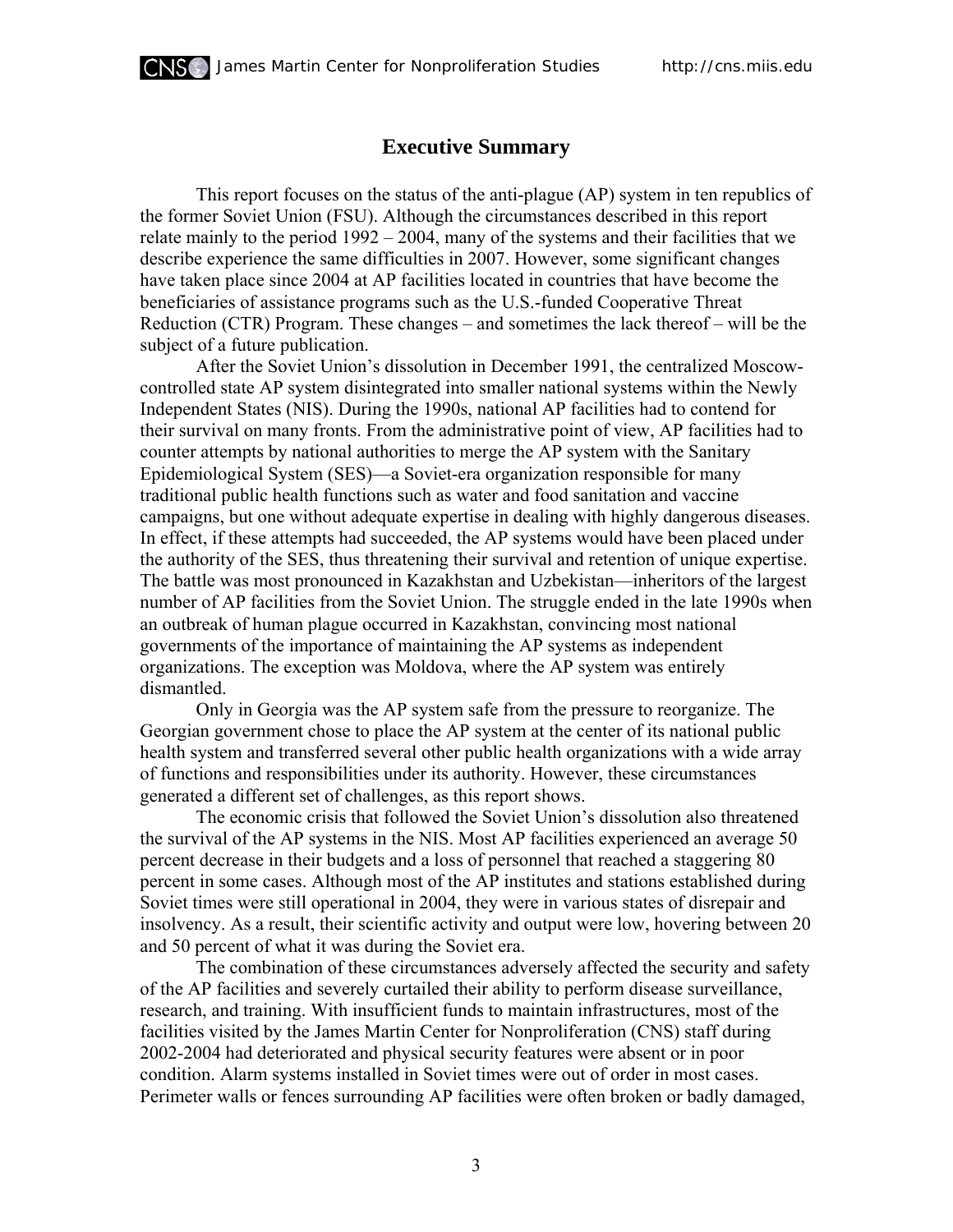## Executive Summary

This report focuses on the status of the anti-plague (AP) system in ten republics of the former Soviet Union (FSU). Although the circumstances described in this report relate mainly to the period 1992 – 2004, many of the systems and their facilities that we describe experience the same difficulties in 2007. However, some significant changes have taken place since 2004 at AP facilities located in countries that have become the beneficiaries of assistance programs such as the U.S.-funded Cooperative Threat Reduction (CTR) Program. These changes – and sometimes the lack thereof – will be the subject of a future publication.

After the Soviet Union's dissolution in December 1991, the centralized Moscow-controlled state AP system disintegrated into smaller national systems within the Newly Independent States (NIS). During the 1990s, national AP facilities had to contend for their survival on many fronts. From the administrative point of view, AP facilities had to counter attempts by national authorities to merge the AP system with the Sanitary Epidemiological System (SES)—a Soviet-era organization responsible for many traditional public health functions such as water and food sanitation and vaccine campaigns, but one without adequate expertise in dealing with highly dangerous diseases. In effect, if these attempts had succeeded, the AP systems would have been placed under the authority of the SES, thus threatening their survival and retention of unique expertise. The battle was most pronounced in Kazakhstan and Uzbekistan—inheritors of the largest number of AP facilities from the Soviet Union. The struggle ended in the late 1990s when an outbreak of human plague occurred in Kazakhstan, convincing most national governments of the importance of maintaining the AP systems as independent organizations. The exception was Moldova, where the AP system was entirely dismantled.

Only in Georgia was the AP system safe from the pressure to reorganize. The Georgian government chose to place the AP system at the center of its national public health system and transferred several other public health organizations with a wide array of functions and responsibilities under its authority. However, these circumstances generated a different set of challenges, as this report shows.

The economic crisis that followed the Soviet Union's dissolution also threatened the survival of the AP systems in the NIS. Most AP facilities experienced an average 50 percent decrease in their budgets and a loss of personnel that reached a staggering 80 percent in some cases. Although most of the AP institutes and stations established during Soviet times were still operational in 2004, they were in various states of disrepair and insolvency. As a result, their scientific activity and output were low, hovering between 20 and 50 percent of what it was during the Soviet era.

The combination of these circumstances adversely affected the security and safety of the AP facilities and severely curtailed their ability to perform disease surveillance, research, and training. With insufficient funds to maintain infrastructures, most of the facilities visited by the James Martin Center for Nonproliferation (CNS) staff during 2002-2004 had deteriorated and physical security features were absent or in poor condition. Alarm systems installed in Soviet times were out of order in most cases. Perimeter walls or fences surrounding AP facilities were often broken or badly damaged,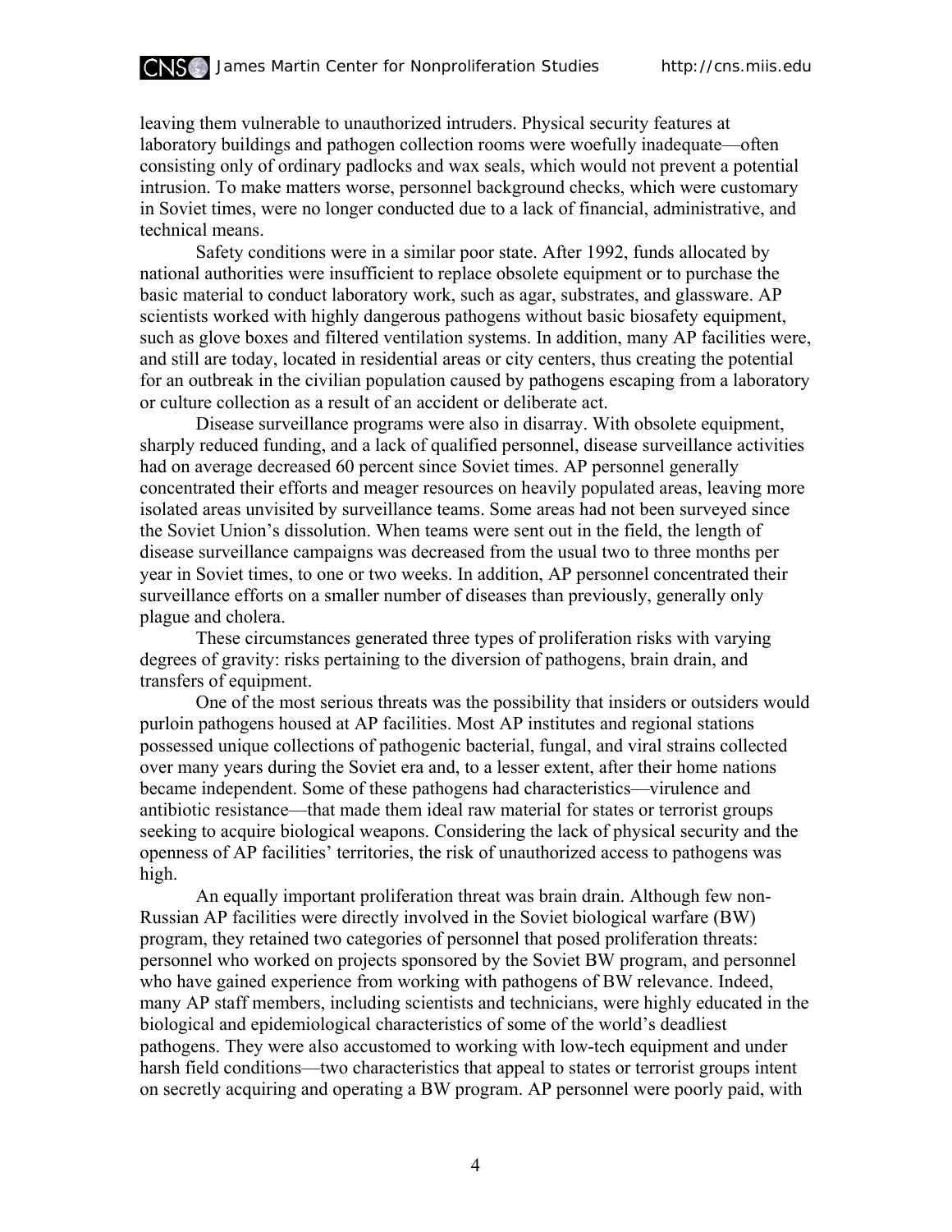leaving them vulnerable to unauthorized intruders. Physical security features at laboratory buildings and pathogen collection rooms were woefully inadequate—often consisting only of ordinary padlocks and wax seals, which would not prevent a potential intrusion. To make matters worse, personnel background checks, which were customary in Soviet times, were no longer conducted due to a lack of financial, administrative, and technical means.

Safety conditions were in a similar poor state. After 1992, funds allocated by national authorities were insufficient to replace obsolete equipment or to purchase the basic material to conduct laboratory work, such as agar, substrates, and glassware. AP scientists worked with highly dangerous pathogens without basic biosafety equipment, such as glove boxes and filtered ventilation systems. In addition, many AP facilities were, and still are today, located in residential areas or city centers, thus creating the potential for an outbreak in the civilian population caused by pathogens escaping from a laboratory or culture collection as a result of an accident or deliberate act.

Disease surveillance programs were also in disarray. With obsolete equipment, sharply reduced funding, and a lack of qualified personnel, disease surveillance activities had on average decreased 60 percent since Soviet times. AP personnel generally concentrated their efforts and meager resources on heavily populated areas, leaving more isolated areas unvisited by surveillance teams. Some areas had not been surveyed since the Soviet Union's dissolution. When teams were sent out in the field, the length of disease surveillance campaigns was decreased from the usual two to three months per year in Soviet times, to one or two weeks. In addition, AP personnel concentrated their surveillance efforts on a smaller number of diseases than previously, generally only plague and cholera.

These circumstances generated three types of proliferation risks with varying degrees of gravity: risks pertaining to the diversion of pathogens, brain drain, and transfers of equipment.

One of the most serious threats was the possibility that insiders or outsiders would purloin pathogens housed at AP facilities. Most AP institutes and regional stations possessed unique collections of pathogenic bacterial, fungal, and viral strains collected over many years during the Soviet era and, to a lesser extent, after their home nations became independent. Some of these pathogens had characteristics—virulence and antibiotic resistance—that made them ideal raw material for states or terrorist groups seeking to acquire biological weapons. Considering the lack of physical security and the openness of AP facilities' territories, the risk of unauthorized access to pathogens was high.

An equally important proliferation threat was brain drain. Although few non-Russian AP facilities were directly involved in the Soviet biological warfare (BW) program, they retained two categories of personnel that posed proliferation threats: personnel who worked on projects sponsored by the Soviet BW program, and personnel who have gained experience from working with pathogens of BW relevance. Indeed, many AP staff members, including scientists and technicians, were highly educated in the biological and epidemiological characteristics of some of the world's deadliest pathogens. They were also accustomed to working with low-tech equipment and under harsh field conditions—two characteristics that appeal to states or terrorist groups intent on secretly acquiring and operating a BW program. AP personnel were poorly paid, with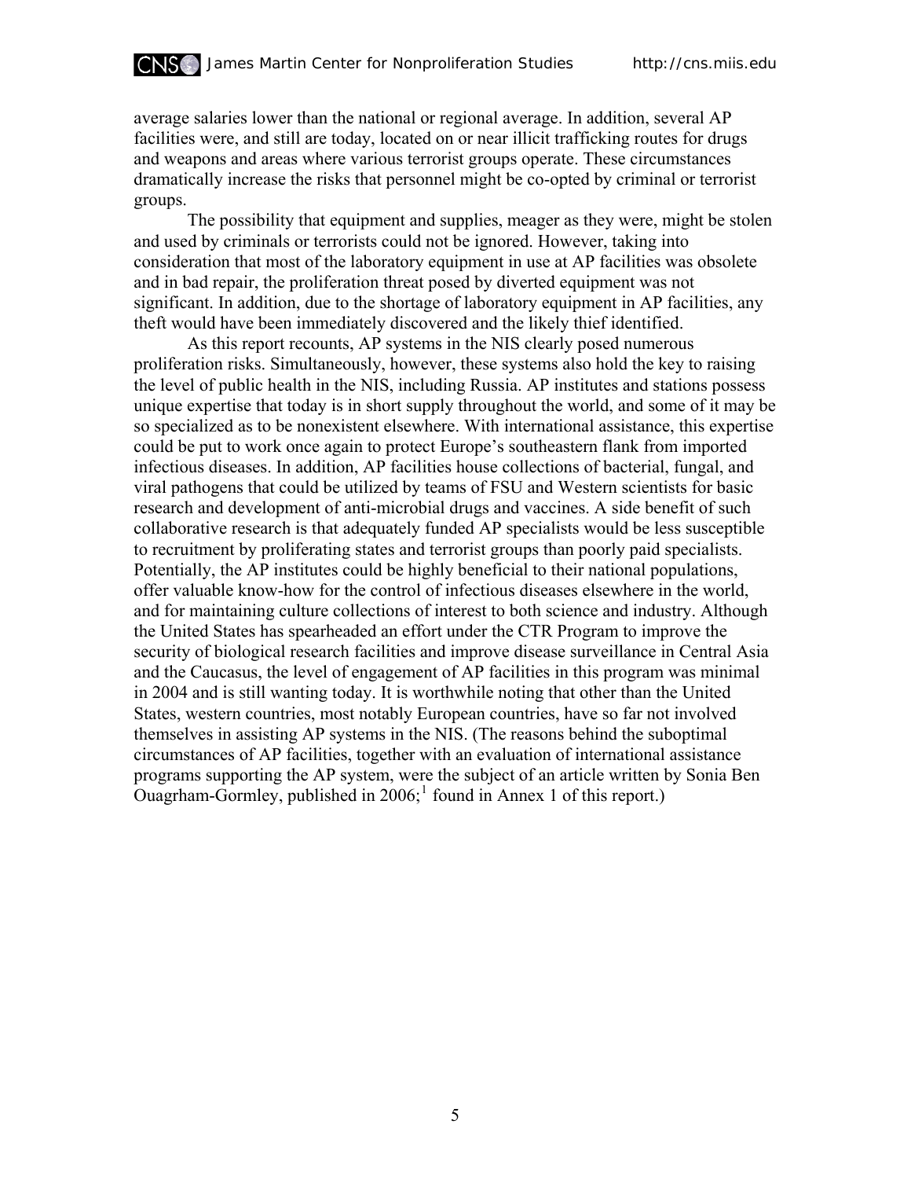average salaries lower than the national or regional average. In addition, several AP facilities were, and still are today, located on or near illicit trafficking routes for drugs and weapons and areas where various terrorist groups operate. These circumstances dramatically increase the risks that personnel might be co-opted by criminal or terrorist groups.

The possibility that equipment and supplies, meager as they were, might be stolen and used by criminals or terrorists could not be ignored. However, taking into consideration that most of the laboratory equipment in use at AP facilities was obsolete and in bad repair, the proliferation threat posed by diverted equipment was not significant. In addition, due to the shortage of laboratory equipment in AP facilities, any theft would have been immediately discovered and the likely thief identified.

As this report recounts, AP systems in the NIS clearly posed numerous proliferation risks. Simultaneously, however, these systems also hold the key to raising the level of public health in the NIS, including Russia. AP institutes and stations possess unique expertise that today is in short supply throughout the world, and some of it may be so specialized as to be nonexistent elsewhere. With international assistance, this expertise could be put to work once again to protect Europe's southeastern flank from imported infectious diseases. In addition, AP facilities house collections of bacterial, fungal, and viral pathogens that could be utilized by teams of FSU and Western scientists for basic research and development of anti-microbial drugs and vaccines. A side benefit of such collaborative research is that adequately funded AP specialists would be less susceptible to recruitment by proliferating states and terrorist groups than poorly paid specialists. Potentially, the AP institutes could be highly beneficial to their national populations, offer valuable know-how for the control of infectious diseases elsewhere in the world, and for maintaining culture collections of interest to both science and industry. Although the United States has spearheaded an effort under the CTR Program to improve the security of biological research facilities and improve disease surveillance in Central Asia and the Caucasus, the level of engagement of AP facilities in this program was minimal in 2004 and is still wanting today. It is worthwhile noting that other than the United States, western countries, most notably European countries, have so far not involved themselves in assisting AP systems in the NIS. (The reasons behind the suboptimal circumstances of AP facilities, together with an evaluation of international assistance programs supporting the AP system, were the subject of an article written by Sonia Ben Ouagrham-Gormley, published in 2006;[1] found in Annex 1 of this report.)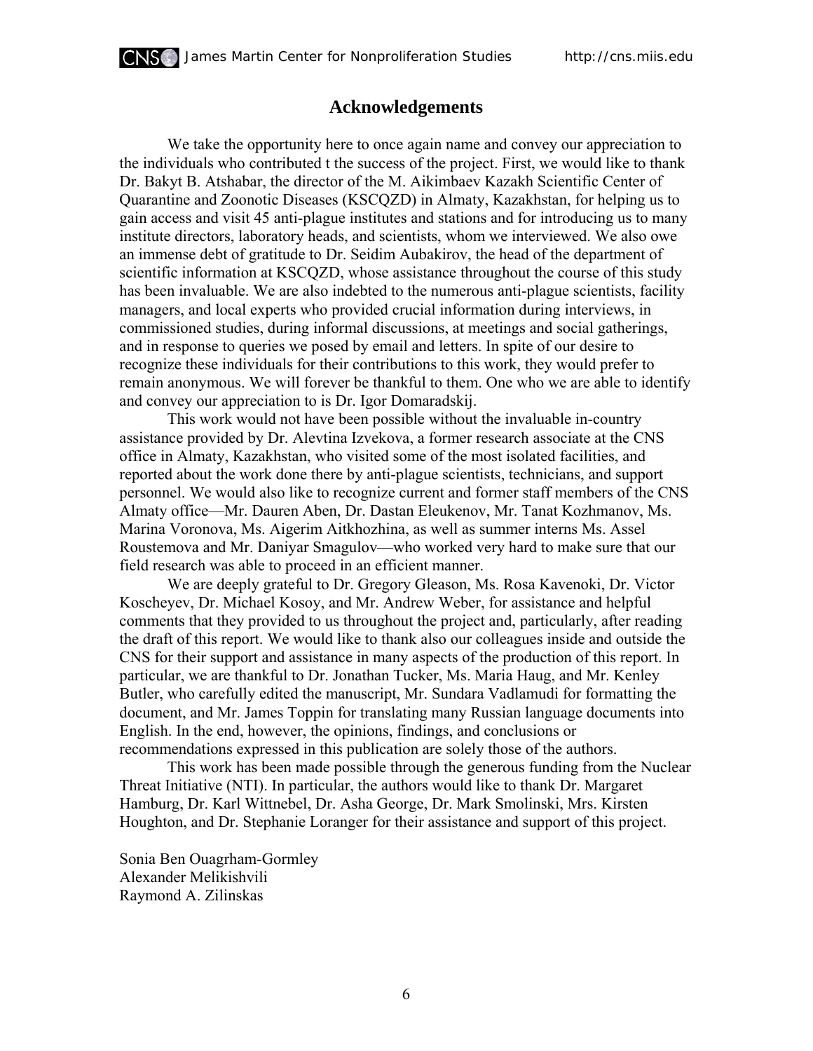## Acknowledgements

We take the opportunity here to once again name and convey our appreciation to the individuals who contributed t the success of the project. First, we would like to thank Dr. Bakyt B. Atshabar, the director of the M. Aikimbaev Kazakh Scientific Center of Quarantine and Zoonotic Diseases (KSCQZD) in Almaty, Kazakhstan, for helping us to gain access and visit 45 anti-plague institutes and stations and for introducing us to many institute directors, laboratory heads, and scientists, whom we interviewed. We also owe an immense debt of gratitude to Dr. Seidim Aubakirov, the head of the department of scientific information at KSCQZD, whose assistance throughout the course of this study has been invaluable. We are also indebted to the numerous anti-plague scientists, facility managers, and local experts who provided crucial information during interviews, in commissioned studies, during informal discussions, at meetings and social gatherings, and in response to queries we posed by email and letters. In spite of our desire to recognize these individuals for their contributions to this work, they would prefer to remain anonymous. We will forever be thankful to them. One who we are able to identify and convey our appreciation to is Dr. Igor Domaradskij.

This work would not have been possible without the invaluable in-country assistance provided by Dr. Alevtina Izvekova, a former research associate at the CNS office in Almaty, Kazakhstan, who visited some of the most isolated facilities, and reported about the work done there by anti-plague scientists, technicians, and support personnel. We would also like to recognize current and former staff members of the CNS Almaty office—Mr. Dauren Aben, Dr. Dastan Eleukenov, Mr. Tanat Kozhmanov, Ms. Marina Voronova, Ms. Aigerim Aitkhozhina, as well as summer interns Ms. Assel Roustemova and Mr. Daniyar Smagulov—who worked very hard to make sure that our field research was able to proceed in an efficient manner.

We are deeply grateful to Dr. Gregory Gleason, Ms. Rosa Kavenoki, Dr. Victor Koscheyev, Dr. Michael Kosoy, and Mr. Andrew Weber, for assistance and helpful comments that they provided to us throughout the project and, particularly, after reading the draft of this report. We would like to thank also our colleagues inside and outside the CNS for their support and assistance in many aspects of the production of this report. In particular, we are thankful to Dr. Jonathan Tucker, Ms. Maria Haug, and Mr. Kenley Butler, who carefully edited the manuscript, Mr. Sundara Vadlamudi for formatting the document, and Mr. James Toppin for translating many Russian language documents into English. In the end, however, the opinions, findings, and conclusions or recommendations expressed in this publication are solely those of the authors.

This work has been made possible through the generous funding from the Nuclear Threat Initiative (NTI). In particular, the authors would like to thank Dr. Margaret Hamburg, Dr. Karl Wittnebel, Dr. Asha George, Dr. Mark Smolinski, Mrs. Kirsten Houghton, and Dr. Stephanie Loranger for their assistance and support of this project.

Sonia Ben Ouagrham-Gormley
Alexander Melikishvili
Raymond A. Zilinskas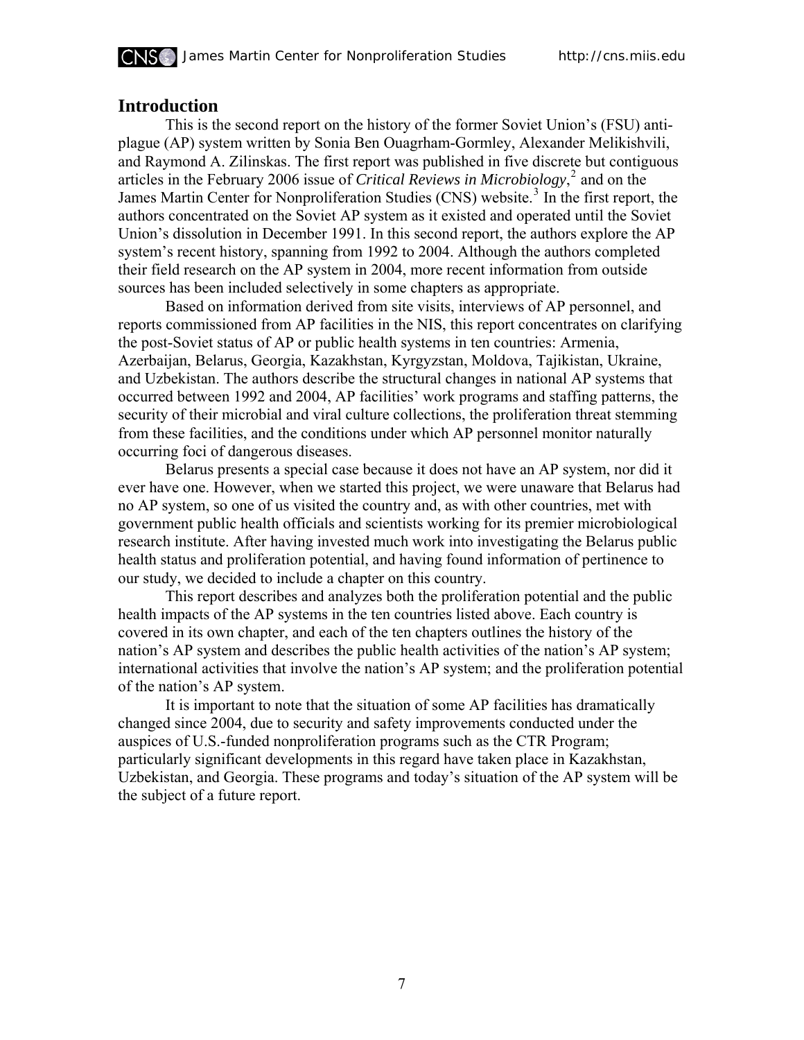## Introduction

This is the second report on the history of the former Soviet Union's (FSU) anti-plague (AP) system written by Sonia Ben Ouagrham-Gormley, Alexander Melikishvili, and Raymond A. Zilinskas. The first report was published in five discrete but contiguous articles in the February 2006 issue of *Critical Reviews in Microbiology*,[2] and on the James Martin Center for Nonproliferation Studies (CNS) website.[3] In the first report, the authors concentrated on the Soviet AP system as it existed and operated until the Soviet Union's dissolution in December 1991. In this second report, the authors explore the AP system's recent history, spanning from 1992 to 2004. Although the authors completed their field research on the AP system in 2004, more recent information from outside sources has been included selectively in some chapters as appropriate.

Based on information derived from site visits, interviews of AP personnel, and reports commissioned from AP facilities in the NIS, this report concentrates on clarifying the post-Soviet status of AP or public health systems in ten countries: Armenia, Azerbaijan, Belarus, Georgia, Kazakhstan, Kyrgyzstan, Moldova, Tajikistan, Ukraine, and Uzbekistan. The authors describe the structural changes in national AP systems that occurred between 1992 and 2004, AP facilities' work programs and staffing patterns, the security of their microbial and viral culture collections, the proliferation threat stemming from these facilities, and the conditions under which AP personnel monitor naturally occurring foci of dangerous diseases.

Belarus presents a special case because it does not have an AP system, nor did it ever have one. However, when we started this project, we were unaware that Belarus had no AP system, so one of us visited the country and, as with other countries, met with government public health officials and scientists working for its premier microbiological research institute. After having invested much work into investigating the Belarus public health status and proliferation potential, and having found information of pertinence to our study, we decided to include a chapter on this country.

This report describes and analyzes both the proliferation potential and the public health impacts of the AP systems in the ten countries listed above. Each country is covered in its own chapter, and each of the ten chapters outlines the history of the nation's AP system and describes the public health activities of the nation's AP system; international activities that involve the nation's AP system; and the proliferation potential of the nation's AP system.

It is important to note that the situation of some AP facilities has dramatically changed since 2004, due to security and safety improvements conducted under the auspices of U.S.-funded nonproliferation programs such as the CTR Program; particularly significant developments in this regard have taken place in Kazakhstan, Uzbekistan, and Georgia. These programs and today's situation of the AP system will be the subject of a future report.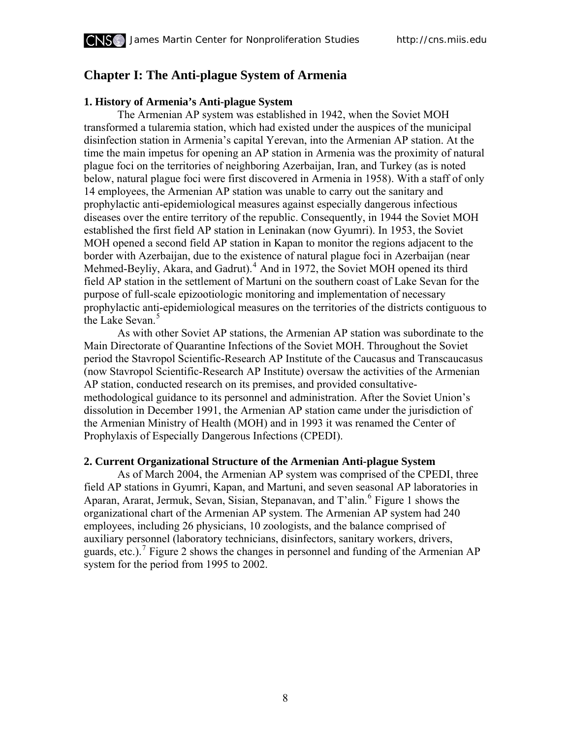# Chapter I: The Anti-plague System of Armenia

### 1. History of Armenia's Anti-plague System

The Armenian AP system was established in 1942, when the Soviet MOH transformed a tularemia station, which had existed under the auspices of the municipal disinfection station in Armenia's capital Yerevan, into the Armenian AP station. At the time the main impetus for opening an AP station in Armenia was the proximity of natural plague foci on the territories of neighboring Azerbaijan, Iran, and Turkey (as is noted below, natural plague foci were first discovered in Armenia in 1958). With a staff of only 14 employees, the Armenian AP station was unable to carry out the sanitary and prophylactic anti-epidemiological measures against especially dangerous infectious diseases over the entire territory of the republic. Consequently, in 1944 the Soviet MOH established the first field AP station in Leninakan (now Gyumri). In 1953, the Soviet MOH opened a second field AP station in Kapan to monitor the regions adjacent to the border with Azerbaijan, due to the existence of natural plague foci in Azerbaijan (near Mehmed-Beyliy, Akara, and Gadrut).[4] And in 1972, the Soviet MOH opened its third field AP station in the settlement of Martuni on the southern coast of Lake Sevan for the purpose of full-scale epizootiologic monitoring and implementation of necessary prophylactic anti-epidemiological measures on the territories of the districts contiguous to the Lake Sevan.[5]

As with other Soviet AP stations, the Armenian AP station was subordinate to the Main Directorate of Quarantine Infections of the Soviet MOH. Throughout the Soviet period the Stavropol Scientific-Research AP Institute of the Caucasus and Transcaucasus (now Stavropol Scientific-Research AP Institute) oversaw the activities of the Armenian AP station, conducted research on its premises, and provided consultative-methodological guidance to its personnel and administration. After the Soviet Union's dissolution in December 1991, the Armenian AP station came under the jurisdiction of the Armenian Ministry of Health (MOH) and in 1993 it was renamed the Center of Prophylaxis of Especially Dangerous Infections (CPEDI).

### 2. Current Organizational Structure of the Armenian Anti-plague System

As of March 2004, the Armenian AP system was comprised of the CPEDI, three field AP stations in Gyumri, Kapan, and Martuni, and seven seasonal AP laboratories in Aparan, Ararat, Jermuk, Sevan, Sisian, Stepanavan, and T'alin.[6] Figure 1 shows the organizational chart of the Armenian AP system. The Armenian AP system had 240 employees, including 26 physicians, 10 zoologists, and the balance comprised of auxiliary personnel (laboratory technicians, disinfectors, sanitary workers, drivers, guards, etc.).[7] Figure 2 shows the changes in personnel and funding of the Armenian AP system for the period from 1995 to 2002.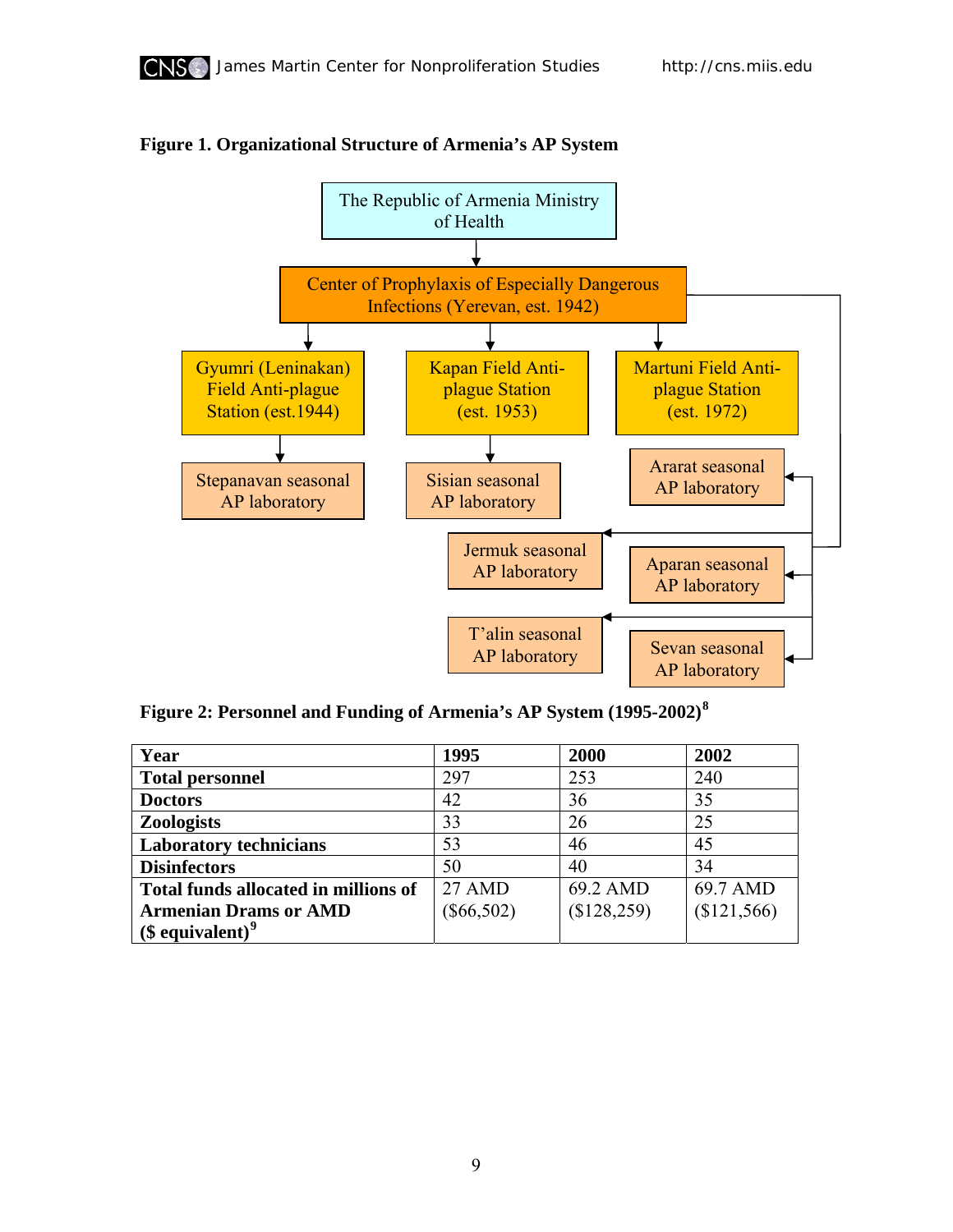**Figure 1. Organizational Structure of Armenia's AP System**

The Republic of Armenia Ministry of Health

Center of Prophylaxis of Especially Dangerous Infections (Yerevan, est. 1942)

Gyumri (Leninakan) Field Anti-plague Station (est.1944)

Kapan Field Anti-plague Station (est. 1953)

Martuni Field Anti-plague Station (est. 1972)

Stepanavan seasonal AP laboratory

Sisian seasonal AP laboratory

Ararat seasonal AP laboratory

Jermuk seasonal AP laboratory

Aparan seasonal AP laboratory

T'alin seasonal AP laboratory

Sevan seasonal AP laboratory

**Figure 2: Personnel and Funding of Armenia's AP System (1995-2002)[8]**

| Year | 1995 | 2000 | 2002 |
|---|---|---|---|
| **Total personnel** | 297 | 253 | 240 |
| **Doctors** | 42 | 36 | 35 |
| **Zoologists** | 33 | 26 | 25 |
| **Laboratory technicians** | 53 | 46 | 45 |
| **Disinfectors** | 50 | 40 | 34 |
| **Total funds allocated in millions of Armenian Drams or AMD ($ equivalent)[9]** | 27 AMD ($66,502) | 69.2 AMD ($128,259) | 69.7 AMD ($121,566) |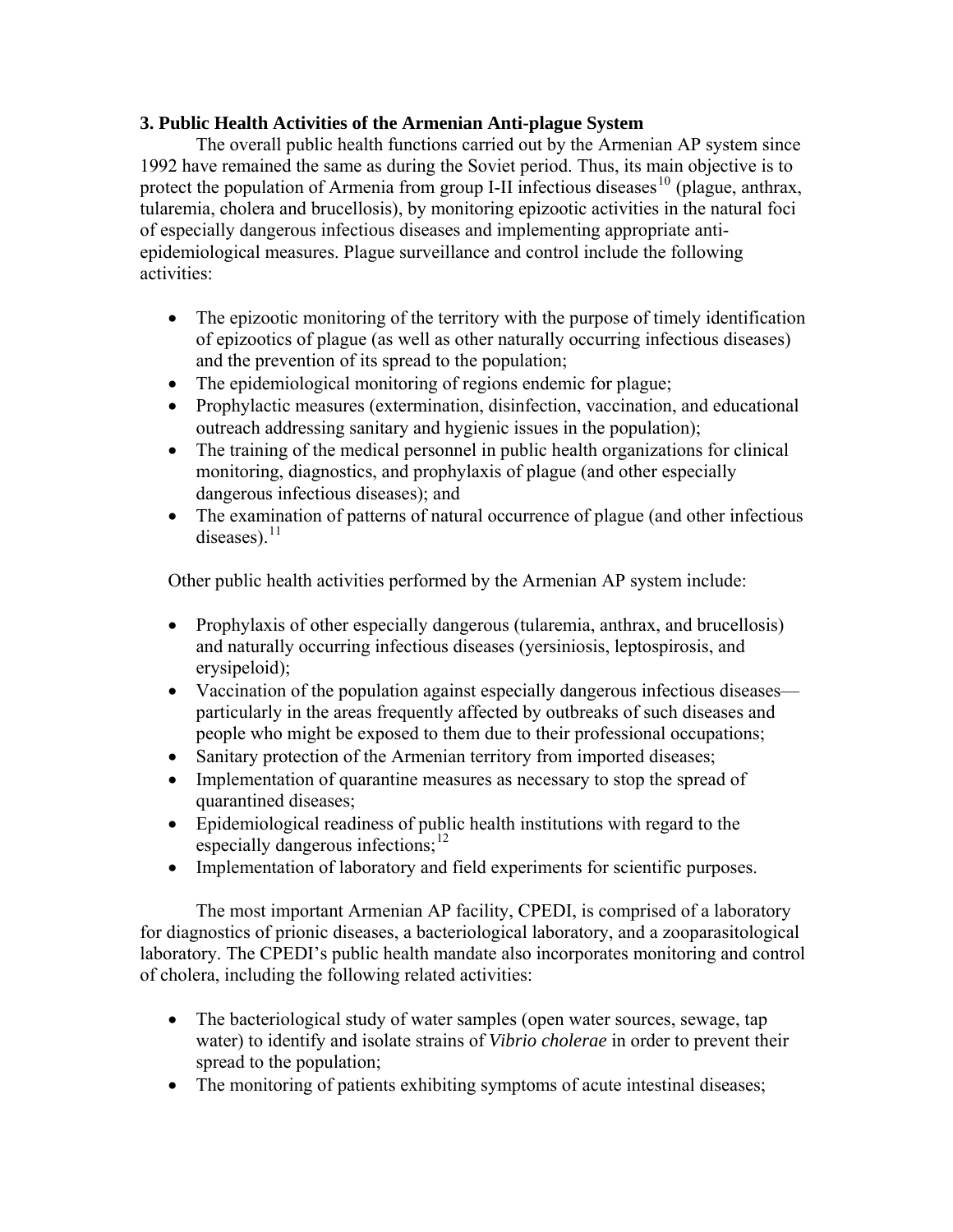### 3. Public Health Activities of the Armenian Anti-plague System

The overall public health functions carried out by the Armenian AP system since 1992 have remained the same as during the Soviet period. Thus, its main objective is to protect the population of Armenia from group I-II infectious diseases[10] (plague, anthrax, tularemia, cholera and brucellosis), by monitoring epizootic activities in the natural foci of especially dangerous infectious diseases and implementing appropriate anti-epidemiological measures. Plague surveillance and control include the following activities:

- The epizootic monitoring of the territory with the purpose of timely identification of epizootics of plague (as well as other naturally occurring infectious diseases) and the prevention of its spread to the population;
- The epidemiological monitoring of regions endemic for plague;
- Prophylactic measures (extermination, disinfection, vaccination, and educational outreach addressing sanitary and hygienic issues in the population);
- The training of the medical personnel in public health organizations for clinical monitoring, diagnostics, and prophylaxis of plague (and other especially dangerous infectious diseases); and
- The examination of patterns of natural occurrence of plague (and other infectious diseases).[11]

Other public health activities performed by the Armenian AP system include:

- Prophylaxis of other especially dangerous (tularemia, anthrax, and brucellosis) and naturally occurring infectious diseases (yersiniosis, leptospirosis, and erysipeloid);
- Vaccination of the population against especially dangerous infectious diseases—particularly in the areas frequently affected by outbreaks of such diseases and people who might be exposed to them due to their professional occupations;
- Sanitary protection of the Armenian territory from imported diseases;
- Implementation of quarantine measures as necessary to stop the spread of quarantined diseases;
- Epidemiological readiness of public health institutions with regard to the especially dangerous infections;[12]
- Implementation of laboratory and field experiments for scientific purposes.

The most important Armenian AP facility, CPEDI, is comprised of a laboratory for diagnostics of prionic diseases, a bacteriological laboratory, and a zooparasitological laboratory. The CPEDI's public health mandate also incorporates monitoring and control of cholera, including the following related activities:

- The bacteriological study of water samples (open water sources, sewage, tap water) to identify and isolate strains of *Vibrio cholerae* in order to prevent their spread to the population;
- The monitoring of patients exhibiting symptoms of acute intestinal diseases;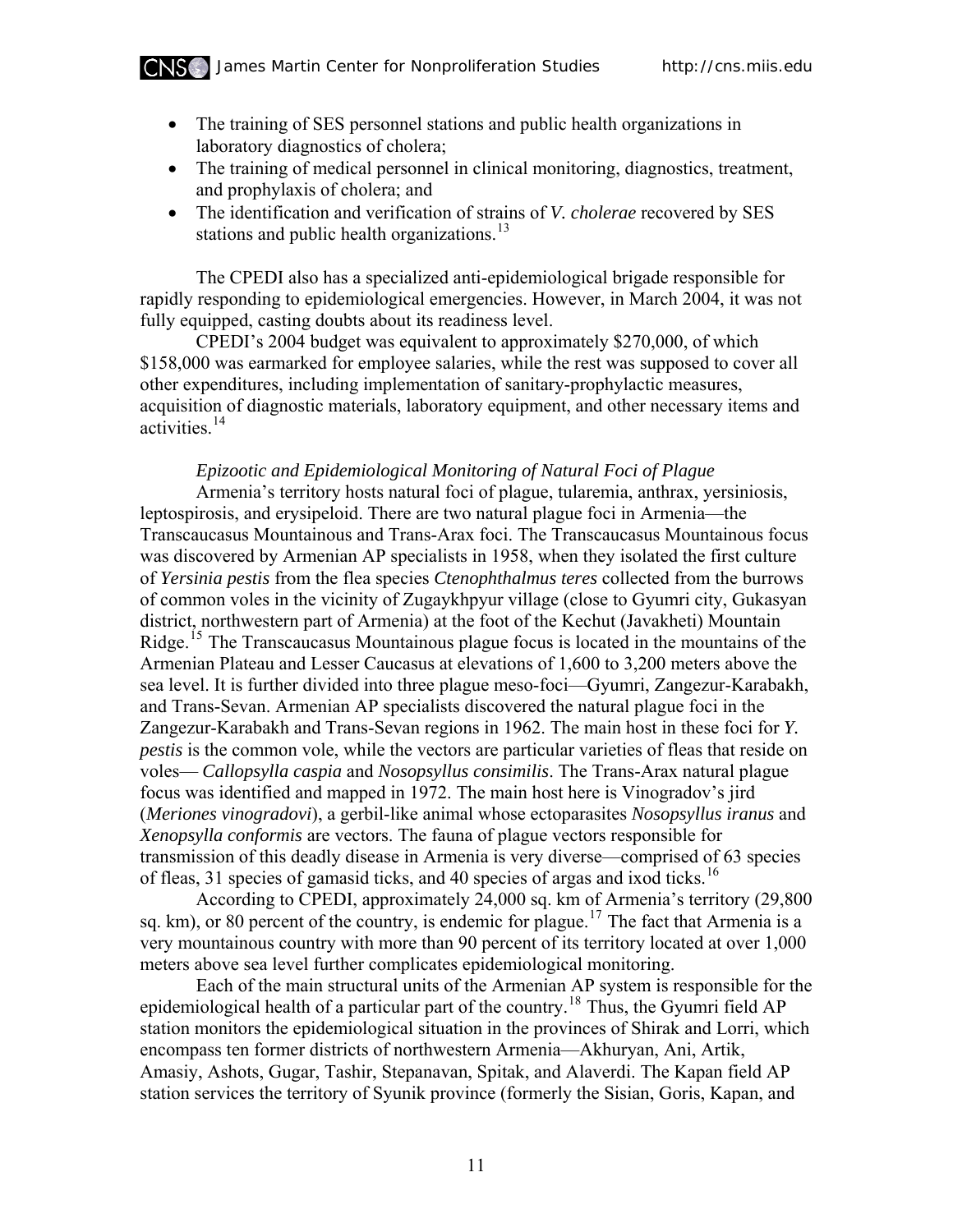- The training of SES personnel stations and public health organizations in laboratory diagnostics of cholera;
- The training of medical personnel in clinical monitoring, diagnostics, treatment, and prophylaxis of cholera; and
- The identification and verification of strains of *V. cholerae* recovered by SES stations and public health organizations.[13]

The CPEDI also has a specialized anti-epidemiological brigade responsible for rapidly responding to epidemiological emergencies. However, in March 2004, it was not fully equipped, casting doubts about its readiness level.

CPEDI's 2004 budget was equivalent to approximately $270,000, of which $158,000 was earmarked for employee salaries, while the rest was supposed to cover all other expenditures, including implementation of sanitary-prophylactic measures, acquisition of diagnostic materials, laboratory equipment, and other necessary items and activities.[14]

*Epizootic and Epidemiological Monitoring of Natural Foci of Plague*

Armenia's territory hosts natural foci of plague, tularemia, anthrax, yersiniosis, leptospirosis, and erysipeloid. There are two natural plague foci in Armenia—the Transcaucasus Mountainous and Trans-Arax foci. The Transcaucasus Mountainous focus was discovered by Armenian AP specialists in 1958, when they isolated the first culture of *Yersinia pestis* from the flea species *Ctenophthalmus teres* collected from the burrows of common voles in the vicinity of Zugaykhpyur village (close to Gyumri city, Gukasyan district, northwestern part of Armenia) at the foot of the Kechut (Javakheti) Mountain Ridge.[15] The Transcaucasus Mountainous plague focus is located in the mountains of the Armenian Plateau and Lesser Caucasus at elevations of 1,600 to 3,200 meters above the sea level. It is further divided into three plague meso-foci—Gyumri, Zangezur-Karabakh, and Trans-Sevan. Armenian AP specialists discovered the natural plague foci in the Zangezur-Karabakh and Trans-Sevan regions in 1962. The main host in these foci for *Y. pestis* is the common vole, while the vectors are particular varieties of fleas that reside on voles— *Callopsylla caspia* and *Nosopsyllus consimilis*. The Trans-Arax natural plague focus was identified and mapped in 1972. The main host here is Vinogradov's jird (*Meriones vinogradovi*), a gerbil-like animal whose ectoparasites *Nosopsyllus iranus* and *Xenopsylla conformis* are vectors. The fauna of plague vectors responsible for transmission of this deadly disease in Armenia is very diverse—comprised of 63 species of fleas, 31 species of gamasid ticks, and 40 species of argas and ixod ticks.[16]

According to CPEDI, approximately 24,000 sq. km of Armenia's territory (29,800 sq. km), or 80 percent of the country, is endemic for plague.[17] The fact that Armenia is a very mountainous country with more than 90 percent of its territory located at over 1,000 meters above sea level further complicates epidemiological monitoring.

Each of the main structural units of the Armenian AP system is responsible for the epidemiological health of a particular part of the country.[18] Thus, the Gyumri field AP station monitors the epidemiological situation in the provinces of Shirak and Lorri, which encompass ten former districts of northwestern Armenia—Akhuryan, Ani, Artik, Amasiy, Ashots, Gugar, Tashir, Stepanavan, Spitak, and Alaverdi. The Kapan field AP station services the territory of Syunik province (formerly the Sisian, Goris, Kapan, and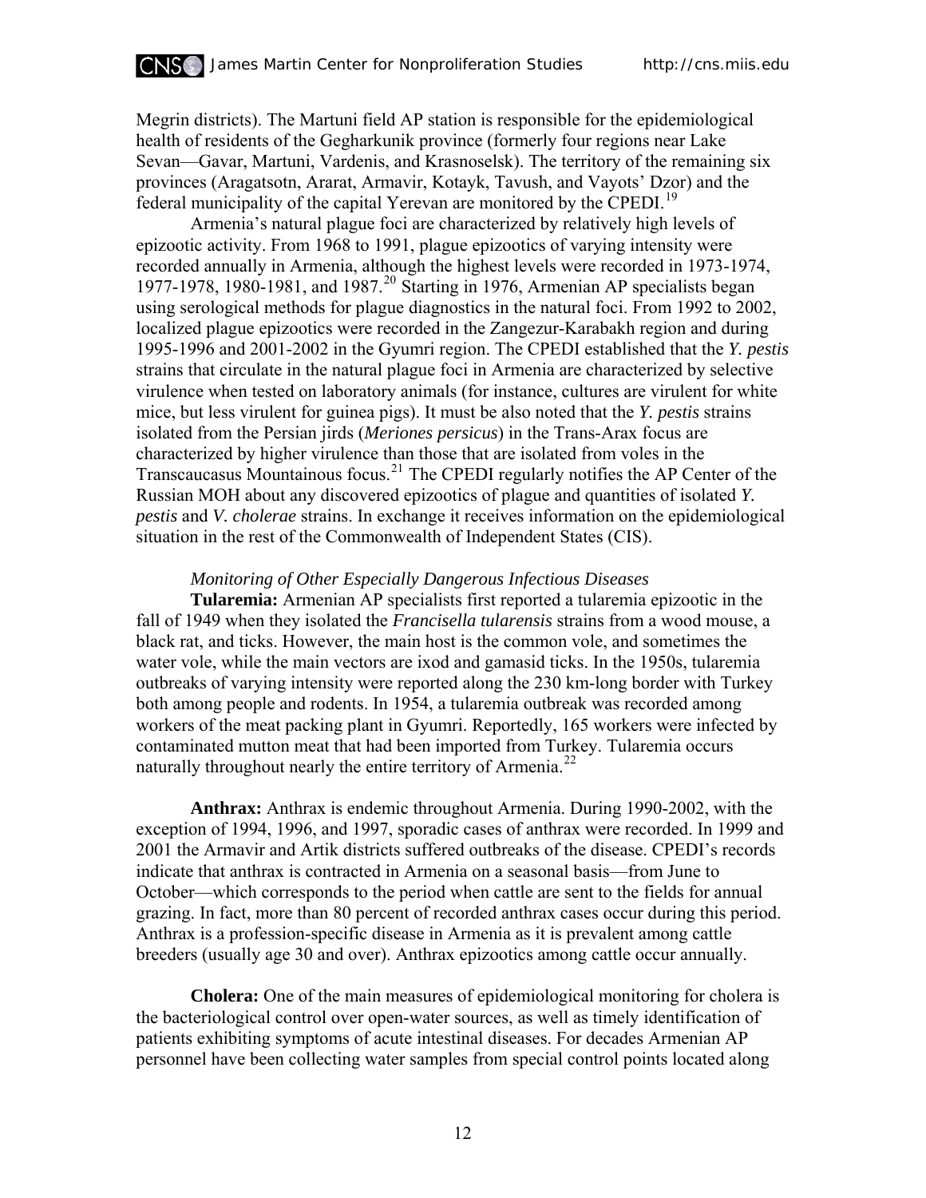Megrin districts). The Martuni field AP station is responsible for the epidemiological health of residents of the Gegharkunik province (formerly four regions near Lake Sevan—Gavar, Martuni, Vardenis, and Krasnoselsk). The territory of the remaining six provinces (Aragatsotn, Ararat, Armavir, Kotayk, Tavush, and Vayots' Dzor) and the federal municipality of the capital Yerevan are monitored by the CPEDI.[19]

Armenia's natural plague foci are characterized by relatively high levels of epizootic activity. From 1968 to 1991, plague epizootics of varying intensity were recorded annually in Armenia, although the highest levels were recorded in 1973-1974, 1977-1978, 1980-1981, and 1987.[20] Starting in 1976, Armenian AP specialists began using serological methods for plague diagnostics in the natural foci. From 1992 to 2002, localized plague epizootics were recorded in the Zangezur-Karabakh region and during 1995-1996 and 2001-2002 in the Gyumri region. The CPEDI established that the *Y. pestis* strains that circulate in the natural plague foci in Armenia are characterized by selective virulence when tested on laboratory animals (for instance, cultures are virulent for white mice, but less virulent for guinea pigs). It must be also noted that the *Y. pestis* strains isolated from the Persian jirds (*Meriones persicus*) in the Trans-Arax focus are characterized by higher virulence than those that are isolated from voles in the Transcaucasus Mountainous focus.[21] The CPEDI regularly notifies the AP Center of the Russian MOH about any discovered epizootics of plague and quantities of isolated *Y. pestis* and *V. cholerae* strains. In exchange it receives information on the epidemiological situation in the rest of the Commonwealth of Independent States (CIS).

*Monitoring of Other Especially Dangerous Infectious Diseases*

**Tularemia:** Armenian AP specialists first reported a tularemia epizootic in the fall of 1949 when they isolated the *Francisella tularensis* strains from a wood mouse, a black rat, and ticks. However, the main host is the common vole, and sometimes the water vole, while the main vectors are ixod and gamasid ticks. In the 1950s, tularemia outbreaks of varying intensity were reported along the 230 km-long border with Turkey both among people and rodents. In 1954, a tularemia outbreak was recorded among workers of the meat packing plant in Gyumri. Reportedly, 165 workers were infected by contaminated mutton meat that had been imported from Turkey. Tularemia occurs naturally throughout nearly the entire territory of Armenia.[22]

**Anthrax:** Anthrax is endemic throughout Armenia. During 1990-2002, with the exception of 1994, 1996, and 1997, sporadic cases of anthrax were recorded. In 1999 and 2001 the Armavir and Artik districts suffered outbreaks of the disease. CPEDI's records indicate that anthrax is contracted in Armenia on a seasonal basis—from June to October—which corresponds to the period when cattle are sent to the fields for annual grazing. In fact, more than 80 percent of recorded anthrax cases occur during this period. Anthrax is a profession-specific disease in Armenia as it is prevalent among cattle breeders (usually age 30 and over). Anthrax epizootics among cattle occur annually.

**Cholera:** One of the main measures of epidemiological monitoring for cholera is the bacteriological control over open-water sources, as well as timely identification of patients exhibiting symptoms of acute intestinal diseases. For decades Armenian AP personnel have been collecting water samples from special control points located along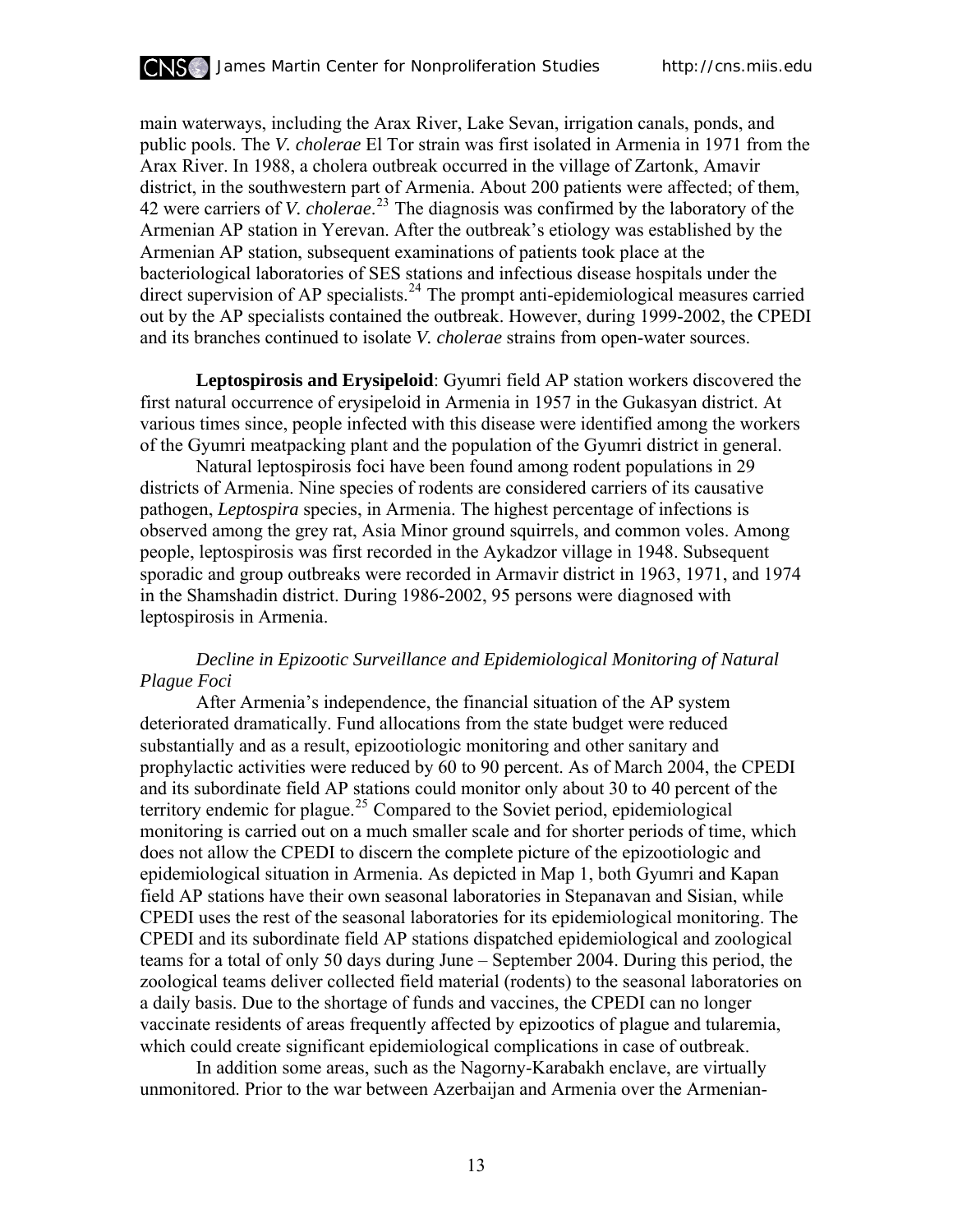main waterways, including the Arax River, Lake Sevan, irrigation canals, ponds, and public pools. The *V. cholerae* El Tor strain was first isolated in Armenia in 1971 from the Arax River. In 1988, a cholera outbreak occurred in the village of Zartonk, Amavir district, in the southwestern part of Armenia. About 200 patients were affected; of them, 42 were carriers of *V. cholerae*.[23] The diagnosis was confirmed by the laboratory of the Armenian AP station in Yerevan. After the outbreak's etiology was established by the Armenian AP station, subsequent examinations of patients took place at the bacteriological laboratories of SES stations and infectious disease hospitals under the direct supervision of AP specialists.[24] The prompt anti-epidemiological measures carried out by the AP specialists contained the outbreak. However, during 1999-2002, the CPEDI and its branches continued to isolate *V. cholerae* strains from open-water sources.

**Leptospirosis and Erysipeloid**: Gyumri field AP station workers discovered the first natural occurrence of erysipeloid in Armenia in 1957 in the Gukasyan district. At various times since, people infected with this disease were identified among the workers of the Gyumri meatpacking plant and the population of the Gyumri district in general.

Natural leptospirosis foci have been found among rodent populations in 29 districts of Armenia. Nine species of rodents are considered carriers of its causative pathogen, *Leptospira* species, in Armenia. The highest percentage of infections is observed among the grey rat, Asia Minor ground squirrels, and common voles. Among people, leptospirosis was first recorded in the Aykadzor village in 1948. Subsequent sporadic and group outbreaks were recorded in Armavir district in 1963, 1971, and 1974 in the Shamshadin district. During 1986-2002, 95 persons were diagnosed with leptospirosis in Armenia.

*Decline in Epizootic Surveillance and Epidemiological Monitoring of Natural Plague Foci*

After Armenia's independence, the financial situation of the AP system deteriorated dramatically. Fund allocations from the state budget were reduced substantially and as a result, epizootiologic monitoring and other sanitary and prophylactic activities were reduced by 60 to 90 percent. As of March 2004, the CPEDI and its subordinate field AP stations could monitor only about 30 to 40 percent of the territory endemic for plague.[25] Compared to the Soviet period, epidemiological monitoring is carried out on a much smaller scale and for shorter periods of time, which does not allow the CPEDI to discern the complete picture of the epizootiologic and epidemiological situation in Armenia. As depicted in Map 1, both Gyumri and Kapan field AP stations have their own seasonal laboratories in Stepanavan and Sisian, while CPEDI uses the rest of the seasonal laboratories for its epidemiological monitoring. The CPEDI and its subordinate field AP stations dispatched epidemiological and zoological teams for a total of only 50 days during June – September 2004. During this period, the zoological teams deliver collected field material (rodents) to the seasonal laboratories on a daily basis. Due to the shortage of funds and vaccines, the CPEDI can no longer vaccinate residents of areas frequently affected by epizootics of plague and tularemia, which could create significant epidemiological complications in case of outbreak.

In addition some areas, such as the Nagorny-Karabakh enclave, are virtually unmonitored. Prior to the war between Azerbaijan and Armenia over the Armenian-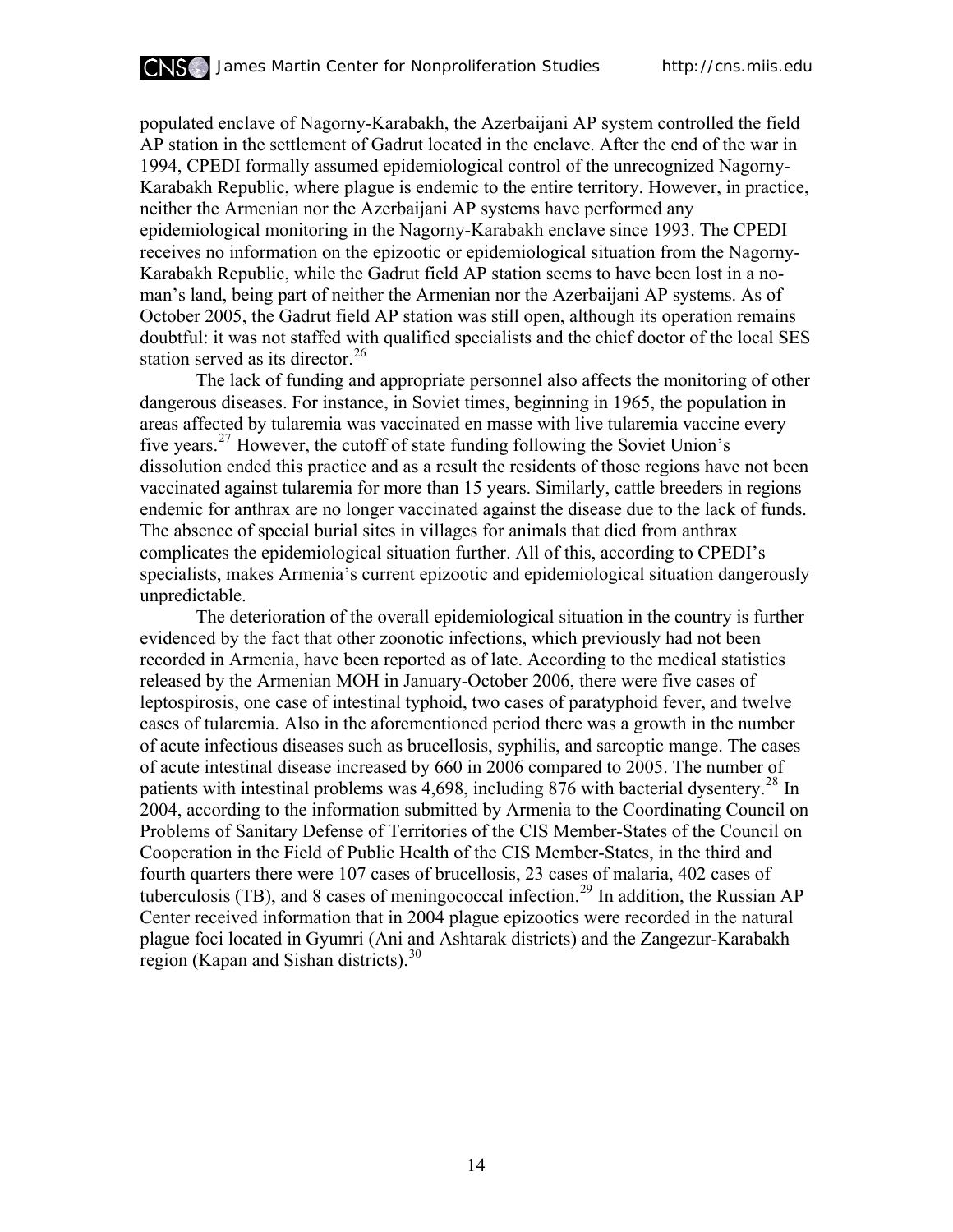populated enclave of Nagorny-Karabakh, the Azerbaijani AP system controlled the field AP station in the settlement of Gadrut located in the enclave. After the end of the war in 1994, CPEDI formally assumed epidemiological control of the unrecognized Nagorny-Karabakh Republic, where plague is endemic to the entire territory. However, in practice, neither the Armenian nor the Azerbaijani AP systems have performed any epidemiological monitoring in the Nagorny-Karabakh enclave since 1993. The CPEDI receives no information on the epizootic or epidemiological situation from the Nagorny-Karabakh Republic, while the Gadrut field AP station seems to have been lost in a no-man's land, being part of neither the Armenian nor the Azerbaijani AP systems. As of October 2005, the Gadrut field AP station was still open, although its operation remains doubtful: it was not staffed with qualified specialists and the chief doctor of the local SES station served as its director.[26]

The lack of funding and appropriate personnel also affects the monitoring of other dangerous diseases. For instance, in Soviet times, beginning in 1965, the population in areas affected by tularemia was vaccinated en masse with live tularemia vaccine every five years.[27] However, the cutoff of state funding following the Soviet Union's dissolution ended this practice and as a result the residents of those regions have not been vaccinated against tularemia for more than 15 years. Similarly, cattle breeders in regions endemic for anthrax are no longer vaccinated against the disease due to the lack of funds. The absence of special burial sites in villages for animals that died from anthrax complicates the epidemiological situation further. All of this, according to CPEDI's specialists, makes Armenia's current epizootic and epidemiological situation dangerously unpredictable.

The deterioration of the overall epidemiological situation in the country is further evidenced by the fact that other zoonotic infections, which previously had not been recorded in Armenia, have been reported as of late. According to the medical statistics released by the Armenian MOH in January-October 2006, there were five cases of leptospirosis, one case of intestinal typhoid, two cases of paratyphoid fever, and twelve cases of tularemia. Also in the aforementioned period there was a growth in the number of acute infectious diseases such as brucellosis, syphilis, and sarcoptic mange. The cases of acute intestinal disease increased by 660 in 2006 compared to 2005. The number of patients with intestinal problems was 4,698, including 876 with bacterial dysentery.[28] In 2004, according to the information submitted by Armenia to the Coordinating Council on Problems of Sanitary Defense of Territories of the CIS Member-States of the Council on Cooperation in the Field of Public Health of the CIS Member-States, in the third and fourth quarters there were 107 cases of brucellosis, 23 cases of malaria, 402 cases of tuberculosis (TB), and 8 cases of meningococcal infection.[29] In addition, the Russian AP Center received information that in 2004 plague epizootics were recorded in the natural plague foci located in Gyumri (Ani and Ashtarak districts) and the Zangezur-Karabakh region (Kapan and Sishan districts).[30]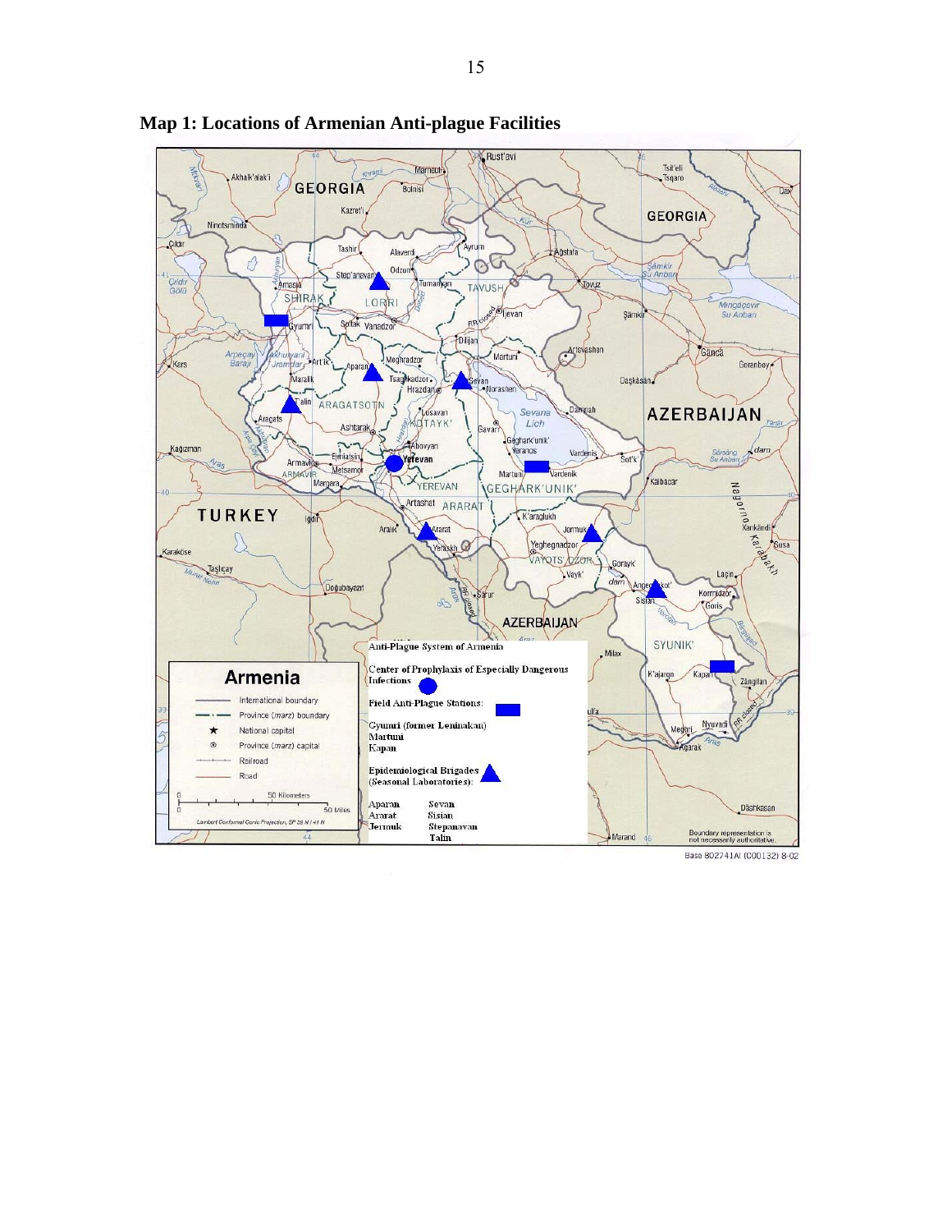**Map 1: Locations of Armenian Anti-plague Facilities**

Anti-Plague System of Armenia

Center of Prophylaxis of Especially Dangerous Infections

Field Anti-Plague Stations:

Gyumri (former Leninakan)
Martuni
Kapan

Epidemiological Brigades (Seasonal Laboratories):

Aparan
Ararat
Jermuk
Sevan
Sisian
Stepanavan
Talin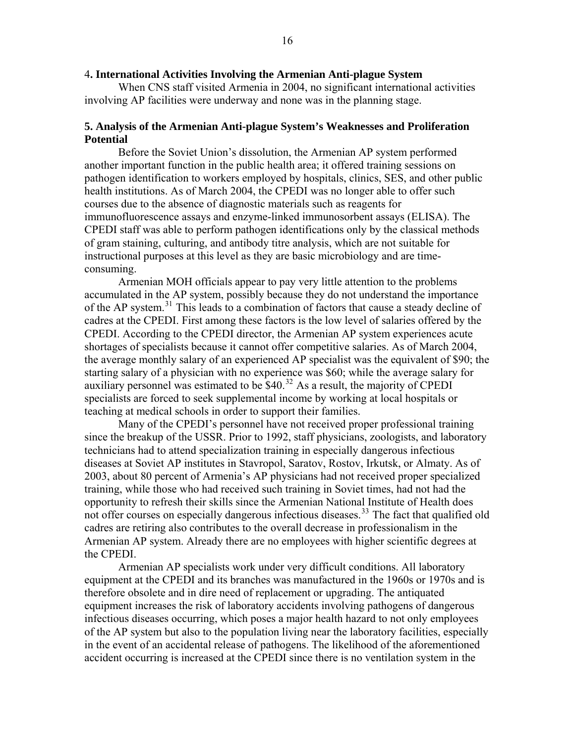### 4. International Activities Involving the Armenian Anti-plague System

When CNS staff visited Armenia in 2004, no significant international activities involving AP facilities were underway and none was in the planning stage.

### 5. Analysis of the Armenian Anti-plague System's Weaknesses and Proliferation Potential

Before the Soviet Union's dissolution, the Armenian AP system performed another important function in the public health area; it offered training sessions on pathogen identification to workers employed by hospitals, clinics, SES, and other public health institutions. As of March 2004, the CPEDI was no longer able to offer such courses due to the absence of diagnostic materials such as reagents for immunofluorescence assays and enzyme-linked immunosorbent assays (ELISA). The CPEDI staff was able to perform pathogen identifications only by the classical methods of gram staining, culturing, and antibody titre analysis, which are not suitable for instructional purposes at this level as they are basic microbiology and are time-consuming.

Armenian MOH officials appear to pay very little attention to the problems accumulated in the AP system, possibly because they do not understand the importance of the AP system.[31] This leads to a combination of factors that cause a steady decline of cadres at the CPEDI. First among these factors is the low level of salaries offered by the CPEDI. According to the CPEDI director, the Armenian AP system experiences acute shortages of specialists because it cannot offer competitive salaries. As of March 2004, the average monthly salary of an experienced AP specialist was the equivalent of \$90; the starting salary of a physician with no experience was \$60; while the average salary for auxiliary personnel was estimated to be \$40.[32] As a result, the majority of CPEDI specialists are forced to seek supplemental income by working at local hospitals or teaching at medical schools in order to support their families.

Many of the CPEDI's personnel have not received proper professional training since the breakup of the USSR. Prior to 1992, staff physicians, zoologists, and laboratory technicians had to attend specialization training in especially dangerous infectious diseases at Soviet AP institutes in Stavropol, Saratov, Rostov, Irkutsk, or Almaty. As of 2003, about 80 percent of Armenia's AP physicians had not received proper specialized training, while those who had received such training in Soviet times, had not had the opportunity to refresh their skills since the Armenian National Institute of Health does not offer courses on especially dangerous infectious diseases.[33] The fact that qualified old cadres are retiring also contributes to the overall decrease in professionalism in the Armenian AP system. Already there are no employees with higher scientific degrees at the CPEDI.

Armenian AP specialists work under very difficult conditions. All laboratory equipment at the CPEDI and its branches was manufactured in the 1960s or 1970s and is therefore obsolete and in dire need of replacement or upgrading. The antiquated equipment increases the risk of laboratory accidents involving pathogens of dangerous infectious diseases occurring, which poses a major health hazard to not only employees of the AP system but also to the population living near the laboratory facilities, especially in the event of an accidental release of pathogens. The likelihood of the aforementioned accident occurring is increased at the CPEDI since there is no ventilation system in the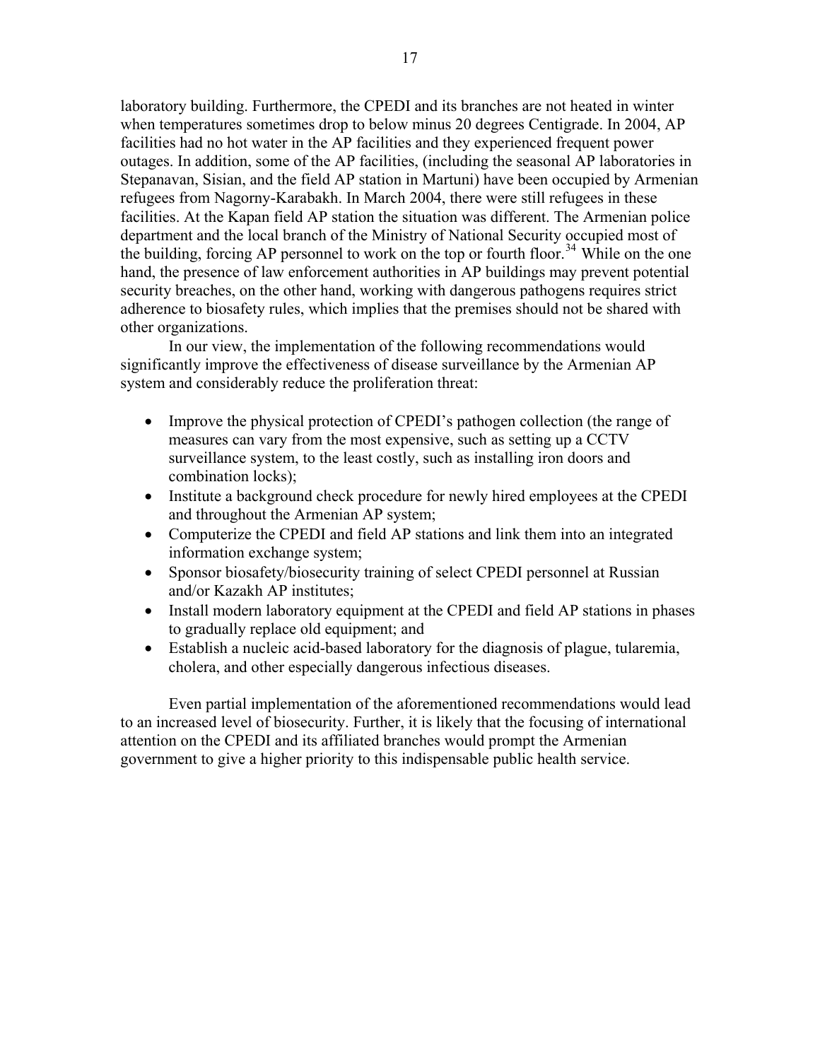laboratory building. Furthermore, the CPEDI and its branches are not heated in winter when temperatures sometimes drop to below minus 20 degrees Centigrade. In 2004, AP facilities had no hot water in the AP facilities and they experienced frequent power outages. In addition, some of the AP facilities, (including the seasonal AP laboratories in Stepanavan, Sisian, and the field AP station in Martuni) have been occupied by Armenian refugees from Nagorny-Karabakh. In March 2004, there were still refugees in these facilities. At the Kapan field AP station the situation was different. The Armenian police department and the local branch of the Ministry of National Security occupied most of the building, forcing AP personnel to work on the top or fourth floor.[34] While on the one hand, the presence of law enforcement authorities in AP buildings may prevent potential security breaches, on the other hand, working with dangerous pathogens requires strict adherence to biosafety rules, which implies that the premises should not be shared with other organizations.

In our view, the implementation of the following recommendations would significantly improve the effectiveness of disease surveillance by the Armenian AP system and considerably reduce the proliferation threat:

- Improve the physical protection of CPEDI's pathogen collection (the range of measures can vary from the most expensive, such as setting up a CCTV surveillance system, to the least costly, such as installing iron doors and combination locks);
- Institute a background check procedure for newly hired employees at the CPEDI and throughout the Armenian AP system;
- Computerize the CPEDI and field AP stations and link them into an integrated information exchange system;
- Sponsor biosafety/biosecurity training of select CPEDI personnel at Russian and/or Kazakh AP institutes;
- Install modern laboratory equipment at the CPEDI and field AP stations in phases to gradually replace old equipment; and
- Establish a nucleic acid-based laboratory for the diagnosis of plague, tularemia, cholera, and other especially dangerous infectious diseases.

Even partial implementation of the aforementioned recommendations would lead to an increased level of biosecurity. Further, it is likely that the focusing of international attention on the CPEDI and its affiliated branches would prompt the Armenian government to give a higher priority to this indispensable public health service.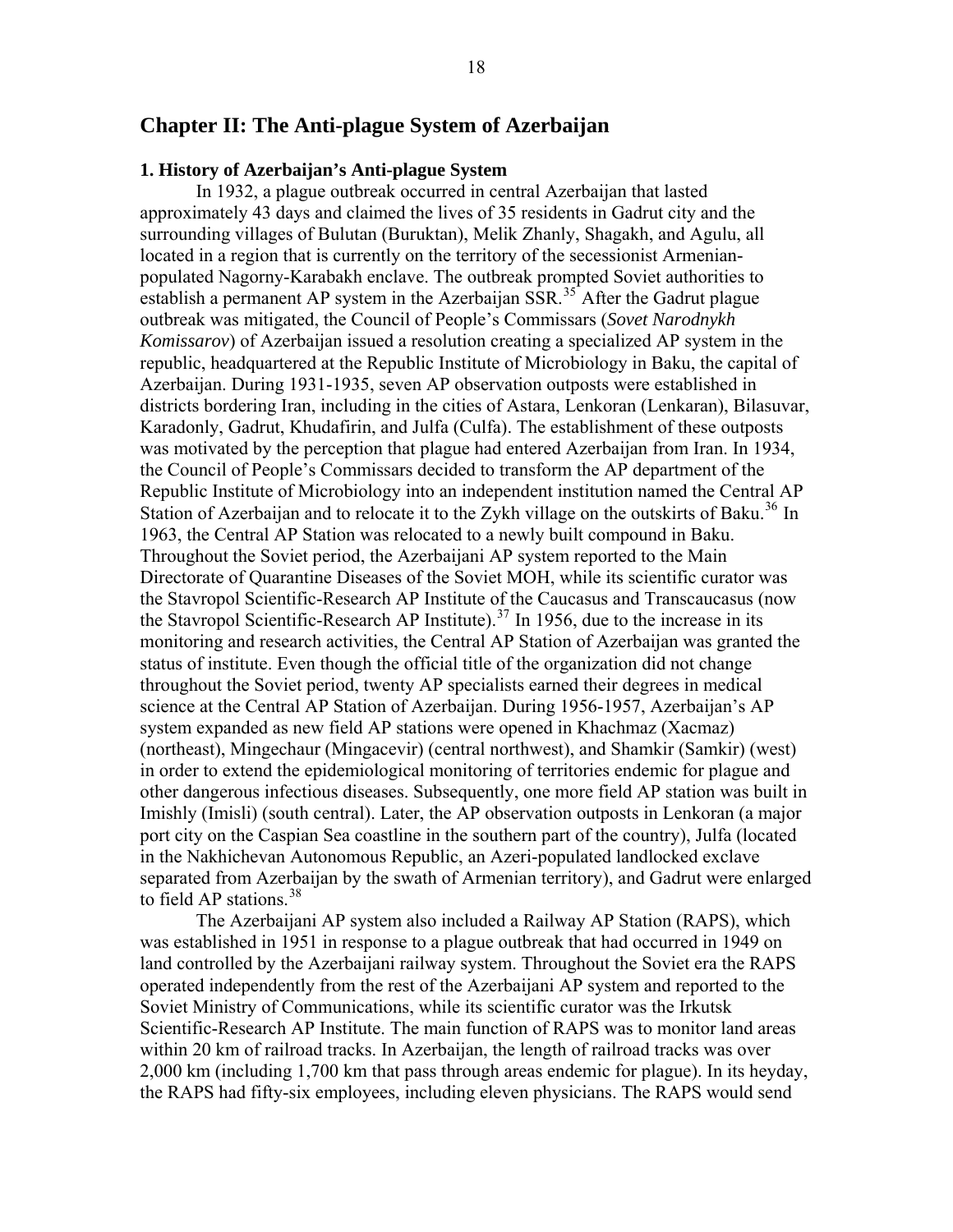## Chapter II: The Anti-plague System of Azerbaijan

### 1. History of Azerbaijan's Anti-plague System

In 1932, a plague outbreak occurred in central Azerbaijan that lasted approximately 43 days and claimed the lives of 35 residents in Gadrut city and the surrounding villages of Bulutan (Buruktan), Melik Zhanly, Shagakh, and Agulu, all located in a region that is currently on the territory of the secessionist Armenian-populated Nagorny-Karabakh enclave. The outbreak prompted Soviet authorities to establish a permanent AP system in the Azerbaijan SSR.[35] After the Gadrut plague outbreak was mitigated, the Council of People's Commissars (*Sovet Narodnykh Komissarov*) of Azerbaijan issued a resolution creating a specialized AP system in the republic, headquartered at the Republic Institute of Microbiology in Baku, the capital of Azerbaijan. During 1931-1935, seven AP observation outposts were established in districts bordering Iran, including in the cities of Astara, Lenkoran (Lenkaran), Bilasuvar, Karadonly, Gadrut, Khudafirin, and Julfa (Culfa). The establishment of these outposts was motivated by the perception that plague had entered Azerbaijan from Iran. In 1934, the Council of People's Commissars decided to transform the AP department of the Republic Institute of Microbiology into an independent institution named the Central AP Station of Azerbaijan and to relocate it to the Zykh village on the outskirts of Baku.[36] In 1963, the Central AP Station was relocated to a newly built compound in Baku. Throughout the Soviet period, the Azerbaijani AP system reported to the Main Directorate of Quarantine Diseases of the Soviet MOH, while its scientific curator was the Stavropol Scientific-Research AP Institute of the Caucasus and Transcaucasus (now the Stavropol Scientific-Research AP Institute).[37] In 1956, due to the increase in its monitoring and research activities, the Central AP Station of Azerbaijan was granted the status of institute. Even though the official title of the organization did not change throughout the Soviet period, twenty AP specialists earned their degrees in medical science at the Central AP Station of Azerbaijan. During 1956-1957, Azerbaijan's AP system expanded as new field AP stations were opened in Khachmaz (Xacmaz) (northeast), Mingechaur (Mingacevir) (central northwest), and Shamkir (Samkir) (west) in order to extend the epidemiological monitoring of territories endemic for plague and other dangerous infectious diseases. Subsequently, one more field AP station was built in Imishly (Imisli) (south central). Later, the AP observation outposts in Lenkoran (a major port city on the Caspian Sea coastline in the southern part of the country), Julfa (located in the Nakhichevan Autonomous Republic, an Azeri-populated landlocked exclave separated from Azerbaijan by the swath of Armenian territory), and Gadrut were enlarged to field AP stations.[38]

The Azerbaijani AP system also included a Railway AP Station (RAPS), which was established in 1951 in response to a plague outbreak that had occurred in 1949 on land controlled by the Azerbaijani railway system. Throughout the Soviet era the RAPS operated independently from the rest of the Azerbaijani AP system and reported to the Soviet Ministry of Communications, while its scientific curator was the Irkutsk Scientific-Research AP Institute. The main function of RAPS was to monitor land areas within 20 km of railroad tracks. In Azerbaijan, the length of railroad tracks was over 2,000 km (including 1,700 km that pass through areas endemic for plague). In its heyday, the RAPS had fifty-six employees, including eleven physicians. The RAPS would send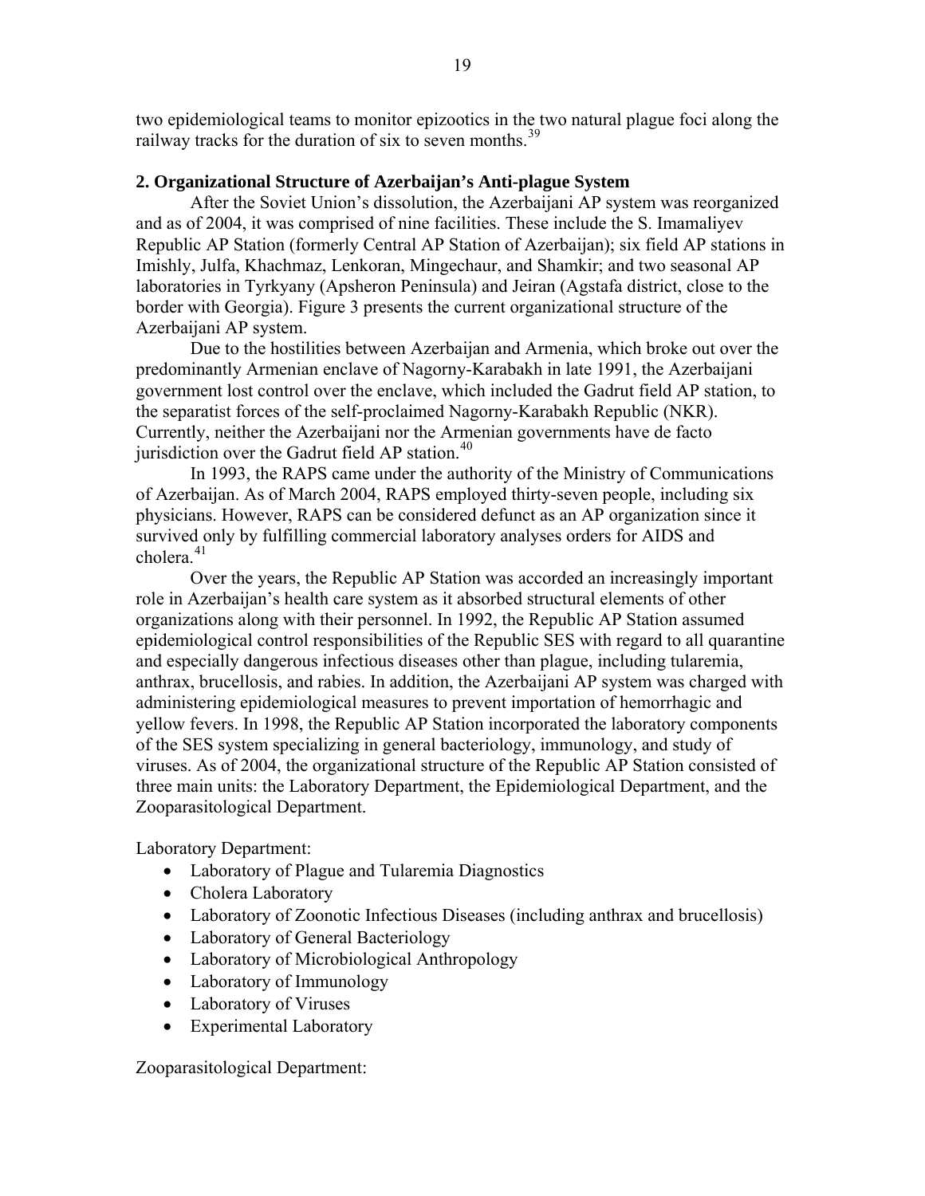two epidemiological teams to monitor epizootics in the two natural plague foci along the railway tracks for the duration of six to seven months.[39]

**2. Organizational Structure of Azerbaijan's Anti-plague System**

After the Soviet Union's dissolution, the Azerbaijani AP system was reorganized and as of 2004, it was comprised of nine facilities. These include the S. Imamaliyev Republic AP Station (formerly Central AP Station of Azerbaijan); six field AP stations in Imishly, Julfa, Khachmaz, Lenkoran, Mingechaur, and Shamkir; and two seasonal AP laboratories in Tyrkyany (Apsheron Peninsula) and Jeiran (Agstafa district, close to the border with Georgia). Figure 3 presents the current organizational structure of the Azerbaijani AP system.

Due to the hostilities between Azerbaijan and Armenia, which broke out over the predominantly Armenian enclave of Nagorny-Karabakh in late 1991, the Azerbaijani government lost control over the enclave, which included the Gadrut field AP station, to the separatist forces of the self-proclaimed Nagorny-Karabakh Republic (NKR). Currently, neither the Azerbaijani nor the Armenian governments have de facto jurisdiction over the Gadrut field AP station.[40]

In 1993, the RAPS came under the authority of the Ministry of Communications of Azerbaijan. As of March 2004, RAPS employed thirty-seven people, including six physicians. However, RAPS can be considered defunct as an AP organization since it survived only by fulfilling commercial laboratory analyses orders for AIDS and cholera.[41]

Over the years, the Republic AP Station was accorded an increasingly important role in Azerbaijan's health care system as it absorbed structural elements of other organizations along with their personnel. In 1992, the Republic AP Station assumed epidemiological control responsibilities of the Republic SES with regard to all quarantine and especially dangerous infectious diseases other than plague, including tularemia, anthrax, brucellosis, and rabies. In addition, the Azerbaijani AP system was charged with administering epidemiological measures to prevent importation of hemorrhagic and yellow fevers. In 1998, the Republic AP Station incorporated the laboratory components of the SES system specializing in general bacteriology, immunology, and study of viruses. As of 2004, the organizational structure of the Republic AP Station consisted of three main units: the Laboratory Department, the Epidemiological Department, and the Zooparasitological Department.

Laboratory Department:

- Laboratory of Plague and Tularemia Diagnostics
- Cholera Laboratory
- Laboratory of Zoonotic Infectious Diseases (including anthrax and brucellosis)
- Laboratory of General Bacteriology
- Laboratory of Microbiological Anthropology
- Laboratory of Immunology
- Laboratory of Viruses
- Experimental Laboratory

Zooparasitological Department: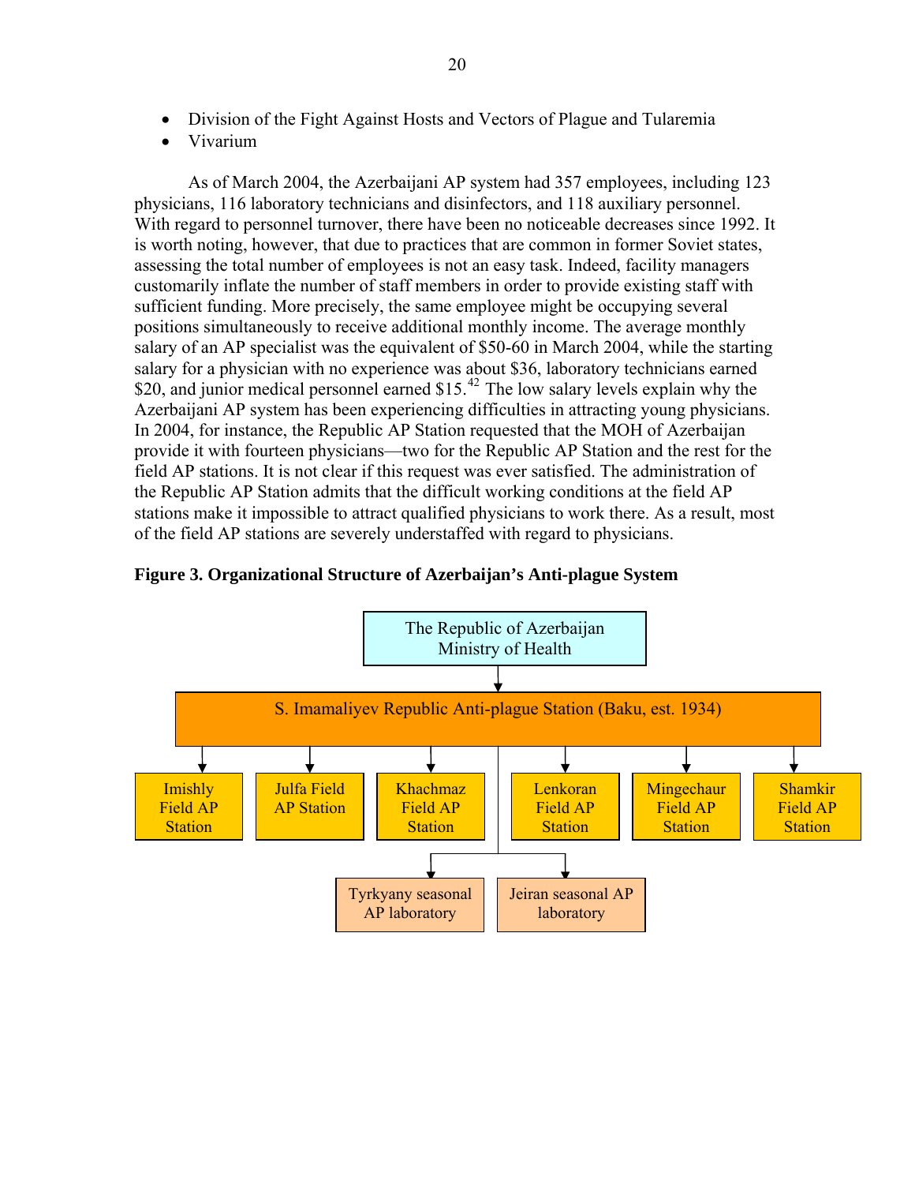- Division of the Fight Against Hosts and Vectors of Plague and Tularemia
- Vivarium

As of March 2004, the Azerbaijani AP system had 357 employees, including 123 physicians, 116 laboratory technicians and disinfectors, and 118 auxiliary personnel. With regard to personnel turnover, there have been no noticeable decreases since 1992. It is worth noting, however, that due to practices that are common in former Soviet states, assessing the total number of employees is not an easy task. Indeed, facility managers customarily inflate the number of staff members in order to provide existing staff with sufficient funding. More precisely, the same employee might be occupying several positions simultaneously to receive additional monthly income. The average monthly salary of an AP specialist was the equivalent of $50-60 in March 2004, while the starting salary for a physician with no experience was about $36, laboratory technicians earned $20, and junior medical personnel earned $15.[42] The low salary levels explain why the Azerbaijani AP system has been experiencing difficulties in attracting young physicians. In 2004, for instance, the Republic AP Station requested that the MOH of Azerbaijan provide it with fourteen physicians—two for the Republic AP Station and the rest for the field AP stations. It is not clear if this request was ever satisfied. The administration of the Republic AP Station admits that the difficult working conditions at the field AP stations make it impossible to attract qualified physicians to work there. As a result, most of the field AP stations are severely understaffed with regard to physicians.

**Figure 3. Organizational Structure of Azerbaijan's Anti-plague System**

- The Republic of Azerbaijan Ministry of Health
  - S. Imamaliyev Republic Anti-plague Station (Baku, est. 1934)
    - Imishly Field AP Station
    - Julfa Field AP Station
    - Khachmaz Field AP Station
    - Lenkoran Field AP Station
    - Mingechaur Field AP Station
    - Shamkir Field AP Station
    - Tyrkyany seasonal AP laboratory
    - Jeiran seasonal AP laboratory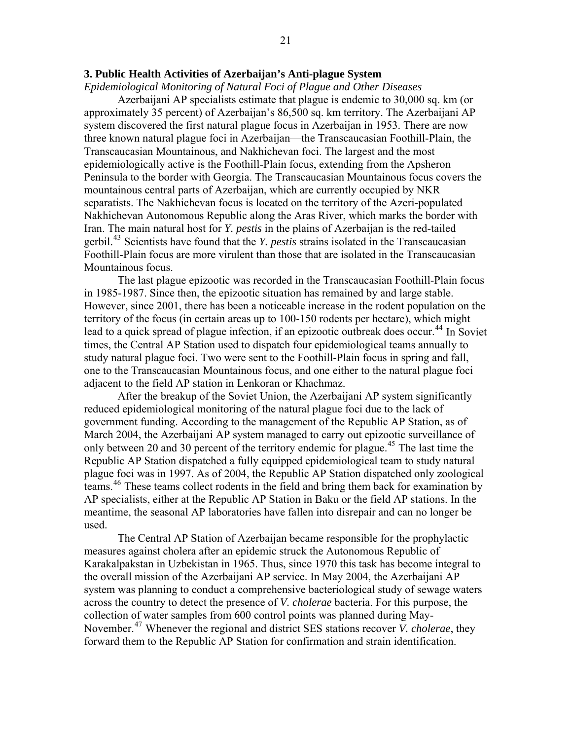### 3. Public Health Activities of Azerbaijan's Anti-plague System

*Epidemiological Monitoring of Natural Foci of Plague and Other Diseases*

Azerbaijani AP specialists estimate that plague is endemic to 30,000 sq. km (or approximately 35 percent) of Azerbaijan's 86,500 sq. km territory. The Azerbaijani AP system discovered the first natural plague focus in Azerbaijan in 1953. There are now three known natural plague foci in Azerbaijan—the Transcaucasian Foothill-Plain, the Transcaucasian Mountainous, and Nakhichevan foci. The largest and the most epidemiologically active is the Foothill-Plain focus, extending from the Apsheron Peninsula to the border with Georgia. The Transcaucasian Mountainous focus covers the mountainous central parts of Azerbaijan, which are currently occupied by NKR separatists. The Nakhichevan focus is located on the territory of the Azeri-populated Nakhichevan Autonomous Republic along the Aras River, which marks the border with Iran. The main natural host for *Y. pestis* in the plains of Azerbaijan is the red-tailed gerbil.[43] Scientists have found that the *Y. pestis* strains isolated in the Transcaucasian Foothill-Plain focus are more virulent than those that are isolated in the Transcaucasian Mountainous focus.

The last plague epizootic was recorded in the Transcaucasian Foothill-Plain focus in 1985-1987. Since then, the epizootic situation has remained by and large stable. However, since 2001, there has been a noticeable increase in the rodent population on the territory of the focus (in certain areas up to 100-150 rodents per hectare), which might lead to a quick spread of plague infection, if an epizootic outbreak does occur.[44] In Soviet times, the Central AP Station used to dispatch four epidemiological teams annually to study natural plague foci. Two were sent to the Foothill-Plain focus in spring and fall, one to the Transcaucasian Mountainous focus, and one either to the natural plague foci adjacent to the field AP station in Lenkoran or Khachmaz.

After the breakup of the Soviet Union, the Azerbaijani AP system significantly reduced epidemiological monitoring of the natural plague foci due to the lack of government funding. According to the management of the Republic AP Station, as of March 2004, the Azerbaijani AP system managed to carry out epizootic surveillance of only between 20 and 30 percent of the territory endemic for plague.[45] The last time the Republic AP Station dispatched a fully equipped epidemiological team to study natural plague foci was in 1997. As of 2004, the Republic AP Station dispatched only zoological teams.[46] These teams collect rodents in the field and bring them back for examination by AP specialists, either at the Republic AP Station in Baku or the field AP stations. In the meantime, the seasonal AP laboratories have fallen into disrepair and can no longer be used.

The Central AP Station of Azerbaijan became responsible for the prophylactic measures against cholera after an epidemic struck the Autonomous Republic of Karakalpakstan in Uzbekistan in 1965. Thus, since 1970 this task has become integral to the overall mission of the Azerbaijani AP service. In May 2004, the Azerbaijani AP system was planning to conduct a comprehensive bacteriological study of sewage waters across the country to detect the presence of *V. cholerae* bacteria. For this purpose, the collection of water samples from 600 control points was planned during May-November.[47] Whenever the regional and district SES stations recover *V. cholerae*, they forward them to the Republic AP Station for confirmation and strain identification.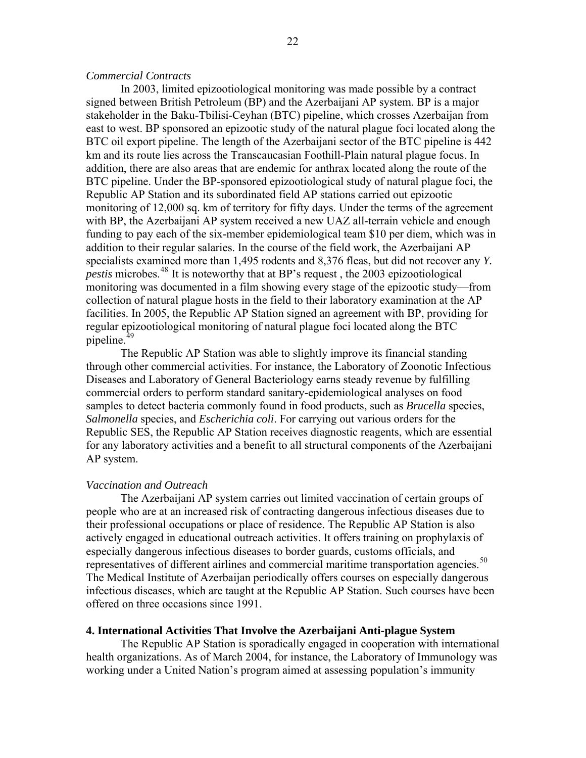*Commercial Contracts*

In 2003, limited epizootiological monitoring was made possible by a contract signed between British Petroleum (BP) and the Azerbaijani AP system. BP is a major stakeholder in the Baku-Tbilisi-Ceyhan (BTC) pipeline, which crosses Azerbaijan from east to west. BP sponsored an epizootic study of the natural plague foci located along the BTC oil export pipeline. The length of the Azerbaijani sector of the BTC pipeline is 442 km and its route lies across the Transcaucasian Foothill-Plain natural plague focus. In addition, there are also areas that are endemic for anthrax located along the route of the BTC pipeline. Under the BP-sponsored epizootiological study of natural plague foci, the Republic AP Station and its subordinated field AP stations carried out epizootic monitoring of 12,000 sq. km of territory for fifty days. Under the terms of the agreement with BP, the Azerbaijani AP system received a new UAZ all-terrain vehicle and enough funding to pay each of the six-member epidemiological team $10 per diem, which was in addition to their regular salaries. In the course of the field work, the Azerbaijani AP specialists examined more than 1,495 rodents and 8,376 fleas, but did not recover any *Y. pestis* microbes.[48] It is noteworthy that at BP's request , the 2003 epizootiological monitoring was documented in a film showing every stage of the epizootic study—from collection of natural plague hosts in the field to their laboratory examination at the AP facilities. In 2005, the Republic AP Station signed an agreement with BP, providing for regular epizootiological monitoring of natural plague foci located along the BTC pipeline.[49]

The Republic AP Station was able to slightly improve its financial standing through other commercial activities. For instance, the Laboratory of Zoonotic Infectious Diseases and Laboratory of General Bacteriology earns steady revenue by fulfilling commercial orders to perform standard sanitary-epidemiological analyses on food samples to detect bacteria commonly found in food products, such as *Brucella* species, *Salmonella* species, and *Escherichia coli*. For carrying out various orders for the Republic SES, the Republic AP Station receives diagnostic reagents, which are essential for any laboratory activities and a benefit to all structural components of the Azerbaijani AP system.

*Vaccination and Outreach*

The Azerbaijani AP system carries out limited vaccination of certain groups of people who are at an increased risk of contracting dangerous infectious diseases due to their professional occupations or place of residence. The Republic AP Station is also actively engaged in educational outreach activities. It offers training on prophylaxis of especially dangerous infectious diseases to border guards, customs officials, and representatives of different airlines and commercial maritime transportation agencies.[50] The Medical Institute of Azerbaijan periodically offers courses on especially dangerous infectious diseases, which are taught at the Republic AP Station. Such courses have been offered on three occasions since 1991.

## 4. International Activities That Involve the Azerbaijani Anti-plague System

The Republic AP Station is sporadically engaged in cooperation with international health organizations. As of March 2004, for instance, the Laboratory of Immunology was working under a United Nation's program aimed at assessing population's immunity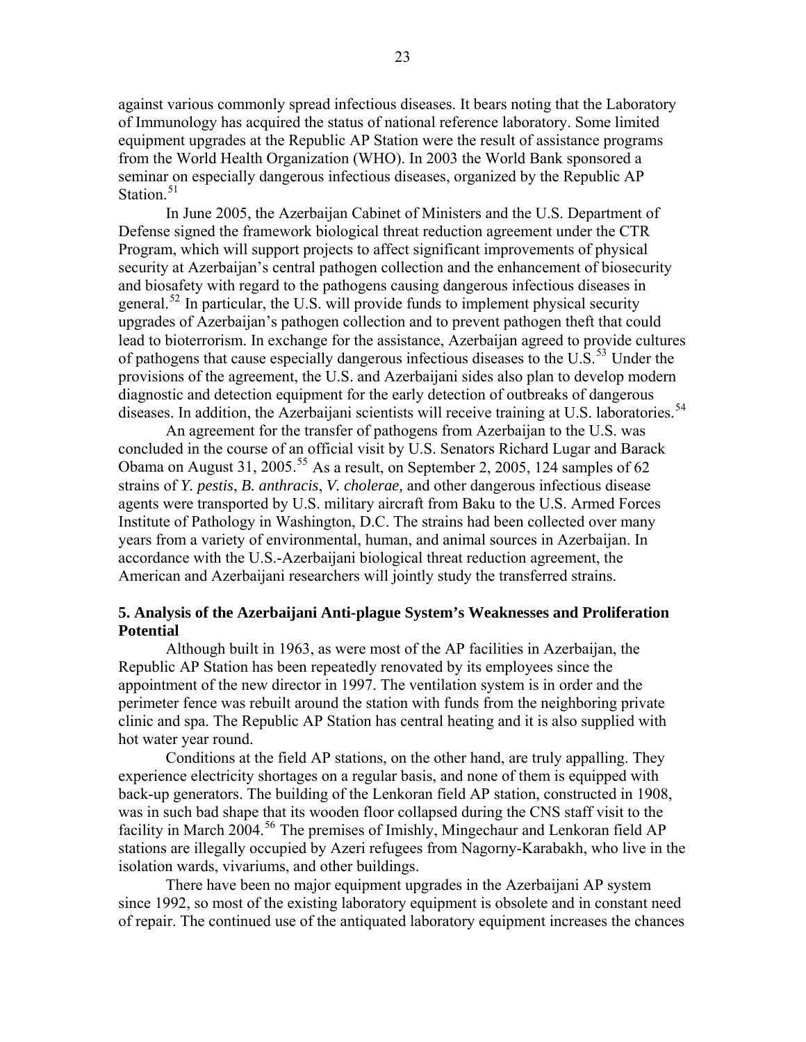against various commonly spread infectious diseases. It bears noting that the Laboratory of Immunology has acquired the status of national reference laboratory. Some limited equipment upgrades at the Republic AP Station were the result of assistance programs from the World Health Organization (WHO). In 2003 the World Bank sponsored a seminar on especially dangerous infectious diseases, organized by the Republic AP Station.[51]

In June 2005, the Azerbaijan Cabinet of Ministers and the U.S. Department of Defense signed the framework biological threat reduction agreement under the CTR Program, which will support projects to affect significant improvements of physical security at Azerbaijan's central pathogen collection and the enhancement of biosecurity and biosafety with regard to the pathogens causing dangerous infectious diseases in general.[52] In particular, the U.S. will provide funds to implement physical security upgrades of Azerbaijan's pathogen collection and to prevent pathogen theft that could lead to bioterrorism. In exchange for the assistance, Azerbaijan agreed to provide cultures of pathogens that cause especially dangerous infectious diseases to the U.S.[53] Under the provisions of the agreement, the U.S. and Azerbaijani sides also plan to develop modern diagnostic and detection equipment for the early detection of outbreaks of dangerous diseases. In addition, the Azerbaijani scientists will receive training at U.S. laboratories.[54]

An agreement for the transfer of pathogens from Azerbaijan to the U.S. was concluded in the course of an official visit by U.S. Senators Richard Lugar and Barack Obama on August 31, 2005.[55] As a result, on September 2, 2005, 124 samples of 62 strains of *Y. pestis*, *B. anthracis*, *V. cholerae,* and other dangerous infectious disease agents were transported by U.S. military aircraft from Baku to the U.S. Armed Forces Institute of Pathology in Washington, D.C. The strains had been collected over many years from a variety of environmental, human, and animal sources in Azerbaijan. In accordance with the U.S.-Azerbaijani biological threat reduction agreement, the American and Azerbaijani researchers will jointly study the transferred strains.

### 5. Analysis of the Azerbaijani Anti-plague System's Weaknesses and Proliferation Potential

Although built in 1963, as were most of the AP facilities in Azerbaijan, the Republic AP Station has been repeatedly renovated by its employees since the appointment of the new director in 1997. The ventilation system is in order and the perimeter fence was rebuilt around the station with funds from the neighboring private clinic and spa. The Republic AP Station has central heating and it is also supplied with hot water year round.

Conditions at the field AP stations, on the other hand, are truly appalling. They experience electricity shortages on a regular basis, and none of them is equipped with back-up generators. The building of the Lenkoran field AP station, constructed in 1908, was in such bad shape that its wooden floor collapsed during the CNS staff visit to the facility in March 2004.[56] The premises of Imishly, Mingechaur and Lenkoran field AP stations are illegally occupied by Azeri refugees from Nagorny-Karabakh, who live in the isolation wards, vivariums, and other buildings.

There have been no major equipment upgrades in the Azerbaijani AP system since 1992, so most of the existing laboratory equipment is obsolete and in constant need of repair. The continued use of the antiquated laboratory equipment increases the chances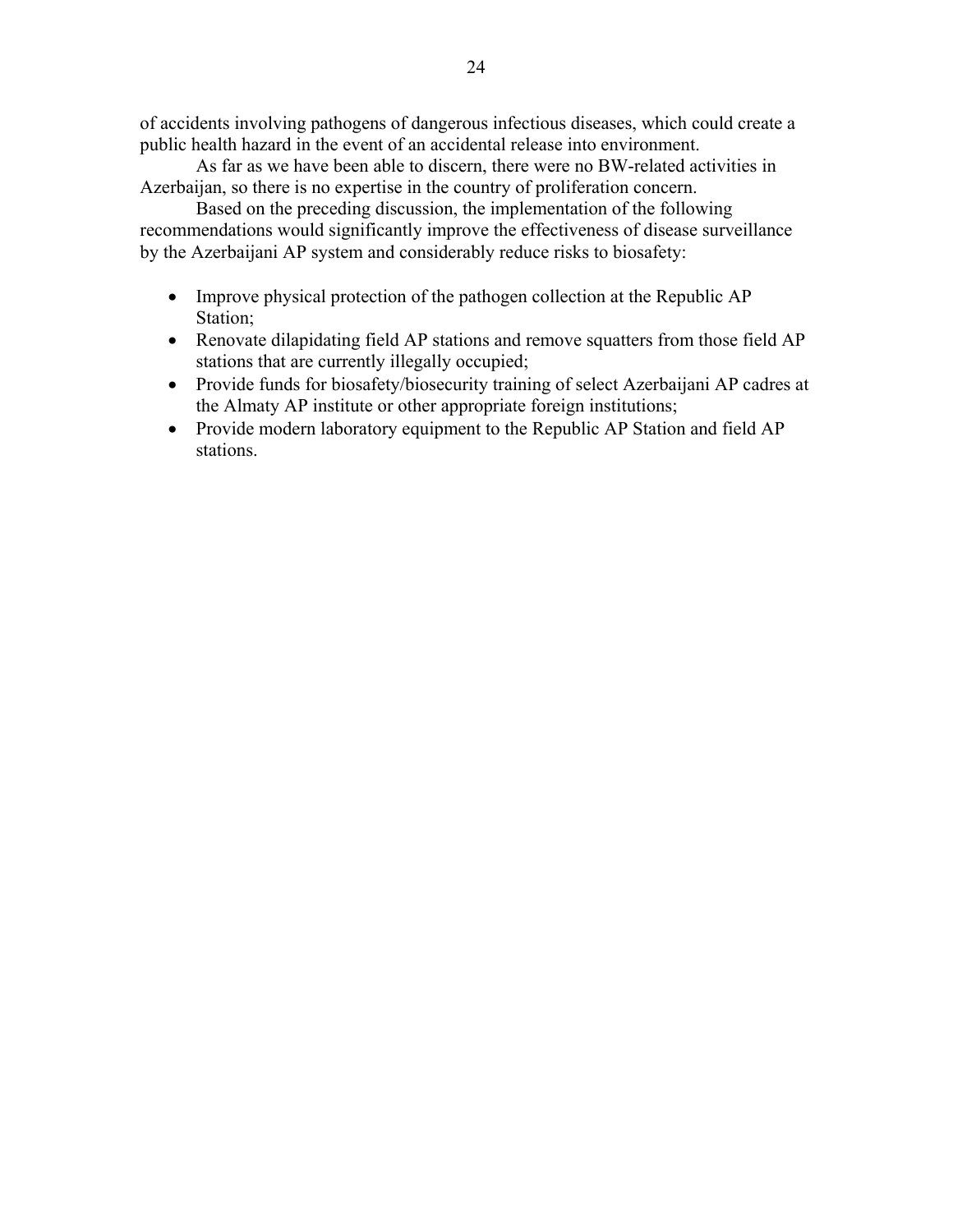of accidents involving pathogens of dangerous infectious diseases, which could create a public health hazard in the event of an accidental release into environment.

As far as we have been able to discern, there were no BW-related activities in Azerbaijan, so there is no expertise in the country of proliferation concern.

Based on the preceding discussion, the implementation of the following recommendations would significantly improve the effectiveness of disease surveillance by the Azerbaijani AP system and considerably reduce risks to biosafety:

- Improve physical protection of the pathogen collection at the Republic AP Station;
- Renovate dilapidating field AP stations and remove squatters from those field AP stations that are currently illegally occupied;
- Provide funds for biosafety/biosecurity training of select Azerbaijani AP cadres at the Almaty AP institute or other appropriate foreign institutions;
- Provide modern laboratory equipment to the Republic AP Station and field AP stations.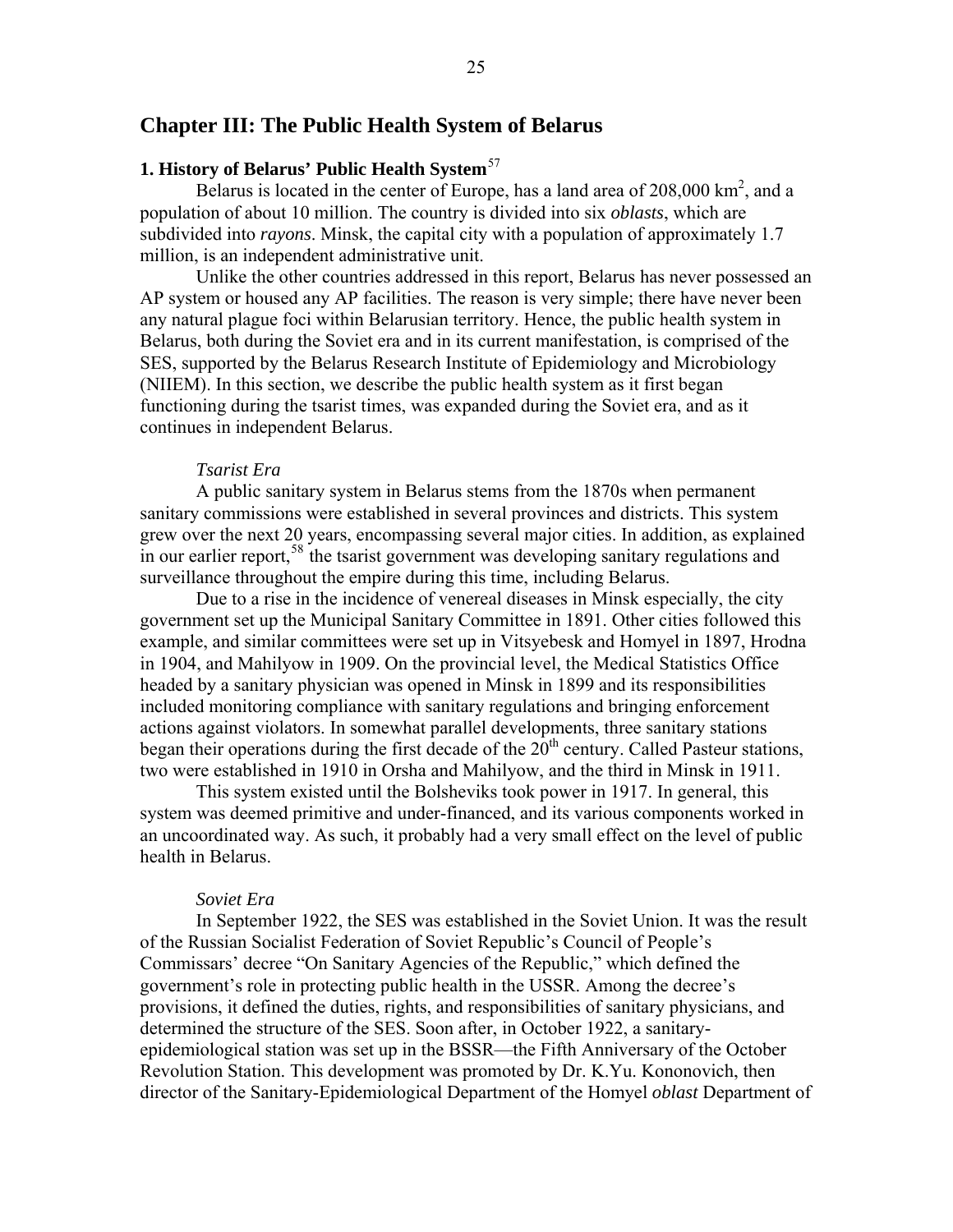## Chapter III: The Public Health System of Belarus

### 1. History of Belarus' Public Health System[57]

Belarus is located in the center of Europe, has a land area of 208,000 km$^2$, and a population of about 10 million. The country is divided into six *oblasts*, which are subdivided into *rayons*. Minsk, the capital city with a population of approximately 1.7 million, is an independent administrative unit.

Unlike the other countries addressed in this report, Belarus has never possessed an AP system or housed any AP facilities. The reason is very simple; there have never been any natural plague foci within Belarusian territory. Hence, the public health system in Belarus, both during the Soviet era and in its current manifestation, is comprised of the SES, supported by the Belarus Research Institute of Epidemiology and Microbiology (NIIEM). In this section, we describe the public health system as it first began functioning during the tsarist times, was expanded during the Soviet era, and as it continues in independent Belarus.

*Tsarist Era*

A public sanitary system in Belarus stems from the 1870s when permanent sanitary commissions were established in several provinces and districts. This system grew over the next 20 years, encompassing several major cities. In addition, as explained in our earlier report,[58] the tsarist government was developing sanitary regulations and surveillance throughout the empire during this time, including Belarus.

Due to a rise in the incidence of venereal diseases in Minsk especially, the city government set up the Municipal Sanitary Committee in 1891. Other cities followed this example, and similar committees were set up in Vitsyebesk and Homyel in 1897, Hrodna in 1904, and Mahilyow in 1909. On the provincial level, the Medical Statistics Office headed by a sanitary physician was opened in Minsk in 1899 and its responsibilities included monitoring compliance with sanitary regulations and bringing enforcement actions against violators. In somewhat parallel developments, three sanitary stations began their operations during the first decade of the 20$^{th}$ century. Called Pasteur stations, two were established in 1910 in Orsha and Mahilyow, and the third in Minsk in 1911.

This system existed until the Bolsheviks took power in 1917. In general, this system was deemed primitive and under-financed, and its various components worked in an uncoordinated way. As such, it probably had a very small effect on the level of public health in Belarus.

*Soviet Era*

In September 1922, the SES was established in the Soviet Union. It was the result of the Russian Socialist Federation of Soviet Republic's Council of People's Commissars' decree "On Sanitary Agencies of the Republic," which defined the government's role in protecting public health in the USSR. Among the decree's provisions, it defined the duties, rights, and responsibilities of sanitary physicians, and determined the structure of the SES. Soon after, in October 1922, a sanitary-epidemiological station was set up in the BSSR—the Fifth Anniversary of the October Revolution Station. This development was promoted by Dr. K.Yu. Kononovich, then director of the Sanitary-Epidemiological Department of the Homyel *oblast* Department of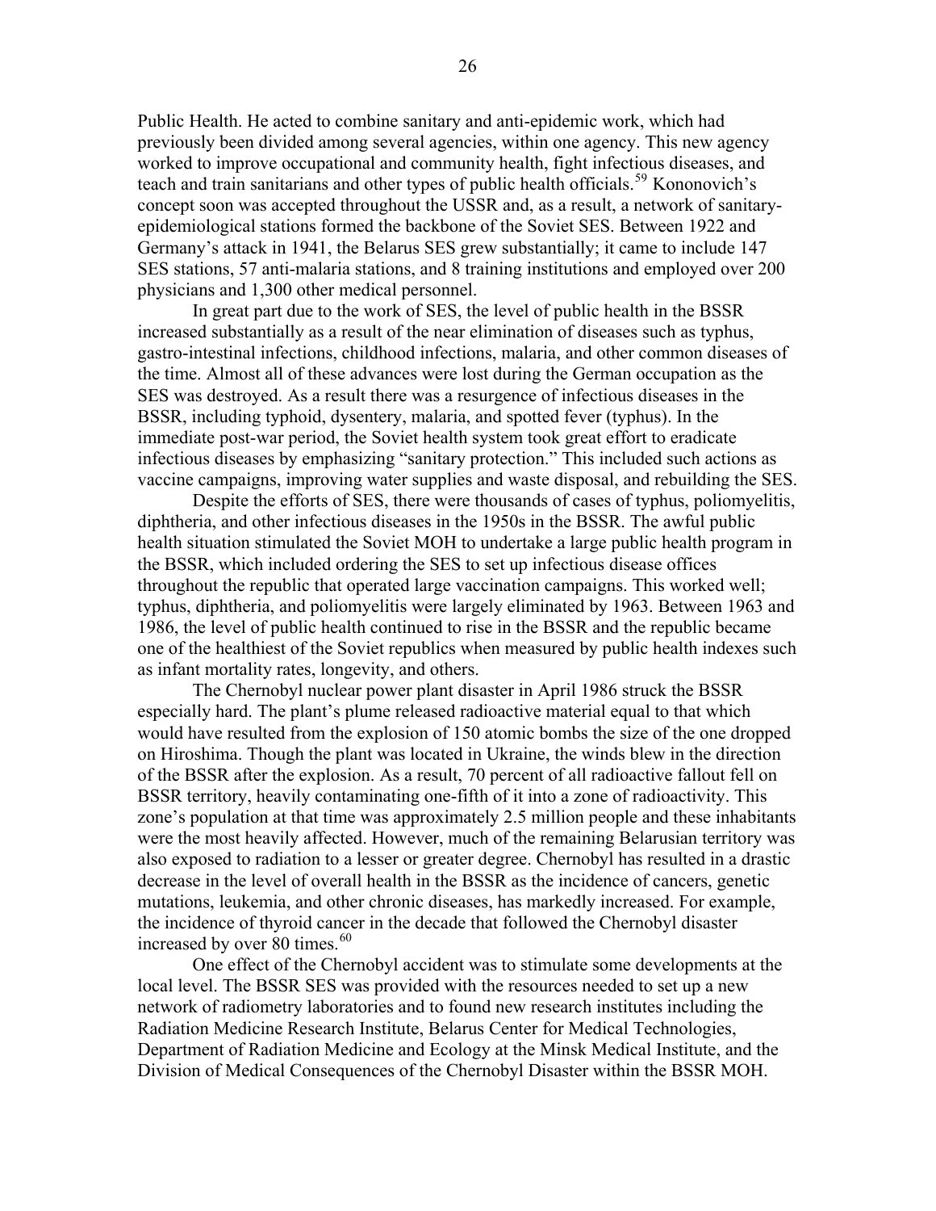Public Health. He acted to combine sanitary and anti-epidemic work, which had previously been divided among several agencies, within one agency. This new agency worked to improve occupational and community health, fight infectious diseases, and teach and train sanitarians and other types of public health officials.[59] Kononovich's concept soon was accepted throughout the USSR and, as a result, a network of sanitary-epidemiological stations formed the backbone of the Soviet SES. Between 1922 and Germany's attack in 1941, the Belarus SES grew substantially; it came to include 147 SES stations, 57 anti-malaria stations, and 8 training institutions and employed over 200 physicians and 1,300 other medical personnel.

In great part due to the work of SES, the level of public health in the BSSR increased substantially as a result of the near elimination of diseases such as typhus, gastro-intestinal infections, childhood infections, malaria, and other common diseases of the time. Almost all of these advances were lost during the German occupation as the SES was destroyed. As a result there was a resurgence of infectious diseases in the BSSR, including typhoid, dysentery, malaria, and spotted fever (typhus). In the immediate post-war period, the Soviet health system took great effort to eradicate infectious diseases by emphasizing "sanitary protection." This included such actions as vaccine campaigns, improving water supplies and waste disposal, and rebuilding the SES.

Despite the efforts of SES, there were thousands of cases of typhus, poliomyelitis, diphtheria, and other infectious diseases in the 1950s in the BSSR. The awful public health situation stimulated the Soviet MOH to undertake a large public health program in the BSSR, which included ordering the SES to set up infectious disease offices throughout the republic that operated large vaccination campaigns. This worked well; typhus, diphtheria, and poliomyelitis were largely eliminated by 1963. Between 1963 and 1986, the level of public health continued to rise in the BSSR and the republic became one of the healthiest of the Soviet republics when measured by public health indexes such as infant mortality rates, longevity, and others.

The Chernobyl nuclear power plant disaster in April 1986 struck the BSSR especially hard. The plant's plume released radioactive material equal to that which would have resulted from the explosion of 150 atomic bombs the size of the one dropped on Hiroshima. Though the plant was located in Ukraine, the winds blew in the direction of the BSSR after the explosion. As a result, 70 percent of all radioactive fallout fell on BSSR territory, heavily contaminating one-fifth of it into a zone of radioactivity. This zone's population at that time was approximately 2.5 million people and these inhabitants were the most heavily affected. However, much of the remaining Belarusian territory was also exposed to radiation to a lesser or greater degree. Chernobyl has resulted in a drastic decrease in the level of overall health in the BSSR as the incidence of cancers, genetic mutations, leukemia, and other chronic diseases, has markedly increased. For example, the incidence of thyroid cancer in the decade that followed the Chernobyl disaster increased by over 80 times.[60]

One effect of the Chernobyl accident was to stimulate some developments at the local level. The BSSR SES was provided with the resources needed to set up a new network of radiometry laboratories and to found new research institutes including the Radiation Medicine Research Institute, Belarus Center for Medical Technologies, Department of Radiation Medicine and Ecology at the Minsk Medical Institute, and the Division of Medical Consequences of the Chernobyl Disaster within the BSSR MOH.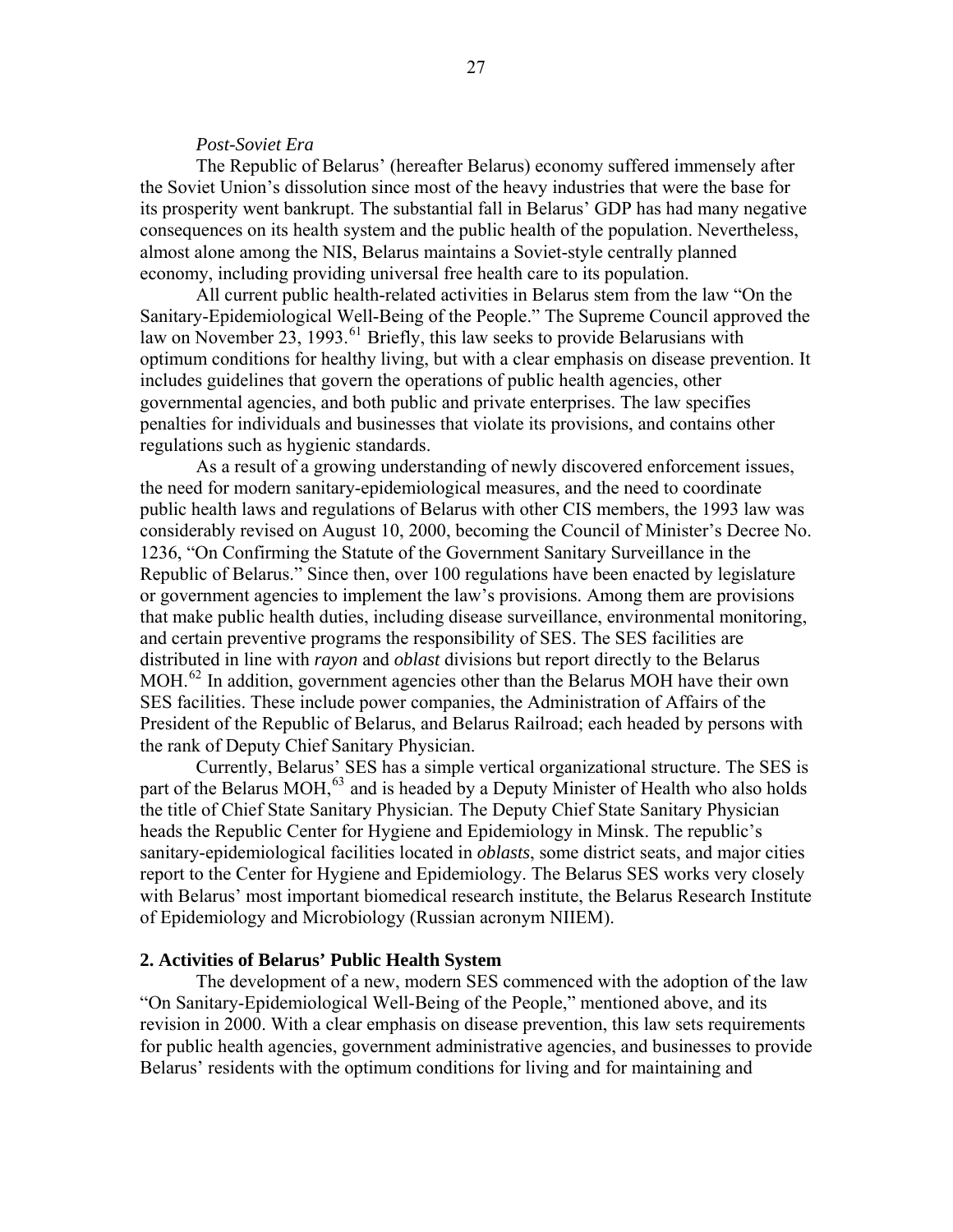*Post-Soviet Era*

The Republic of Belarus' (hereafter Belarus) economy suffered immensely after the Soviet Union's dissolution since most of the heavy industries that were the base for its prosperity went bankrupt. The substantial fall in Belarus' GDP has had many negative consequences on its health system and the public health of the population. Nevertheless, almost alone among the NIS, Belarus maintains a Soviet-style centrally planned economy, including providing universal free health care to its population.

All current public health-related activities in Belarus stem from the law "On the Sanitary-Epidemiological Well-Being of the People." The Supreme Council approved the law on November 23, 1993.[61] Briefly, this law seeks to provide Belarusians with optimum conditions for healthy living, but with a clear emphasis on disease prevention. It includes guidelines that govern the operations of public health agencies, other governmental agencies, and both public and private enterprises. The law specifies penalties for individuals and businesses that violate its provisions, and contains other regulations such as hygienic standards.

As a result of a growing understanding of newly discovered enforcement issues, the need for modern sanitary-epidemiological measures, and the need to coordinate public health laws and regulations of Belarus with other CIS members, the 1993 law was considerably revised on August 10, 2000, becoming the Council of Minister's Decree No. 1236, "On Confirming the Statute of the Government Sanitary Surveillance in the Republic of Belarus." Since then, over 100 regulations have been enacted by legislature or government agencies to implement the law's provisions. Among them are provisions that make public health duties, including disease surveillance, environmental monitoring, and certain preventive programs the responsibility of SES. The SES facilities are distributed in line with *rayon* and *oblast* divisions but report directly to the Belarus MOH.[62] In addition, government agencies other than the Belarus MOH have their own SES facilities. These include power companies, the Administration of Affairs of the President of the Republic of Belarus, and Belarus Railroad; each headed by persons with the rank of Deputy Chief Sanitary Physician.

Currently, Belarus' SES has a simple vertical organizational structure. The SES is part of the Belarus MOH,[63] and is headed by a Deputy Minister of Health who also holds the title of Chief State Sanitary Physician. The Deputy Chief State Sanitary Physician heads the Republic Center for Hygiene and Epidemiology in Minsk. The republic's sanitary-epidemiological facilities located in *oblasts*, some district seats, and major cities report to the Center for Hygiene and Epidemiology. The Belarus SES works very closely with Belarus' most important biomedical research institute, the Belarus Research Institute of Epidemiology and Microbiology (Russian acronym NIIEM).

## 2. Activities of Belarus' Public Health System

The development of a new, modern SES commenced with the adoption of the law "On Sanitary-Epidemiological Well-Being of the People," mentioned above, and its revision in 2000. With a clear emphasis on disease prevention, this law sets requirements for public health agencies, government administrative agencies, and businesses to provide Belarus' residents with the optimum conditions for living and for maintaining and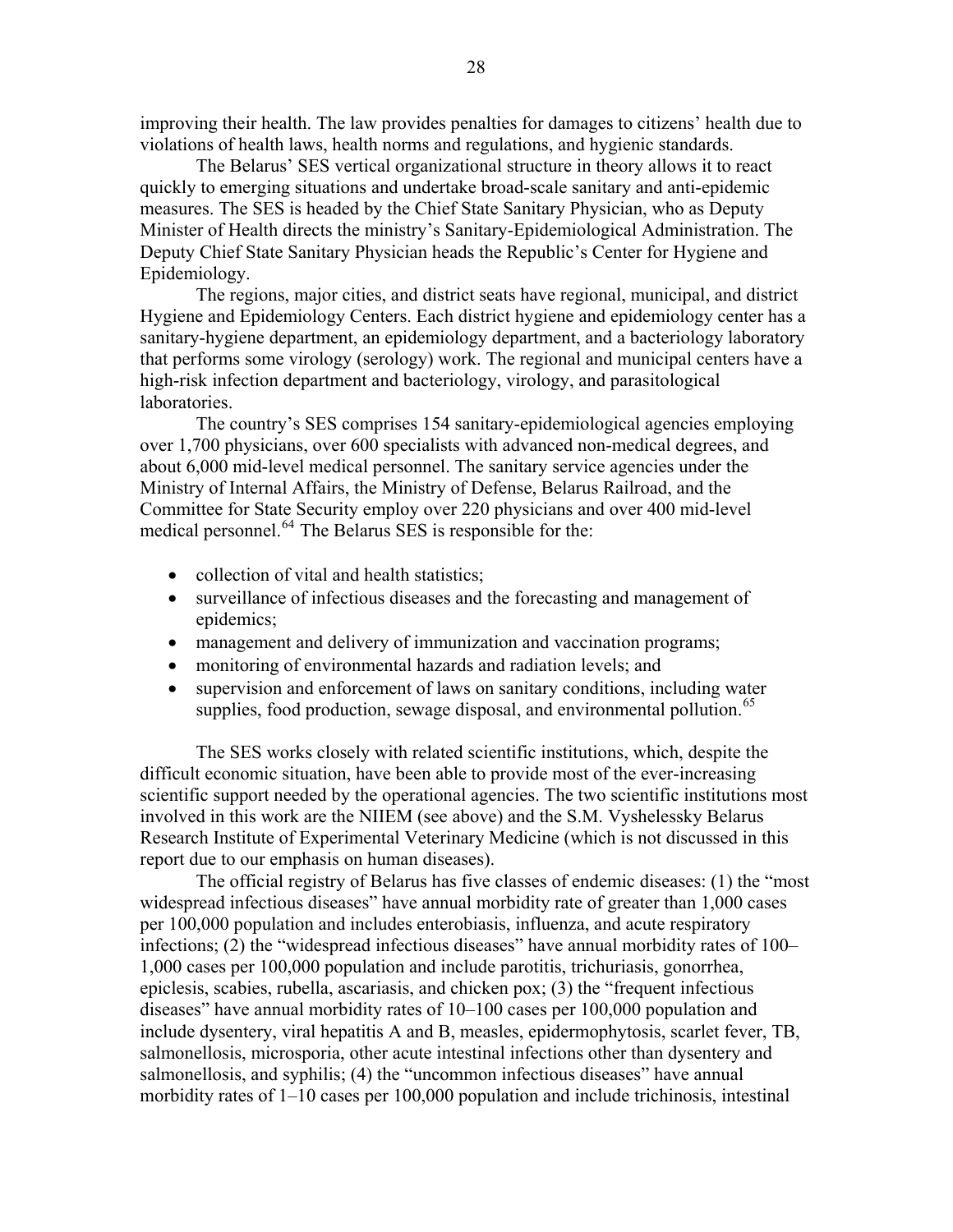improving their health. The law provides penalties for damages to citizens' health due to violations of health laws, health norms and regulations, and hygienic standards.

The Belarus' SES vertical organizational structure in theory allows it to react quickly to emerging situations and undertake broad-scale sanitary and anti-epidemic measures. The SES is headed by the Chief State Sanitary Physician, who as Deputy Minister of Health directs the ministry's Sanitary-Epidemiological Administration. The Deputy Chief State Sanitary Physician heads the Republic's Center for Hygiene and Epidemiology.

The regions, major cities, and district seats have regional, municipal, and district Hygiene and Epidemiology Centers. Each district hygiene and epidemiology center has a sanitary-hygiene department, an epidemiology department, and a bacteriology laboratory that performs some virology (serology) work. The regional and municipal centers have a high-risk infection department and bacteriology, virology, and parasitological laboratories.

The country's SES comprises 154 sanitary-epidemiological agencies employing over 1,700 physicians, over 600 specialists with advanced non-medical degrees, and about 6,000 mid-level medical personnel. The sanitary service agencies under the Ministry of Internal Affairs, the Ministry of Defense, Belarus Railroad, and the Committee for State Security employ over 220 physicians and over 400 mid-level medical personnel.[64] The Belarus SES is responsible for the:

- collection of vital and health statistics;
- surveillance of infectious diseases and the forecasting and management of epidemics;
- management and delivery of immunization and vaccination programs;
- monitoring of environmental hazards and radiation levels; and
- supervision and enforcement of laws on sanitary conditions, including water supplies, food production, sewage disposal, and environmental pollution.[65]

The SES works closely with related scientific institutions, which, despite the difficult economic situation, have been able to provide most of the ever-increasing scientific support needed by the operational agencies. The two scientific institutions most involved in this work are the NIIEM (see above) and the S.M. Vyshelessky Belarus Research Institute of Experimental Veterinary Medicine (which is not discussed in this report due to our emphasis on human diseases).

The official registry of Belarus has five classes of endemic diseases: (1) the "most widespread infectious diseases" have annual morbidity rate of greater than 1,000 cases per 100,000 population and includes enterobiasis, influenza, and acute respiratory infections; (2) the "widespread infectious diseases" have annual morbidity rates of 100–1,000 cases per 100,000 population and include parotitis, trichuriasis, gonorrhea, epiclesis, scabies, rubella, ascariasis, and chicken pox; (3) the "frequent infectious diseases" have annual morbidity rates of 10–100 cases per 100,000 population and include dysentery, viral hepatitis A and B, measles, epidermophytosis, scarlet fever, TB, salmonellosis, microsporia, other acute intestinal infections other than dysentery and salmonellosis, and syphilis; (4) the "uncommon infectious diseases" have annual morbidity rates of 1–10 cases per 100,000 population and include trichinosis, intestinal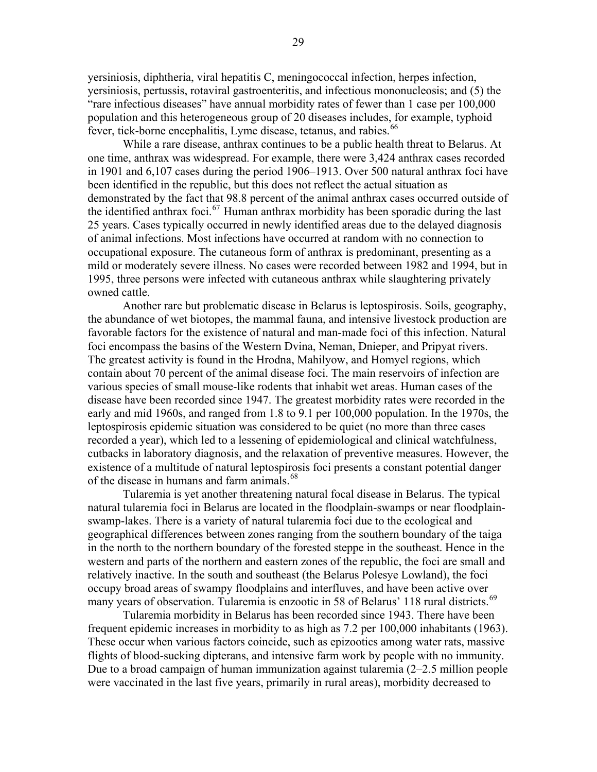yersiniosis, diphtheria, viral hepatitis C, meningococcal infection, herpes infection, yersiniosis, pertussis, rotaviral gastroenteritis, and infectious mononucleosis; and (5) the "rare infectious diseases" have annual morbidity rates of fewer than 1 case per 100,000 population and this heterogeneous group of 20 diseases includes, for example, typhoid fever, tick-borne encephalitis, Lyme disease, tetanus, and rabies.[66]

While a rare disease, anthrax continues to be a public health threat to Belarus. At one time, anthrax was widespread. For example, there were 3,424 anthrax cases recorded in 1901 and 6,107 cases during the period 1906–1913. Over 500 natural anthrax foci have been identified in the republic, but this does not reflect the actual situation as demonstrated by the fact that 98.8 percent of the animal anthrax cases occurred outside of the identified anthrax foci.[67] Human anthrax morbidity has been sporadic during the last 25 years. Cases typically occurred in newly identified areas due to the delayed diagnosis of animal infections. Most infections have occurred at random with no connection to occupational exposure. The cutaneous form of anthrax is predominant, presenting as a mild or moderately severe illness. No cases were recorded between 1982 and 1994, but in 1995, three persons were infected with cutaneous anthrax while slaughtering privately owned cattle.

Another rare but problematic disease in Belarus is leptospirosis. Soils, geography, the abundance of wet biotopes, the mammal fauna, and intensive livestock production are favorable factors for the existence of natural and man-made foci of this infection. Natural foci encompass the basins of the Western Dvina, Neman, Dnieper, and Pripyat rivers. The greatest activity is found in the Hrodna, Mahilyow, and Homyel regions, which contain about 70 percent of the animal disease foci. The main reservoirs of infection are various species of small mouse-like rodents that inhabit wet areas. Human cases of the disease have been recorded since 1947. The greatest morbidity rates were recorded in the early and mid 1960s, and ranged from 1.8 to 9.1 per 100,000 population. In the 1970s, the leptospirosis epidemic situation was considered to be quiet (no more than three cases recorded a year), which led to a lessening of epidemiological and clinical watchfulness, cutbacks in laboratory diagnosis, and the relaxation of preventive measures. However, the existence of a multitude of natural leptospirosis foci presents a constant potential danger of the disease in humans and farm animals.[68]

Tularemia is yet another threatening natural focal disease in Belarus. The typical natural tularemia foci in Belarus are located in the floodplain-swamps or near floodplain-swamp-lakes. There is a variety of natural tularemia foci due to the ecological and geographical differences between zones ranging from the southern boundary of the taiga in the north to the northern boundary of the forested steppe in the southeast. Hence in the western and parts of the northern and eastern zones of the republic, the foci are small and relatively inactive. In the south and southeast (the Belarus Polesye Lowland), the foci occupy broad areas of swampy floodplains and interfluves, and have been active over many years of observation. Tularemia is enzootic in 58 of Belarus' 118 rural districts.[69]

Tularemia morbidity in Belarus has been recorded since 1943. There have been frequent epidemic increases in morbidity to as high as 7.2 per 100,000 inhabitants (1963). These occur when various factors coincide, such as epizootics among water rats, massive flights of blood-sucking dipterans, and intensive farm work by people with no immunity. Due to a broad campaign of human immunization against tularemia (2–2.5 million people were vaccinated in the last five years, primarily in rural areas), morbidity decreased to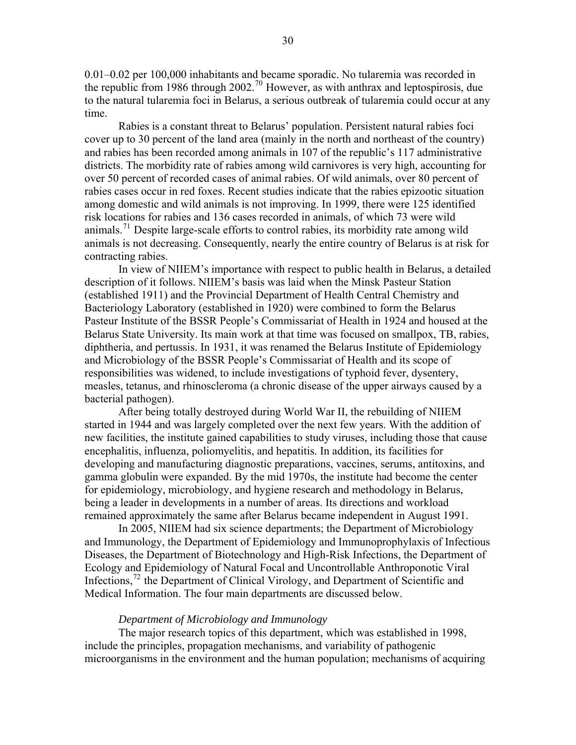0.01–0.02 per 100,000 inhabitants and became sporadic. No tularemia was recorded in the republic from 1986 through 2002.[70] However, as with anthrax and leptospirosis, due to the natural tularemia foci in Belarus, a serious outbreak of tularemia could occur at any time.

Rabies is a constant threat to Belarus' population. Persistent natural rabies foci cover up to 30 percent of the land area (mainly in the north and northeast of the country) and rabies has been recorded among animals in 107 of the republic's 117 administrative districts. The morbidity rate of rabies among wild carnivores is very high, accounting for over 50 percent of recorded cases of animal rabies. Of wild animals, over 80 percent of rabies cases occur in red foxes. Recent studies indicate that the rabies epizootic situation among domestic and wild animals is not improving. In 1999, there were 125 identified risk locations for rabies and 136 cases recorded in animals, of which 73 were wild animals.[71] Despite large-scale efforts to control rabies, its morbidity rate among wild animals is not decreasing. Consequently, nearly the entire country of Belarus is at risk for contracting rabies.

In view of NIIEM's importance with respect to public health in Belarus, a detailed description of it follows. NIIEM's basis was laid when the Minsk Pasteur Station (established 1911) and the Provincial Department of Health Central Chemistry and Bacteriology Laboratory (established in 1920) were combined to form the Belarus Pasteur Institute of the BSSR People's Commissariat of Health in 1924 and housed at the Belarus State University. Its main work at that time was focused on smallpox, TB, rabies, diphtheria, and pertussis. In 1931, it was renamed the Belarus Institute of Epidemiology and Microbiology of the BSSR People's Commissariat of Health and its scope of responsibilities was widened, to include investigations of typhoid fever, dysentery, measles, tetanus, and rhinoscleroma (a chronic disease of the upper airways caused by a bacterial pathogen).

After being totally destroyed during World War II, the rebuilding of NIIEM started in 1944 and was largely completed over the next few years. With the addition of new facilities, the institute gained capabilities to study viruses, including those that cause encephalitis, influenza, poliomyelitis, and hepatitis. In addition, its facilities for developing and manufacturing diagnostic preparations, vaccines, serums, antitoxins, and gamma globulin were expanded. By the mid 1970s, the institute had become the center for epidemiology, microbiology, and hygiene research and methodology in Belarus, being a leader in developments in a number of areas. Its directions and workload remained approximately the same after Belarus became independent in August 1991.

In 2005, NIIEM had six science departments; the Department of Microbiology and Immunology, the Department of Epidemiology and Immunoprophylaxis of Infectious Diseases, the Department of Biotechnology and High-Risk Infections, the Department of Ecology and Epidemiology of Natural Focal and Uncontrollable Anthroponotic Viral Infections,[72] the Department of Clinical Virology, and Department of Scientific and Medical Information. The four main departments are discussed below.

*Department of Microbiology and Immunology*

The major research topics of this department, which was established in 1998, include the principles, propagation mechanisms, and variability of pathogenic microorganisms in the environment and the human population; mechanisms of acquiring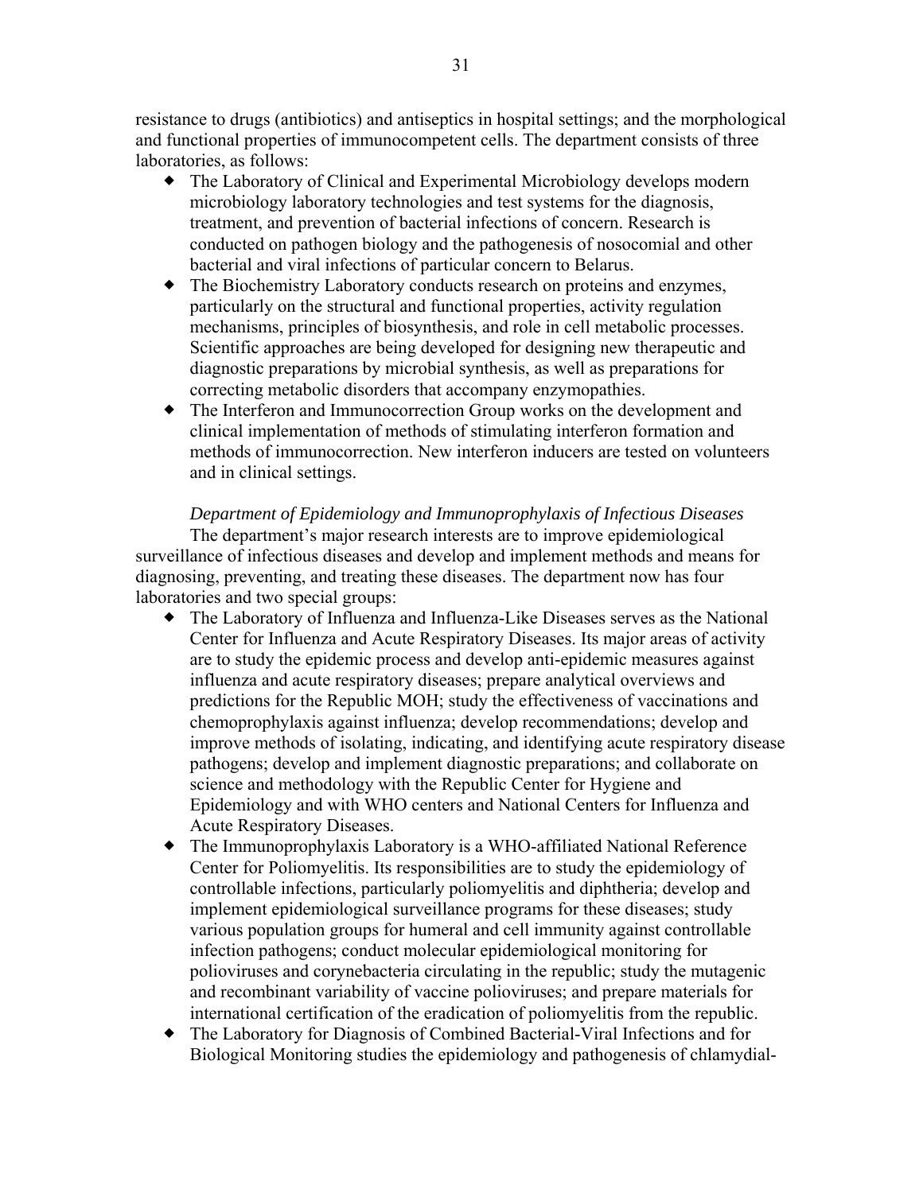resistance to drugs (antibiotics) and antiseptics in hospital settings; and the morphological and functional properties of immunocompetent cells. The department consists of three laboratories, as follows:

- The Laboratory of Clinical and Experimental Microbiology develops modern microbiology laboratory technologies and test systems for the diagnosis, treatment, and prevention of bacterial infections of concern. Research is conducted on pathogen biology and the pathogenesis of nosocomial and other bacterial and viral infections of particular concern to Belarus.
- The Biochemistry Laboratory conducts research on proteins and enzymes, particularly on the structural and functional properties, activity regulation mechanisms, principles of biosynthesis, and role in cell metabolic processes. Scientific approaches are being developed for designing new therapeutic and diagnostic preparations by microbial synthesis, as well as preparations for correcting metabolic disorders that accompany enzymopathies.
- The Interferon and Immunocorrection Group works on the development and clinical implementation of methods of stimulating interferon formation and methods of immunocorrection. New interferon inducers are tested on volunteers and in clinical settings.

*Department of Epidemiology and Immunoprophylaxis of Infectious Diseases*

The department's major research interests are to improve epidemiological surveillance of infectious diseases and develop and implement methods and means for diagnosing, preventing, and treating these diseases. The department now has four laboratories and two special groups:

- The Laboratory of Influenza and Influenza-Like Diseases serves as the National Center for Influenza and Acute Respiratory Diseases. Its major areas of activity are to study the epidemic process and develop anti-epidemic measures against influenza and acute respiratory diseases; prepare analytical overviews and predictions for the Republic MOH; study the effectiveness of vaccinations and chemoprophylaxis against influenza; develop recommendations; develop and improve methods of isolating, indicating, and identifying acute respiratory disease pathogens; develop and implement diagnostic preparations; and collaborate on science and methodology with the Republic Center for Hygiene and Epidemiology and with WHO centers and National Centers for Influenza and Acute Respiratory Diseases.
- The Immunoprophylaxis Laboratory is a WHO-affiliated National Reference Center for Poliomyelitis. Its responsibilities are to study the epidemiology of controllable infections, particularly poliomyelitis and diphtheria; develop and implement epidemiological surveillance programs for these diseases; study various population groups for humeral and cell immunity against controllable infection pathogens; conduct molecular epidemiological monitoring for polioviruses and corynebacteria circulating in the republic; study the mutagenic and recombinant variability of vaccine polioviruses; and prepare materials for international certification of the eradication of poliomyelitis from the republic.
- The Laboratory for Diagnosis of Combined Bacterial-Viral Infections and for Biological Monitoring studies the epidemiology and pathogenesis of chlamydial-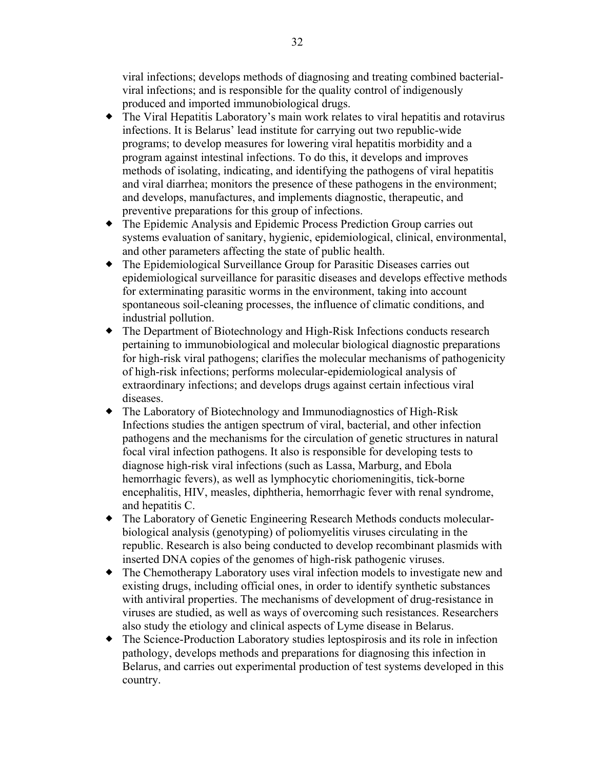viral infections; develops methods of diagnosing and treating combined bacterial-viral infections; and is responsible for the quality control of indigenously produced and imported immunobiological drugs.

- The Viral Hepatitis Laboratory's main work relates to viral hepatitis and rotavirus infections. It is Belarus' lead institute for carrying out two republic-wide programs; to develop measures for lowering viral hepatitis morbidity and a program against intestinal infections. To do this, it develops and improves methods of isolating, indicating, and identifying the pathogens of viral hepatitis and viral diarrhea; monitors the presence of these pathogens in the environment; and develops, manufactures, and implements diagnostic, therapeutic, and preventive preparations for this group of infections.
- The Epidemic Analysis and Epidemic Process Prediction Group carries out systems evaluation of sanitary, hygienic, epidemiological, clinical, environmental, and other parameters affecting the state of public health.
- The Epidemiological Surveillance Group for Parasitic Diseases carries out epidemiological surveillance for parasitic diseases and develops effective methods for exterminating parasitic worms in the environment, taking into account spontaneous soil-cleaning processes, the influence of climatic conditions, and industrial pollution.
- The Department of Biotechnology and High-Risk Infections conducts research pertaining to immunobiological and molecular biological diagnostic preparations for high-risk viral pathogens; clarifies the molecular mechanisms of pathogenicity of high-risk infections; performs molecular-epidemiological analysis of extraordinary infections; and develops drugs against certain infectious viral diseases.
- The Laboratory of Biotechnology and Immunodiagnostics of High-Risk Infections studies the antigen spectrum of viral, bacterial, and other infection pathogens and the mechanisms for the circulation of genetic structures in natural focal viral infection pathogens. It also is responsible for developing tests to diagnose high-risk viral infections (such as Lassa, Marburg, and Ebola hemorrhagic fevers), as well as lymphocytic choriomeningitis, tick-borne encephalitis, HIV, measles, diphtheria, hemorrhagic fever with renal syndrome, and hepatitis C.
- The Laboratory of Genetic Engineering Research Methods conducts molecular-biological analysis (genotyping) of poliomyelitis viruses circulating in the republic. Research is also being conducted to develop recombinant plasmids with inserted DNA copies of the genomes of high-risk pathogenic viruses.
- The Chemotherapy Laboratory uses viral infection models to investigate new and existing drugs, including official ones, in order to identify synthetic substances with antiviral properties. The mechanisms of development of drug-resistance in viruses are studied, as well as ways of overcoming such resistances. Researchers also study the etiology and clinical aspects of Lyme disease in Belarus.
- The Science-Production Laboratory studies leptospirosis and its role in infection pathology, develops methods and preparations for diagnosing this infection in Belarus, and carries out experimental production of test systems developed in this country.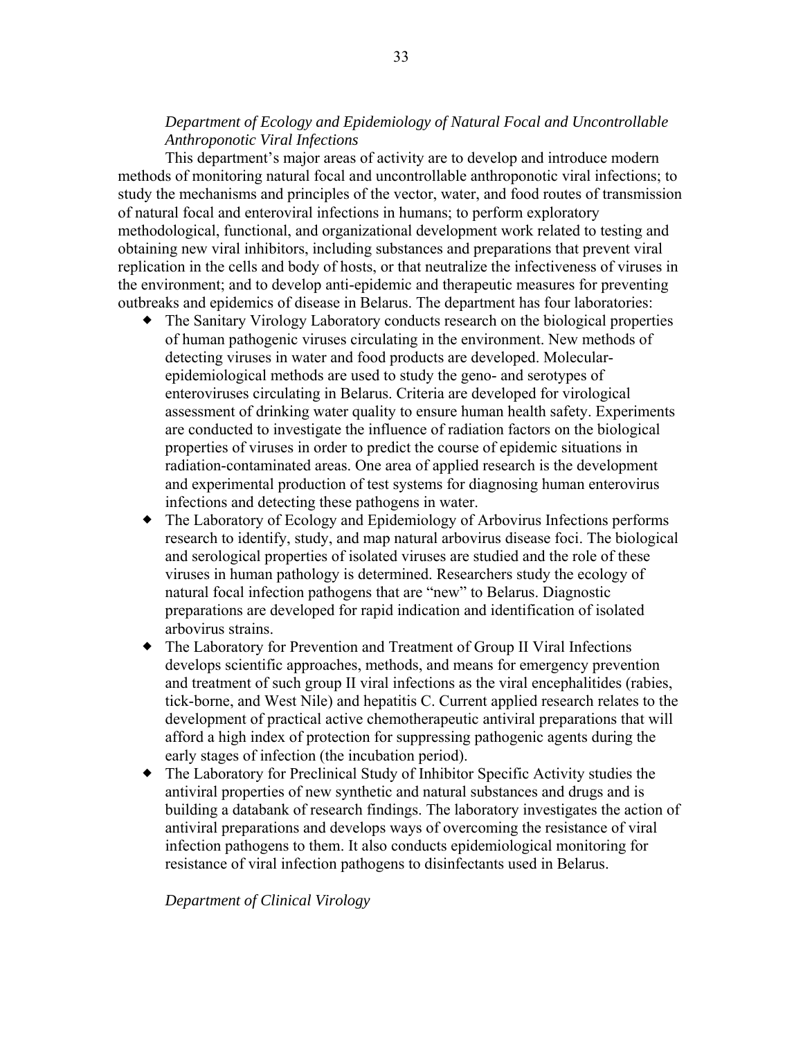*Department of Ecology and Epidemiology of Natural Focal and Uncontrollable Anthroponotic Viral Infections*

This department's major areas of activity are to develop and introduce modern methods of monitoring natural focal and uncontrollable anthroponotic viral infections; to study the mechanisms and principles of the vector, water, and food routes of transmission of natural focal and enteroviral infections in humans; to perform exploratory methodological, functional, and organizational development work related to testing and obtaining new viral inhibitors, including substances and preparations that prevent viral replication in the cells and body of hosts, or that neutralize the infectiveness of viruses in the environment; and to develop anti-epidemic and therapeutic measures for preventing outbreaks and epidemics of disease in Belarus. The department has four laboratories:

- The Sanitary Virology Laboratory conducts research on the biological properties of human pathogenic viruses circulating in the environment. New methods of detecting viruses in water and food products are developed. Molecular-epidemiological methods are used to study the geno- and serotypes of enteroviruses circulating in Belarus. Criteria are developed for virological assessment of drinking water quality to ensure human health safety. Experiments are conducted to investigate the influence of radiation factors on the biological properties of viruses in order to predict the course of epidemic situations in radiation-contaminated areas. One area of applied research is the development and experimental production of test systems for diagnosing human enterovirus infections and detecting these pathogens in water.
- The Laboratory of Ecology and Epidemiology of Arbovirus Infections performs research to identify, study, and map natural arbovirus disease foci. The biological and serological properties of isolated viruses are studied and the role of these viruses in human pathology is determined. Researchers study the ecology of natural focal infection pathogens that are "new" to Belarus. Diagnostic preparations are developed for rapid indication and identification of isolated arbovirus strains.
- The Laboratory for Prevention and Treatment of Group II Viral Infections develops scientific approaches, methods, and means for emergency prevention and treatment of such group II viral infections as the viral encephalitides (rabies, tick-borne, and West Nile) and hepatitis C. Current applied research relates to the development of practical active chemotherapeutic antiviral preparations that will afford a high index of protection for suppressing pathogenic agents during the early stages of infection (the incubation period).
- The Laboratory for Preclinical Study of Inhibitor Specific Activity studies the antiviral properties of new synthetic and natural substances and drugs and is building a databank of research findings. The laboratory investigates the action of antiviral preparations and develops ways of overcoming the resistance of viral infection pathogens to them. It also conducts epidemiological monitoring for resistance of viral infection pathogens to disinfectants used in Belarus.

*Department of Clinical Virology*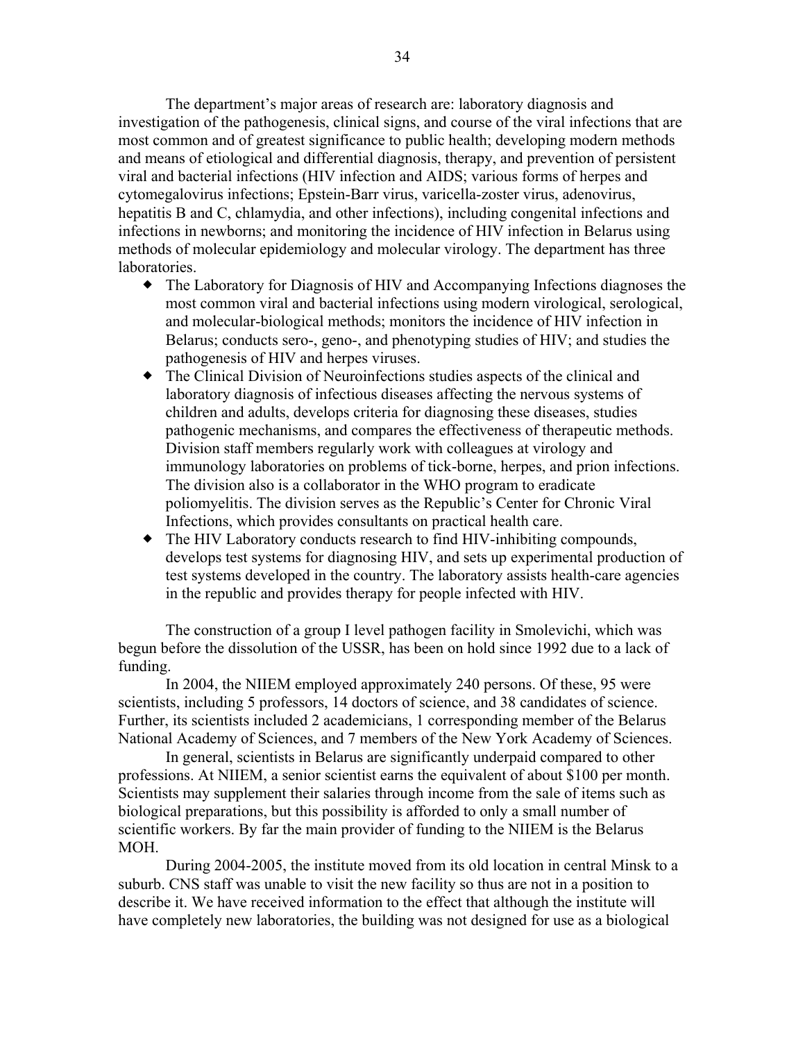The department's major areas of research are: laboratory diagnosis and investigation of the pathogenesis, clinical signs, and course of the viral infections that are most common and of greatest significance to public health; developing modern methods and means of etiological and differential diagnosis, therapy, and prevention of persistent viral and bacterial infections (HIV infection and AIDS; various forms of herpes and cytomegalovirus infections; Epstein-Barr virus, varicella-zoster virus, adenovirus, hepatitis B and C, chlamydia, and other infections), including congenital infections and infections in newborns; and monitoring the incidence of HIV infection in Belarus using methods of molecular epidemiology and molecular virology. The department has three laboratories.

- The Laboratory for Diagnosis of HIV and Accompanying Infections diagnoses the most common viral and bacterial infections using modern virological, serological, and molecular-biological methods; monitors the incidence of HIV infection in Belarus; conducts sero-, geno-, and phenotyping studies of HIV; and studies the pathogenesis of HIV and herpes viruses.
- The Clinical Division of Neuroinfections studies aspects of the clinical and laboratory diagnosis of infectious diseases affecting the nervous systems of children and adults, develops criteria for diagnosing these diseases, studies pathogenic mechanisms, and compares the effectiveness of therapeutic methods. Division staff members regularly work with colleagues at virology and immunology laboratories on problems of tick-borne, herpes, and prion infections. The division also is a collaborator in the WHO program to eradicate poliomyelitis. The division serves as the Republic's Center for Chronic Viral Infections, which provides consultants on practical health care.
- The HIV Laboratory conducts research to find HIV-inhibiting compounds, develops test systems for diagnosing HIV, and sets up experimental production of test systems developed in the country. The laboratory assists health-care agencies in the republic and provides therapy for people infected with HIV.

The construction of a group I level pathogen facility in Smolevichi, which was begun before the dissolution of the USSR, has been on hold since 1992 due to a lack of funding.

In 2004, the NIIEM employed approximately 240 persons. Of these, 95 were scientists, including 5 professors, 14 doctors of science, and 38 candidates of science. Further, its scientists included 2 academicians, 1 corresponding member of the Belarus National Academy of Sciences, and 7 members of the New York Academy of Sciences.

In general, scientists in Belarus are significantly underpaid compared to other professions. At NIIEM, a senior scientist earns the equivalent of about $100 per month. Scientists may supplement their salaries through income from the sale of items such as biological preparations, but this possibility is afforded to only a small number of scientific workers. By far the main provider of funding to the NIIEM is the Belarus MOH.

During 2004-2005, the institute moved from its old location in central Minsk to a suburb. CNS staff was unable to visit the new facility so thus are not in a position to describe it. We have received information to the effect that although the institute will have completely new laboratories, the building was not designed for use as a biological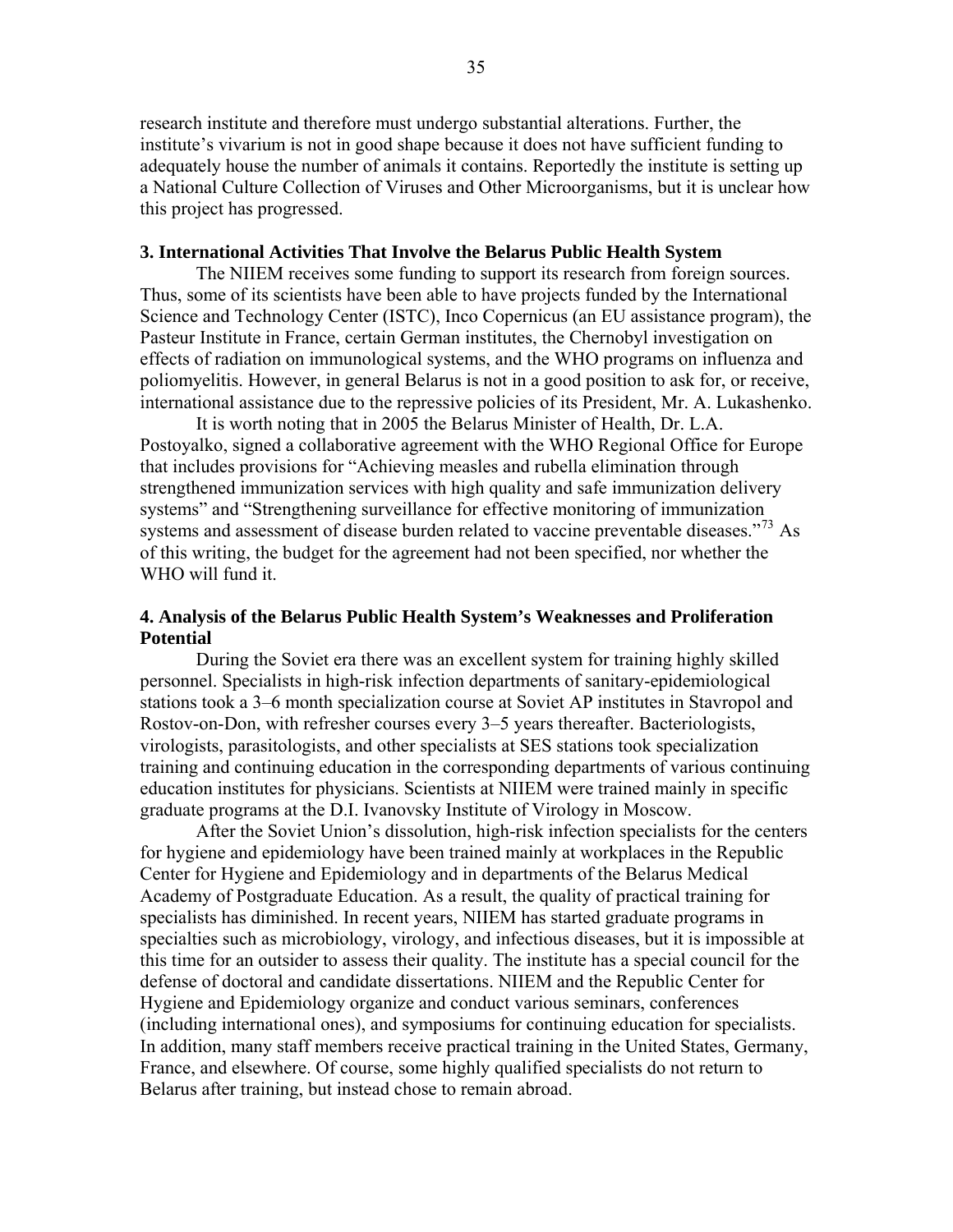research institute and therefore must undergo substantial alterations. Further, the institute's vivarium is not in good shape because it does not have sufficient funding to adequately house the number of animals it contains. Reportedly the institute is setting up a National Culture Collection of Viruses and Other Microorganisms, but it is unclear how this project has progressed.

### 3. International Activities That Involve the Belarus Public Health System

The NIIEM receives some funding to support its research from foreign sources. Thus, some of its scientists have been able to have projects funded by the International Science and Technology Center (ISTC), Inco Copernicus (an EU assistance program), the Pasteur Institute in France, certain German institutes, the Chernobyl investigation on effects of radiation on immunological systems, and the WHO programs on influenza and poliomyelitis. However, in general Belarus is not in a good position to ask for, or receive, international assistance due to the repressive policies of its President, Mr. A. Lukashenko.

It is worth noting that in 2005 the Belarus Minister of Health, Dr. L.A. Postoyalko, signed a collaborative agreement with the WHO Regional Office for Europe that includes provisions for "Achieving measles and rubella elimination through strengthened immunization services with high quality and safe immunization delivery systems" and "Strengthening surveillance for effective monitoring of immunization systems and assessment of disease burden related to vaccine preventable diseases."[73] As of this writing, the budget for the agreement had not been specified, nor whether the WHO will fund it.

### 4. Analysis of the Belarus Public Health System's Weaknesses and Proliferation Potential

During the Soviet era there was an excellent system for training highly skilled personnel. Specialists in high-risk infection departments of sanitary-epidemiological stations took a 3–6 month specialization course at Soviet AP institutes in Stavropol and Rostov-on-Don, with refresher courses every 3–5 years thereafter. Bacteriologists, virologists, parasitologists, and other specialists at SES stations took specialization training and continuing education in the corresponding departments of various continuing education institutes for physicians. Scientists at NIIEM were trained mainly in specific graduate programs at the D.I. Ivanovsky Institute of Virology in Moscow.

After the Soviet Union's dissolution, high-risk infection specialists for the centers for hygiene and epidemiology have been trained mainly at workplaces in the Republic Center for Hygiene and Epidemiology and in departments of the Belarus Medical Academy of Postgraduate Education. As a result, the quality of practical training for specialists has diminished. In recent years, NIIEM has started graduate programs in specialties such as microbiology, virology, and infectious diseases, but it is impossible at this time for an outsider to assess their quality. The institute has a special council for the defense of doctoral and candidate dissertations. NIIEM and the Republic Center for Hygiene and Epidemiology organize and conduct various seminars, conferences (including international ones), and symposiums for continuing education for specialists. In addition, many staff members receive practical training in the United States, Germany, France, and elsewhere. Of course, some highly qualified specialists do not return to Belarus after training, but instead chose to remain abroad.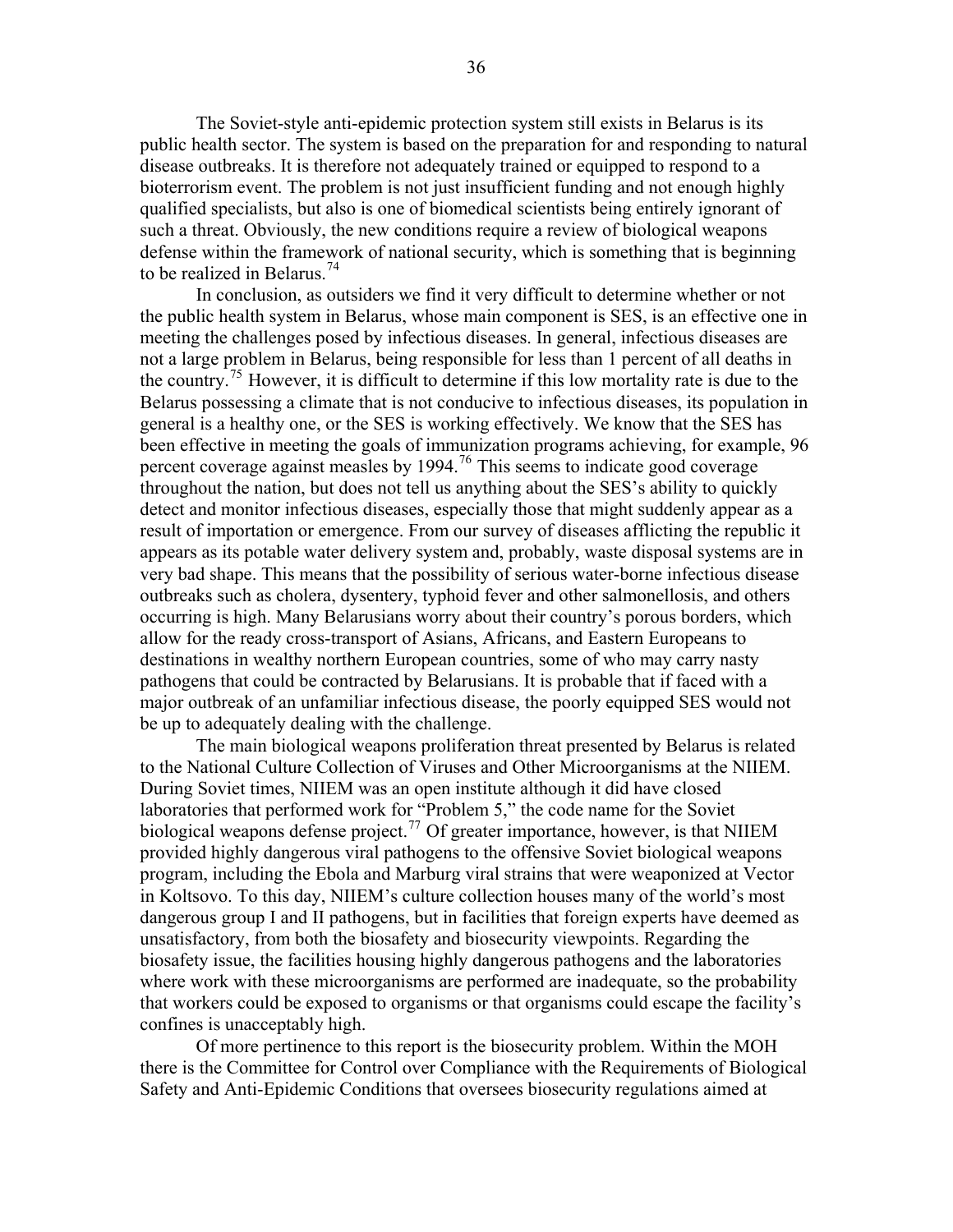The Soviet-style anti-epidemic protection system still exists in Belarus is its public health sector. The system is based on the preparation for and responding to natural disease outbreaks. It is therefore not adequately trained or equipped to respond to a bioterrorism event. The problem is not just insufficient funding and not enough highly qualified specialists, but also is one of biomedical scientists being entirely ignorant of such a threat. Obviously, the new conditions require a review of biological weapons defense within the framework of national security, which is something that is beginning to be realized in Belarus.[74]

In conclusion, as outsiders we find it very difficult to determine whether or not the public health system in Belarus, whose main component is SES, is an effective one in meeting the challenges posed by infectious diseases. In general, infectious diseases are not a large problem in Belarus, being responsible for less than 1 percent of all deaths in the country.[75] However, it is difficult to determine if this low mortality rate is due to the Belarus possessing a climate that is not conducive to infectious diseases, its population in general is a healthy one, or the SES is working effectively. We know that the SES has been effective in meeting the goals of immunization programs achieving, for example, 96 percent coverage against measles by 1994.[76] This seems to indicate good coverage throughout the nation, but does not tell us anything about the SES's ability to quickly detect and monitor infectious diseases, especially those that might suddenly appear as a result of importation or emergence. From our survey of diseases afflicting the republic it appears as its potable water delivery system and, probably, waste disposal systems are in very bad shape. This means that the possibility of serious water-borne infectious disease outbreaks such as cholera, dysentery, typhoid fever and other salmonellosis, and others occurring is high. Many Belarusians worry about their country's porous borders, which allow for the ready cross-transport of Asians, Africans, and Eastern Europeans to destinations in wealthy northern European countries, some of who may carry nasty pathogens that could be contracted by Belarusians. It is probable that if faced with a major outbreak of an unfamiliar infectious disease, the poorly equipped SES would not be up to adequately dealing with the challenge.

The main biological weapons proliferation threat presented by Belarus is related to the National Culture Collection of Viruses and Other Microorganisms at the NIIEM. During Soviet times, NIIEM was an open institute although it did have closed laboratories that performed work for "Problem 5," the code name for the Soviet biological weapons defense project.[77] Of greater importance, however, is that NIIEM provided highly dangerous viral pathogens to the offensive Soviet biological weapons program, including the Ebola and Marburg viral strains that were weaponized at Vector in Koltsovo. To this day, NIIEM's culture collection houses many of the world's most dangerous group I and II pathogens, but in facilities that foreign experts have deemed as unsatisfactory, from both the biosafety and biosecurity viewpoints. Regarding the biosafety issue, the facilities housing highly dangerous pathogens and the laboratories where work with these microorganisms are performed are inadequate, so the probability that workers could be exposed to organisms or that organisms could escape the facility's confines is unacceptably high.

Of more pertinence to this report is the biosecurity problem. Within the MOH there is the Committee for Control over Compliance with the Requirements of Biological Safety and Anti-Epidemic Conditions that oversees biosecurity regulations aimed at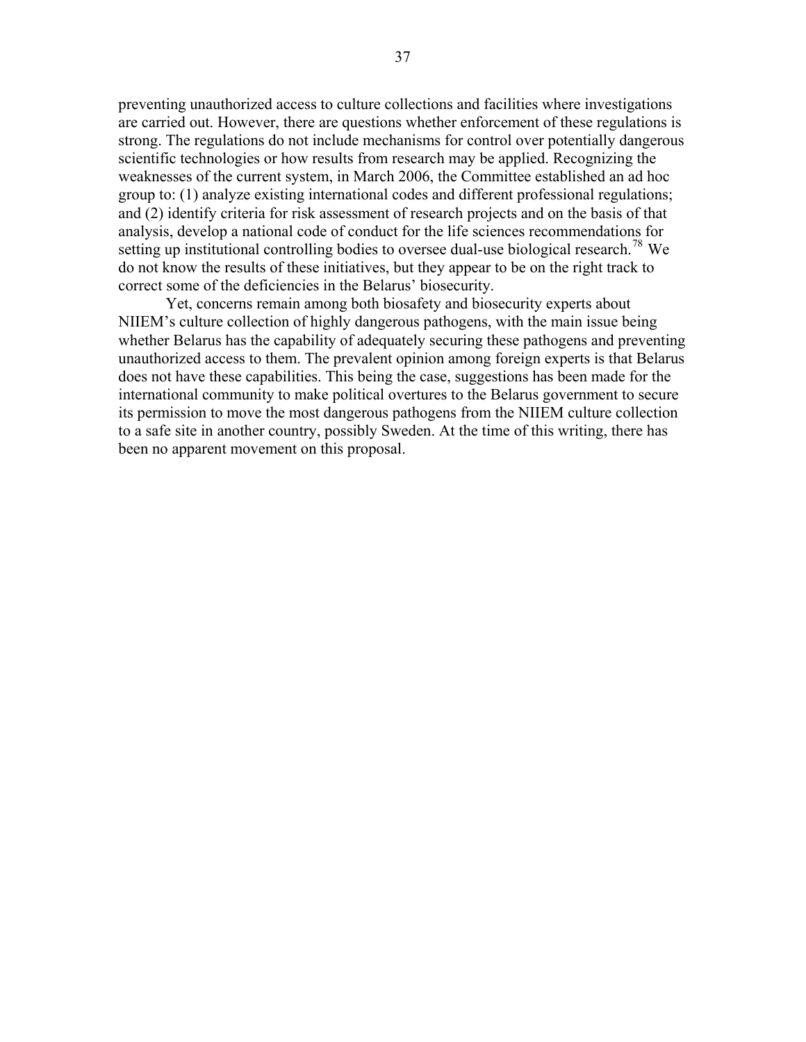preventing unauthorized access to culture collections and facilities where investigations are carried out. However, there are questions whether enforcement of these regulations is strong. The regulations do not include mechanisms for control over potentially dangerous scientific technologies or how results from research may be applied. Recognizing the weaknesses of the current system, in March 2006, the Committee established an ad hoc group to: (1) analyze existing international codes and different professional regulations; and (2) identify criteria for risk assessment of research projects and on the basis of that analysis, develop a national code of conduct for the life sciences recommendations for setting up institutional controlling bodies to oversee dual-use biological research.[78] We do not know the results of these initiatives, but they appear to be on the right track to correct some of the deficiencies in the Belarus' biosecurity.

Yet, concerns remain among both biosafety and biosecurity experts about NIIEM's culture collection of highly dangerous pathogens, with the main issue being whether Belarus has the capability of adequately securing these pathogens and preventing unauthorized access to them. The prevalent opinion among foreign experts is that Belarus does not have these capabilities. This being the case, suggestions has been made for the international community to make political overtures to the Belarus government to secure its permission to move the most dangerous pathogens from the NIIEM culture collection to a safe site in another country, possibly Sweden. At the time of this writing, there has been no apparent movement on this proposal.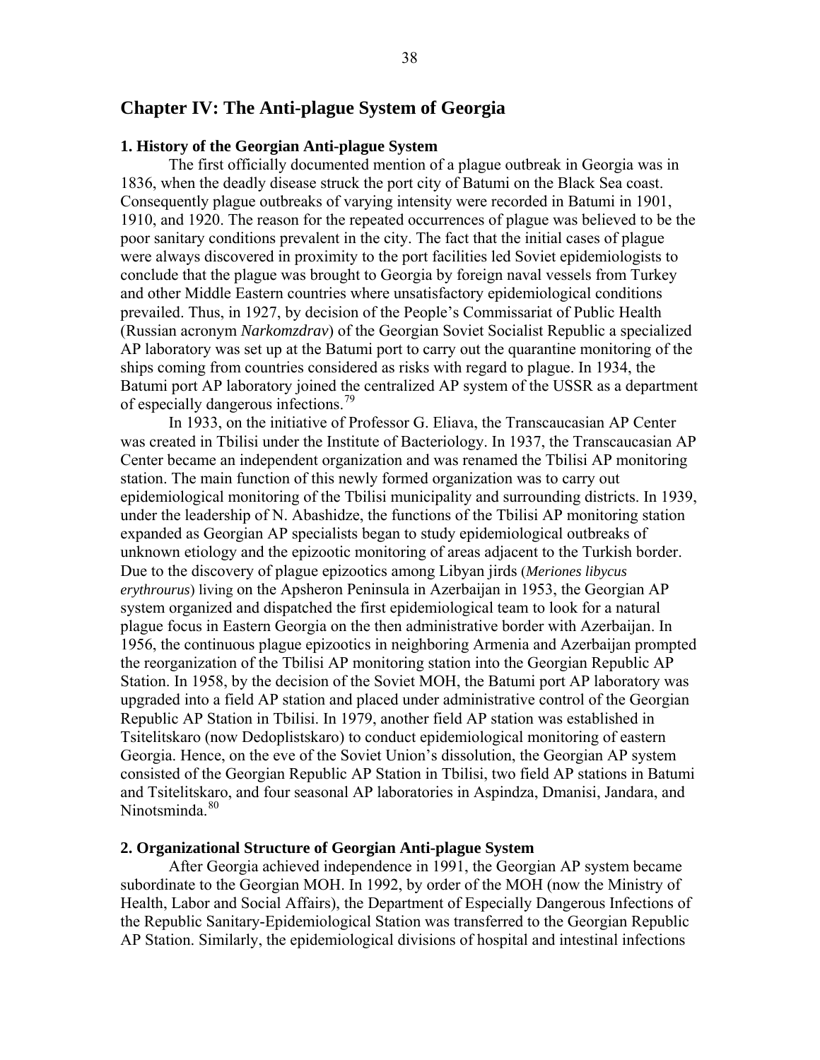# Chapter IV: The Anti-plague System of Georgia

### 1. History of the Georgian Anti-plague System

The first officially documented mention of a plague outbreak in Georgia was in 1836, when the deadly disease struck the port city of Batumi on the Black Sea coast. Consequently plague outbreaks of varying intensity were recorded in Batumi in 1901, 1910, and 1920. The reason for the repeated occurrences of plague was believed to be the poor sanitary conditions prevalent in the city. The fact that the initial cases of plague were always discovered in proximity to the port facilities led Soviet epidemiologists to conclude that the plague was brought to Georgia by foreign naval vessels from Turkey and other Middle Eastern countries where unsatisfactory epidemiological conditions prevailed. Thus, in 1927, by decision of the People's Commissariat of Public Health (Russian acronym *Narkomzdrav*) of the Georgian Soviet Socialist Republic a specialized AP laboratory was set up at the Batumi port to carry out the quarantine monitoring of the ships coming from countries considered as risks with regard to plague. In 1934, the Batumi port AP laboratory joined the centralized AP system of the USSR as a department of especially dangerous infections.[79]

In 1933, on the initiative of Professor G. Eliava, the Transcaucasian AP Center was created in Tbilisi under the Institute of Bacteriology. In 1937, the Transcaucasian AP Center became an independent organization and was renamed the Tbilisi AP monitoring station. The main function of this newly formed organization was to carry out epidemiological monitoring of the Tbilisi municipality and surrounding districts. In 1939, under the leadership of N. Abashidze, the functions of the Tbilisi AP monitoring station expanded as Georgian AP specialists began to study epidemiological outbreaks of unknown etiology and the epizootic monitoring of areas adjacent to the Turkish border. Due to the discovery of plague epizootics among Libyan jirds (*Meriones libycus erythrourus*) living on the Apsheron Peninsula in Azerbaijan in 1953, the Georgian AP system organized and dispatched the first epidemiological team to look for a natural plague focus in Eastern Georgia on the then administrative border with Azerbaijan. In 1956, the continuous plague epizootics in neighboring Armenia and Azerbaijan prompted the reorganization of the Tbilisi AP monitoring station into the Georgian Republic AP Station. In 1958, by the decision of the Soviet MOH, the Batumi port AP laboratory was upgraded into a field AP station and placed under administrative control of the Georgian Republic AP Station in Tbilisi. In 1979, another field AP station was established in Tsitelitskaro (now Dedoplistskaro) to conduct epidemiological monitoring of eastern Georgia. Hence, on the eve of the Soviet Union's dissolution, the Georgian AP system consisted of the Georgian Republic AP Station in Tbilisi, two field AP stations in Batumi and Tsitelitskaro, and four seasonal AP laboratories in Aspindza, Dmanisi, Jandara, and Ninotsminda.[80]

### 2. Organizational Structure of Georgian Anti-plague System

After Georgia achieved independence in 1991, the Georgian AP system became subordinate to the Georgian MOH. In 1992, by order of the MOH (now the Ministry of Health, Labor and Social Affairs), the Department of Especially Dangerous Infections of the Republic Sanitary-Epidemiological Station was transferred to the Georgian Republic AP Station. Similarly, the epidemiological divisions of hospital and intestinal infections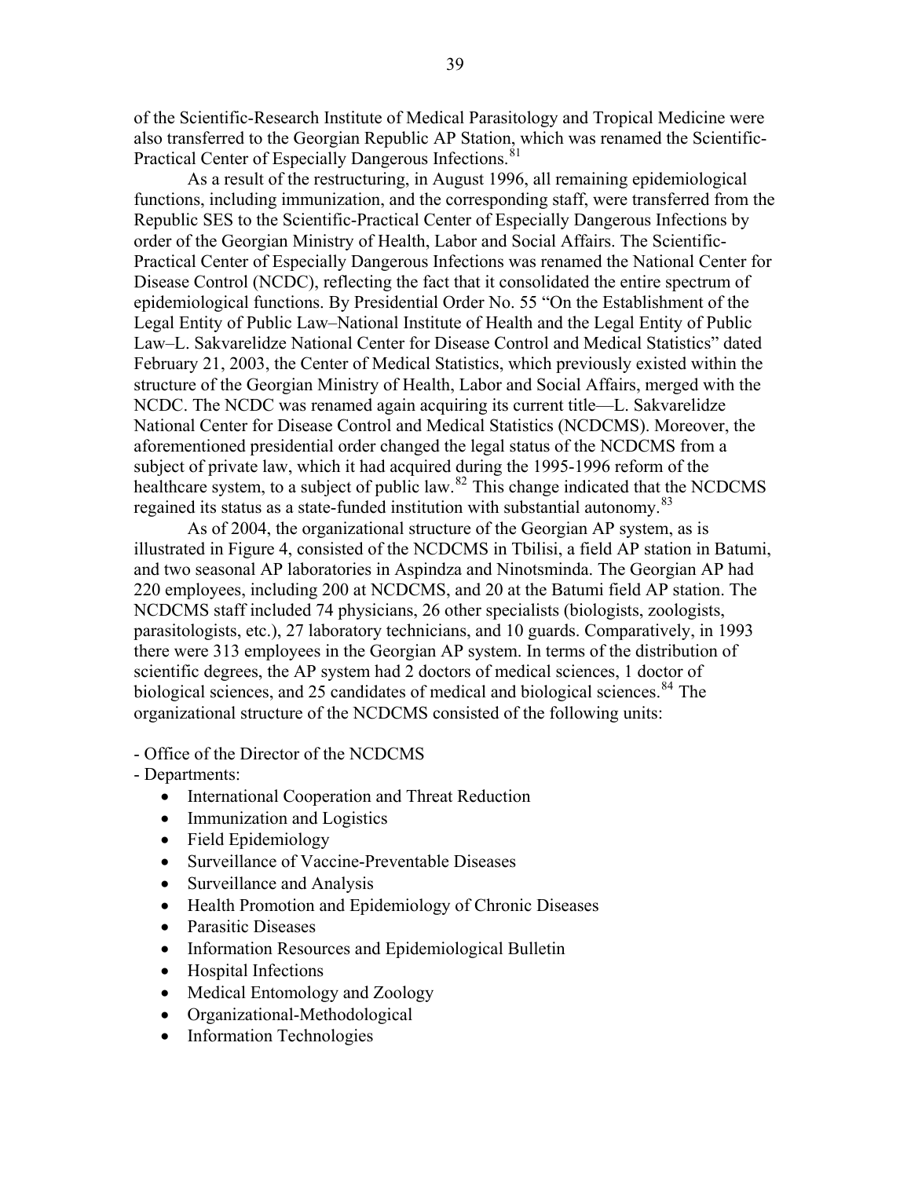of the Scientific-Research Institute of Medical Parasitology and Tropical Medicine were also transferred to the Georgian Republic AP Station, which was renamed the Scientific-Practical Center of Especially Dangerous Infections.[81]

As a result of the restructuring, in August 1996, all remaining epidemiological functions, including immunization, and the corresponding staff, were transferred from the Republic SES to the Scientific-Practical Center of Especially Dangerous Infections by order of the Georgian Ministry of Health, Labor and Social Affairs. The Scientific-Practical Center of Especially Dangerous Infections was renamed the National Center for Disease Control (NCDC), reflecting the fact that it consolidated the entire spectrum of epidemiological functions. By Presidential Order No. 55 "On the Establishment of the Legal Entity of Public Law–National Institute of Health and the Legal Entity of Public Law–L. Sakvarelidze National Center for Disease Control and Medical Statistics" dated February 21, 2003, the Center of Medical Statistics, which previously existed within the structure of the Georgian Ministry of Health, Labor and Social Affairs, merged with the NCDC. The NCDC was renamed again acquiring its current title—L. Sakvarelidze National Center for Disease Control and Medical Statistics (NCDCMS). Moreover, the aforementioned presidential order changed the legal status of the NCDCMS from a subject of private law, which it had acquired during the 1995-1996 reform of the healthcare system, to a subject of public law.[82] This change indicated that the NCDCMS regained its status as a state-funded institution with substantial autonomy.[83]

As of 2004, the organizational structure of the Georgian AP system, as is illustrated in Figure 4, consisted of the NCDCMS in Tbilisi, a field AP station in Batumi, and two seasonal AP laboratories in Aspindza and Ninotsminda. The Georgian AP had 220 employees, including 200 at NCDCMS, and 20 at the Batumi field AP station. The NCDCMS staff included 74 physicians, 26 other specialists (biologists, zoologists, parasitologists, etc.), 27 laboratory technicians, and 10 guards. Comparatively, in 1993 there were 313 employees in the Georgian AP system. In terms of the distribution of scientific degrees, the AP system had 2 doctors of medical sciences, 1 doctor of biological sciences, and 25 candidates of medical and biological sciences.[84] The organizational structure of the NCDCMS consisted of the following units:

- Office of the Director of the NCDCMS
- Departments:
    - International Cooperation and Threat Reduction
    - Immunization and Logistics
    - Field Epidemiology
    - Surveillance of Vaccine-Preventable Diseases
    - Surveillance and Analysis
    - Health Promotion and Epidemiology of Chronic Diseases
    - Parasitic Diseases
    - Information Resources and Epidemiological Bulletin
    - Hospital Infections
    - Medical Entomology and Zoology
    - Organizational-Methodological
    - Information Technologies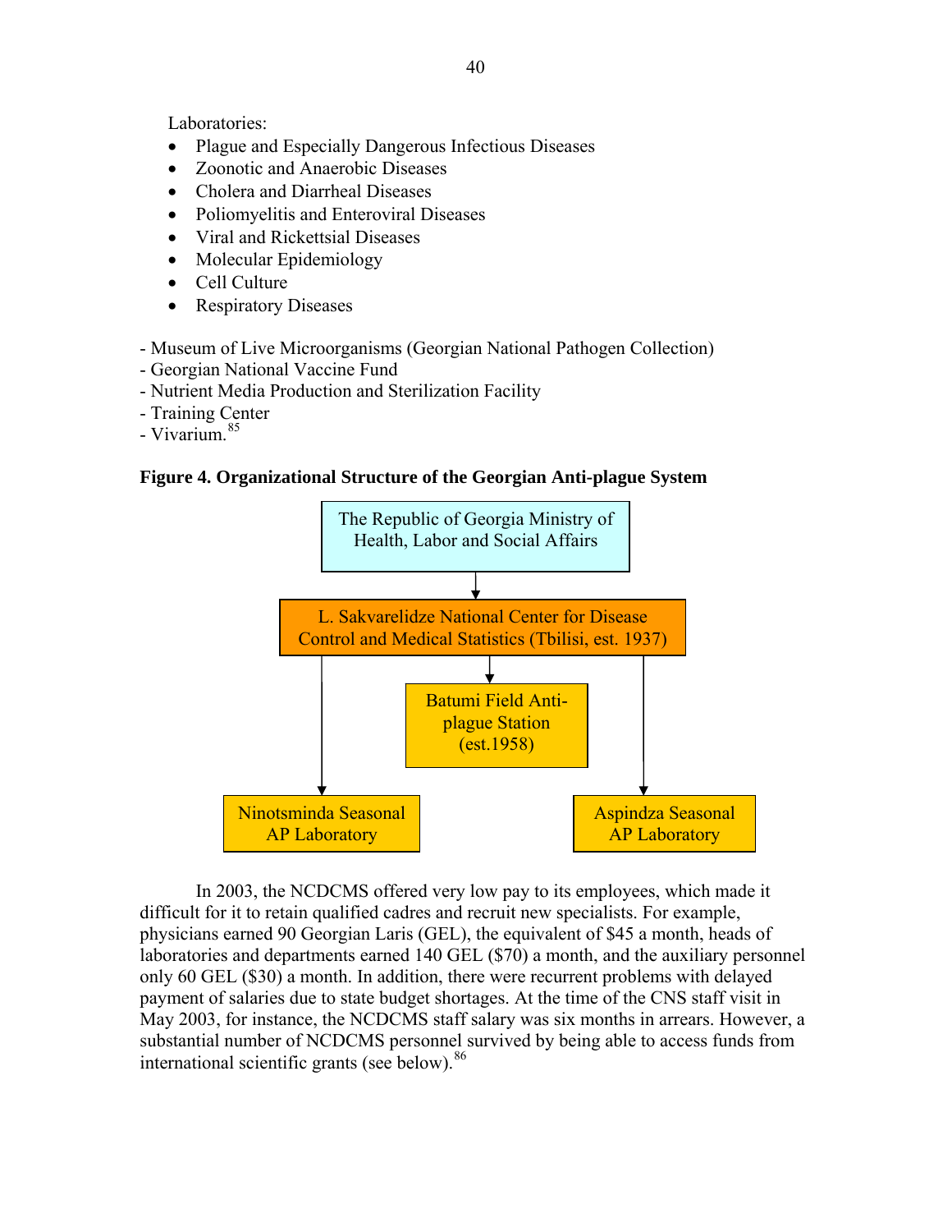Laboratories:

- Plague and Especially Dangerous Infectious Diseases
- Zoonotic and Anaerobic Diseases
- Cholera and Diarrheal Diseases
- Poliomyelitis and Enteroviral Diseases
- Viral and Rickettsial Diseases
- Molecular Epidemiology
- Cell Culture
- Respiratory Diseases

- Museum of Live Microorganisms (Georgian National Pathogen Collection)
- Georgian National Vaccine Fund
- Nutrient Media Production and Sterilization Facility
- Training Center
- Vivarium.[85]

**Figure 4. Organizational Structure of the Georgian Anti-plague System**

- The Republic of Georgia Ministry of Health, Labor and Social Affairs
  - L. Sakvarelidze National Center for Disease Control and Medical Statistics (Tbilisi, est. 1937)
    - Batumi Field Anti-plague Station (est.1958)
    - Ninotsminda Seasonal AP Laboratory
    - Aspindza Seasonal AP Laboratory

In 2003, the NCDCMS offered very low pay to its employees, which made it difficult for it to retain qualified cadres and recruit new specialists. For example, physicians earned 90 Georgian Laris (GEL), the equivalent of $45 a month, heads of laboratories and departments earned 140 GEL ($70) a month, and the auxiliary personnel only 60 GEL ($30) a month. In addition, there were recurrent problems with delayed payment of salaries due to state budget shortages. At the time of the CNS staff visit in May 2003, for instance, the NCDCMS staff salary was six months in arrears. However, a substantial number of NCDCMS personnel survived by being able to access funds from international scientific grants (see below).[86]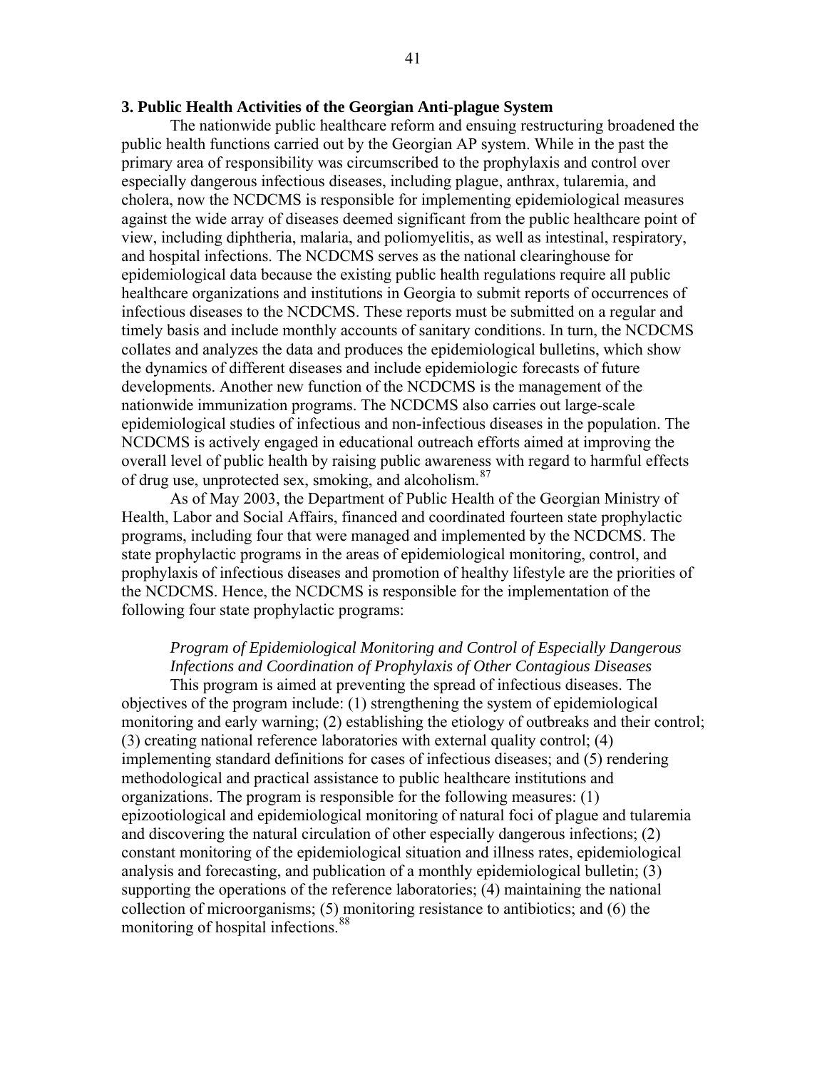### 3. Public Health Activities of the Georgian Anti-plague System

The nationwide public healthcare reform and ensuing restructuring broadened the public health functions carried out by the Georgian AP system. While in the past the primary area of responsibility was circumscribed to the prophylaxis and control over especially dangerous infectious diseases, including plague, anthrax, tularemia, and cholera, now the NCDCMS is responsible for implementing epidemiological measures against the wide array of diseases deemed significant from the public healthcare point of view, including diphtheria, malaria, and poliomyelitis, as well as intestinal, respiratory, and hospital infections. The NCDCMS serves as the national clearinghouse for epidemiological data because the existing public health regulations require all public healthcare organizations and institutions in Georgia to submit reports of occurrences of infectious diseases to the NCDCMS. These reports must be submitted on a regular and timely basis and include monthly accounts of sanitary conditions. In turn, the NCDCMS collates and analyzes the data and produces the epidemiological bulletins, which show the dynamics of different diseases and include epidemiologic forecasts of future developments. Another new function of the NCDCMS is the management of the nationwide immunization programs. The NCDCMS also carries out large-scale epidemiological studies of infectious and non-infectious diseases in the population. The NCDCMS is actively engaged in educational outreach efforts aimed at improving the overall level of public health by raising public awareness with regard to harmful effects of drug use, unprotected sex, smoking, and alcoholism.[87]

As of May 2003, the Department of Public Health of the Georgian Ministry of Health, Labor and Social Affairs, financed and coordinated fourteen state prophylactic programs, including four that were managed and implemented by the NCDCMS. The state prophylactic programs in the areas of epidemiological monitoring, control, and prophylaxis of infectious diseases and promotion of healthy lifestyle are the priorities of the NCDCMS. Hence, the NCDCMS is responsible for the implementation of the following four state prophylactic programs:

*Program of Epidemiological Monitoring and Control of Especially Dangerous Infections and Coordination of Prophylaxis of Other Contagious Diseases*

This program is aimed at preventing the spread of infectious diseases. The objectives of the program include: (1) strengthening the system of epidemiological monitoring and early warning; (2) establishing the etiology of outbreaks and their control; (3) creating national reference laboratories with external quality control; (4) implementing standard definitions for cases of infectious diseases; and (5) rendering methodological and practical assistance to public healthcare institutions and organizations. The program is responsible for the following measures: (1) epizootiological and epidemiological monitoring of natural foci of plague and tularemia and discovering the natural circulation of other especially dangerous infections; (2) constant monitoring of the epidemiological situation and illness rates, epidemiological analysis and forecasting, and publication of a monthly epidemiological bulletin; (3) supporting the operations of the reference laboratories; (4) maintaining the national collection of microorganisms; (5) monitoring resistance to antibiotics; and (6) the monitoring of hospital infections.[88]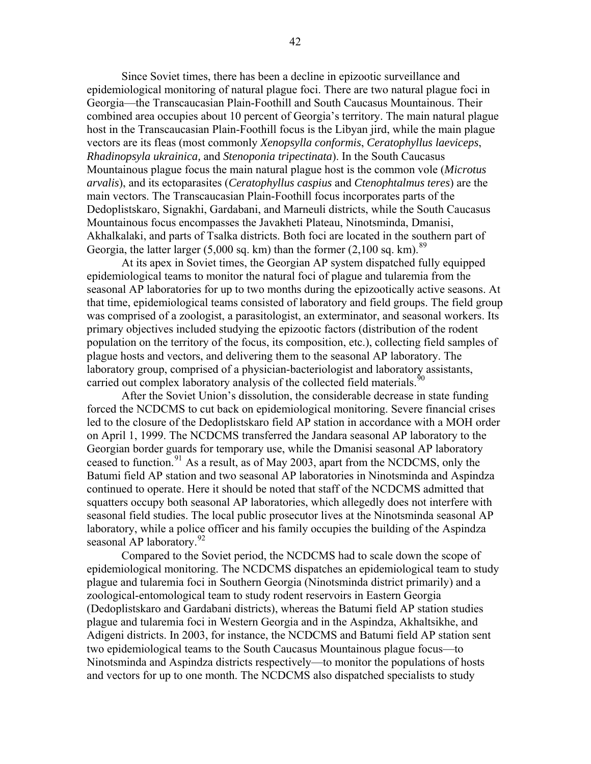Since Soviet times, there has been a decline in epizootic surveillance and epidemiological monitoring of natural plague foci. There are two natural plague foci in Georgia—the Transcaucasian Plain-Foothill and South Caucasus Mountainous. Their combined area occupies about 10 percent of Georgia's territory. The main natural plague host in the Transcaucasian Plain-Foothill focus is the Libyan jird, while the main plague vectors are its fleas (most commonly *Xenopsylla conformis*, *Ceratophyllus laeviceps*, *Rhadinopsyla ukrainica,* and *Stenoponia tripectinata*). In the South Caucasus Mountainous plague focus the main natural plague host is the common vole (*Microtus arvalis*), and its ectoparasites (*Ceratophyllus caspius* and *Ctenophtalmus teres*) are the main vectors. The Transcaucasian Plain-Foothill focus incorporates parts of the Dedoplistskaro, Signakhi, Gardabani, and Marneuli districts, while the South Caucasus Mountainous focus encompasses the Javakheti Plateau, Ninotsminda, Dmanisi, Akhalkalaki, and parts of Tsalka districts. Both foci are located in the southern part of Georgia, the latter larger (5,000 sq. km) than the former (2,100 sq. km).[89]

At its apex in Soviet times, the Georgian AP system dispatched fully equipped epidemiological teams to monitor the natural foci of plague and tularemia from the seasonal AP laboratories for up to two months during the epizootically active seasons. At that time, epidemiological teams consisted of laboratory and field groups. The field group was comprised of a zoologist, a parasitologist, an exterminator, and seasonal workers. Its primary objectives included studying the epizootic factors (distribution of the rodent population on the territory of the focus, its composition, etc.), collecting field samples of plague hosts and vectors, and delivering them to the seasonal AP laboratory. The laboratory group, comprised of a physician-bacteriologist and laboratory assistants, carried out complex laboratory analysis of the collected field materials.[90]

After the Soviet Union's dissolution, the considerable decrease in state funding forced the NCDCMS to cut back on epidemiological monitoring. Severe financial crises led to the closure of the Dedoplistskaro field AP station in accordance with a MOH order on April 1, 1999. The NCDCMS transferred the Jandara seasonal AP laboratory to the Georgian border guards for temporary use, while the Dmanisi seasonal AP laboratory ceased to function.[91] As a result, as of May 2003, apart from the NCDCMS, only the Batumi field AP station and two seasonal AP laboratories in Ninotsminda and Aspindza continued to operate. Here it should be noted that staff of the NCDCMS admitted that squatters occupy both seasonal AP laboratories, which allegedly does not interfere with seasonal field studies. The local public prosecutor lives at the Ninotsminda seasonal AP laboratory, while a police officer and his family occupies the building of the Aspindza seasonal AP laboratory.[92]

Compared to the Soviet period, the NCDCMS had to scale down the scope of epidemiological monitoring. The NCDCMS dispatches an epidemiological team to study plague and tularemia foci in Southern Georgia (Ninotsminda district primarily) and a zoological-entomological team to study rodent reservoirs in Eastern Georgia (Dedoplistskaro and Gardabani districts), whereas the Batumi field AP station studies plague and tularemia foci in Western Georgia and in the Aspindza, Akhaltsikhe, and Adigeni districts. In 2003, for instance, the NCDCMS and Batumi field AP station sent two epidemiological teams to the South Caucasus Mountainous plague focus—to Ninotsminda and Aspindza districts respectively—to monitor the populations of hosts and vectors for up to one month. The NCDCMS also dispatched specialists to study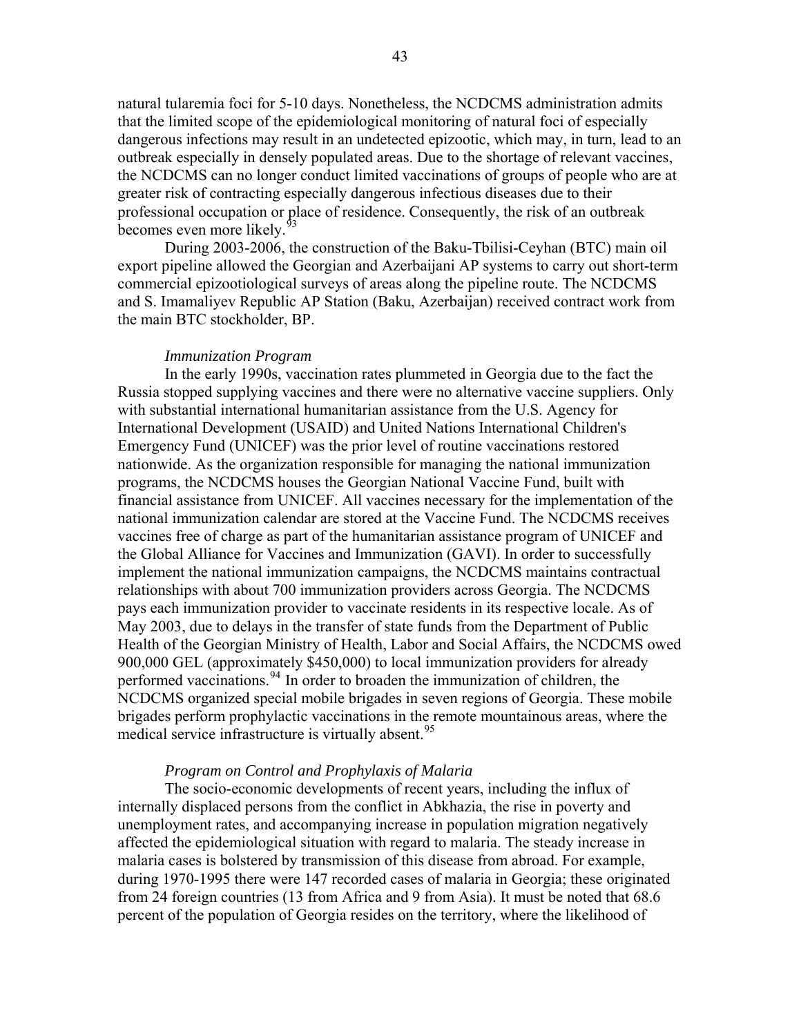natural tularemia foci for 5-10 days. Nonetheless, the NCDCMS administration admits that the limited scope of the epidemiological monitoring of natural foci of especially dangerous infections may result in an undetected epizootic, which may, in turn, lead to an outbreak especially in densely populated areas. Due to the shortage of relevant vaccines, the NCDCMS can no longer conduct limited vaccinations of groups of people who are at greater risk of contracting especially dangerous infectious diseases due to their professional occupation or place of residence. Consequently, the risk of an outbreak becomes even more likely.[93]

During 2003-2006, the construction of the Baku-Tbilisi-Ceyhan (BTC) main oil export pipeline allowed the Georgian and Azerbaijani AP systems to carry out short-term commercial epizootiological surveys of areas along the pipeline route. The NCDCMS and S. Imamaliyev Republic AP Station (Baku, Azerbaijan) received contract work from the main BTC stockholder, BP.

*Immunization Program*

In the early 1990s, vaccination rates plummeted in Georgia due to the fact the Russia stopped supplying vaccines and there were no alternative vaccine suppliers. Only with substantial international humanitarian assistance from the U.S. Agency for International Development (USAID) and United Nations International Children's Emergency Fund (UNICEF) was the prior level of routine vaccinations restored nationwide. As the organization responsible for managing the national immunization programs, the NCDCMS houses the Georgian National Vaccine Fund, built with financial assistance from UNICEF. All vaccines necessary for the implementation of the national immunization calendar are stored at the Vaccine Fund. The NCDCMS receives vaccines free of charge as part of the humanitarian assistance program of UNICEF and the Global Alliance for Vaccines and Immunization (GAVI). In order to successfully implement the national immunization campaigns, the NCDCMS maintains contractual relationships with about 700 immunization providers across Georgia. The NCDCMS pays each immunization provider to vaccinate residents in its respective locale. As of May 2003, due to delays in the transfer of state funds from the Department of Public Health of the Georgian Ministry of Health, Labor and Social Affairs, the NCDCMS owed 900,000 GEL (approximately $450,000) to local immunization providers for already performed vaccinations.[94] In order to broaden the immunization of children, the NCDCMS organized special mobile brigades in seven regions of Georgia. These mobile brigades perform prophylactic vaccinations in the remote mountainous areas, where the medical service infrastructure is virtually absent.[95]

*Program on Control and Prophylaxis of Malaria*

The socio-economic developments of recent years, including the influx of internally displaced persons from the conflict in Abkhazia, the rise in poverty and unemployment rates, and accompanying increase in population migration negatively affected the epidemiological situation with regard to malaria. The steady increase in malaria cases is bolstered by transmission of this disease from abroad. For example, during 1970-1995 there were 147 recorded cases of malaria in Georgia; these originated from 24 foreign countries (13 from Africa and 9 from Asia). It must be noted that 68.6 percent of the population of Georgia resides on the territory, where the likelihood of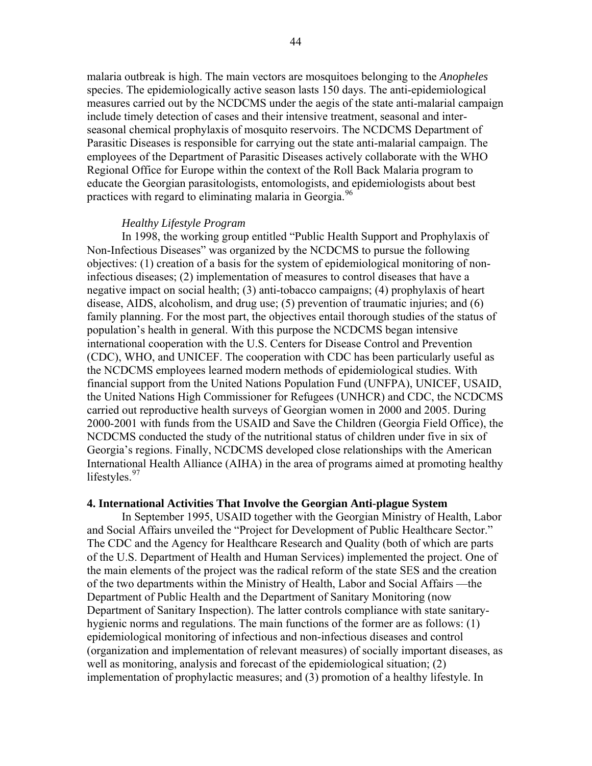malaria outbreak is high. The main vectors are mosquitoes belonging to the *Anopheles* species. The epidemiologically active season lasts 150 days. The anti-epidemiological measures carried out by the NCDCMS under the aegis of the state anti-malarial campaign include timely detection of cases and their intensive treatment, seasonal and inter-seasonal chemical prophylaxis of mosquito reservoirs. The NCDCMS Department of Parasitic Diseases is responsible for carrying out the state anti-malarial campaign. The employees of the Department of Parasitic Diseases actively collaborate with the WHO Regional Office for Europe within the context of the Roll Back Malaria program to educate the Georgian parasitologists, entomologists, and epidemiologists about best practices with regard to eliminating malaria in Georgia.[96]

*Healthy Lifestyle Program*

In 1998, the working group entitled "Public Health Support and Prophylaxis of Non-Infectious Diseases" was organized by the NCDCMS to pursue the following objectives: (1) creation of a basis for the system of epidemiological monitoring of non-infectious diseases; (2) implementation of measures to control diseases that have a negative impact on social health; (3) anti-tobacco campaigns; (4) prophylaxis of heart disease, AIDS, alcoholism, and drug use; (5) prevention of traumatic injuries; and (6) family planning. For the most part, the objectives entail thorough studies of the status of population's health in general. With this purpose the NCDCMS began intensive international cooperation with the U.S. Centers for Disease Control and Prevention (CDC), WHO, and UNICEF. The cooperation with CDC has been particularly useful as the NCDCMS employees learned modern methods of epidemiological studies. With financial support from the United Nations Population Fund (UNFPA), UNICEF, USAID, the United Nations High Commissioner for Refugees (UNHCR) and CDC, the NCDCMS carried out reproductive health surveys of Georgian women in 2000 and 2005. During 2000-2001 with funds from the USAID and Save the Children (Georgia Field Office), the NCDCMS conducted the study of the nutritional status of children under five in six of Georgia's regions. Finally, NCDCMS developed close relationships with the American International Health Alliance (AIHA) in the area of programs aimed at promoting healthy lifestyles.[97]

### 4. International Activities That Involve the Georgian Anti-plague System

In September 1995, USAID together with the Georgian Ministry of Health, Labor and Social Affairs unveiled the "Project for Development of Public Healthcare Sector." The CDC and the Agency for Healthcare Research and Quality (both of which are parts of the U.S. Department of Health and Human Services) implemented the project. One of the main elements of the project was the radical reform of the state SES and the creation of the two departments within the Ministry of Health, Labor and Social Affairs —the Department of Public Health and the Department of Sanitary Monitoring (now Department of Sanitary Inspection). The latter controls compliance with state sanitary-hygienic norms and regulations. The main functions of the former are as follows: (1) epidemiological monitoring of infectious and non-infectious diseases and control (organization and implementation of relevant measures) of socially important diseases, as well as monitoring, analysis and forecast of the epidemiological situation; (2) implementation of prophylactic measures; and (3) promotion of a healthy lifestyle. In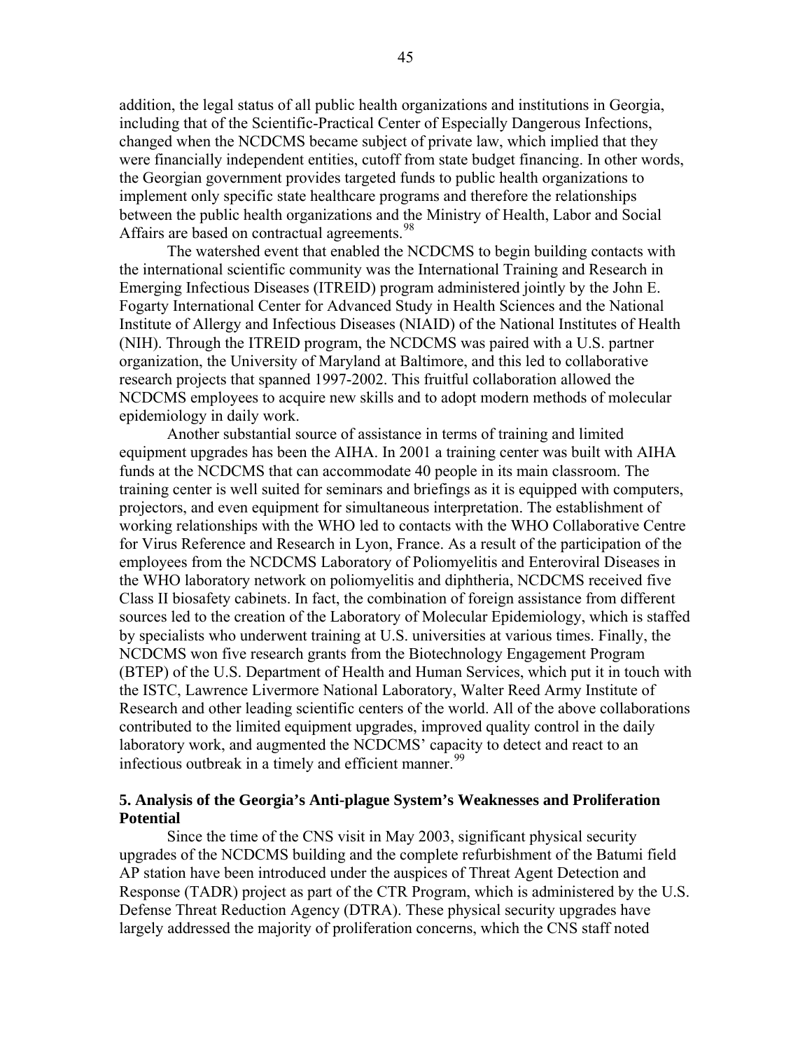addition, the legal status of all public health organizations and institutions in Georgia, including that of the Scientific-Practical Center of Especially Dangerous Infections, changed when the NCDCMS became subject of private law, which implied that they were financially independent entities, cutoff from state budget financing. In other words, the Georgian government provides targeted funds to public health organizations to implement only specific state healthcare programs and therefore the relationships between the public health organizations and the Ministry of Health, Labor and Social Affairs are based on contractual agreements.[98]

The watershed event that enabled the NCDCMS to begin building contacts with the international scientific community was the International Training and Research in Emerging Infectious Diseases (ITREID) program administered jointly by the John E. Fogarty International Center for Advanced Study in Health Sciences and the National Institute of Allergy and Infectious Diseases (NIAID) of the National Institutes of Health (NIH). Through the ITREID program, the NCDCMS was paired with a U.S. partner organization, the University of Maryland at Baltimore, and this led to collaborative research projects that spanned 1997-2002. This fruitful collaboration allowed the NCDCMS employees to acquire new skills and to adopt modern methods of molecular epidemiology in daily work.

Another substantial source of assistance in terms of training and limited equipment upgrades has been the AIHA. In 2001 a training center was built with AIHA funds at the NCDCMS that can accommodate 40 people in its main classroom. The training center is well suited for seminars and briefings as it is equipped with computers, projectors, and even equipment for simultaneous interpretation. The establishment of working relationships with the WHO led to contacts with the WHO Collaborative Centre for Virus Reference and Research in Lyon, France. As a result of the participation of the employees from the NCDCMS Laboratory of Poliomyelitis and Enteroviral Diseases in the WHO laboratory network on poliomyelitis and diphtheria, NCDCMS received five Class II biosafety cabinets. In fact, the combination of foreign assistance from different sources led to the creation of the Laboratory of Molecular Epidemiology, which is staffed by specialists who underwent training at U.S. universities at various times. Finally, the NCDCMS won five research grants from the Biotechnology Engagement Program (BTEP) of the U.S. Department of Health and Human Services, which put it in touch with the ISTC, Lawrence Livermore National Laboratory, Walter Reed Army Institute of Research and other leading scientific centers of the world. All of the above collaborations contributed to the limited equipment upgrades, improved quality control in the daily laboratory work, and augmented the NCDCMS' capacity to detect and react to an infectious outbreak in a timely and efficient manner.[99]

### 5. Analysis of the Georgia's Anti-plague System's Weaknesses and Proliferation Potential

Since the time of the CNS visit in May 2003, significant physical security upgrades of the NCDCMS building and the complete refurbishment of the Batumi field AP station have been introduced under the auspices of Threat Agent Detection and Response (TADR) project as part of the CTR Program, which is administered by the U.S. Defense Threat Reduction Agency (DTRA). These physical security upgrades have largely addressed the majority of proliferation concerns, which the CNS staff noted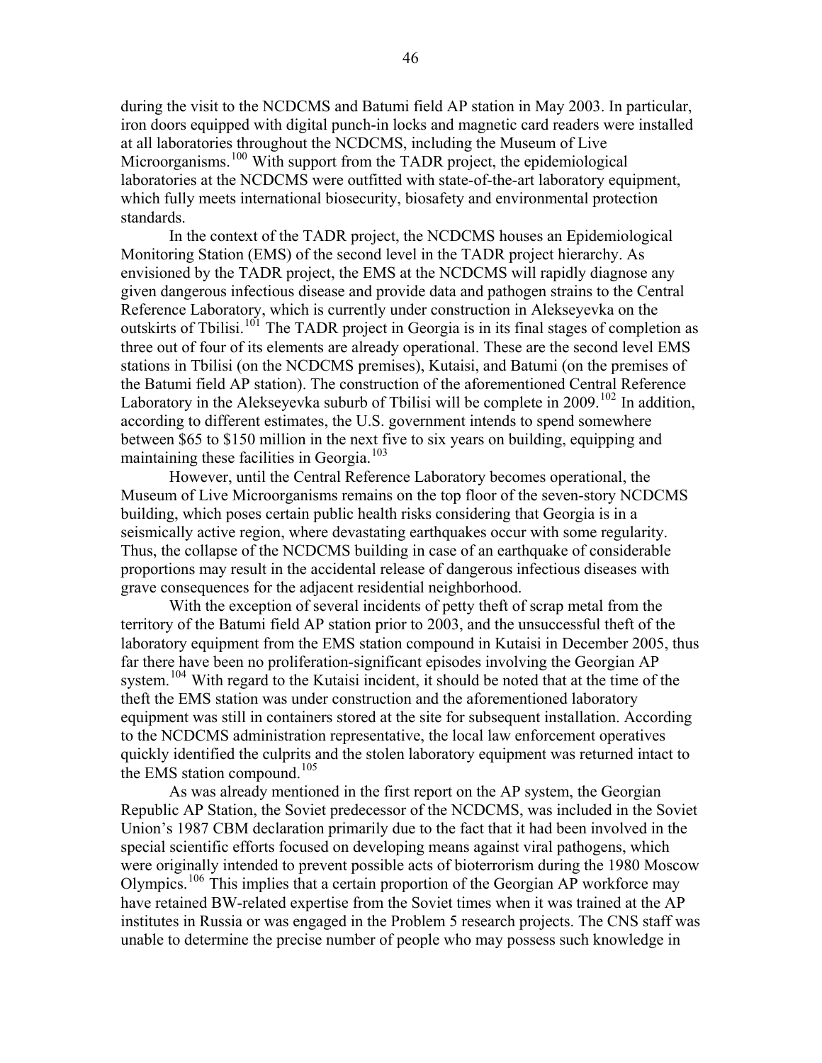during the visit to the NCDCMS and Batumi field AP station in May 2003. In particular, iron doors equipped with digital punch-in locks and magnetic card readers were installed at all laboratories throughout the NCDCMS, including the Museum of Live Microorganisms.[100] With support from the TADR project, the epidemiological laboratories at the NCDCMS were outfitted with state-of-the-art laboratory equipment, which fully meets international biosecurity, biosafety and environmental protection standards.

In the context of the TADR project, the NCDCMS houses an Epidemiological Monitoring Station (EMS) of the second level in the TADR project hierarchy. As envisioned by the TADR project, the EMS at the NCDCMS will rapidly diagnose any given dangerous infectious disease and provide data and pathogen strains to the Central Reference Laboratory, which is currently under construction in Alekseyevka on the outskirts of Tbilisi.[101] The TADR project in Georgia is in its final stages of completion as three out of four of its elements are already operational. These are the second level EMS stations in Tbilisi (on the NCDCMS premises), Kutaisi, and Batumi (on the premises of the Batumi field AP station). The construction of the aforementioned Central Reference Laboratory in the Alekseyevka suburb of Tbilisi will be complete in 2009.[102] In addition, according to different estimates, the U.S. government intends to spend somewhere between \$65 to \$150 million in the next five to six years on building, equipping and maintaining these facilities in Georgia.[103]

However, until the Central Reference Laboratory becomes operational, the Museum of Live Microorganisms remains on the top floor of the seven-story NCDCMS building, which poses certain public health risks considering that Georgia is in a seismically active region, where devastating earthquakes occur with some regularity. Thus, the collapse of the NCDCMS building in case of an earthquake of considerable proportions may result in the accidental release of dangerous infectious diseases with grave consequences for the adjacent residential neighborhood.

With the exception of several incidents of petty theft of scrap metal from the territory of the Batumi field AP station prior to 2003, and the unsuccessful theft of the laboratory equipment from the EMS station compound in Kutaisi in December 2005, thus far there have been no proliferation-significant episodes involving the Georgian AP system.[104] With regard to the Kutaisi incident, it should be noted that at the time of the theft the EMS station was under construction and the aforementioned laboratory equipment was still in containers stored at the site for subsequent installation. According to the NCDCMS administration representative, the local law enforcement operatives quickly identified the culprits and the stolen laboratory equipment was returned intact to the EMS station compound.[105]

As was already mentioned in the first report on the AP system, the Georgian Republic AP Station, the Soviet predecessor of the NCDCMS, was included in the Soviet Union's 1987 CBM declaration primarily due to the fact that it had been involved in the special scientific efforts focused on developing means against viral pathogens, which were originally intended to prevent possible acts of bioterrorism during the 1980 Moscow Olympics.[106] This implies that a certain proportion of the Georgian AP workforce may have retained BW-related expertise from the Soviet times when it was trained at the AP institutes in Russia or was engaged in the Problem 5 research projects. The CNS staff was unable to determine the precise number of people who may possess such knowledge in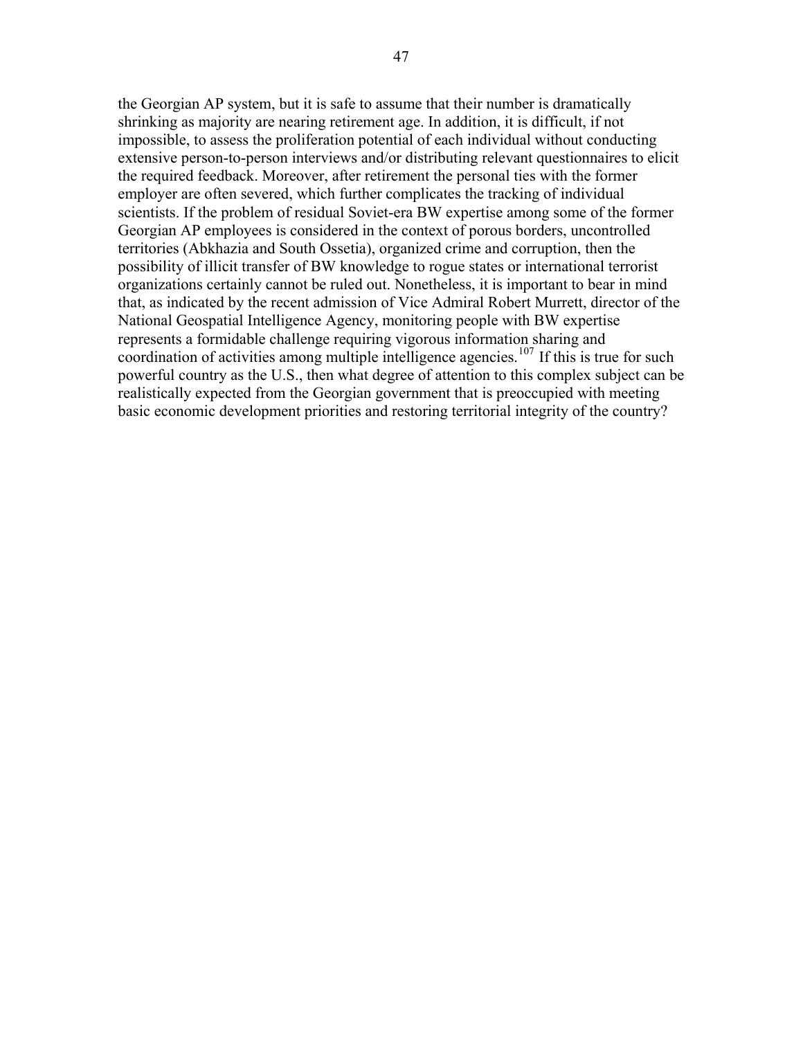the Georgian AP system, but it is safe to assume that their number is dramatically shrinking as majority are nearing retirement age. In addition, it is difficult, if not impossible, to assess the proliferation potential of each individual without conducting extensive person-to-person interviews and/or distributing relevant questionnaires to elicit the required feedback. Moreover, after retirement the personal ties with the former employer are often severed, which further complicates the tracking of individual scientists. If the problem of residual Soviet-era BW expertise among some of the former Georgian AP employees is considered in the context of porous borders, uncontrolled territories (Abkhazia and South Ossetia), organized crime and corruption, then the possibility of illicit transfer of BW knowledge to rogue states or international terrorist organizations certainly cannot be ruled out. Nonetheless, it is important to bear in mind that, as indicated by the recent admission of Vice Admiral Robert Murrett, director of the National Geospatial Intelligence Agency, monitoring people with BW expertise represents a formidable challenge requiring vigorous information sharing and coordination of activities among multiple intelligence agencies.[107] If this is true for such powerful country as the U.S., then what degree of attention to this complex subject can be realistically expected from the Georgian government that is preoccupied with meeting basic economic development priorities and restoring territorial integrity of the country?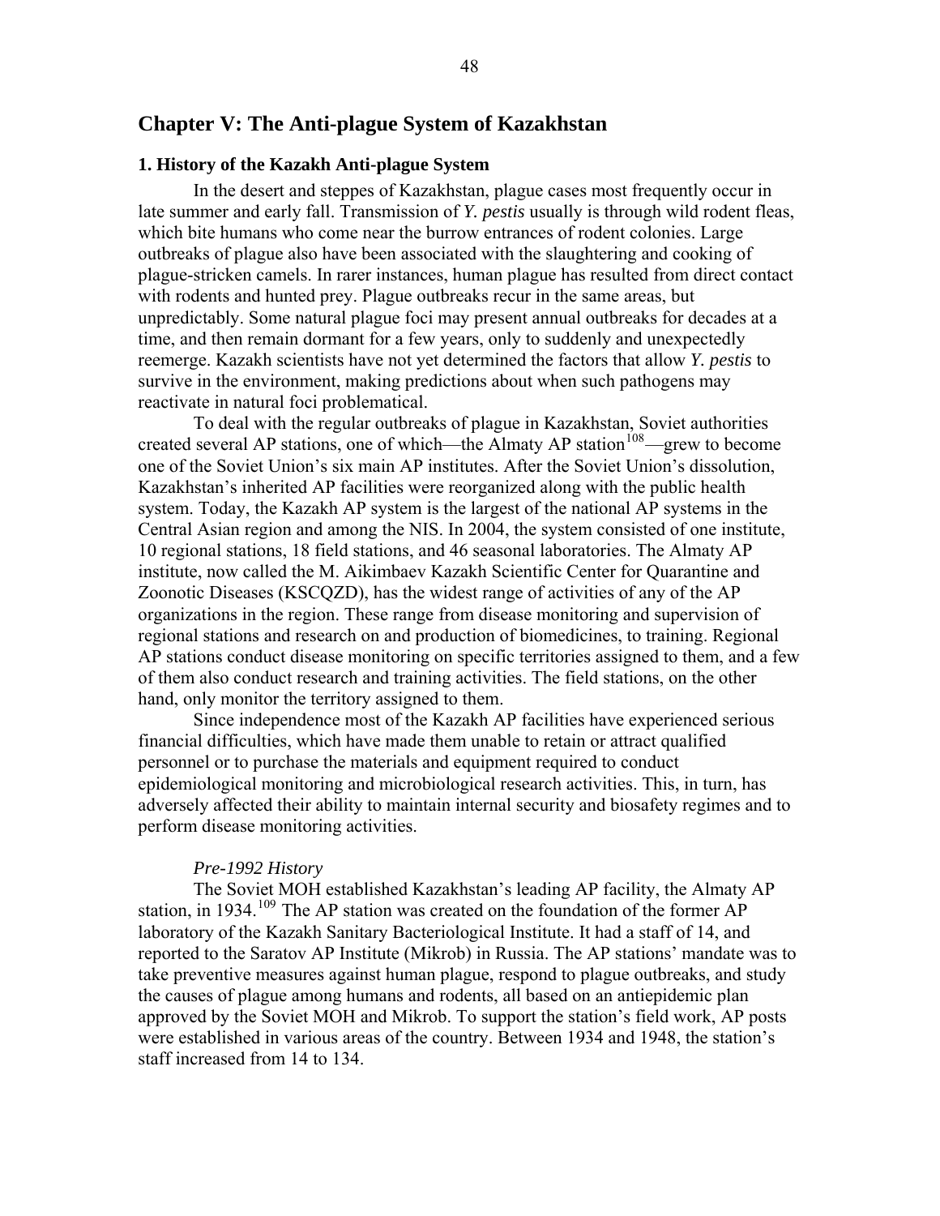## Chapter V: The Anti-plague System of Kazakhstan

### 1. History of the Kazakh Anti-plague System

In the desert and steppes of Kazakhstan, plague cases most frequently occur in late summer and early fall. Transmission of *Y. pestis* usually is through wild rodent fleas, which bite humans who come near the burrow entrances of rodent colonies. Large outbreaks of plague also have been associated with the slaughtering and cooking of plague-stricken camels. In rarer instances, human plague has resulted from direct contact with rodents and hunted prey. Plague outbreaks recur in the same areas, but unpredictably. Some natural plague foci may present annual outbreaks for decades at a time, and then remain dormant for a few years, only to suddenly and unexpectedly reemerge. Kazakh scientists have not yet determined the factors that allow *Y. pestis* to survive in the environment, making predictions about when such pathogens may reactivate in natural foci problematical.

To deal with the regular outbreaks of plague in Kazakhstan, Soviet authorities created several AP stations, one of which—the Almaty AP station[108]—grew to become one of the Soviet Union's six main AP institutes. After the Soviet Union's dissolution, Kazakhstan's inherited AP facilities were reorganized along with the public health system. Today, the Kazakh AP system is the largest of the national AP systems in the Central Asian region and among the NIS. In 2004, the system consisted of one institute, 10 regional stations, 18 field stations, and 46 seasonal laboratories. The Almaty AP institute, now called the M. Aikimbaev Kazakh Scientific Center for Quarantine and Zoonotic Diseases (KSCQZD), has the widest range of activities of any of the AP organizations in the region. These range from disease monitoring and supervision of regional stations and research on and production of biomedicines, to training. Regional AP stations conduct disease monitoring on specific territories assigned to them, and a few of them also conduct research and training activities. The field stations, on the other hand, only monitor the territory assigned to them.

Since independence most of the Kazakh AP facilities have experienced serious financial difficulties, which have made them unable to retain or attract qualified personnel or to purchase the materials and equipment required to conduct epidemiological monitoring and microbiological research activities. This, in turn, has adversely affected their ability to maintain internal security and biosafety regimes and to perform disease monitoring activities.

*Pre-1992 History*

The Soviet MOH established Kazakhstan's leading AP facility, the Almaty AP station, in 1934.[109] The AP station was created on the foundation of the former AP laboratory of the Kazakh Sanitary Bacteriological Institute. It had a staff of 14, and reported to the Saratov AP Institute (Mikrob) in Russia. The AP stations' mandate was to take preventive measures against human plague, respond to plague outbreaks, and study the causes of plague among humans and rodents, all based on an antiepidemic plan approved by the Soviet MOH and Mikrob. To support the station's field work, AP posts were established in various areas of the country. Between 1934 and 1948, the station's staff increased from 14 to 134.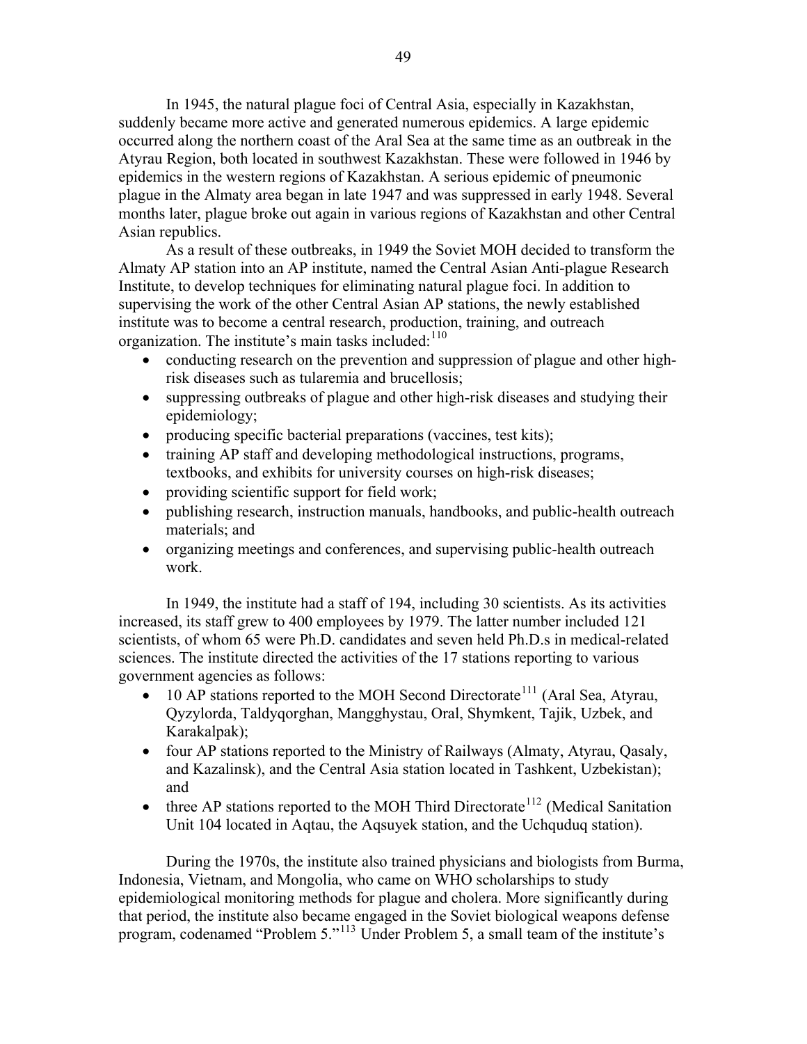In 1945, the natural plague foci of Central Asia, especially in Kazakhstan, suddenly became more active and generated numerous epidemics. A large epidemic occurred along the northern coast of the Aral Sea at the same time as an outbreak in the Atyrau Region, both located in southwest Kazakhstan. These were followed in 1946 by epidemics in the western regions of Kazakhstan. A serious epidemic of pneumonic plague in the Almaty area began in late 1947 and was suppressed in early 1948. Several months later, plague broke out again in various regions of Kazakhstan and other Central Asian republics.

As a result of these outbreaks, in 1949 the Soviet MOH decided to transform the Almaty AP station into an AP institute, named the Central Asian Anti-plague Research Institute, to develop techniques for eliminating natural plague foci. In addition to supervising the work of the other Central Asian AP stations, the newly established institute was to become a central research, production, training, and outreach organization. The institute's main tasks included:[110]

- conducting research on the prevention and suppression of plague and other high-risk diseases such as tularemia and brucellosis;
- suppressing outbreaks of plague and other high-risk diseases and studying their epidemiology;
- producing specific bacterial preparations (vaccines, test kits);
- training AP staff and developing methodological instructions, programs, textbooks, and exhibits for university courses on high-risk diseases;
- providing scientific support for field work;
- publishing research, instruction manuals, handbooks, and public-health outreach materials; and
- organizing meetings and conferences, and supervising public-health outreach work.

In 1949, the institute had a staff of 194, including 30 scientists. As its activities increased, its staff grew to 400 employees by 1979. The latter number included 121 scientists, of whom 65 were Ph.D. candidates and seven held Ph.D.s in medical-related sciences. The institute directed the activities of the 17 stations reporting to various government agencies as follows:

- 10 AP stations reported to the MOH Second Directorate[111] (Aral Sea, Atyrau, Qyzylorda, Taldyqorghan, Mangghystau, Oral, Shymkent, Tajik, Uzbek, and Karakalpak);
- four AP stations reported to the Ministry of Railways (Almaty, Atyrau, Qasaly, and Kazalinsk), and the Central Asia station located in Tashkent, Uzbekistan); and
- three AP stations reported to the MOH Third Directorate[112] (Medical Sanitation Unit 104 located in Aqtau, the Aqsuyek station, and the Uchquduq station).

During the 1970s, the institute also trained physicians and biologists from Burma, Indonesia, Vietnam, and Mongolia, who came on WHO scholarships to study epidemiological monitoring methods for plague and cholera. More significantly during that period, the institute also became engaged in the Soviet biological weapons defense program, codenamed "Problem 5."[113] Under Problem 5, a small team of the institute's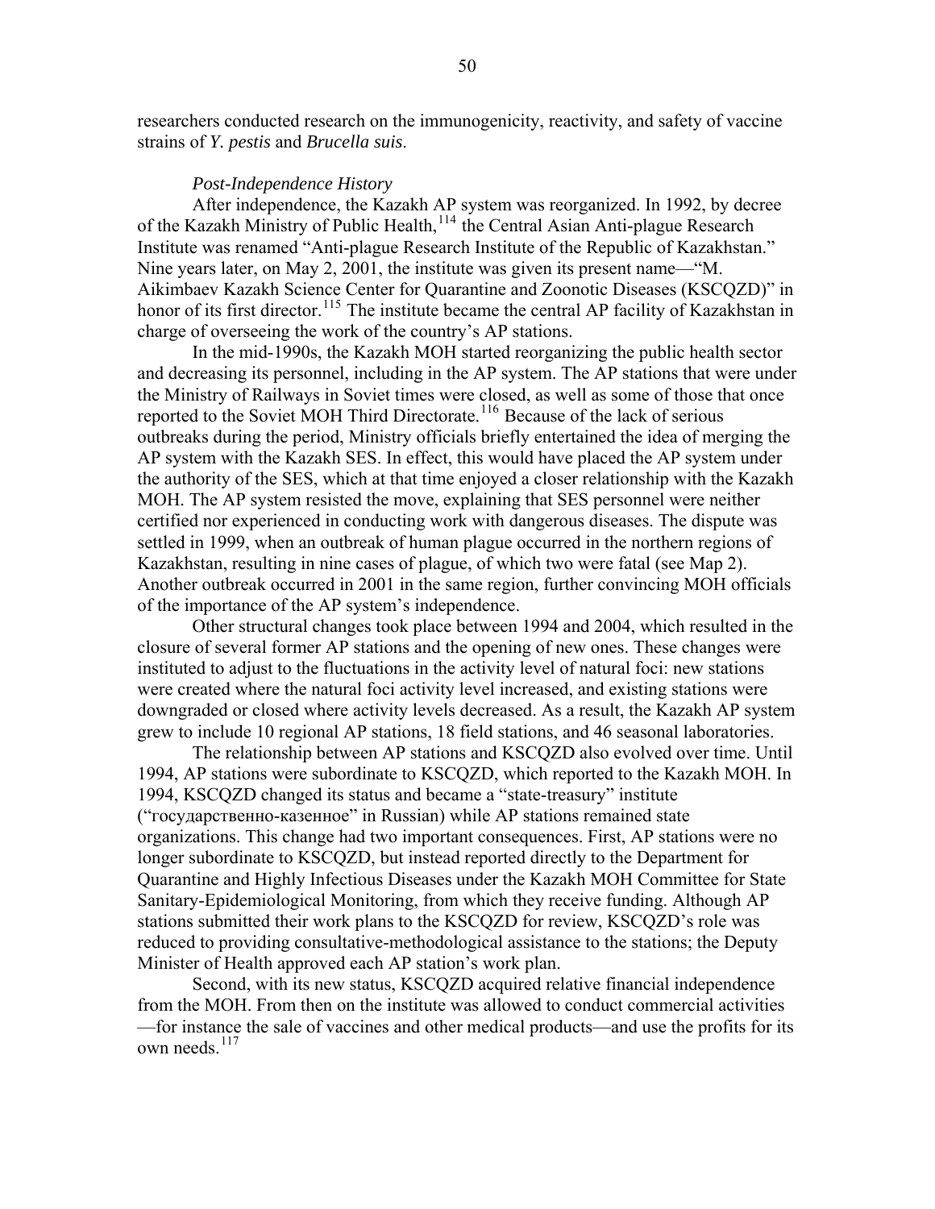researchers conducted research on the immunogenicity, reactivity, and safety of vaccine strains of *Y. pestis* and *Brucella suis*.

*Post-Independence History*

After independence, the Kazakh AP system was reorganized. In 1992, by decree of the Kazakh Ministry of Public Health,[114] the Central Asian Anti-plague Research Institute was renamed "Anti-plague Research Institute of the Republic of Kazakhstan." Nine years later, on May 2, 2001, the institute was given its present name—"M. Aikimbaev Kazakh Science Center for Quarantine and Zoonotic Diseases (KSCQZD)" in honor of its first director.[115] The institute became the central AP facility of Kazakhstan in charge of overseeing the work of the country's AP stations.

In the mid-1990s, the Kazakh MOH started reorganizing the public health sector and decreasing its personnel, including in the AP system. The AP stations that were under the Ministry of Railways in Soviet times were closed, as well as some of those that once reported to the Soviet MOH Third Directorate.[116] Because of the lack of serious outbreaks during the period, Ministry officials briefly entertained the idea of merging the AP system with the Kazakh SES. In effect, this would have placed the AP system under the authority of the SES, which at that time enjoyed a closer relationship with the Kazakh MOH. The AP system resisted the move, explaining that SES personnel were neither certified nor experienced in conducting work with dangerous diseases. The dispute was settled in 1999, when an outbreak of human plague occurred in the northern regions of Kazakhstan, resulting in nine cases of plague, of which two were fatal (see Map 2). Another outbreak occurred in 2001 in the same region, further convincing MOH officials of the importance of the AP system's independence.

Other structural changes took place between 1994 and 2004, which resulted in the closure of several former AP stations and the opening of new ones. These changes were instituted to adjust to the fluctuations in the activity level of natural foci: new stations were created where the natural foci activity level increased, and existing stations were downgraded or closed where activity levels decreased. As a result, the Kazakh AP system grew to include 10 regional AP stations, 18 field stations, and 46 seasonal laboratories.

The relationship between AP stations and KSCQZD also evolved over time. Until 1994, AP stations were subordinate to KSCQZD, which reported to the Kazakh MOH. In 1994, KSCQZD changed its status and became a "state-treasury" institute ("государственно-казенное" in Russian) while AP stations remained state organizations. This change had two important consequences. First, AP stations were no longer subordinate to KSCQZD, but instead reported directly to the Department for Quarantine and Highly Infectious Diseases under the Kazakh MOH Committee for State Sanitary-Epidemiological Monitoring, from which they receive funding. Although AP stations submitted their work plans to the KSCQZD for review, KSCQZD's role was reduced to providing consultative-methodological assistance to the stations; the Deputy Minister of Health approved each AP station's work plan.

Second, with its new status, KSCQZD acquired relative financial independence from the MOH. From then on the institute was allowed to conduct commercial activities—for instance the sale of vaccines and other medical products—and use the profits for its own needs.[117]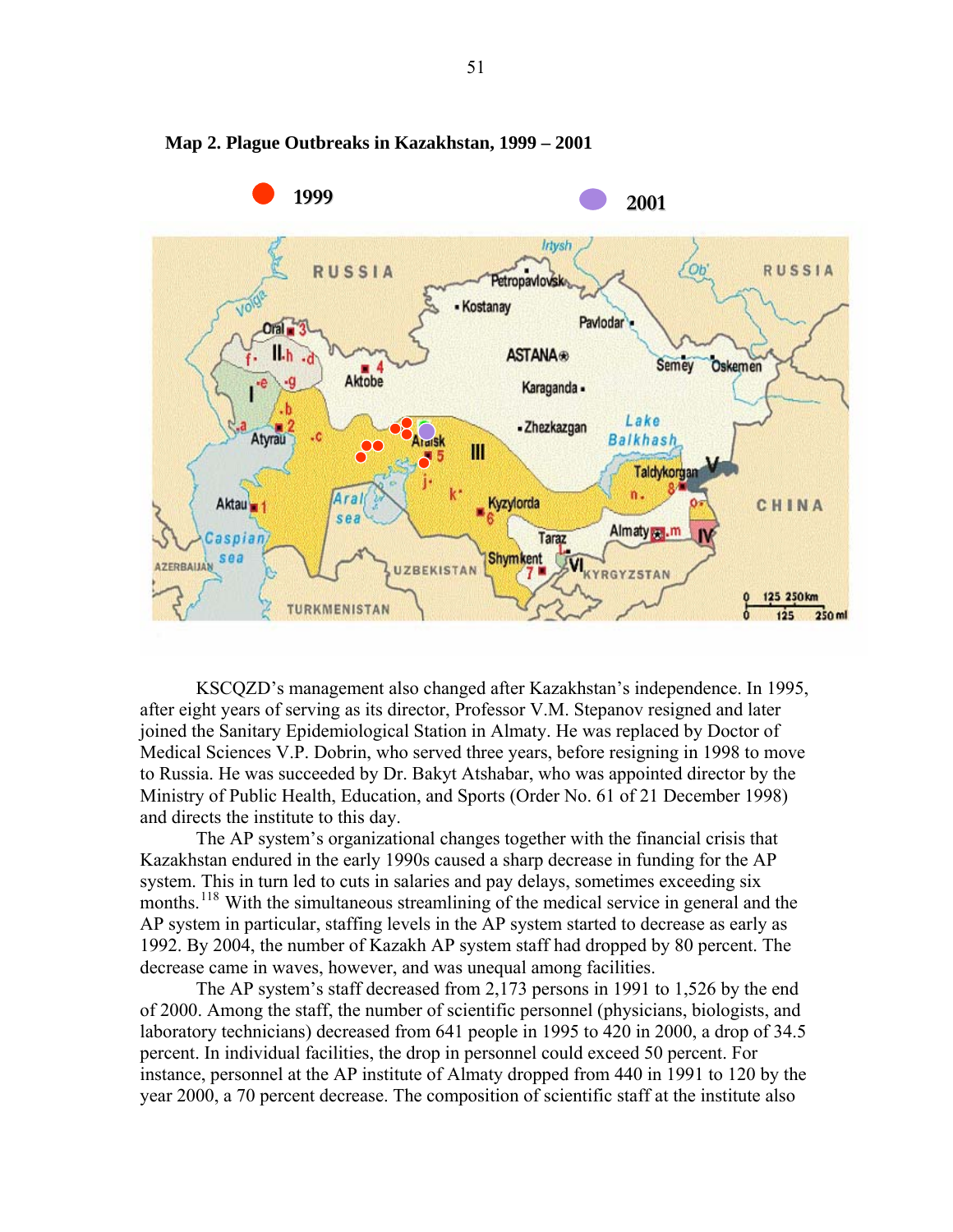**Map 2. Plague Outbreaks in Kazakhstan, 1999 – 2001**

KSCQZD's management also changed after Kazakhstan's independence. In 1995, after eight years of serving as its director, Professor V.M. Stepanov resigned and later joined the Sanitary Epidemiological Station in Almaty. He was replaced by Doctor of Medical Sciences V.P. Dobrin, who served three years, before resigning in 1998 to move to Russia. He was succeeded by Dr. Bakyt Atshabar, who was appointed director by the Ministry of Public Health, Education, and Sports (Order No. 61 of 21 December 1998) and directs the institute to this day.

The AP system's organizational changes together with the financial crisis that Kazakhstan endured in the early 1990s caused a sharp decrease in funding for the AP system. This in turn led to cuts in salaries and pay delays, sometimes exceeding six months.[118] With the simultaneous streamlining of the medical service in general and the AP system in particular, staffing levels in the AP system started to decrease as early as 1992. By 2004, the number of Kazakh AP system staff had dropped by 80 percent. The decrease came in waves, however, and was unequal among facilities.

The AP system's staff decreased from 2,173 persons in 1991 to 1,526 by the end of 2000. Among the staff, the number of scientific personnel (physicians, biologists, and laboratory technicians) decreased from 641 people in 1995 to 420 in 2000, a drop of 34.5 percent. In individual facilities, the drop in personnel could exceed 50 percent. For instance, personnel at the AP institute of Almaty dropped from 440 in 1991 to 120 by the year 2000, a 70 percent decrease. The composition of scientific staff at the institute also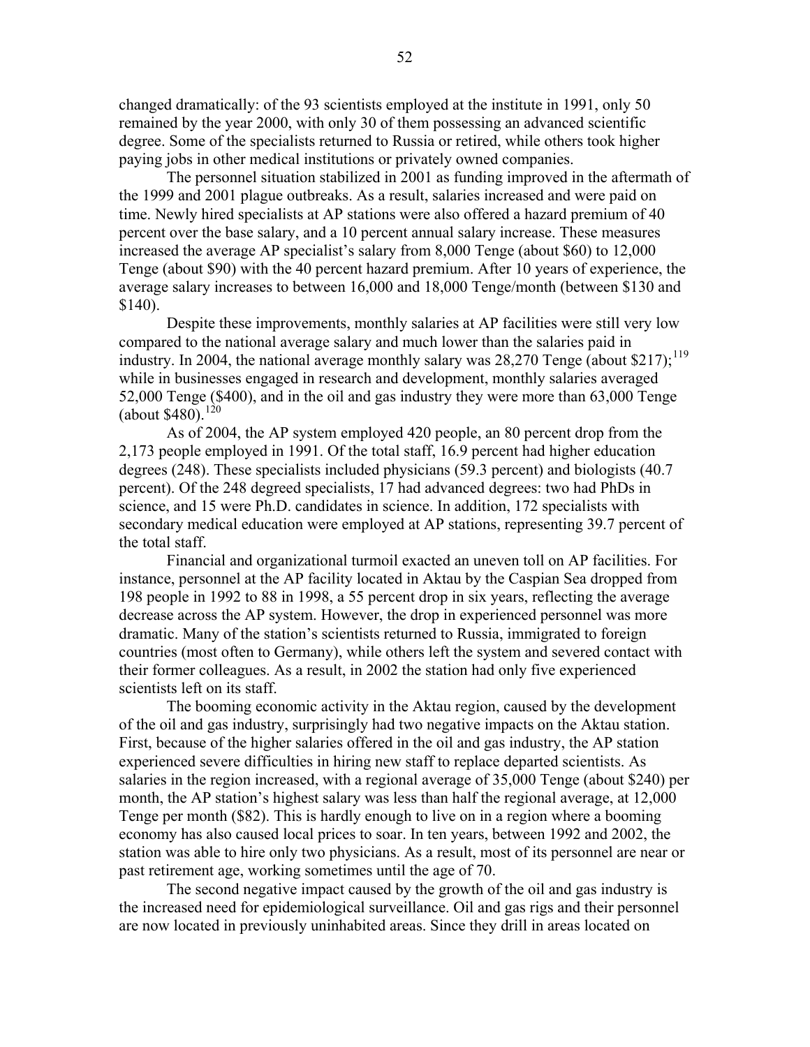changed dramatically: of the 93 scientists employed at the institute in 1991, only 50 remained by the year 2000, with only 30 of them possessing an advanced scientific degree. Some of the specialists returned to Russia or retired, while others took higher paying jobs in other medical institutions or privately owned companies.

The personnel situation stabilized in 2001 as funding improved in the aftermath of the 1999 and 2001 plague outbreaks. As a result, salaries increased and were paid on time. Newly hired specialists at AP stations were also offered a hazard premium of 40 percent over the base salary, and a 10 percent annual salary increase. These measures increased the average AP specialist's salary from 8,000 Tenge (about \$60) to 12,000 Tenge (about \$90) with the 40 percent hazard premium. After 10 years of experience, the average salary increases to between 16,000 and 18,000 Tenge/month (between \$130 and \$140).

Despite these improvements, monthly salaries at AP facilities were still very low compared to the national average salary and much lower than the salaries paid in industry. In 2004, the national average monthly salary was 28,270 Tenge (about \$217);[119] while in businesses engaged in research and development, monthly salaries averaged 52,000 Tenge (\$400), and in the oil and gas industry they were more than 63,000 Tenge (about \$480).[120]

As of 2004, the AP system employed 420 people, an 80 percent drop from the 2,173 people employed in 1991. Of the total staff, 16.9 percent had higher education degrees (248). These specialists included physicians (59.3 percent) and biologists (40.7 percent). Of the 248 degreed specialists, 17 had advanced degrees: two had PhDs in science, and 15 were Ph.D. candidates in science. In addition, 172 specialists with secondary medical education were employed at AP stations, representing 39.7 percent of the total staff.

Financial and organizational turmoil exacted an uneven toll on AP facilities. For instance, personnel at the AP facility located in Aktau by the Caspian Sea dropped from 198 people in 1992 to 88 in 1998, a 55 percent drop in six years, reflecting the average decrease across the AP system. However, the drop in experienced personnel was more dramatic. Many of the station's scientists returned to Russia, immigrated to foreign countries (most often to Germany), while others left the system and severed contact with their former colleagues. As a result, in 2002 the station had only five experienced scientists left on its staff.

The booming economic activity in the Aktau region, caused by the development of the oil and gas industry, surprisingly had two negative impacts on the Aktau station. First, because of the higher salaries offered in the oil and gas industry, the AP station experienced severe difficulties in hiring new staff to replace departed scientists. As salaries in the region increased, with a regional average of 35,000 Tenge (about \$240) per month, the AP station's highest salary was less than half the regional average, at 12,000 Tenge per month (\$82). This is hardly enough to live on in a region where a booming economy has also caused local prices to soar. In ten years, between 1992 and 2002, the station was able to hire only two physicians. As a result, most of its personnel are near or past retirement age, working sometimes until the age of 70.

The second negative impact caused by the growth of the oil and gas industry is the increased need for epidemiological surveillance. Oil and gas rigs and their personnel are now located in previously uninhabited areas. Since they drill in areas located on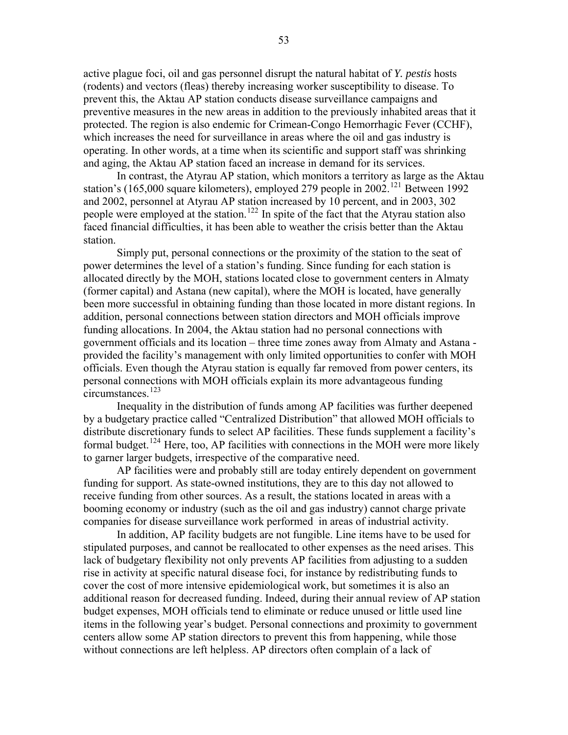active plague foci, oil and gas personnel disrupt the natural habitat of *Y. pestis* hosts (rodents) and vectors (fleas) thereby increasing worker susceptibility to disease. To prevent this, the Aktau AP station conducts disease surveillance campaigns and preventive measures in the new areas in addition to the previously inhabited areas that it protected. The region is also endemic for Crimean-Congo Hemorrhagic Fever (CCHF), which increases the need for surveillance in areas where the oil and gas industry is operating. In other words, at a time when its scientific and support staff was shrinking and aging, the Aktau AP station faced an increase in demand for its services.

In contrast, the Atyrau AP station, which monitors a territory as large as the Aktau station's (165,000 square kilometers), employed 279 people in 2002.[121] Between 1992 and 2002, personnel at Atyrau AP station increased by 10 percent, and in 2003, 302 people were employed at the station.[122] In spite of the fact that the Atyrau station also faced financial difficulties, it has been able to weather the crisis better than the Aktau station.

Simply put, personal connections or the proximity of the station to the seat of power determines the level of a station's funding. Since funding for each station is allocated directly by the MOH, stations located close to government centers in Almaty (former capital) and Astana (new capital), where the MOH is located, have generally been more successful in obtaining funding than those located in more distant regions. In addition, personal connections between station directors and MOH officials improve funding allocations. In 2004, the Aktau station had no personal connections with government officials and its location – three time zones away from Almaty and Astana - provided the facility's management with only limited opportunities to confer with MOH officials. Even though the Atyrau station is equally far removed from power centers, its personal connections with MOH officials explain its more advantageous funding circumstances.[123]

Inequality in the distribution of funds among AP facilities was further deepened by a budgetary practice called "Centralized Distribution" that allowed MOH officials to distribute discretionary funds to select AP facilities. These funds supplement a facility's formal budget.[124] Here, too, AP facilities with connections in the MOH were more likely to garner larger budgets, irrespective of the comparative need.

AP facilities were and probably still are today entirely dependent on government funding for support. As state-owned institutions, they are to this day not allowed to receive funding from other sources. As a result, the stations located in areas with a booming economy or industry (such as the oil and gas industry) cannot charge private companies for disease surveillance work performed in areas of industrial activity.

In addition, AP facility budgets are not fungible. Line items have to be used for stipulated purposes, and cannot be reallocated to other expenses as the need arises. This lack of budgetary flexibility not only prevents AP facilities from adjusting to a sudden rise in activity at specific natural disease foci, for instance by redistributing funds to cover the cost of more intensive epidemiological work, but sometimes it is also an additional reason for decreased funding. Indeed, during their annual review of AP station budget expenses, MOH officials tend to eliminate or reduce unused or little used line items in the following year's budget. Personal connections and proximity to government centers allow some AP station directors to prevent this from happening, while those without connections are left helpless. AP directors often complain of a lack of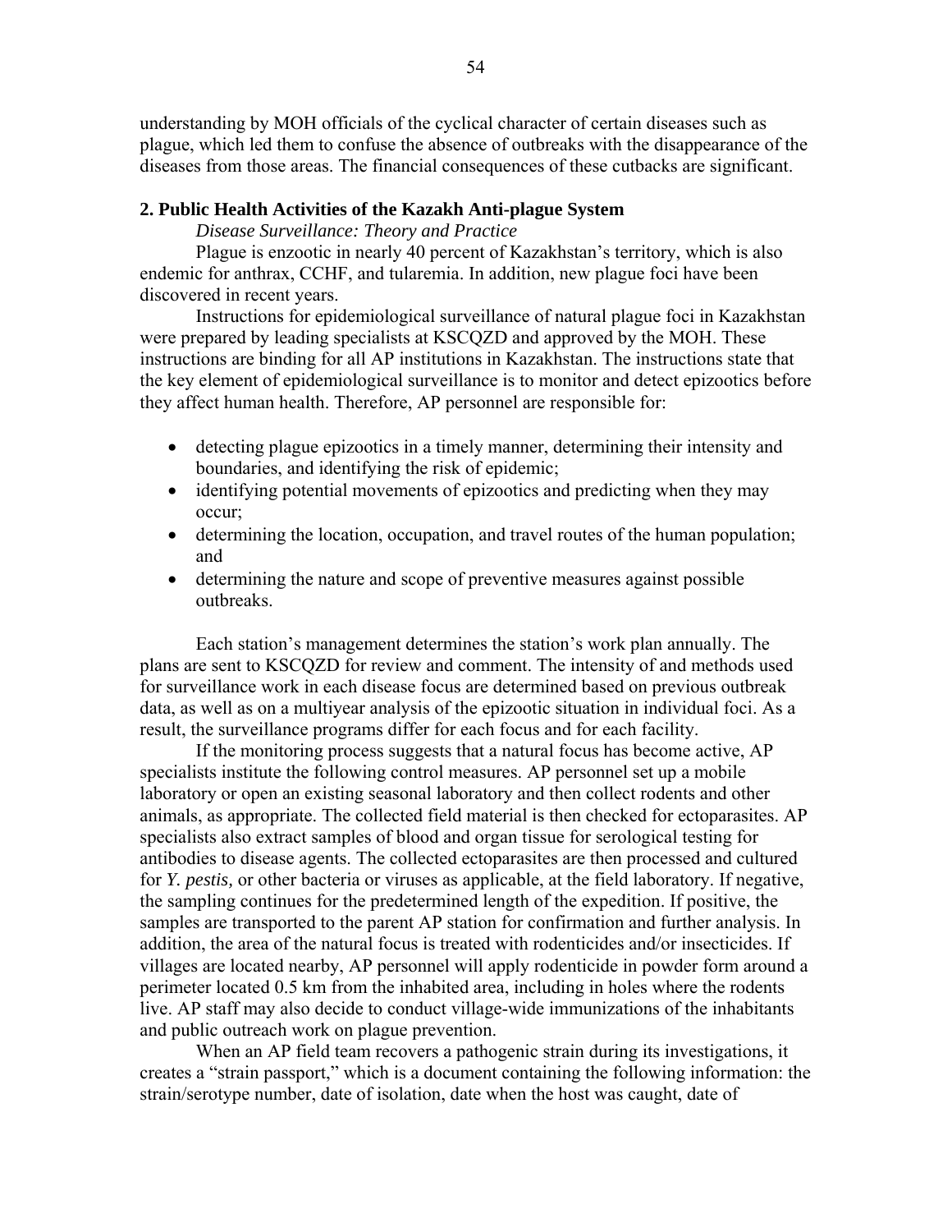understanding by MOH officials of the cyclical character of certain diseases such as plague, which led them to confuse the absence of outbreaks with the disappearance of the diseases from those areas. The financial consequences of these cutbacks are significant.

## 2. Public Health Activities of the Kazakh Anti-plague System

*Disease Surveillance: Theory and Practice*

Plague is enzootic in nearly 40 percent of Kazakhstan's territory, which is also endemic for anthrax, CCHF, and tularemia. In addition, new plague foci have been discovered in recent years.

Instructions for epidemiological surveillance of natural plague foci in Kazakhstan were prepared by leading specialists at KSCQZD and approved by the MOH. These instructions are binding for all AP institutions in Kazakhstan. The instructions state that the key element of epidemiological surveillance is to monitor and detect epizootics before they affect human health. Therefore, AP personnel are responsible for:

- detecting plague epizootics in a timely manner, determining their intensity and boundaries, and identifying the risk of epidemic;
- identifying potential movements of epizootics and predicting when they may occur;
- determining the location, occupation, and travel routes of the human population; and
- determining the nature and scope of preventive measures against possible outbreaks.

Each station's management determines the station's work plan annually. The plans are sent to KSCQZD for review and comment. The intensity of and methods used for surveillance work in each disease focus are determined based on previous outbreak data, as well as on a multiyear analysis of the epizootic situation in individual foci. As a result, the surveillance programs differ for each focus and for each facility.

If the monitoring process suggests that a natural focus has become active, AP specialists institute the following control measures. AP personnel set up a mobile laboratory or open an existing seasonal laboratory and then collect rodents and other animals, as appropriate. The collected field material is then checked for ectoparasites. AP specialists also extract samples of blood and organ tissue for serological testing for antibodies to disease agents. The collected ectoparasites are then processed and cultured for *Y. pestis,* or other bacteria or viruses as applicable, at the field laboratory. If negative, the sampling continues for the predetermined length of the expedition. If positive, the samples are transported to the parent AP station for confirmation and further analysis. In addition, the area of the natural focus is treated with rodenticides and/or insecticides. If villages are located nearby, AP personnel will apply rodenticide in powder form around a perimeter located 0.5 km from the inhabited area, including in holes where the rodents live. AP staff may also decide to conduct village-wide immunizations of the inhabitants and public outreach work on plague prevention.

When an AP field team recovers a pathogenic strain during its investigations, it creates a "strain passport," which is a document containing the following information: the strain/serotype number, date of isolation, date when the host was caught, date of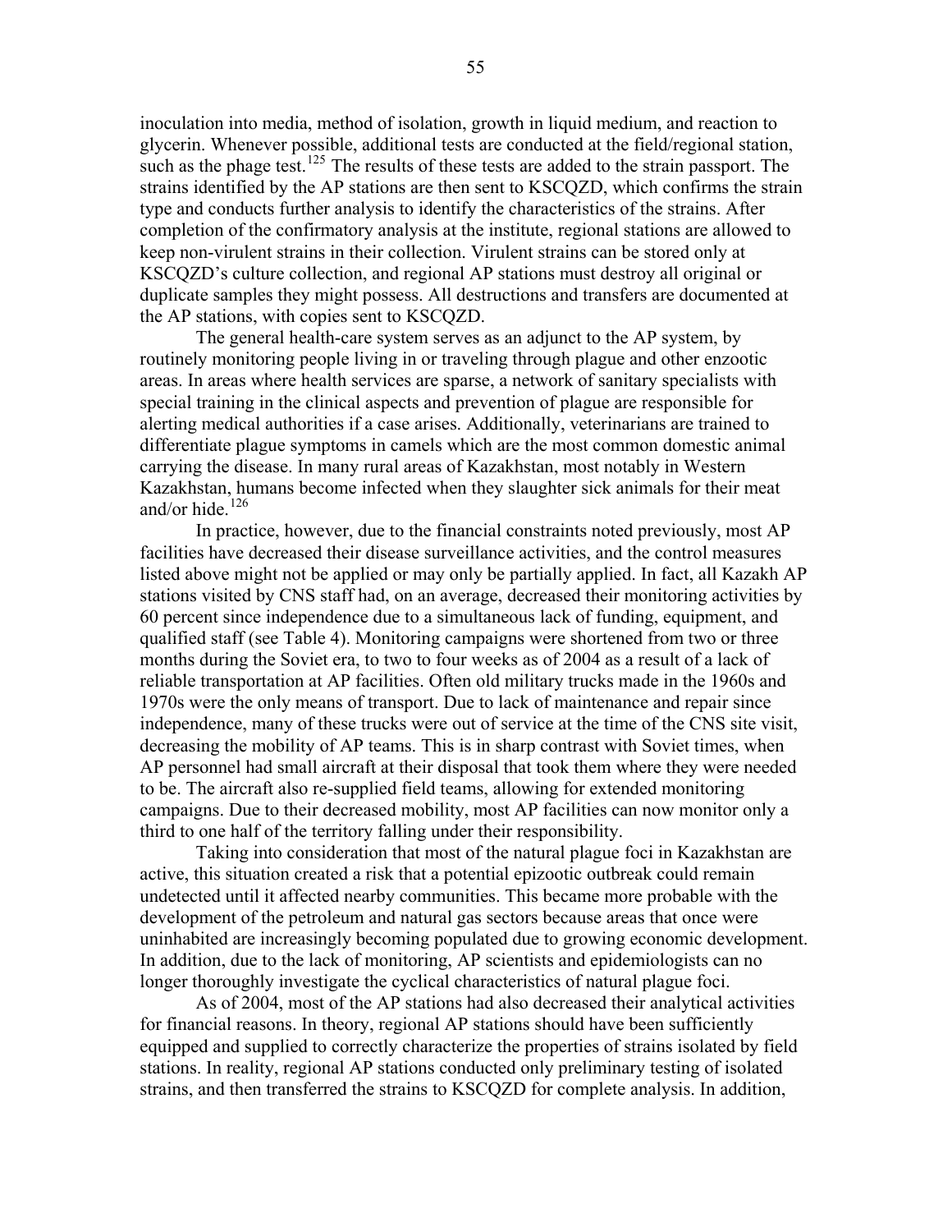inoculation into media, method of isolation, growth in liquid medium, and reaction to glycerin. Whenever possible, additional tests are conducted at the field/regional station, such as the phage test.[125] The results of these tests are added to the strain passport. The strains identified by the AP stations are then sent to KSCQZD, which confirms the strain type and conducts further analysis to identify the characteristics of the strains. After completion of the confirmatory analysis at the institute, regional stations are allowed to keep non-virulent strains in their collection. Virulent strains can be stored only at KSCQZD's culture collection, and regional AP stations must destroy all original or duplicate samples they might possess. All destructions and transfers are documented at the AP stations, with copies sent to KSCQZD.

The general health-care system serves as an adjunct to the AP system, by routinely monitoring people living in or traveling through plague and other enzootic areas. In areas where health services are sparse, a network of sanitary specialists with special training in the clinical aspects and prevention of plague are responsible for alerting medical authorities if a case arises. Additionally, veterinarians are trained to differentiate plague symptoms in camels which are the most common domestic animal carrying the disease. In many rural areas of Kazakhstan, most notably in Western Kazakhstan, humans become infected when they slaughter sick animals for their meat and/or hide.[126]

In practice, however, due to the financial constraints noted previously, most AP facilities have decreased their disease surveillance activities, and the control measures listed above might not be applied or may only be partially applied. In fact, all Kazakh AP stations visited by CNS staff had, on an average, decreased their monitoring activities by 60 percent since independence due to a simultaneous lack of funding, equipment, and qualified staff (see Table 4). Monitoring campaigns were shortened from two or three months during the Soviet era, to two to four weeks as of 2004 as a result of a lack of reliable transportation at AP facilities. Often old military trucks made in the 1960s and 1970s were the only means of transport. Due to lack of maintenance and repair since independence, many of these trucks were out of service at the time of the CNS site visit, decreasing the mobility of AP teams. This is in sharp contrast with Soviet times, when AP personnel had small aircraft at their disposal that took them where they were needed to be. The aircraft also re-supplied field teams, allowing for extended monitoring campaigns. Due to their decreased mobility, most AP facilities can now monitor only a third to one half of the territory falling under their responsibility.

Taking into consideration that most of the natural plague foci in Kazakhstan are active, this situation created a risk that a potential epizootic outbreak could remain undetected until it affected nearby communities. This became more probable with the development of the petroleum and natural gas sectors because areas that once were uninhabited are increasingly becoming populated due to growing economic development. In addition, due to the lack of monitoring, AP scientists and epidemiologists can no longer thoroughly investigate the cyclical characteristics of natural plague foci.

As of 2004, most of the AP stations had also decreased their analytical activities for financial reasons. In theory, regional AP stations should have been sufficiently equipped and supplied to correctly characterize the properties of strains isolated by field stations. In reality, regional AP stations conducted only preliminary testing of isolated strains, and then transferred the strains to KSCQZD for complete analysis. In addition,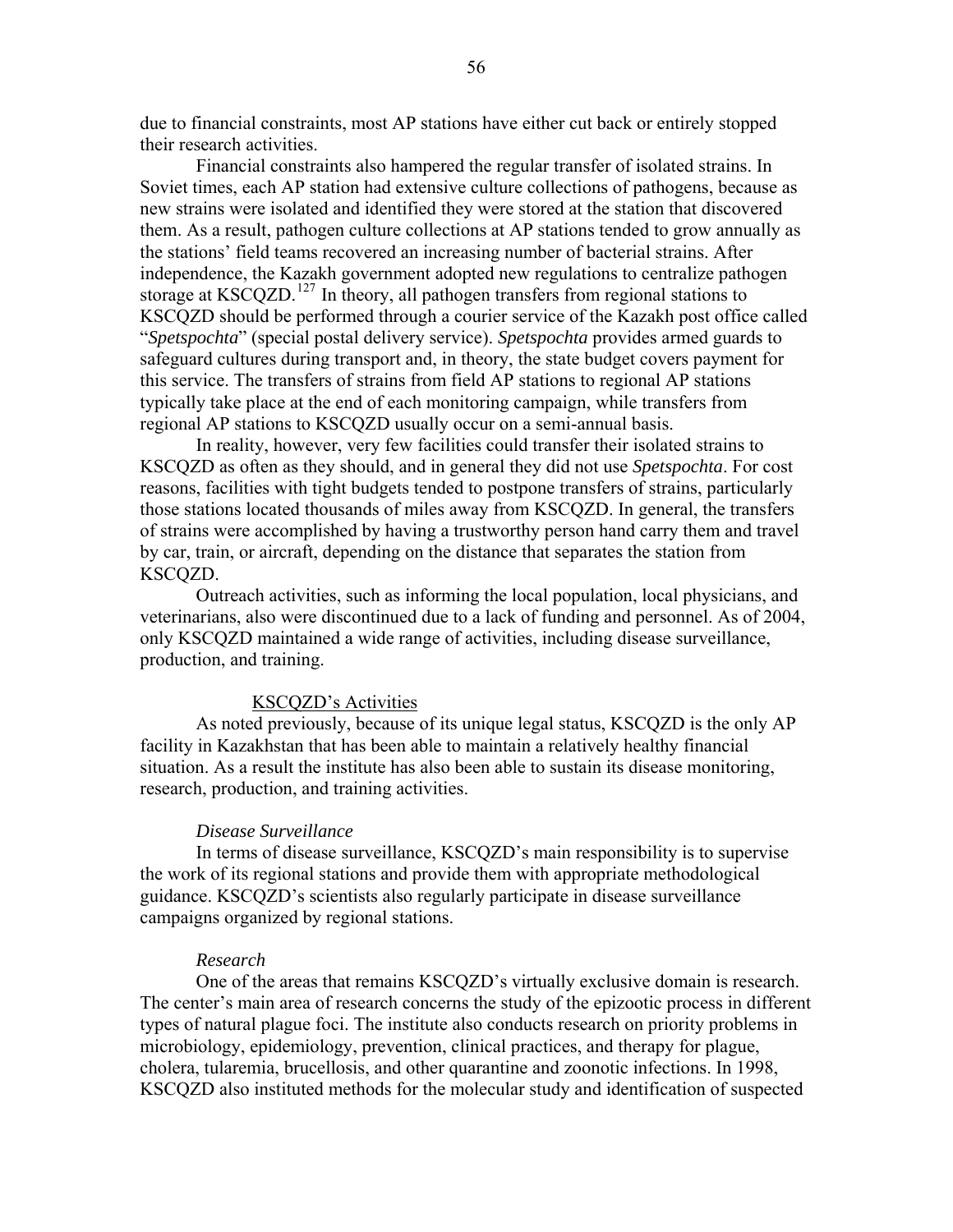due to financial constraints, most AP stations have either cut back or entirely stopped their research activities.

Financial constraints also hampered the regular transfer of isolated strains. In Soviet times, each AP station had extensive culture collections of pathogens, because as new strains were isolated and identified they were stored at the station that discovered them. As a result, pathogen culture collections at AP stations tended to grow annually as the stations' field teams recovered an increasing number of bacterial strains. After independence, the Kazakh government adopted new regulations to centralize pathogen storage at KSCQZD.[127] In theory, all pathogen transfers from regional stations to KSCQZD should be performed through a courier service of the Kazakh post office called "*Spetspochta*" (special postal delivery service). *Spetspochta* provides armed guards to safeguard cultures during transport and, in theory, the state budget covers payment for this service. The transfers of strains from field AP stations to regional AP stations typically take place at the end of each monitoring campaign, while transfers from regional AP stations to KSCQZD usually occur on a semi-annual basis.

In reality, however, very few facilities could transfer their isolated strains to KSCQZD as often as they should, and in general they did not use *Spetspochta*. For cost reasons, facilities with tight budgets tended to postpone transfers of strains, particularly those stations located thousands of miles away from KSCQZD. In general, the transfers of strains were accomplished by having a trustworthy person hand carry them and travel by car, train, or aircraft, depending on the distance that separates the station from KSCQZD.

Outreach activities, such as informing the local population, local physicians, and veterinarians, also were discontinued due to a lack of funding and personnel. As of 2004, only KSCQZD maintained a wide range of activities, including disease surveillance, production, and training.

## KSCQZD's Activities

As noted previously, because of its unique legal status, KSCQZD is the only AP facility in Kazakhstan that has been able to maintain a relatively healthy financial situation. As a result the institute has also been able to sustain its disease monitoring, research, production, and training activities.

### *Disease Surveillance*

In terms of disease surveillance, KSCQZD's main responsibility is to supervise the work of its regional stations and provide them with appropriate methodological guidance. KSCQZD's scientists also regularly participate in disease surveillance campaigns organized by regional stations.

### *Research*

One of the areas that remains KSCQZD's virtually exclusive domain is research. The center's main area of research concerns the study of the epizootic process in different types of natural plague foci. The institute also conducts research on priority problems in microbiology, epidemiology, prevention, clinical practices, and therapy for plague, cholera, tularemia, brucellosis, and other quarantine and zoonotic infections. In 1998, KSCQZD also instituted methods for the molecular study and identification of suspected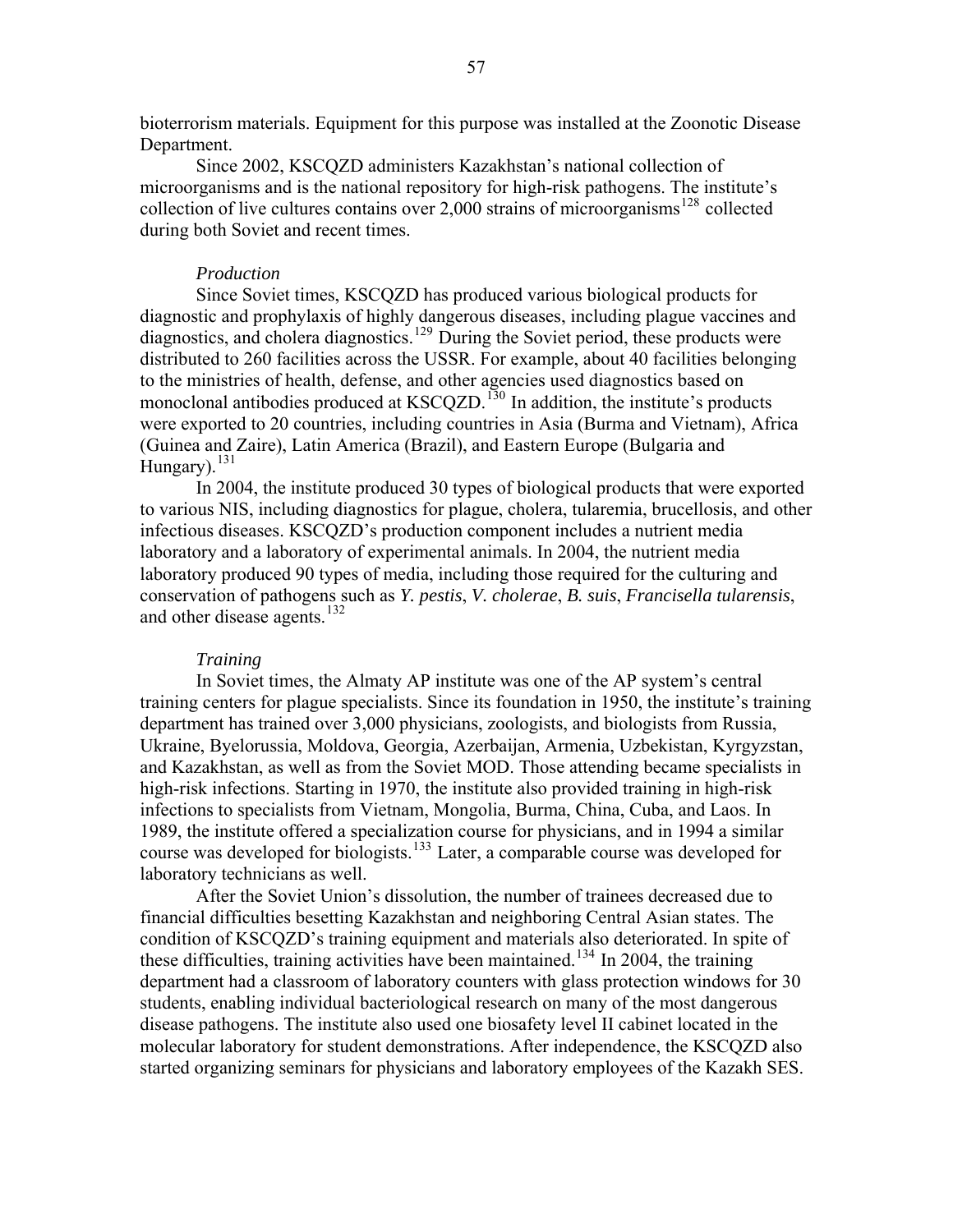bioterrorism materials. Equipment for this purpose was installed at the Zoonotic Disease Department.

Since 2002, KSCQZD administers Kazakhstan's national collection of microorganisms and is the national repository for high-risk pathogens. The institute's collection of live cultures contains over 2,000 strains of microorganisms[128] collected during both Soviet and recent times.

*Production*

Since Soviet times, KSCQZD has produced various biological products for diagnostic and prophylaxis of highly dangerous diseases, including plague vaccines and diagnostics, and cholera diagnostics.[129] During the Soviet period, these products were distributed to 260 facilities across the USSR. For example, about 40 facilities belonging to the ministries of health, defense, and other agencies used diagnostics based on monoclonal antibodies produced at KSCQZD.[130] In addition, the institute's products were exported to 20 countries, including countries in Asia (Burma and Vietnam), Africa (Guinea and Zaire), Latin America (Brazil), and Eastern Europe (Bulgaria and Hungary).[131]

In 2004, the institute produced 30 types of biological products that were exported to various NIS, including diagnostics for plague, cholera, tularemia, brucellosis, and other infectious diseases. KSCQZD's production component includes a nutrient media laboratory and a laboratory of experimental animals. In 2004, the nutrient media laboratory produced 90 types of media, including those required for the culturing and conservation of pathogens such as *Y. pestis*, *V. cholerae*, *B. suis*, *Francisella tularensis*, and other disease agents.[132]

*Training*

In Soviet times, the Almaty AP institute was one of the AP system's central training centers for plague specialists. Since its foundation in 1950, the institute's training department has trained over 3,000 physicians, zoologists, and biologists from Russia, Ukraine, Byelorussia, Moldova, Georgia, Azerbaijan, Armenia, Uzbekistan, Kyrgyzstan, and Kazakhstan, as well as from the Soviet MOD. Those attending became specialists in high-risk infections. Starting in 1970, the institute also provided training in high-risk infections to specialists from Vietnam, Mongolia, Burma, China, Cuba, and Laos. In 1989, the institute offered a specialization course for physicians, and in 1994 a similar course was developed for biologists.[133] Later, a comparable course was developed for laboratory technicians as well.

After the Soviet Union's dissolution, the number of trainees decreased due to financial difficulties besetting Kazakhstan and neighboring Central Asian states. The condition of KSCQZD's training equipment and materials also deteriorated. In spite of these difficulties, training activities have been maintained.[134] In 2004, the training department had a classroom of laboratory counters with glass protection windows for 30 students, enabling individual bacteriological research on many of the most dangerous disease pathogens. The institute also used one biosafety level II cabinet located in the molecular laboratory for student demonstrations. After independence, the KSCQZD also started organizing seminars for physicians and laboratory employees of the Kazakh SES.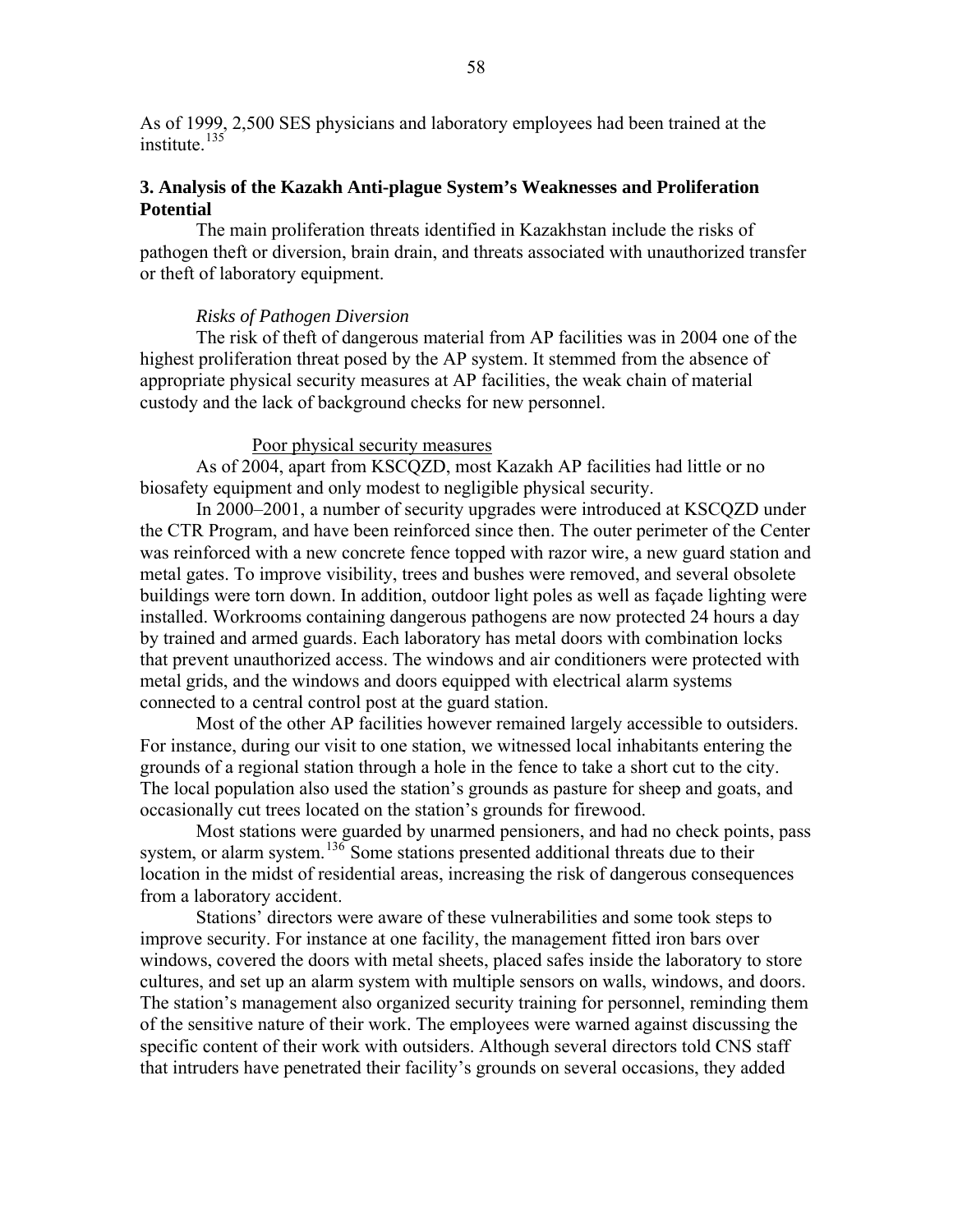As of 1999, 2,500 SES physicians and laboratory employees had been trained at the institute.[135]

## 3. Analysis of the Kazakh Anti-plague System's Weaknesses and Proliferation Potential

The main proliferation threats identified in Kazakhstan include the risks of pathogen theft or diversion, brain drain, and threats associated with unauthorized transfer or theft of laboratory equipment.

*Risks of Pathogen Diversion*

The risk of theft of dangerous material from AP facilities was in 2004 one of the highest proliferation threat posed by the AP system. It stemmed from the absence of appropriate physical security measures at AP facilities, the weak chain of material custody and the lack of background checks for new personnel.

Poor physical security measures

As of 2004, apart from KSCQZD, most Kazakh AP facilities had little or no biosafety equipment and only modest to negligible physical security.

In 2000–2001, a number of security upgrades were introduced at KSCQZD under the CTR Program, and have been reinforced since then. The outer perimeter of the Center was reinforced with a new concrete fence topped with razor wire, a new guard station and metal gates. To improve visibility, trees and bushes were removed, and several obsolete buildings were torn down. In addition, outdoor light poles as well as façade lighting were installed. Workrooms containing dangerous pathogens are now protected 24 hours a day by trained and armed guards. Each laboratory has metal doors with combination locks that prevent unauthorized access. The windows and air conditioners were protected with metal grids, and the windows and doors equipped with electrical alarm systems connected to a central control post at the guard station.

Most of the other AP facilities however remained largely accessible to outsiders. For instance, during our visit to one station, we witnessed local inhabitants entering the grounds of a regional station through a hole in the fence to take a short cut to the city. The local population also used the station's grounds as pasture for sheep and goats, and occasionally cut trees located on the station's grounds for firewood.

Most stations were guarded by unarmed pensioners, and had no check points, pass system, or alarm system.[136] Some stations presented additional threats due to their location in the midst of residential areas, increasing the risk of dangerous consequences from a laboratory accident.

Stations' directors were aware of these vulnerabilities and some took steps to improve security. For instance at one facility, the management fitted iron bars over windows, covered the doors with metal sheets, placed safes inside the laboratory to store cultures, and set up an alarm system with multiple sensors on walls, windows, and doors. The station's management also organized security training for personnel, reminding them of the sensitive nature of their work. The employees were warned against discussing the specific content of their work with outsiders. Although several directors told CNS staff that intruders have penetrated their facility's grounds on several occasions, they added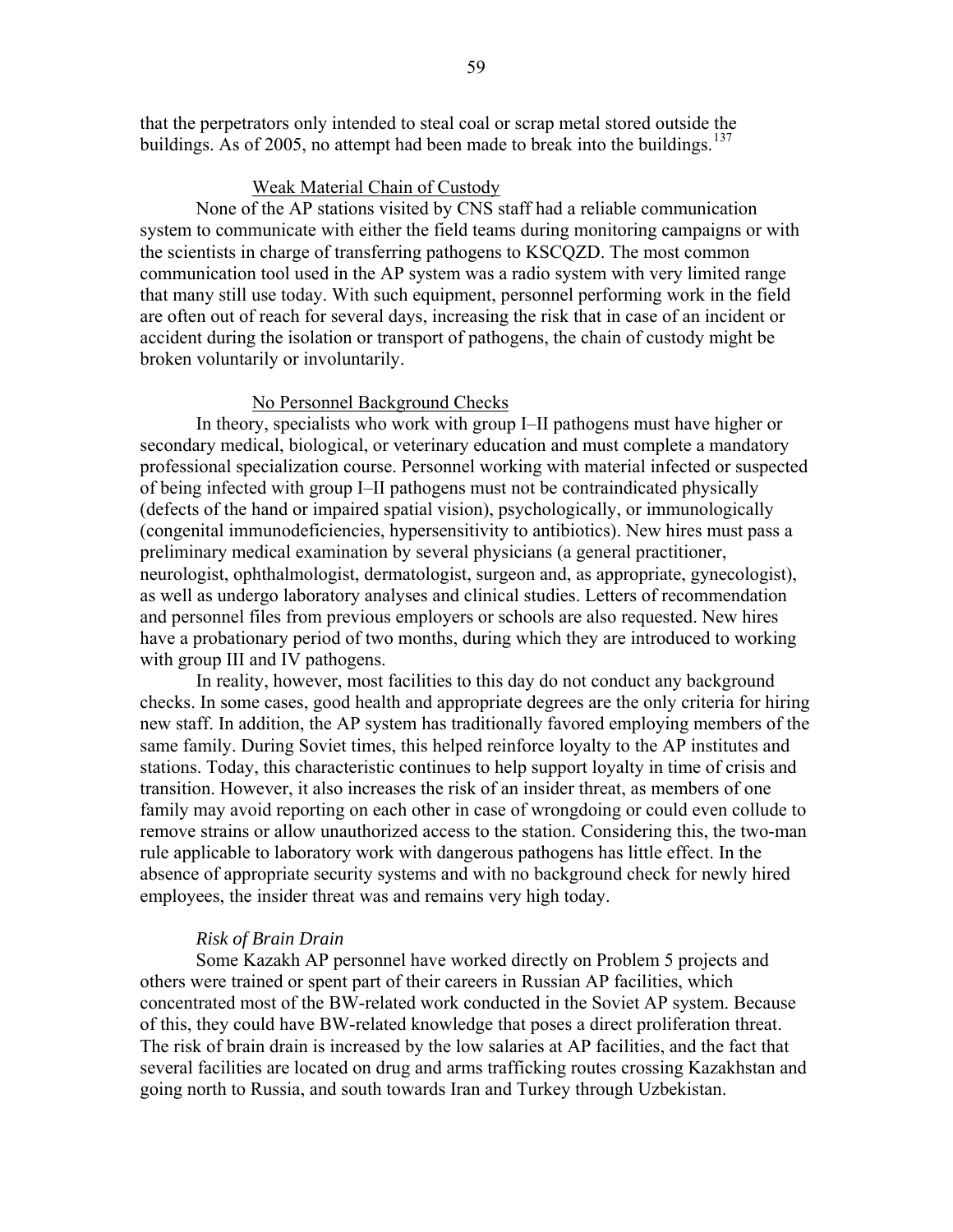that the perpetrators only intended to steal coal or scrap metal stored outside the buildings. As of 2005, no attempt had been made to break into the buildings.[137]

Weak Material Chain of Custody

None of the AP stations visited by CNS staff had a reliable communication system to communicate with either the field teams during monitoring campaigns or with the scientists in charge of transferring pathogens to KSCQZD. The most common communication tool used in the AP system was a radio system with very limited range that many still use today. With such equipment, personnel performing work in the field are often out of reach for several days, increasing the risk that in case of an incident or accident during the isolation or transport of pathogens, the chain of custody might be broken voluntarily or involuntarily.

No Personnel Background Checks

In theory, specialists who work with group I–II pathogens must have higher or secondary medical, biological, or veterinary education and must complete a mandatory professional specialization course. Personnel working with material infected or suspected of being infected with group I–II pathogens must not be contraindicated physically (defects of the hand or impaired spatial vision), psychologically, or immunologically (congenital immunodeficiencies, hypersensitivity to antibiotics). New hires must pass a preliminary medical examination by several physicians (a general practitioner, neurologist, ophthalmologist, dermatologist, surgeon and, as appropriate, gynecologist), as well as undergo laboratory analyses and clinical studies. Letters of recommendation and personnel files from previous employers or schools are also requested. New hires have a probationary period of two months, during which they are introduced to working with group III and IV pathogens.

In reality, however, most facilities to this day do not conduct any background checks. In some cases, good health and appropriate degrees are the only criteria for hiring new staff. In addition, the AP system has traditionally favored employing members of the same family. During Soviet times, this helped reinforce loyalty to the AP institutes and stations. Today, this characteristic continues to help support loyalty in time of crisis and transition. However, it also increases the risk of an insider threat, as members of one family may avoid reporting on each other in case of wrongdoing or could even collude to remove strains or allow unauthorized access to the station. Considering this, the two-man rule applicable to laboratory work with dangerous pathogens has little effect. In the absence of appropriate security systems and with no background check for newly hired employees, the insider threat was and remains very high today.

*Risk of Brain Drain*

Some Kazakh AP personnel have worked directly on Problem 5 projects and others were trained or spent part of their careers in Russian AP facilities, which concentrated most of the BW-related work conducted in the Soviet AP system. Because of this, they could have BW-related knowledge that poses a direct proliferation threat. The risk of brain drain is increased by the low salaries at AP facilities, and the fact that several facilities are located on drug and arms trafficking routes crossing Kazakhstan and going north to Russia, and south towards Iran and Turkey through Uzbekistan.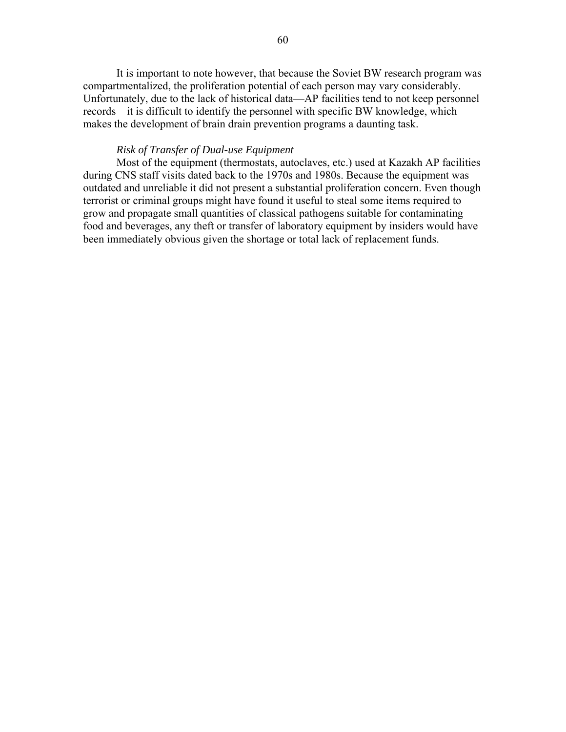It is important to note however, that because the Soviet BW research program was compartmentalized, the proliferation potential of each person may vary considerably. Unfortunately, due to the lack of historical data—AP facilities tend to not keep personnel records—it is difficult to identify the personnel with specific BW knowledge, which makes the development of brain drain prevention programs a daunting task.

*Risk of Transfer of Dual-use Equipment*

Most of the equipment (thermostats, autoclaves, etc.) used at Kazakh AP facilities during CNS staff visits dated back to the 1970s and 1980s. Because the equipment was outdated and unreliable it did not present a substantial proliferation concern. Even though terrorist or criminal groups might have found it useful to steal some items required to grow and propagate small quantities of classical pathogens suitable for contaminating food and beverages, any theft or transfer of laboratory equipment by insiders would have been immediately obvious given the shortage or total lack of replacement funds.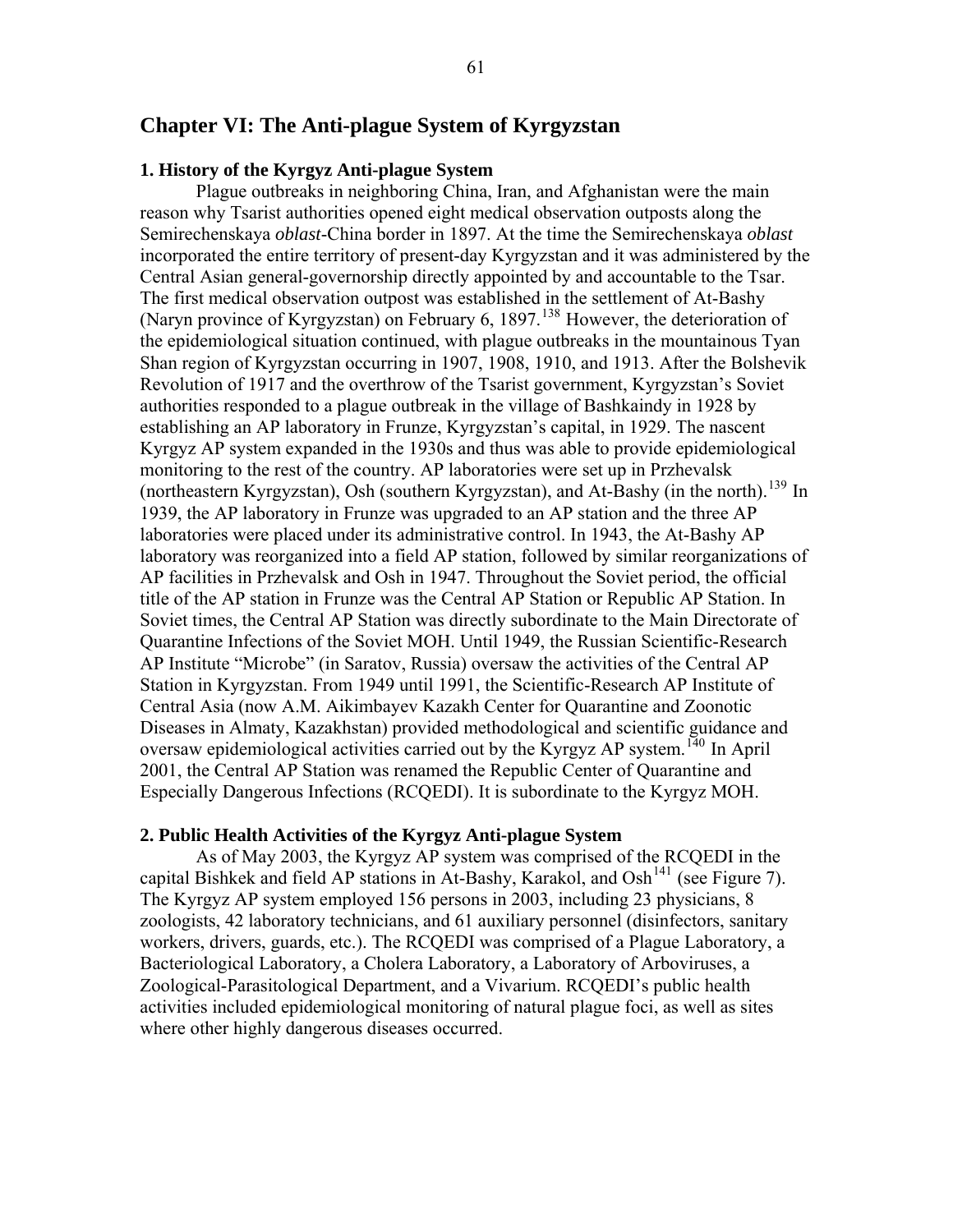# Chapter VI: The Anti-plague System of Kyrgyzstan

### 1. History of the Kyrgyz Anti-plague System

Plague outbreaks in neighboring China, Iran, and Afghanistan were the main reason why Tsarist authorities opened eight medical observation outposts along the Semirechenskaya *oblast*-China border in 1897. At the time the Semirechenskaya *oblast* incorporated the entire territory of present-day Kyrgyzstan and it was administered by the Central Asian general-governorship directly appointed by and accountable to the Tsar. The first medical observation outpost was established in the settlement of At-Bashy (Naryn province of Kyrgyzstan) on February 6, 1897.[138] However, the deterioration of the epidemiological situation continued, with plague outbreaks in the mountainous Tyan Shan region of Kyrgyzstan occurring in 1907, 1908, 1910, and 1913. After the Bolshevik Revolution of 1917 and the overthrow of the Tsarist government, Kyrgyzstan's Soviet authorities responded to a plague outbreak in the village of Bashkaindy in 1928 by establishing an AP laboratory in Frunze, Kyrgyzstan's capital, in 1929. The nascent Kyrgyz AP system expanded in the 1930s and thus was able to provide epidemiological monitoring to the rest of the country. AP laboratories were set up in Przhevalsk (northeastern Kyrgyzstan), Osh (southern Kyrgyzstan), and At-Bashy (in the north).[139] In 1939, the AP laboratory in Frunze was upgraded to an AP station and the three AP laboratories were placed under its administrative control. In 1943, the At-Bashy AP laboratory was reorganized into a field AP station, followed by similar reorganizations of AP facilities in Przhevalsk and Osh in 1947. Throughout the Soviet period, the official title of the AP station in Frunze was the Central AP Station or Republic AP Station. In Soviet times, the Central AP Station was directly subordinate to the Main Directorate of Quarantine Infections of the Soviet MOH. Until 1949, the Russian Scientific-Research AP Institute "Microbe" (in Saratov, Russia) oversaw the activities of the Central AP Station in Kyrgyzstan. From 1949 until 1991, the Scientific-Research AP Institute of Central Asia (now A.M. Aikimbayev Kazakh Center for Quarantine and Zoonotic Diseases in Almaty, Kazakhstan) provided methodological and scientific guidance and oversaw epidemiological activities carried out by the Kyrgyz AP system.[140] In April 2001, the Central AP Station was renamed the Republic Center of Quarantine and Especially Dangerous Infections (RCQEDI). It is subordinate to the Kyrgyz MOH.

### 2. Public Health Activities of the Kyrgyz Anti-plague System

As of May 2003, the Kyrgyz AP system was comprised of the RCQEDI in the capital Bishkek and field AP stations in At-Bashy, Karakol, and Osh[141] (see Figure 7). The Kyrgyz AP system employed 156 persons in 2003, including 23 physicians, 8 zoologists, 42 laboratory technicians, and 61 auxiliary personnel (disinfectors, sanitary workers, drivers, guards, etc.). The RCQEDI was comprised of a Plague Laboratory, a Bacteriological Laboratory, a Cholera Laboratory, a Laboratory of Arboviruses, a Zoological-Parasitological Department, and a Vivarium. RCQEDI's public health activities included epidemiological monitoring of natural plague foci, as well as sites where other highly dangerous diseases occurred.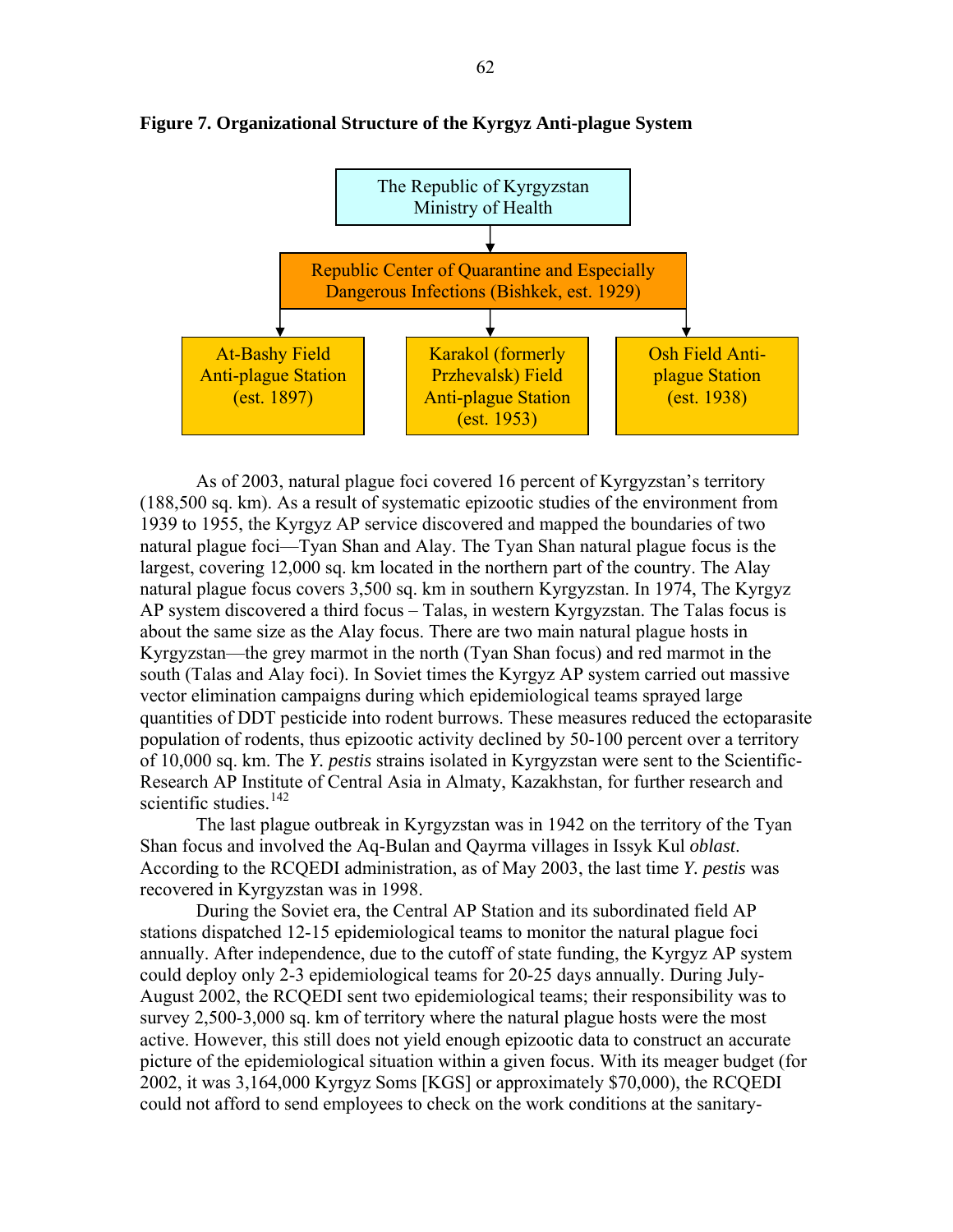**Figure 7. Organizational Structure of the Kyrgyz Anti-plague System**

The Republic of Kyrgyzstan Ministry of Health

Republic Center of Quarantine and Especially Dangerous Infections (Bishkek, est. 1929)

At-Bashy Field Anti-plague Station (est. 1897)

Karakol (formerly Przhevalsk) Field Anti-plague Station (est. 1953)

Osh Field Anti-plague Station (est. 1938)

As of 2003, natural plague foci covered 16 percent of Kyrgyzstan's territory (188,500 sq. km). As a result of systematic epizootic studies of the environment from 1939 to 1955, the Kyrgyz AP service discovered and mapped the boundaries of two natural plague foci—Tyan Shan and Alay. The Tyan Shan natural plague focus is the largest, covering 12,000 sq. km located in the northern part of the country. The Alay natural plague focus covers 3,500 sq. km in southern Kyrgyzstan. In 1974, The Kyrgyz AP system discovered a third focus – Talas, in western Kyrgyzstan. The Talas focus is about the same size as the Alay focus. There are two main natural plague hosts in Kyrgyzstan—the grey marmot in the north (Tyan Shan focus) and red marmot in the south (Talas and Alay foci). In Soviet times the Kyrgyz AP system carried out massive vector elimination campaigns during which epidemiological teams sprayed large quantities of DDT pesticide into rodent burrows. These measures reduced the ectoparasite population of rodents, thus epizootic activity declined by 50-100 percent over a territory of 10,000 sq. km. The *Y. pestis* strains isolated in Kyrgyzstan were sent to the Scientific-Research AP Institute of Central Asia in Almaty, Kazakhstan, for further research and scientific studies.[142]

The last plague outbreak in Kyrgyzstan was in 1942 on the territory of the Tyan Shan focus and involved the Aq-Bulan and Qayrma villages in Issyk Kul *oblast*. According to the RCQEDI administration, as of May 2003, the last time *Y. pestis* was recovered in Kyrgyzstan was in 1998.

During the Soviet era, the Central AP Station and its subordinated field AP stations dispatched 12-15 epidemiological teams to monitor the natural plague foci annually. After independence, due to the cutoff of state funding, the Kyrgyz AP system could deploy only 2-3 epidemiological teams for 20-25 days annually. During July-August 2002, the RCQEDI sent two epidemiological teams; their responsibility was to survey 2,500-3,000 sq. km of territory where the natural plague hosts were the most active. However, this still does not yield enough epizootic data to construct an accurate picture of the epidemiological situation within a given focus. With its meager budget (for 2002, it was 3,164,000 Kyrgyz Soms [KGS] or approximately $70,000), the RCQEDI could not afford to send employees to check on the work conditions at the sanitary-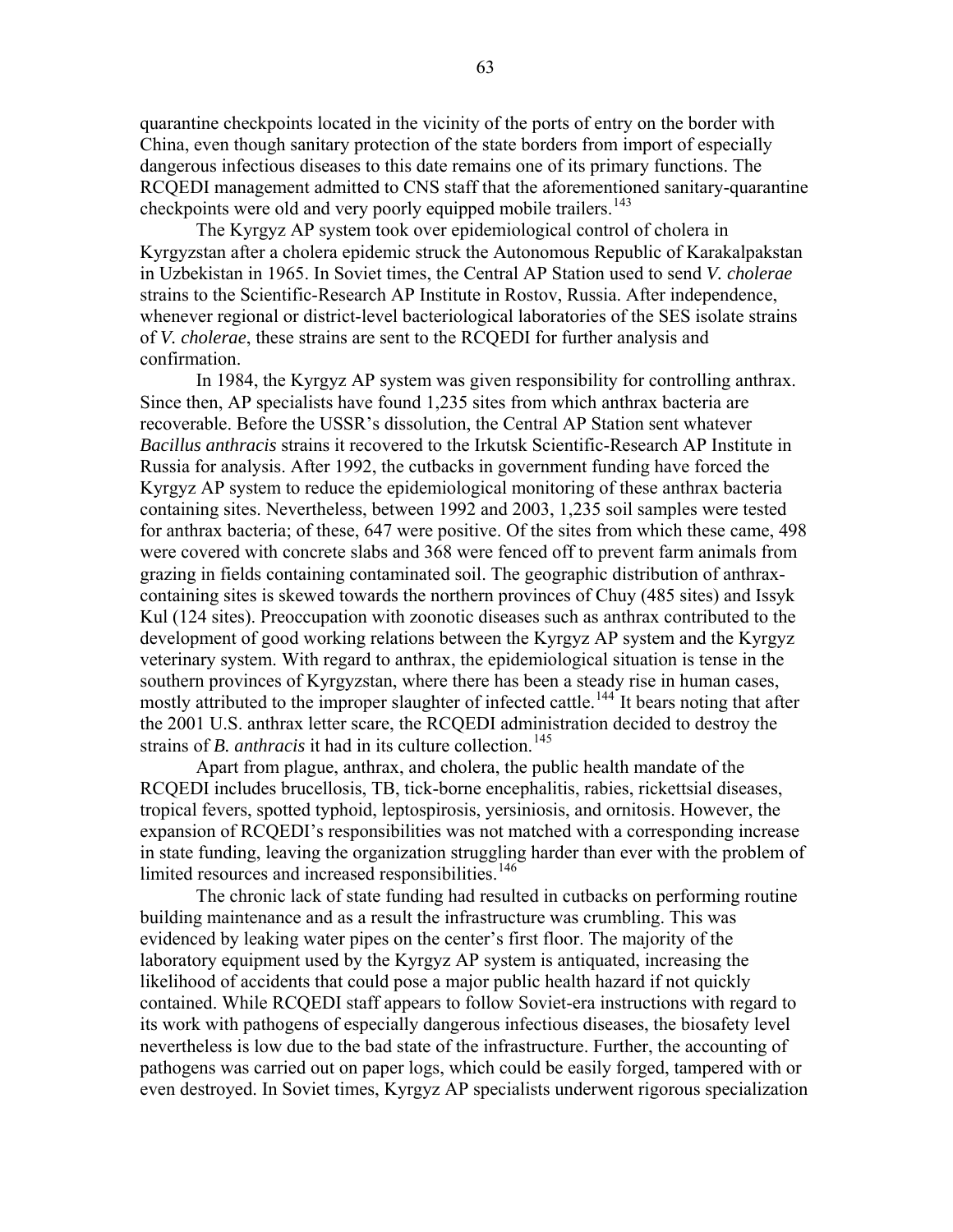quarantine checkpoints located in the vicinity of the ports of entry on the border with China, even though sanitary protection of the state borders from import of especially dangerous infectious diseases to this date remains one of its primary functions. The RCQEDI management admitted to CNS staff that the aforementioned sanitary-quarantine checkpoints were old and very poorly equipped mobile trailers.[143]

The Kyrgyz AP system took over epidemiological control of cholera in Kyrgyzstan after a cholera epidemic struck the Autonomous Republic of Karakalpakstan in Uzbekistan in 1965. In Soviet times, the Central AP Station used to send *V. cholerae* strains to the Scientific-Research AP Institute in Rostov, Russia. After independence, whenever regional or district-level bacteriological laboratories of the SES isolate strains of *V. cholerae*, these strains are sent to the RCQEDI for further analysis and confirmation.

In 1984, the Kyrgyz AP system was given responsibility for controlling anthrax. Since then, AP specialists have found 1,235 sites from which anthrax bacteria are recoverable. Before the USSR's dissolution, the Central AP Station sent whatever *Bacillus anthracis* strains it recovered to the Irkutsk Scientific-Research AP Institute in Russia for analysis. After 1992, the cutbacks in government funding have forced the Kyrgyz AP system to reduce the epidemiological monitoring of these anthrax bacteria containing sites. Nevertheless, between 1992 and 2003, 1,235 soil samples were tested for anthrax bacteria; of these, 647 were positive. Of the sites from which these came, 498 were covered with concrete slabs and 368 were fenced off to prevent farm animals from grazing in fields containing contaminated soil. The geographic distribution of anthrax-containing sites is skewed towards the northern provinces of Chuy (485 sites) and Issyk Kul (124 sites). Preoccupation with zoonotic diseases such as anthrax contributed to the development of good working relations between the Kyrgyz AP system and the Kyrgyz veterinary system. With regard to anthrax, the epidemiological situation is tense in the southern provinces of Kyrgyzstan, where there has been a steady rise in human cases, mostly attributed to the improper slaughter of infected cattle.[144] It bears noting that after the 2001 U.S. anthrax letter scare, the RCQEDI administration decided to destroy the strains of *B. anthracis* it had in its culture collection.[145]

Apart from plague, anthrax, and cholera, the public health mandate of the RCQEDI includes brucellosis, TB, tick-borne encephalitis, rabies, rickettsial diseases, tropical fevers, spotted typhoid, leptospirosis, yersiniosis, and ornitosis. However, the expansion of RCQEDI's responsibilities was not matched with a corresponding increase in state funding, leaving the organization struggling harder than ever with the problem of limited resources and increased responsibilities.[146]

The chronic lack of state funding had resulted in cutbacks on performing routine building maintenance and as a result the infrastructure was crumbling. This was evidenced by leaking water pipes on the center's first floor. The majority of the laboratory equipment used by the Kyrgyz AP system is antiquated, increasing the likelihood of accidents that could pose a major public health hazard if not quickly contained. While RCQEDI staff appears to follow Soviet-era instructions with regard to its work with pathogens of especially dangerous infectious diseases, the biosafety level nevertheless is low due to the bad state of the infrastructure. Further, the accounting of pathogens was carried out on paper logs, which could be easily forged, tampered with or even destroyed. In Soviet times, Kyrgyz AP specialists underwent rigorous specialization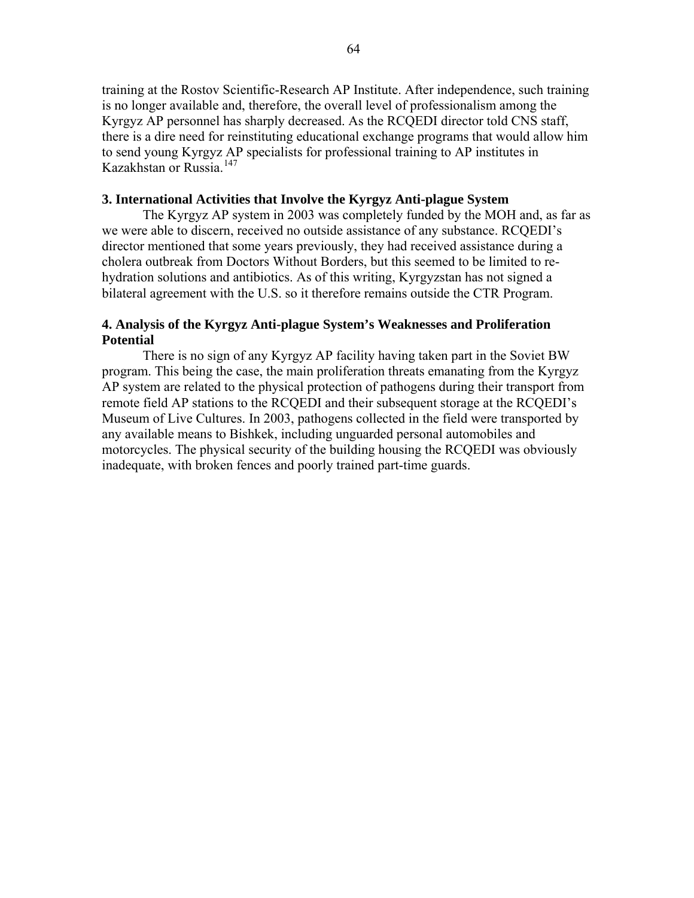training at the Rostov Scientific-Research AP Institute. After independence, such training is no longer available and, therefore, the overall level of professionalism among the Kyrgyz AP personnel has sharply decreased. As the RCQEDI director told CNS staff, there is a dire need for reinstituting educational exchange programs that would allow him to send young Kyrgyz AP specialists for professional training to AP institutes in Kazakhstan or Russia.[147]

### 3. International Activities that Involve the Kyrgyz Anti-plague System

The Kyrgyz AP system in 2003 was completely funded by the MOH and, as far as we were able to discern, received no outside assistance of any substance. RCQEDI's director mentioned that some years previously, they had received assistance during a cholera outbreak from Doctors Without Borders, but this seemed to be limited to re-hydration solutions and antibiotics. As of this writing, Kyrgyzstan has not signed a bilateral agreement with the U.S. so it therefore remains outside the CTR Program.

### 4. Analysis of the Kyrgyz Anti-plague System's Weaknesses and Proliferation Potential

There is no sign of any Kyrgyz AP facility having taken part in the Soviet BW program. This being the case, the main proliferation threats emanating from the Kyrgyz AP system are related to the physical protection of pathogens during their transport from remote field AP stations to the RCQEDI and their subsequent storage at the RCQEDI's Museum of Live Cultures. In 2003, pathogens collected in the field were transported by any available means to Bishkek, including unguarded personal automobiles and motorcycles. The physical security of the building housing the RCQEDI was obviously inadequate, with broken fences and poorly trained part-time guards.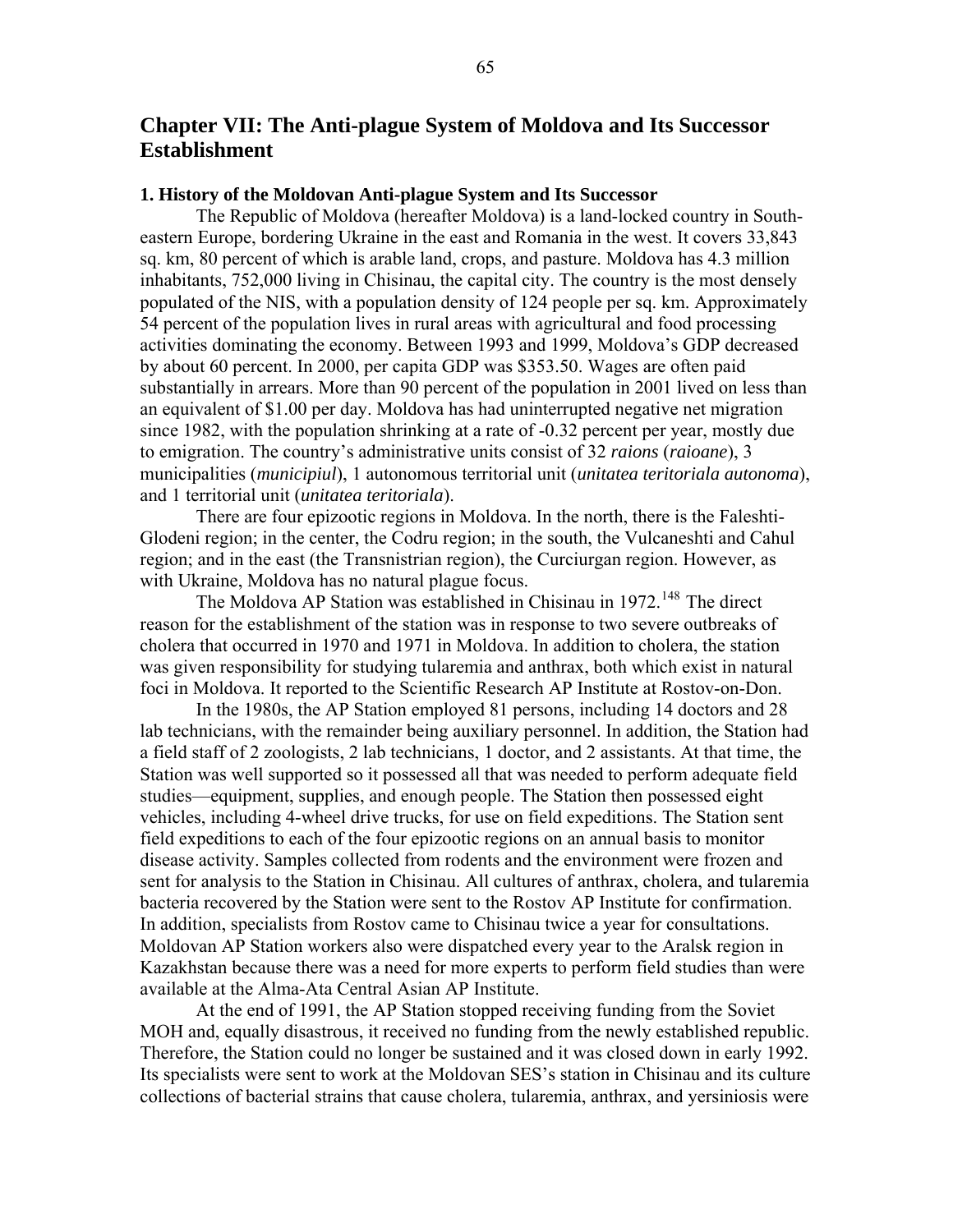# Chapter VII: The Anti-plague System of Moldova and Its Successor Establishment

### 1. History of the Moldovan Anti-plague System and Its Successor

The Republic of Moldova (hereafter Moldova) is a land-locked country in South-eastern Europe, bordering Ukraine in the east and Romania in the west. It covers 33,843 sq. km, 80 percent of which is arable land, crops, and pasture. Moldova has 4.3 million inhabitants, 752,000 living in Chisinau, the capital city. The country is the most densely populated of the NIS, with a population density of 124 people per sq. km. Approximately 54 percent of the population lives in rural areas with agricultural and food processing activities dominating the economy. Between 1993 and 1999, Moldova's GDP decreased by about 60 percent. In 2000, per capita GDP was $353.50. Wages are often paid substantially in arrears. More than 90 percent of the population in 2001 lived on less than an equivalent of $1.00 per day. Moldova has had uninterrupted negative net migration since 1982, with the population shrinking at a rate of -0.32 percent per year, mostly due to emigration. The country's administrative units consist of 32 *raions* (*raioane*), 3 municipalities (*municipiul*), 1 autonomous territorial unit (*unitatea teritoriala autonoma*), and 1 territorial unit (*unitatea teritoriala*).

There are four epizootic regions in Moldova. In the north, there is the Faleshti-Glodeni region; in the center, the Codru region; in the south, the Vulcaneshti and Cahul region; and in the east (the Transnistrian region), the Curciurgan region. However, as with Ukraine, Moldova has no natural plague focus.

The Moldova AP Station was established in Chisinau in 1972.[148] The direct reason for the establishment of the station was in response to two severe outbreaks of cholera that occurred in 1970 and 1971 in Moldova. In addition to cholera, the station was given responsibility for studying tularemia and anthrax, both which exist in natural foci in Moldova. It reported to the Scientific Research AP Institute at Rostov-on-Don.

In the 1980s, the AP Station employed 81 persons, including 14 doctors and 28 lab technicians, with the remainder being auxiliary personnel. In addition, the Station had a field staff of 2 zoologists, 2 lab technicians, 1 doctor, and 2 assistants. At that time, the Station was well supported so it possessed all that was needed to perform adequate field studies—equipment, supplies, and enough people. The Station then possessed eight vehicles, including 4-wheel drive trucks, for use on field expeditions. The Station sent field expeditions to each of the four epizootic regions on an annual basis to monitor disease activity. Samples collected from rodents and the environment were frozen and sent for analysis to the Station in Chisinau. All cultures of anthrax, cholera, and tularemia bacteria recovered by the Station were sent to the Rostov AP Institute for confirmation. In addition, specialists from Rostov came to Chisinau twice a year for consultations. Moldovan AP Station workers also were dispatched every year to the Aralsk region in Kazakhstan because there was a need for more experts to perform field studies than were available at the Alma-Ata Central Asian AP Institute.

At the end of 1991, the AP Station stopped receiving funding from the Soviet MOH and, equally disastrous, it received no funding from the newly established republic. Therefore, the Station could no longer be sustained and it was closed down in early 1992. Its specialists were sent to work at the Moldovan SES's station in Chisinau and its culture collections of bacterial strains that cause cholera, tularemia, anthrax, and yersiniosis were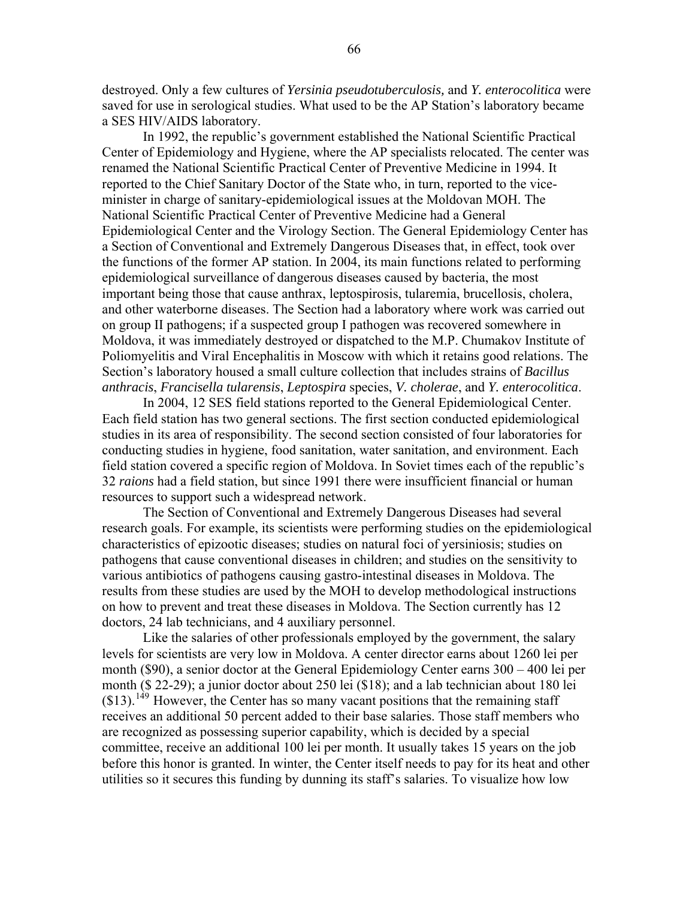destroyed. Only a few cultures of *Yersinia pseudotuberculosis,* and *Y. enterocolitica* were saved for use in serological studies. What used to be the AP Station's laboratory became a SES HIV/AIDS laboratory.

In 1992, the republic's government established the National Scientific Practical Center of Epidemiology and Hygiene, where the AP specialists relocated. The center was renamed the National Scientific Practical Center of Preventive Medicine in 1994. It reported to the Chief Sanitary Doctor of the State who, in turn, reported to the vice-minister in charge of sanitary-epidemiological issues at the Moldovan MOH. The National Scientific Practical Center of Preventive Medicine had a General Epidemiological Center and the Virology Section. The General Epidemiology Center has a Section of Conventional and Extremely Dangerous Diseases that, in effect, took over the functions of the former AP station. In 2004, its main functions related to performing epidemiological surveillance of dangerous diseases caused by bacteria, the most important being those that cause anthrax, leptospirosis, tularemia, brucellosis, cholera, and other waterborne diseases. The Section had a laboratory where work was carried out on group II pathogens; if a suspected group I pathogen was recovered somewhere in Moldova, it was immediately destroyed or dispatched to the M.P. Chumakov Institute of Poliomyelitis and Viral Encephalitis in Moscow with which it retains good relations. The Section's laboratory housed a small culture collection that includes strains of *Bacillus anthracis*, *Francisella tularensis*, *Leptospira* species, *V. cholerae*, and *Y. enterocolitica*.

In 2004, 12 SES field stations reported to the General Epidemiological Center. Each field station has two general sections. The first section conducted epidemiological studies in its area of responsibility. The second section consisted of four laboratories for conducting studies in hygiene, food sanitation, water sanitation, and environment. Each field station covered a specific region of Moldova. In Soviet times each of the republic's 32 *raions* had a field station, but since 1991 there were insufficient financial or human resources to support such a widespread network.

The Section of Conventional and Extremely Dangerous Diseases had several research goals. For example, its scientists were performing studies on the epidemiological characteristics of epizootic diseases; studies on natural foci of yersiniosis; studies on pathogens that cause conventional diseases in children; and studies on the sensitivity to various antibiotics of pathogens causing gastro-intestinal diseases in Moldova. The results from these studies are used by the MOH to develop methodological instructions on how to prevent and treat these diseases in Moldova. The Section currently has 12 doctors, 24 lab technicians, and 4 auxiliary personnel.

Like the salaries of other professionals employed by the government, the salary levels for scientists are very low in Moldova. A center director earns about 1260 lei per month ($90), a senior doctor at the General Epidemiology Center earns 300 – 400 lei per month ($ 22-29); a junior doctor about 250 lei ($18); and a lab technician about 180 lei ($13).[149] However, the Center has so many vacant positions that the remaining staff receives an additional 50 percent added to their base salaries. Those staff members who are recognized as possessing superior capability, which is decided by a special committee, receive an additional 100 lei per month. It usually takes 15 years on the job before this honor is granted. In winter, the Center itself needs to pay for its heat and other utilities so it secures this funding by dunning its staff's salaries. To visualize how low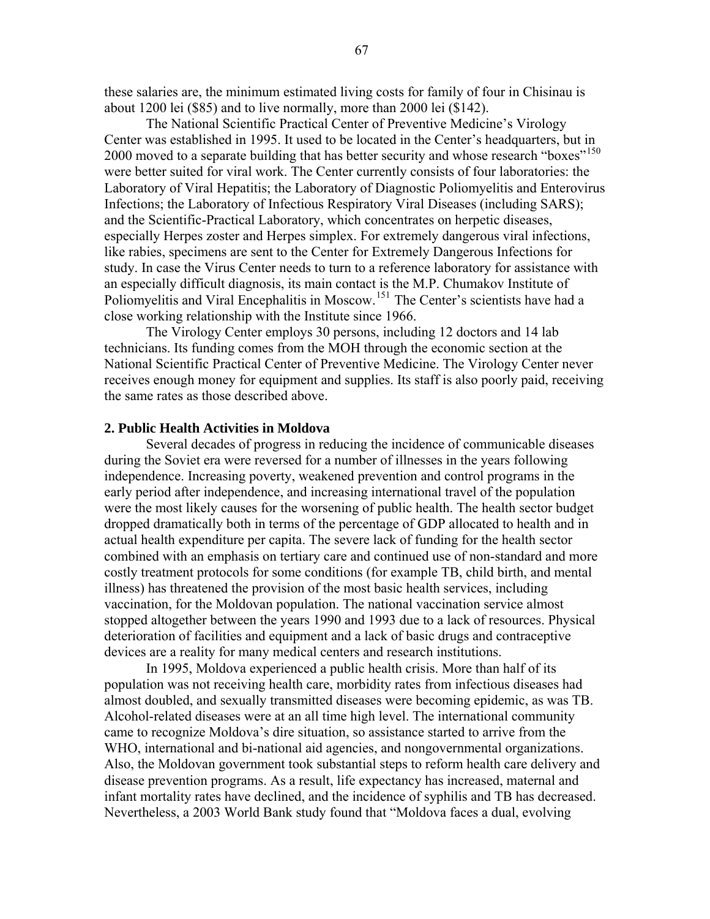these salaries are, the minimum estimated living costs for family of four in Chisinau is about 1200 lei ($85) and to live normally, more than 2000 lei ($142).

The National Scientific Practical Center of Preventive Medicine's Virology Center was established in 1995. It used to be located in the Center's headquarters, but in 2000 moved to a separate building that has better security and whose research "boxes"[150] were better suited for viral work. The Center currently consists of four laboratories: the Laboratory of Viral Hepatitis; the Laboratory of Diagnostic Poliomyelitis and Enterovirus Infections; the Laboratory of Infectious Respiratory Viral Diseases (including SARS); and the Scientific-Practical Laboratory, which concentrates on herpetic diseases, especially Herpes zoster and Herpes simplex. For extremely dangerous viral infections, like rabies, specimens are sent to the Center for Extremely Dangerous Infections for study. In case the Virus Center needs to turn to a reference laboratory for assistance with an especially difficult diagnosis, its main contact is the M.P. Chumakov Institute of Poliomyelitis and Viral Encephalitis in Moscow.[151] The Center's scientists have had a close working relationship with the Institute since 1966.

The Virology Center employs 30 persons, including 12 doctors and 14 lab technicians. Its funding comes from the MOH through the economic section at the National Scientific Practical Center of Preventive Medicine. The Virology Center never receives enough money for equipment and supplies. Its staff is also poorly paid, receiving the same rates as those described above.

## 2. Public Health Activities in Moldova

Several decades of progress in reducing the incidence of communicable diseases during the Soviet era were reversed for a number of illnesses in the years following independence. Increasing poverty, weakened prevention and control programs in the early period after independence, and increasing international travel of the population were the most likely causes for the worsening of public health. The health sector budget dropped dramatically both in terms of the percentage of GDP allocated to health and in actual health expenditure per capita. The severe lack of funding for the health sector combined with an emphasis on tertiary care and continued use of non-standard and more costly treatment protocols for some conditions (for example TB, child birth, and mental illness) has threatened the provision of the most basic health services, including vaccination, for the Moldovan population. The national vaccination service almost stopped altogether between the years 1990 and 1993 due to a lack of resources. Physical deterioration of facilities and equipment and a lack of basic drugs and contraceptive devices are a reality for many medical centers and research institutions.

In 1995, Moldova experienced a public health crisis. More than half of its population was not receiving health care, morbidity rates from infectious diseases had almost doubled, and sexually transmitted diseases were becoming epidemic, as was TB. Alcohol-related diseases were at an all time high level. The international community came to recognize Moldova's dire situation, so assistance started to arrive from the WHO, international and bi-national aid agencies, and nongovernmental organizations. Also, the Moldovan government took substantial steps to reform health care delivery and disease prevention programs. As a result, life expectancy has increased, maternal and infant mortality rates have declined, and the incidence of syphilis and TB has decreased. Nevertheless, a 2003 World Bank study found that "Moldova faces a dual, evolving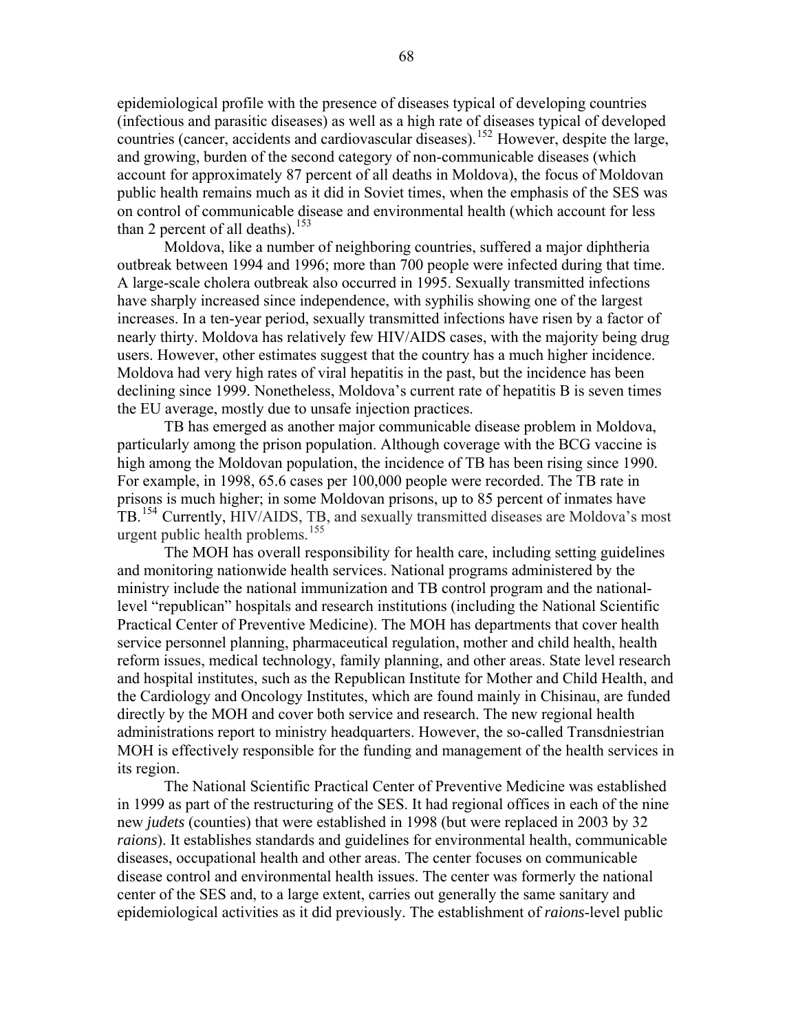epidemiological profile with the presence of diseases typical of developing countries (infectious and parasitic diseases) as well as a high rate of diseases typical of developed countries (cancer, accidents and cardiovascular diseases).[152] However, despite the large, and growing, burden of the second category of non-communicable diseases (which account for approximately 87 percent of all deaths in Moldova), the focus of Moldovan public health remains much as it did in Soviet times, when the emphasis of the SES was on control of communicable disease and environmental health (which account for less than 2 percent of all deaths).[153]

Moldova, like a number of neighboring countries, suffered a major diphtheria outbreak between 1994 and 1996; more than 700 people were infected during that time. A large-scale cholera outbreak also occurred in 1995. Sexually transmitted infections have sharply increased since independence, with syphilis showing one of the largest increases. In a ten-year period, sexually transmitted infections have risen by a factor of nearly thirty. Moldova has relatively few HIV/AIDS cases, with the majority being drug users. However, other estimates suggest that the country has a much higher incidence. Moldova had very high rates of viral hepatitis in the past, but the incidence has been declining since 1999. Nonetheless, Moldova's current rate of hepatitis B is seven times the EU average, mostly due to unsafe injection practices.

TB has emerged as another major communicable disease problem in Moldova, particularly among the prison population. Although coverage with the BCG vaccine is high among the Moldovan population, the incidence of TB has been rising since 1990. For example, in 1998, 65.6 cases per 100,000 people were recorded. The TB rate in prisons is much higher; in some Moldovan prisons, up to 85 percent of inmates have TB.[154] Currently, HIV/AIDS, TB, and sexually transmitted diseases are Moldova's most urgent public health problems.[155]

The MOH has overall responsibility for health care, including setting guidelines and monitoring nationwide health services. National programs administered by the ministry include the national immunization and TB control program and the national-level "republican" hospitals and research institutions (including the National Scientific Practical Center of Preventive Medicine). The MOH has departments that cover health service personnel planning, pharmaceutical regulation, mother and child health, health reform issues, medical technology, family planning, and other areas. State level research and hospital institutes, such as the Republican Institute for Mother and Child Health, and the Cardiology and Oncology Institutes, which are found mainly in Chisinau, are funded directly by the MOH and cover both service and research. The new regional health administrations report to ministry headquarters. However, the so-called Transdniestrian MOH is effectively responsible for the funding and management of the health services in its region.

The National Scientific Practical Center of Preventive Medicine was established in 1999 as part of the restructuring of the SES. It had regional offices in each of the nine new *judets* (counties) that were established in 1998 (but were replaced in 2003 by 32 *raions*). It establishes standards and guidelines for environmental health, communicable diseases, occupational health and other areas. The center focuses on communicable disease control and environmental health issues. The center was formerly the national center of the SES and, to a large extent, carries out generally the same sanitary and epidemiological activities as it did previously. The establishment of *raions*-level public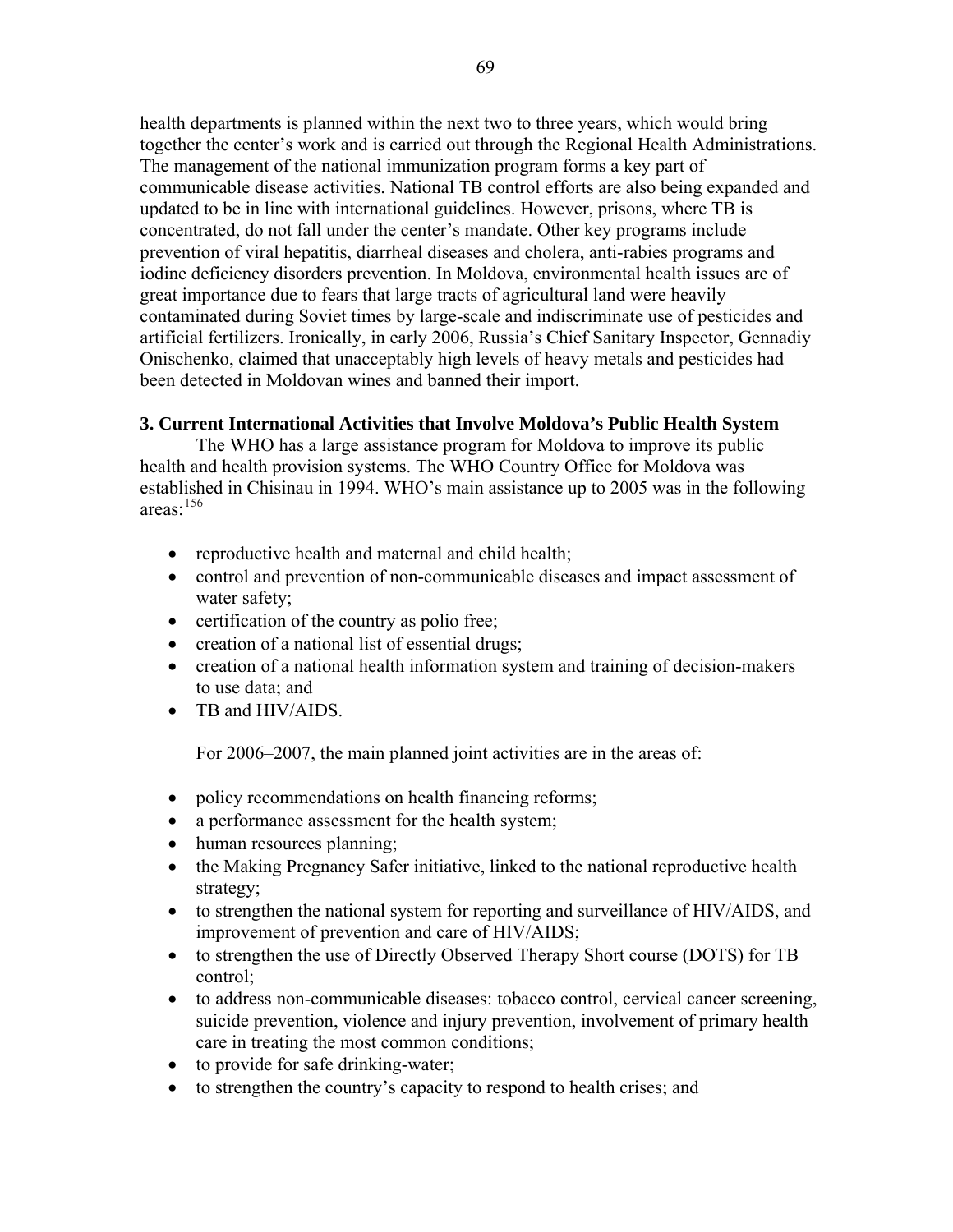health departments is planned within the next two to three years, which would bring together the center's work and is carried out through the Regional Health Administrations. The management of the national immunization program forms a key part of communicable disease activities. National TB control efforts are also being expanded and updated to be in line with international guidelines. However, prisons, where TB is concentrated, do not fall under the center's mandate. Other key programs include prevention of viral hepatitis, diarrheal diseases and cholera, anti-rabies programs and iodine deficiency disorders prevention. In Moldova, environmental health issues are of great importance due to fears that large tracts of agricultural land were heavily contaminated during Soviet times by large-scale and indiscriminate use of pesticides and artificial fertilizers. Ironically, in early 2006, Russia's Chief Sanitary Inspector, Gennadiy Onischenko, claimed that unacceptably high levels of heavy metals and pesticides had been detected in Moldovan wines and banned their import.

**3. Current International Activities that Involve Moldova's Public Health System**

The WHO has a large assistance program for Moldova to improve its public health and health provision systems. The WHO Country Office for Moldova was established in Chisinau in 1994. WHO's main assistance up to 2005 was in the following areas:[156]

- reproductive health and maternal and child health;
- control and prevention of non-communicable diseases and impact assessment of water safety;
- certification of the country as polio free;
- creation of a national list of essential drugs;
- creation of a national health information system and training of decision-makers to use data; and
- TB and HIV/AIDS.

For 2006–2007, the main planned joint activities are in the areas of:

- policy recommendations on health financing reforms;
- a performance assessment for the health system;
- human resources planning;
- the Making Pregnancy Safer initiative, linked to the national reproductive health strategy;
- to strengthen the national system for reporting and surveillance of HIV/AIDS, and improvement of prevention and care of HIV/AIDS;
- to strengthen the use of Directly Observed Therapy Short course (DOTS) for TB control;
- to address non-communicable diseases: tobacco control, cervical cancer screening, suicide prevention, violence and injury prevention, involvement of primary health care in treating the most common conditions;
- to provide for safe drinking-water;
- to strengthen the country's capacity to respond to health crises; and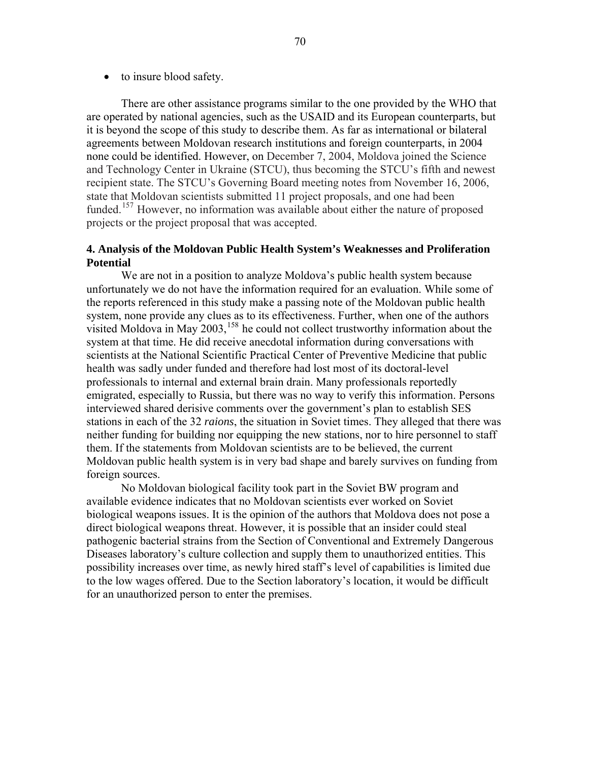- to insure blood safety.

There are other assistance programs similar to the one provided by the WHO that are operated by national agencies, such as the USAID and its European counterparts, but it is beyond the scope of this study to describe them. As far as international or bilateral agreements between Moldovan research institutions and foreign counterparts, in 2004 none could be identified. However, on December 7, 2004, Moldova joined the Science and Technology Center in Ukraine (STCU), thus becoming the STCU's fifth and newest recipient state. The STCU's Governing Board meeting notes from November 16, 2006, state that Moldovan scientists submitted 11 project proposals, and one had been funded.[157] However, no information was available about either the nature of proposed projects or the project proposal that was accepted.

### 4. Analysis of the Moldovan Public Health System's Weaknesses and Proliferation Potential

We are not in a position to analyze Moldova's public health system because unfortunately we do not have the information required for an evaluation. While some of the reports referenced in this study make a passing note of the Moldovan public health system, none provide any clues as to its effectiveness. Further, when one of the authors visited Moldova in May 2003,[158] he could not collect trustworthy information about the system at that time. He did receive anecdotal information during conversations with scientists at the National Scientific Practical Center of Preventive Medicine that public health was sadly under funded and therefore had lost most of its doctoral-level professionals to internal and external brain drain. Many professionals reportedly emigrated, especially to Russia, but there was no way to verify this information. Persons interviewed shared derisive comments over the government's plan to establish SES stations in each of the 32 *raions*, the situation in Soviet times. They alleged that there was neither funding for building nor equipping the new stations, nor to hire personnel to staff them. If the statements from Moldovan scientists are to be believed, the current Moldovan public health system is in very bad shape and barely survives on funding from foreign sources.

No Moldovan biological facility took part in the Soviet BW program and available evidence indicates that no Moldovan scientists ever worked on Soviet biological weapons issues. It is the opinion of the authors that Moldova does not pose a direct biological weapons threat. However, it is possible that an insider could steal pathogenic bacterial strains from the Section of Conventional and Extremely Dangerous Diseases laboratory's culture collection and supply them to unauthorized entities. This possibility increases over time, as newly hired staff's level of capabilities is limited due to the low wages offered. Due to the Section laboratory's location, it would be difficult for an unauthorized person to enter the premises.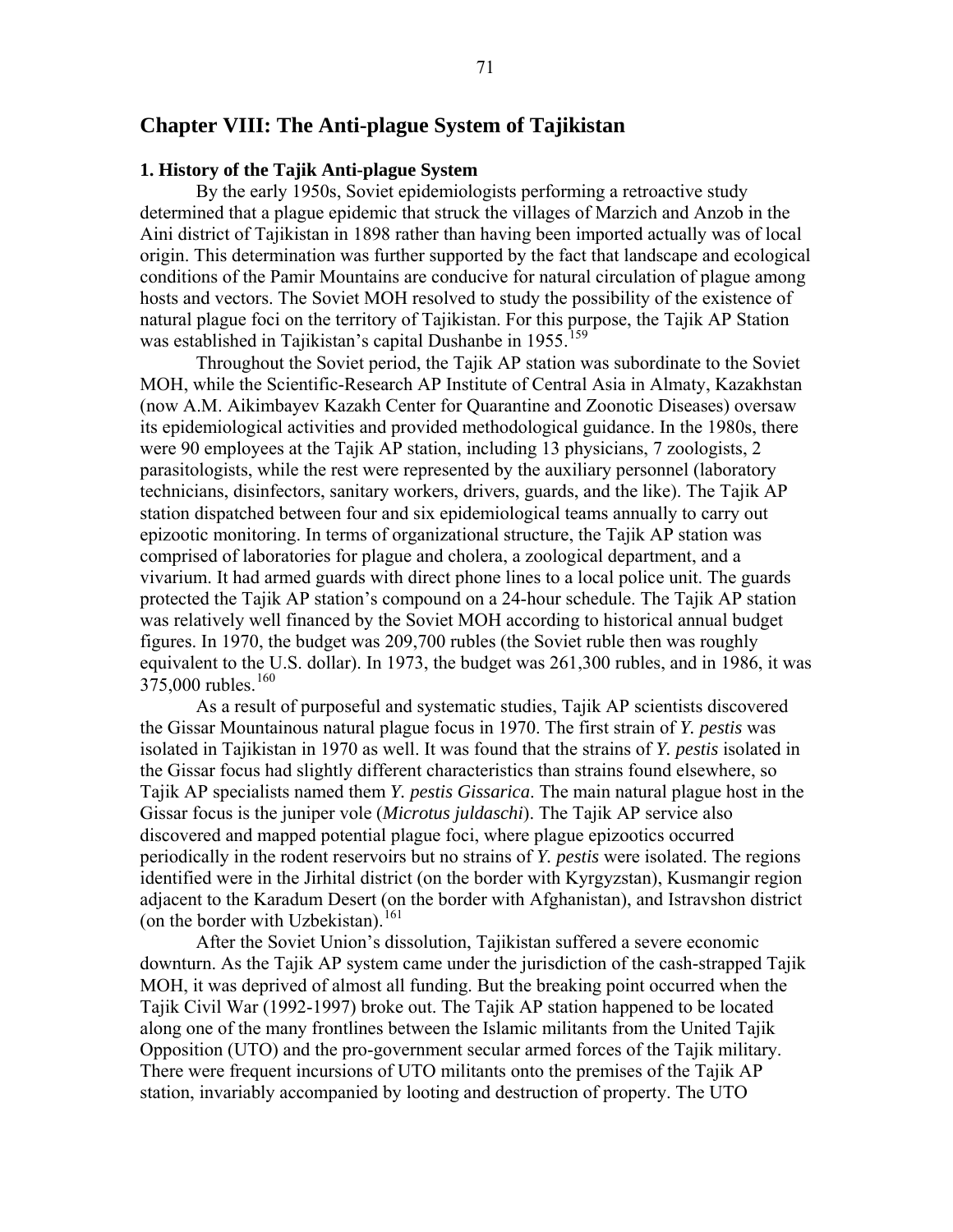# Chapter VIII: The Anti-plague System of Tajikistan

### 1. History of the Tajik Anti-plague System

By the early 1950s, Soviet epidemiologists performing a retroactive study determined that a plague epidemic that struck the villages of Marzich and Anzob in the Aini district of Tajikistan in 1898 rather than having been imported actually was of local origin. This determination was further supported by the fact that landscape and ecological conditions of the Pamir Mountains are conducive for natural circulation of plague among hosts and vectors. The Soviet MOH resolved to study the possibility of the existence of natural plague foci on the territory of Tajikistan. For this purpose, the Tajik AP Station was established in Tajikistan's capital Dushanbe in 1955.[159]

Throughout the Soviet period, the Tajik AP station was subordinate to the Soviet MOH, while the Scientific-Research AP Institute of Central Asia in Almaty, Kazakhstan (now A.M. Aikimbayev Kazakh Center for Quarantine and Zoonotic Diseases) oversaw its epidemiological activities and provided methodological guidance. In the 1980s, there were 90 employees at the Tajik AP station, including 13 physicians, 7 zoologists, 2 parasitologists, while the rest were represented by the auxiliary personnel (laboratory technicians, disinfectors, sanitary workers, drivers, guards, and the like). The Tajik AP station dispatched between four and six epidemiological teams annually to carry out epizootic monitoring. In terms of organizational structure, the Tajik AP station was comprised of laboratories for plague and cholera, a zoological department, and a vivarium. It had armed guards with direct phone lines to a local police unit. The guards protected the Tajik AP station's compound on a 24-hour schedule. The Tajik AP station was relatively well financed by the Soviet MOH according to historical annual budget figures. In 1970, the budget was 209,700 rubles (the Soviet ruble then was roughly equivalent to the U.S. dollar). In 1973, the budget was 261,300 rubles, and in 1986, it was 375,000 rubles.[160]

As a result of purposeful and systematic studies, Tajik AP scientists discovered the Gissar Mountainous natural plague focus in 1970. The first strain of *Y. pestis* was isolated in Tajikistan in 1970 as well. It was found that the strains of *Y. pestis* isolated in the Gissar focus had slightly different characteristics than strains found elsewhere, so Tajik AP specialists named them *Y. pestis Gissarica*. The main natural plague host in the Gissar focus is the juniper vole (*Microtus juldaschi*). The Tajik AP service also discovered and mapped potential plague foci, where plague epizootics occurred periodically in the rodent reservoirs but no strains of *Y. pestis* were isolated. The regions identified were in the Jirhital district (on the border with Kyrgyzstan), Kusmangir region adjacent to the Karadum Desert (on the border with Afghanistan), and Istravshon district (on the border with Uzbekistan).[161]

After the Soviet Union's dissolution, Tajikistan suffered a severe economic downturn. As the Tajik AP system came under the jurisdiction of the cash-strapped Tajik MOH, it was deprived of almost all funding. But the breaking point occurred when the Tajik Civil War (1992-1997) broke out. The Tajik AP station happened to be located along one of the many frontlines between the Islamic militants from the United Tajik Opposition (UTO) and the pro-government secular armed forces of the Tajik military. There were frequent incursions of UTO militants onto the premises of the Tajik AP station, invariably accompanied by looting and destruction of property. The UTO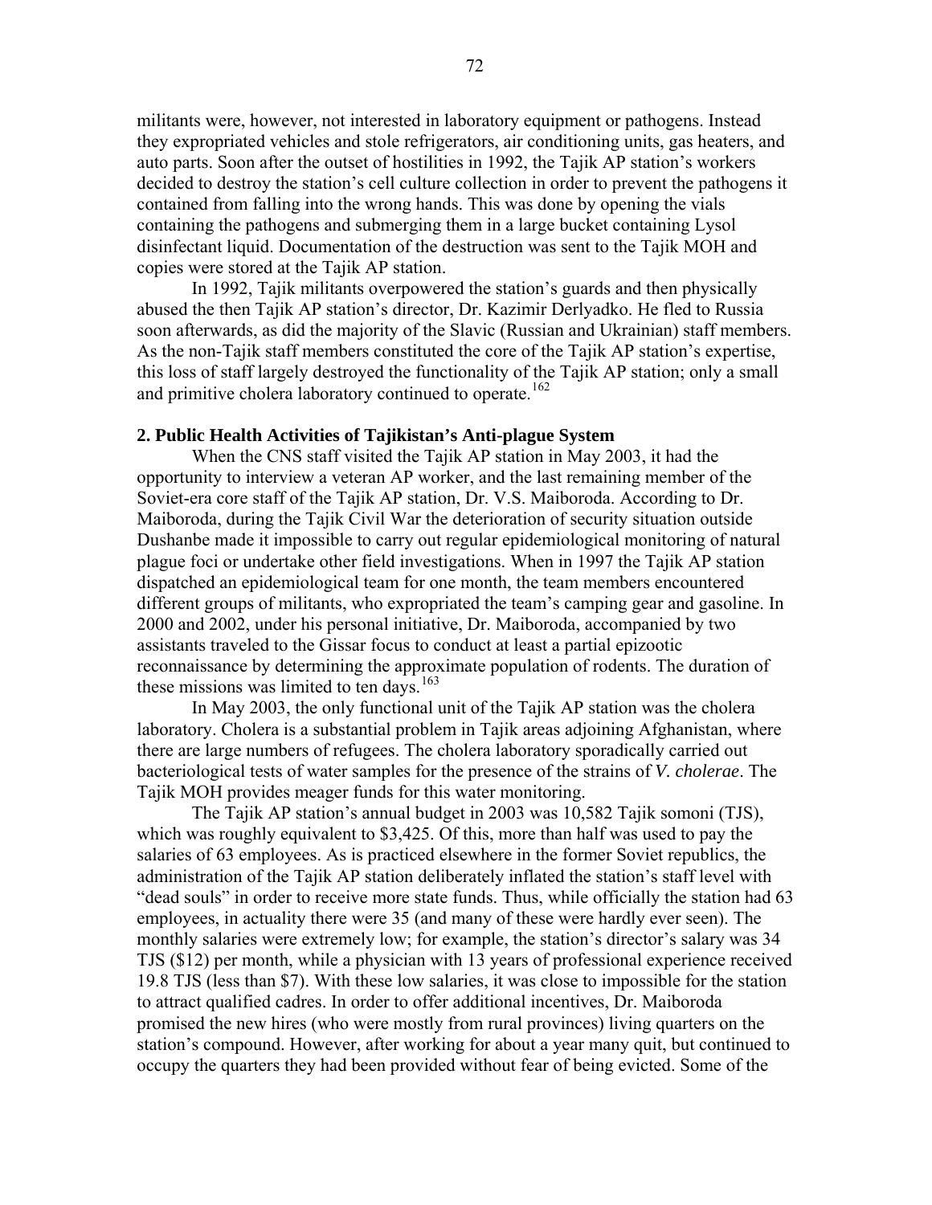militants were, however, not interested in laboratory equipment or pathogens. Instead they expropriated vehicles and stole refrigerators, air conditioning units, gas heaters, and auto parts. Soon after the outset of hostilities in 1992, the Tajik AP station's workers decided to destroy the station's cell culture collection in order to prevent the pathogens it contained from falling into the wrong hands. This was done by opening the vials containing the pathogens and submerging them in a large bucket containing Lysol disinfectant liquid. Documentation of the destruction was sent to the Tajik MOH and copies were stored at the Tajik AP station.

In 1992, Tajik militants overpowered the station's guards and then physically abused the then Tajik AP station's director, Dr. Kazimir Derlyadko. He fled to Russia soon afterwards, as did the majority of the Slavic (Russian and Ukrainian) staff members. As the non-Tajik staff members constituted the core of the Tajik AP station's expertise, this loss of staff largely destroyed the functionality of the Tajik AP station; only a small and primitive cholera laboratory continued to operate.[162]

### 2. Public Health Activities of Tajikistan's Anti-plague System

When the CNS staff visited the Tajik AP station in May 2003, it had the opportunity to interview a veteran AP worker, and the last remaining member of the Soviet-era core staff of the Tajik AP station, Dr. V.S. Maiboroda. According to Dr. Maiboroda, during the Tajik Civil War the deterioration of security situation outside Dushanbe made it impossible to carry out regular epidemiological monitoring of natural plague foci or undertake other field investigations. When in 1997 the Tajik AP station dispatched an epidemiological team for one month, the team members encountered different groups of militants, who expropriated the team's camping gear and gasoline. In 2000 and 2002, under his personal initiative, Dr. Maiboroda, accompanied by two assistants traveled to the Gissar focus to conduct at least a partial epizootic reconnaissance by determining the approximate population of rodents. The duration of these missions was limited to ten days.[163]

In May 2003, the only functional unit of the Tajik AP station was the cholera laboratory. Cholera is a substantial problem in Tajik areas adjoining Afghanistan, where there are large numbers of refugees. The cholera laboratory sporadically carried out bacteriological tests of water samples for the presence of the strains of *V. cholerae*. The Tajik MOH provides meager funds for this water monitoring.

The Tajik AP station's annual budget in 2003 was 10,582 Tajik somoni (TJS), which was roughly equivalent to $3,425. Of this, more than half was used to pay the salaries of 63 employees. As is practiced elsewhere in the former Soviet republics, the administration of the Tajik AP station deliberately inflated the station's staff level with "dead souls" in order to receive more state funds. Thus, while officially the station had 63 employees, in actuality there were 35 (and many of these were hardly ever seen). The monthly salaries were extremely low; for example, the station's director's salary was 34 TJS ($12) per month, while a physician with 13 years of professional experience received 19.8 TJS (less than $7). With these low salaries, it was close to impossible for the station to attract qualified cadres. In order to offer additional incentives, Dr. Maiboroda promised the new hires (who were mostly from rural provinces) living quarters on the station's compound. However, after working for about a year many quit, but continued to occupy the quarters they had been provided without fear of being evicted. Some of the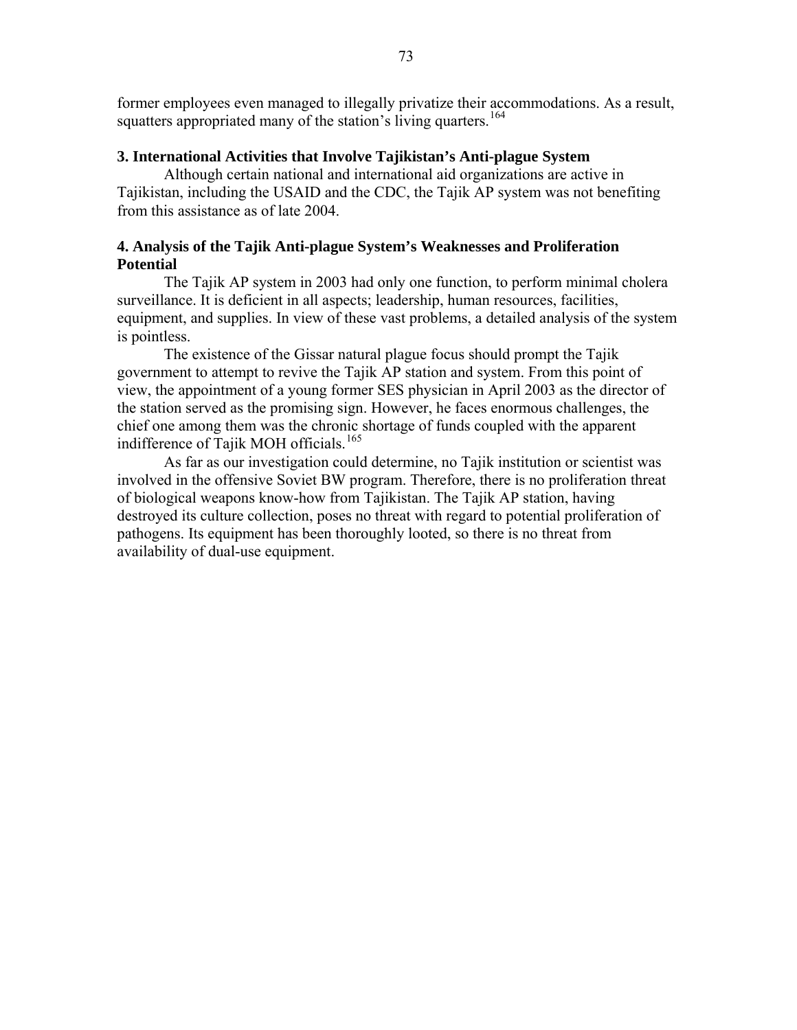former employees even managed to illegally privatize their accommodations. As a result, squatters appropriated many of the station's living quarters.[164]

### 3. International Activities that Involve Tajikistan's Anti-plague System

Although certain national and international aid organizations are active in Tajikistan, including the USAID and the CDC, the Tajik AP system was not benefiting from this assistance as of late 2004.

### 4. Analysis of the Tajik Anti-plague System's Weaknesses and Proliferation Potential

The Tajik AP system in 2003 had only one function, to perform minimal cholera surveillance. It is deficient in all aspects; leadership, human resources, facilities, equipment, and supplies. In view of these vast problems, a detailed analysis of the system is pointless.

The existence of the Gissar natural plague focus should prompt the Tajik government to attempt to revive the Tajik AP station and system. From this point of view, the appointment of a young former SES physician in April 2003 as the director of the station served as the promising sign. However, he faces enormous challenges, the chief one among them was the chronic shortage of funds coupled with the apparent indifference of Tajik MOH officials.[165]

As far as our investigation could determine, no Tajik institution or scientist was involved in the offensive Soviet BW program. Therefore, there is no proliferation threat of biological weapons know-how from Tajikistan. The Tajik AP station, having destroyed its culture collection, poses no threat with regard to potential proliferation of pathogens. Its equipment has been thoroughly looted, so there is no threat from availability of dual-use equipment.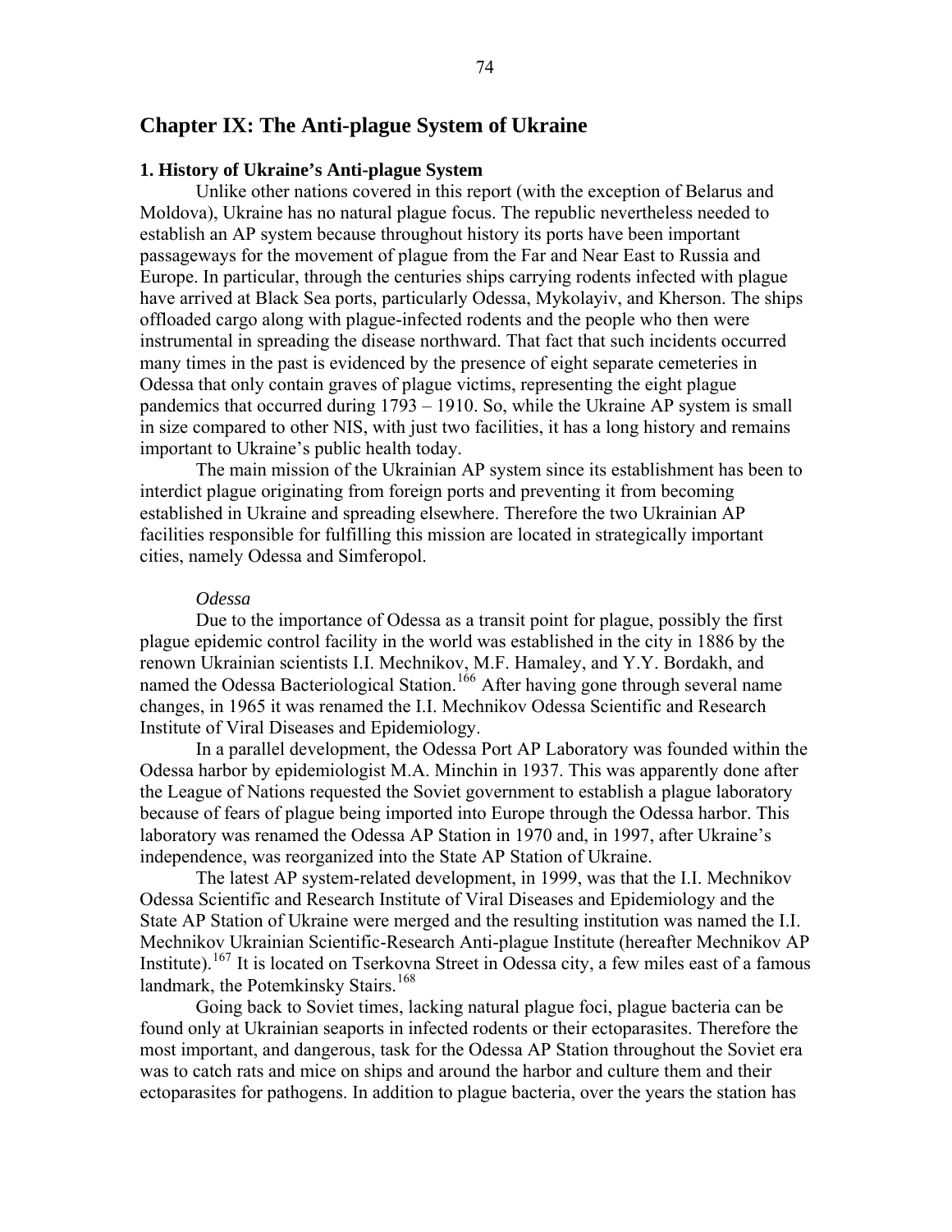# Chapter IX: The Anti-plague System of Ukraine

### 1. History of Ukraine's Anti-plague System

Unlike other nations covered in this report (with the exception of Belarus and Moldova), Ukraine has no natural plague focus. The republic nevertheless needed to establish an AP system because throughout history its ports have been important passageways for the movement of plague from the Far and Near East to Russia and Europe. In particular, through the centuries ships carrying rodents infected with plague have arrived at Black Sea ports, particularly Odessa, Mykolayiv, and Kherson. The ships offloaded cargo along with plague-infected rodents and the people who then were instrumental in spreading the disease northward. That fact that such incidents occurred many times in the past is evidenced by the presence of eight separate cemeteries in Odessa that only contain graves of plague victims, representing the eight plague pandemics that occurred during 1793 – 1910. So, while the Ukraine AP system is small in size compared to other NIS, with just two facilities, it has a long history and remains important to Ukraine's public health today.

The main mission of the Ukrainian AP system since its establishment has been to interdict plague originating from foreign ports and preventing it from becoming established in Ukraine and spreading elsewhere. Therefore the two Ukrainian AP facilities responsible for fulfilling this mission are located in strategically important cities, namely Odessa and Simferopol.

*Odessa*

Due to the importance of Odessa as a transit point for plague, possibly the first plague epidemic control facility in the world was established in the city in 1886 by the renown Ukrainian scientists I.I. Mechnikov, M.F. Hamaley, and Y.Y. Bordakh, and named the Odessa Bacteriological Station.[166] After having gone through several name changes, in 1965 it was renamed the I.I. Mechnikov Odessa Scientific and Research Institute of Viral Diseases and Epidemiology.

In a parallel development, the Odessa Port AP Laboratory was founded within the Odessa harbor by epidemiologist M.A. Minchin in 1937. This was apparently done after the League of Nations requested the Soviet government to establish a plague laboratory because of fears of plague being imported into Europe through the Odessa harbor. This laboratory was renamed the Odessa AP Station in 1970 and, in 1997, after Ukraine's independence, was reorganized into the State AP Station of Ukraine.

The latest AP system-related development, in 1999, was that the I.I. Mechnikov Odessa Scientific and Research Institute of Viral Diseases and Epidemiology and the State AP Station of Ukraine were merged and the resulting institution was named the I.I. Mechnikov Ukrainian Scientific-Research Anti-plague Institute (hereafter Mechnikov AP Institute).[167] It is located on Tserkovna Street in Odessa city, a few miles east of a famous landmark, the Potemkinsky Stairs.[168]

Going back to Soviet times, lacking natural plague foci, plague bacteria can be found only at Ukrainian seaports in infected rodents or their ectoparasites. Therefore the most important, and dangerous, task for the Odessa AP Station throughout the Soviet era was to catch rats and mice on ships and around the harbor and culture them and their ectoparasites for pathogens. In addition to plague bacteria, over the years the station has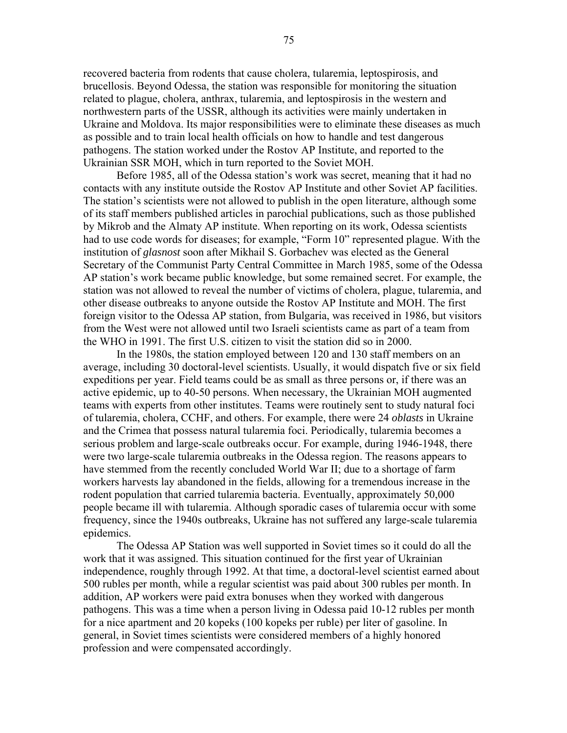recovered bacteria from rodents that cause cholera, tularemia, leptospirosis, and brucellosis. Beyond Odessa, the station was responsible for monitoring the situation related to plague, cholera, anthrax, tularemia, and leptospirosis in the western and northwestern parts of the USSR, although its activities were mainly undertaken in Ukraine and Moldova. Its major responsibilities were to eliminate these diseases as much as possible and to train local health officials on how to handle and test dangerous pathogens. The station worked under the Rostov AP Institute, and reported to the Ukrainian SSR MOH, which in turn reported to the Soviet MOH.

Before 1985, all of the Odessa station's work was secret, meaning that it had no contacts with any institute outside the Rostov AP Institute and other Soviet AP facilities. The station's scientists were not allowed to publish in the open literature, although some of its staff members published articles in parochial publications, such as those published by Mikrob and the Almaty AP institute. When reporting on its work, Odessa scientists had to use code words for diseases; for example, "Form 10" represented plague. With the institution of *glasnost* soon after Mikhail S. Gorbachev was elected as the General Secretary of the Communist Party Central Committee in March 1985, some of the Odessa AP station's work became public knowledge, but some remained secret. For example, the station was not allowed to reveal the number of victims of cholera, plague, tularemia, and other disease outbreaks to anyone outside the Rostov AP Institute and MOH. The first foreign visitor to the Odessa AP station, from Bulgaria, was received in 1986, but visitors from the West were not allowed until two Israeli scientists came as part of a team from the WHO in 1991. The first U.S. citizen to visit the station did so in 2000.

In the 1980s, the station employed between 120 and 130 staff members on an average, including 30 doctoral-level scientists. Usually, it would dispatch five or six field expeditions per year. Field teams could be as small as three persons or, if there was an active epidemic, up to 40-50 persons. When necessary, the Ukrainian MOH augmented teams with experts from other institutes. Teams were routinely sent to study natural foci of tularemia, cholera, CCHF, and others. For example, there were 24 *oblasts* in Ukraine and the Crimea that possess natural tularemia foci. Periodically, tularemia becomes a serious problem and large-scale outbreaks occur. For example, during 1946-1948, there were two large-scale tularemia outbreaks in the Odessa region. The reasons appears to have stemmed from the recently concluded World War II; due to a shortage of farm workers harvests lay abandoned in the fields, allowing for a tremendous increase in the rodent population that carried tularemia bacteria. Eventually, approximately 50,000 people became ill with tularemia. Although sporadic cases of tularemia occur with some frequency, since the 1940s outbreaks, Ukraine has not suffered any large-scale tularemia epidemics.

The Odessa AP Station was well supported in Soviet times so it could do all the work that it was assigned. This situation continued for the first year of Ukrainian independence, roughly through 1992. At that time, a doctoral-level scientist earned about 500 rubles per month, while a regular scientist was paid about 300 rubles per month. In addition, AP workers were paid extra bonuses when they worked with dangerous pathogens. This was a time when a person living in Odessa paid 10-12 rubles per month for a nice apartment and 20 kopeks (100 kopeks per ruble) per liter of gasoline. In general, in Soviet times scientists were considered members of a highly honored profession and were compensated accordingly.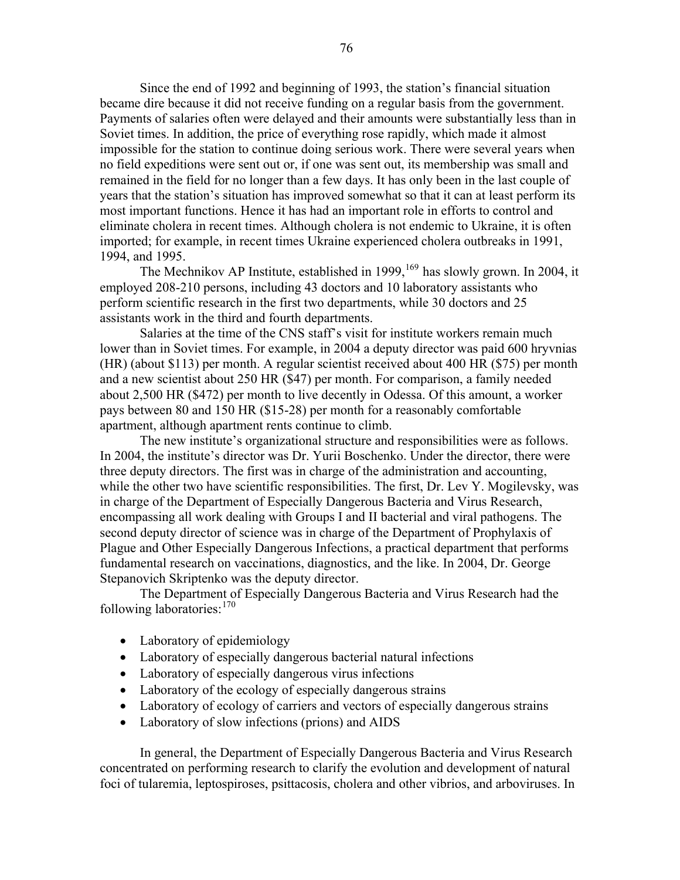Since the end of 1992 and beginning of 1993, the station's financial situation became dire because it did not receive funding on a regular basis from the government. Payments of salaries often were delayed and their amounts were substantially less than in Soviet times. In addition, the price of everything rose rapidly, which made it almost impossible for the station to continue doing serious work. There were several years when no field expeditions were sent out or, if one was sent out, its membership was small and remained in the field for no longer than a few days. It has only been in the last couple of years that the station's situation has improved somewhat so that it can at least perform its most important functions. Hence it has had an important role in efforts to control and eliminate cholera in recent times. Although cholera is not endemic to Ukraine, it is often imported; for example, in recent times Ukraine experienced cholera outbreaks in 1991, 1994, and 1995.

The Mechnikov AP Institute, established in 1999,[169] has slowly grown. In 2004, it employed 208-210 persons, including 43 doctors and 10 laboratory assistants who perform scientific research in the first two departments, while 30 doctors and 25 assistants work in the third and fourth departments.

Salaries at the time of the CNS staff's visit for institute workers remain much lower than in Soviet times. For example, in 2004 a deputy director was paid 600 hryvnias (HR) (about $113) per month. A regular scientist received about 400 HR ($75) per month and a new scientist about 250 HR ($47) per month. For comparison, a family needed about 2,500 HR ($472) per month to live decently in Odessa. Of this amount, a worker pays between 80 and 150 HR ($15-28) per month for a reasonably comfortable apartment, although apartment rents continue to climb.

The new institute's organizational structure and responsibilities were as follows. In 2004, the institute's director was Dr. Yurii Boschenko. Under the director, there were three deputy directors. The first was in charge of the administration and accounting, while the other two have scientific responsibilities. The first, Dr. Lev Y. Mogilevsky, was in charge of the Department of Especially Dangerous Bacteria and Virus Research, encompassing all work dealing with Groups I and II bacterial and viral pathogens. The second deputy director of science was in charge of the Department of Prophylaxis of Plague and Other Especially Dangerous Infections, a practical department that performs fundamental research on vaccinations, diagnostics, and the like. In 2004, Dr. George Stepanovich Skriptenko was the deputy director.

The Department of Especially Dangerous Bacteria and Virus Research had the following laboratories:[170]

- Laboratory of epidemiology
- Laboratory of especially dangerous bacterial natural infections
- Laboratory of especially dangerous virus infections
- Laboratory of the ecology of especially dangerous strains
- Laboratory of ecology of carriers and vectors of especially dangerous strains
- Laboratory of slow infections (prions) and AIDS

In general, the Department of Especially Dangerous Bacteria and Virus Research concentrated on performing research to clarify the evolution and development of natural foci of tularemia, leptospiroses, psittacosis, cholera and other vibrios, and arboviruses. In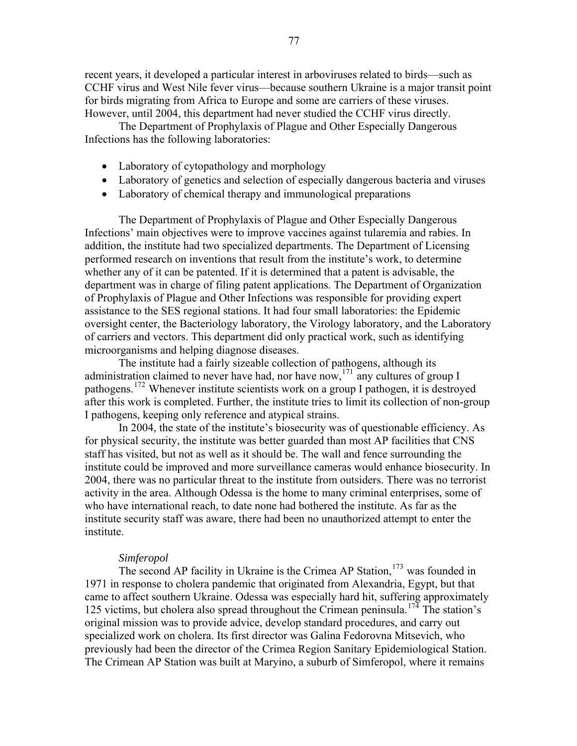recent years, it developed a particular interest in arboviruses related to birds—such as CCHF virus and West Nile fever virus—because southern Ukraine is a major transit point for birds migrating from Africa to Europe and some are carriers of these viruses. However, until 2004, this department had never studied the CCHF virus directly.

The Department of Prophylaxis of Plague and Other Especially Dangerous Infections has the following laboratories:

- Laboratory of cytopathology and morphology
- Laboratory of genetics and selection of especially dangerous bacteria and viruses
- Laboratory of chemical therapy and immunological preparations

The Department of Prophylaxis of Plague and Other Especially Dangerous Infections' main objectives were to improve vaccines against tularemia and rabies. In addition, the institute had two specialized departments. The Department of Licensing performed research on inventions that result from the institute's work, to determine whether any of it can be patented. If it is determined that a patent is advisable, the department was in charge of filing patent applications. The Department of Organization of Prophylaxis of Plague and Other Infections was responsible for providing expert assistance to the SES regional stations. It had four small laboratories: the Epidemic oversight center, the Bacteriology laboratory, the Virology laboratory, and the Laboratory of carriers and vectors. This department did only practical work, such as identifying microorganisms and helping diagnose diseases.

The institute had a fairly sizeable collection of pathogens, although its administration claimed to never have had, nor have now,[171] any cultures of group I pathogens.[172] Whenever institute scientists work on a group I pathogen, it is destroyed after this work is completed. Further, the institute tries to limit its collection of non-group I pathogens, keeping only reference and atypical strains.

In 2004, the state of the institute's biosecurity was of questionable efficiency. As for physical security, the institute was better guarded than most AP facilities that CNS staff has visited, but not as well as it should be. The wall and fence surrounding the institute could be improved and more surveillance cameras would enhance biosecurity. In 2004, there was no particular threat to the institute from outsiders. There was no terrorist activity in the area. Although Odessa is the home to many criminal enterprises, some of who have international reach, to date none had bothered the institute. As far as the institute security staff was aware, there had been no unauthorized attempt to enter the institute.

*Simferopol*

The second AP facility in Ukraine is the Crimea AP Station,[173] was founded in 1971 in response to cholera pandemic that originated from Alexandria, Egypt, but that came to affect southern Ukraine. Odessa was especially hard hit, suffering approximately 125 victims, but cholera also spread throughout the Crimean peninsula.[174] The station's original mission was to provide advice, develop standard procedures, and carry out specialized work on cholera. Its first director was Galina Fedorovna Mitsevich, who previously had been the director of the Crimea Region Sanitary Epidemiological Station. The Crimean AP Station was built at Maryino, a suburb of Simferopol, where it remains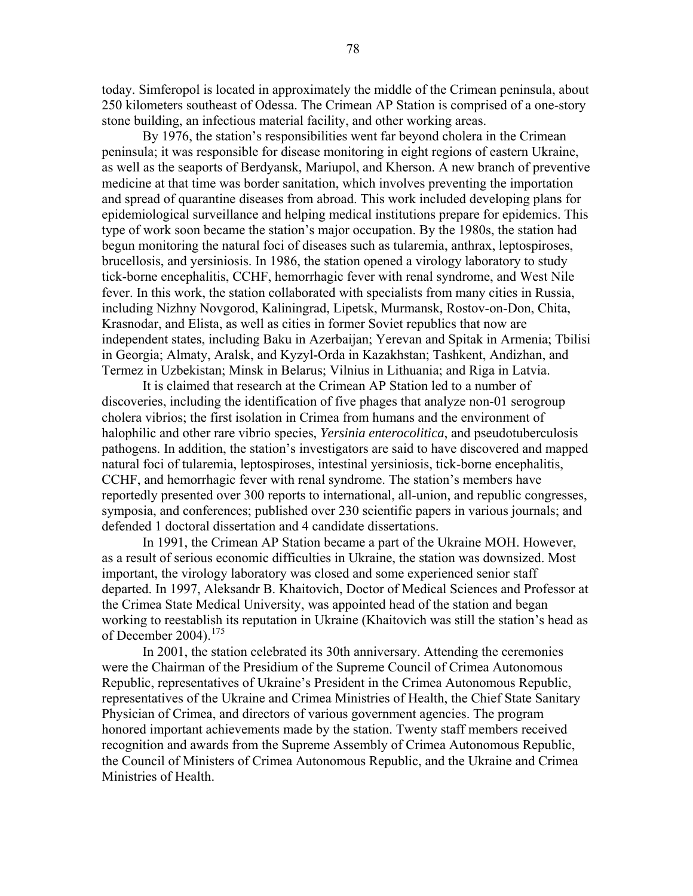today. Simferopol is located in approximately the middle of the Crimean peninsula, about 250 kilometers southeast of Odessa. The Crimean AP Station is comprised of a one-story stone building, an infectious material facility, and other working areas.

By 1976, the station's responsibilities went far beyond cholera in the Crimean peninsula; it was responsible for disease monitoring in eight regions of eastern Ukraine, as well as the seaports of Berdyansk, Mariupol, and Kherson. A new branch of preventive medicine at that time was border sanitation, which involves preventing the importation and spread of quarantine diseases from abroad. This work included developing plans for epidemiological surveillance and helping medical institutions prepare for epidemics. This type of work soon became the station's major occupation. By the 1980s, the station had begun monitoring the natural foci of diseases such as tularemia, anthrax, leptospiroses, brucellosis, and yersiniosis. In 1986, the station opened a virology laboratory to study tick-borne encephalitis, CCHF, hemorrhagic fever with renal syndrome, and West Nile fever. In this work, the station collaborated with specialists from many cities in Russia, including Nizhny Novgorod, Kaliningrad, Lipetsk, Murmansk, Rostov-on-Don, Chita, Krasnodar, and Elista, as well as cities in former Soviet republics that now are independent states, including Baku in Azerbaijan; Yerevan and Spitak in Armenia; Tbilisi in Georgia; Almaty, Aralsk, and Kyzyl-Orda in Kazakhstan; Tashkent, Andizhan, and Termez in Uzbekistan; Minsk in Belarus; Vilnius in Lithuania; and Riga in Latvia.

It is claimed that research at the Crimean AP Station led to a number of discoveries, including the identification of five phages that analyze non-01 serogroup cholera vibrios; the first isolation in Crimea from humans and the environment of halophilic and other rare vibrio species, *Yersinia enterocolitica*, and pseudotuberculosis pathogens. In addition, the station's investigators are said to have discovered and mapped natural foci of tularemia, leptospiroses, intestinal yersiniosis, tick-borne encephalitis, CCHF, and hemorrhagic fever with renal syndrome. The station's members have reportedly presented over 300 reports to international, all-union, and republic congresses, symposia, and conferences; published over 230 scientific papers in various journals; and defended 1 doctoral dissertation and 4 candidate dissertations.

In 1991, the Crimean AP Station became a part of the Ukraine MOH. However, as a result of serious economic difficulties in Ukraine, the station was downsized. Most important, the virology laboratory was closed and some experienced senior staff departed. In 1997, Aleksandr B. Khaitovich, Doctor of Medical Sciences and Professor at the Crimea State Medical University, was appointed head of the station and began working to reestablish its reputation in Ukraine (Khaitovich was still the station's head as of December 2004).[175]

In 2001, the station celebrated its 30th anniversary. Attending the ceremonies were the Chairman of the Presidium of the Supreme Council of Crimea Autonomous Republic, representatives of Ukraine's President in the Crimea Autonomous Republic, representatives of the Ukraine and Crimea Ministries of Health, the Chief State Sanitary Physician of Crimea, and directors of various government agencies. The program honored important achievements made by the station. Twenty staff members received recognition and awards from the Supreme Assembly of Crimea Autonomous Republic, the Council of Ministers of Crimea Autonomous Republic, and the Ukraine and Crimea Ministries of Health.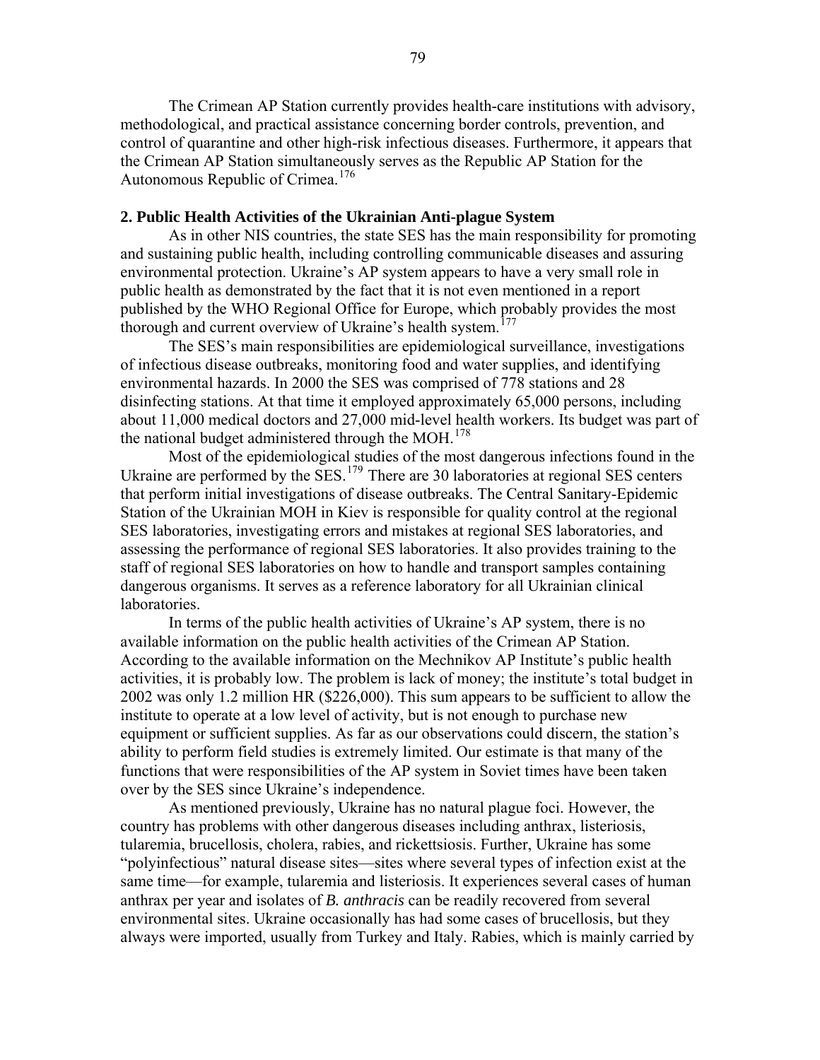The Crimean AP Station currently provides health-care institutions with advisory, methodological, and practical assistance concerning border controls, prevention, and control of quarantine and other high-risk infectious diseases. Furthermore, it appears that the Crimean AP Station simultaneously serves as the Republic AP Station for the Autonomous Republic of Crimea.[176]

### 2. Public Health Activities of the Ukrainian Anti-plague System

As in other NIS countries, the state SES has the main responsibility for promoting and sustaining public health, including controlling communicable diseases and assuring environmental protection. Ukraine's AP system appears to have a very small role in public health as demonstrated by the fact that it is not even mentioned in a report published by the WHO Regional Office for Europe, which probably provides the most thorough and current overview of Ukraine's health system.[177]

The SES's main responsibilities are epidemiological surveillance, investigations of infectious disease outbreaks, monitoring food and water supplies, and identifying environmental hazards. In 2000 the SES was comprised of 778 stations and 28 disinfecting stations. At that time it employed approximately 65,000 persons, including about 11,000 medical doctors and 27,000 mid-level health workers. Its budget was part of the national budget administered through the MOH.[178]

Most of the epidemiological studies of the most dangerous infections found in the Ukraine are performed by the SES.[179] There are 30 laboratories at regional SES centers that perform initial investigations of disease outbreaks. The Central Sanitary-Epidemic Station of the Ukrainian MOH in Kiev is responsible for quality control at the regional SES laboratories, investigating errors and mistakes at regional SES laboratories, and assessing the performance of regional SES laboratories. It also provides training to the staff of regional SES laboratories on how to handle and transport samples containing dangerous organisms. It serves as a reference laboratory for all Ukrainian clinical laboratories.

In terms of the public health activities of Ukraine's AP system, there is no available information on the public health activities of the Crimean AP Station. According to the available information on the Mechnikov AP Institute's public health activities, it is probably low. The problem is lack of money; the institute's total budget in 2002 was only 1.2 million HR ($226,000). This sum appears to be sufficient to allow the institute to operate at a low level of activity, but is not enough to purchase new equipment or sufficient supplies. As far as our observations could discern, the station's ability to perform field studies is extremely limited. Our estimate is that many of the functions that were responsibilities of the AP system in Soviet times have been taken over by the SES since Ukraine's independence.

As mentioned previously, Ukraine has no natural plague foci. However, the country has problems with other dangerous diseases including anthrax, listeriosis, tularemia, brucellosis, cholera, rabies, and rickettsiosis. Further, Ukraine has some "polyinfectious" natural disease sites—sites where several types of infection exist at the same time—for example, tularemia and listeriosis. It experiences several cases of human anthrax per year and isolates of *B. anthracis* can be readily recovered from several environmental sites. Ukraine occasionally has had some cases of brucellosis, but they always were imported, usually from Turkey and Italy. Rabies, which is mainly carried by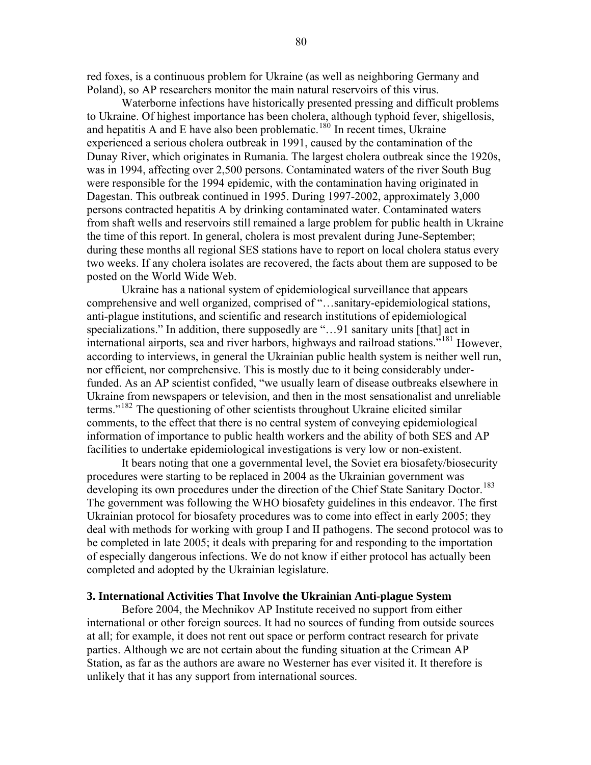red foxes, is a continuous problem for Ukraine (as well as neighboring Germany and Poland), so AP researchers monitor the main natural reservoirs of this virus.

Waterborne infections have historically presented pressing and difficult problems to Ukraine. Of highest importance has been cholera, although typhoid fever, shigellosis, and hepatitis A and E have also been problematic.[180] In recent times, Ukraine experienced a serious cholera outbreak in 1991, caused by the contamination of the Dunay River, which originates in Rumania. The largest cholera outbreak since the 1920s, was in 1994, affecting over 2,500 persons. Contaminated waters of the river South Bug were responsible for the 1994 epidemic, with the contamination having originated in Dagestan. This outbreak continued in 1995. During 1997-2002, approximately 3,000 persons contracted hepatitis A by drinking contaminated water. Contaminated waters from shaft wells and reservoirs still remained a large problem for public health in Ukraine the time of this report. In general, cholera is most prevalent during June-September; during these months all regional SES stations have to report on local cholera status every two weeks. If any cholera isolates are recovered, the facts about them are supposed to be posted on the World Wide Web.

Ukraine has a national system of epidemiological surveillance that appears comprehensive and well organized, comprised of "…sanitary-epidemiological stations, anti-plague institutions, and scientific and research institutions of epidemiological specializations." In addition, there supposedly are "…91 sanitary units [that] act in international airports, sea and river harbors, highways and railroad stations."[181] However, according to interviews, in general the Ukrainian public health system is neither well run, nor efficient, nor comprehensive. This is mostly due to it being considerably under-funded. As an AP scientist confided, "we usually learn of disease outbreaks elsewhere in Ukraine from newspapers or television, and then in the most sensationalist and unreliable terms."[182] The questioning of other scientists throughout Ukraine elicited similar comments, to the effect that there is no central system of conveying epidemiological information of importance to public health workers and the ability of both SES and AP facilities to undertake epidemiological investigations is very low or non-existent.

It bears noting that one a governmental level, the Soviet era biosafety/biosecurity procedures were starting to be replaced in 2004 as the Ukrainian government was developing its own procedures under the direction of the Chief State Sanitary Doctor.[183] The government was following the WHO biosafety guidelines in this endeavor. The first Ukrainian protocol for biosafety procedures was to come into effect in early 2005; they deal with methods for working with group I and II pathogens. The second protocol was to be completed in late 2005; it deals with preparing for and responding to the importation of especially dangerous infections. We do not know if either protocol has actually been completed and adopted by the Ukrainian legislature.

**3. International Activities That Involve the Ukrainian Anti-plague System**

Before 2004, the Mechnikov AP Institute received no support from either international or other foreign sources. It had no sources of funding from outside sources at all; for example, it does not rent out space or perform contract research for private parties. Although we are not certain about the funding situation at the Crimean AP Station, as far as the authors are aware no Westerner has ever visited it. It therefore is unlikely that it has any support from international sources.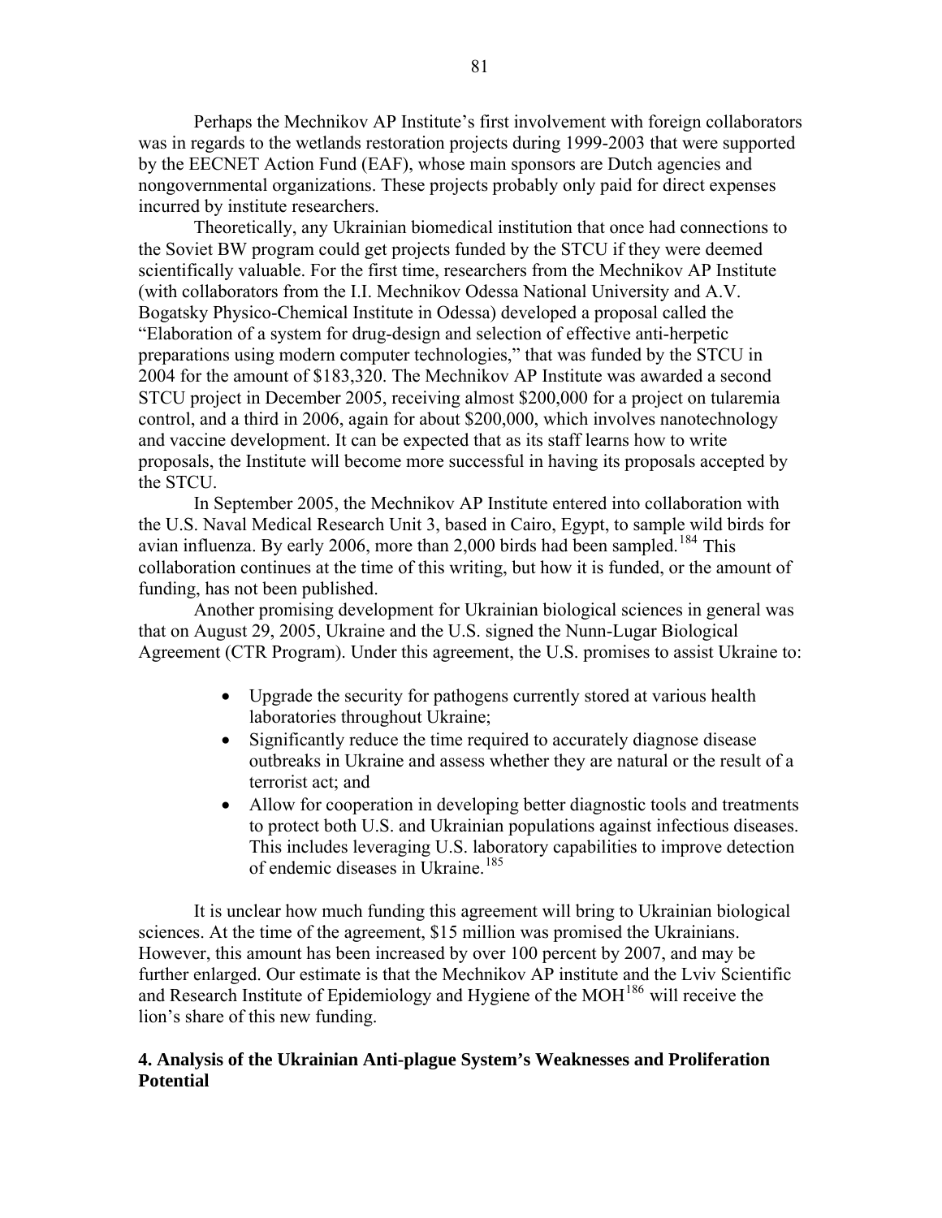Perhaps the Mechnikov AP Institute's first involvement with foreign collaborators was in regards to the wetlands restoration projects during 1999-2003 that were supported by the EECNET Action Fund (EAF), whose main sponsors are Dutch agencies and nongovernmental organizations. These projects probably only paid for direct expenses incurred by institute researchers.

Theoretically, any Ukrainian biomedical institution that once had connections to the Soviet BW program could get projects funded by the STCU if they were deemed scientifically valuable. For the first time, researchers from the Mechnikov AP Institute (with collaborators from the I.I. Mechnikov Odessa National University and A.V. Bogatsky Physico-Chemical Institute in Odessa) developed a proposal called the "Elaboration of a system for drug-design and selection of effective anti-herpetic preparations using modern computer technologies," that was funded by the STCU in 2004 for the amount of $183,320. The Mechnikov AP Institute was awarded a second STCU project in December 2005, receiving almost $200,000 for a project on tularemia control, and a third in 2006, again for about $200,000, which involves nanotechnology and vaccine development. It can be expected that as its staff learns how to write proposals, the Institute will become more successful in having its proposals accepted by the STCU.

In September 2005, the Mechnikov AP Institute entered into collaboration with the U.S. Naval Medical Research Unit 3, based in Cairo, Egypt, to sample wild birds for avian influenza. By early 2006, more than 2,000 birds had been sampled.[184] This collaboration continues at the time of this writing, but how it is funded, or the amount of funding, has not been published.

Another promising development for Ukrainian biological sciences in general was that on August 29, 2005, Ukraine and the U.S. signed the Nunn-Lugar Biological Agreement (CTR Program). Under this agreement, the U.S. promises to assist Ukraine to:

- Upgrade the security for pathogens currently stored at various health laboratories throughout Ukraine;
- Significantly reduce the time required to accurately diagnose disease outbreaks in Ukraine and assess whether they are natural or the result of a terrorist act; and
- Allow for cooperation in developing better diagnostic tools and treatments to protect both U.S. and Ukrainian populations against infectious diseases. This includes leveraging U.S. laboratory capabilities to improve detection of endemic diseases in Ukraine.[185]

It is unclear how much funding this agreement will bring to Ukrainian biological sciences. At the time of the agreement, $15 million was promised the Ukrainians. However, this amount has been increased by over 100 percent by 2007, and may be further enlarged. Our estimate is that the Mechnikov AP institute and the Lviv Scientific and Research Institute of Epidemiology and Hygiene of the MOH[186] will receive the lion's share of this new funding.

### 4. Analysis of the Ukrainian Anti-plague System's Weaknesses and Proliferation Potential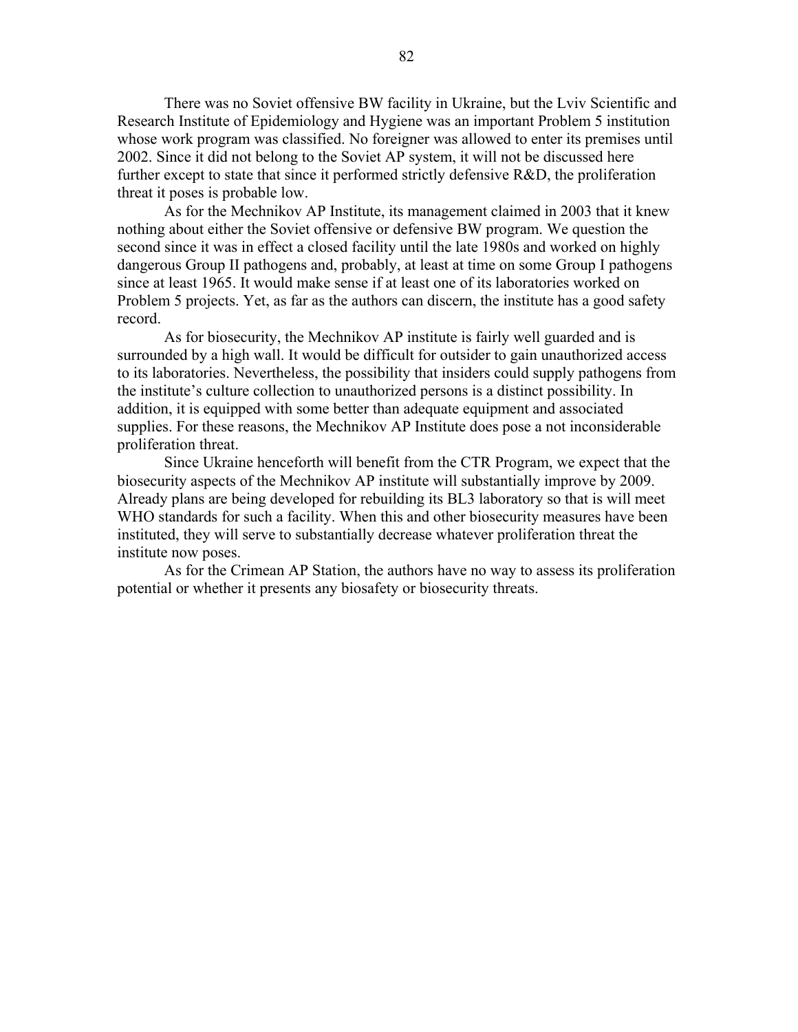There was no Soviet offensive BW facility in Ukraine, but the Lviv Scientific and Research Institute of Epidemiology and Hygiene was an important Problem 5 institution whose work program was classified. No foreigner was allowed to enter its premises until 2002. Since it did not belong to the Soviet AP system, it will not be discussed here further except to state that since it performed strictly defensive R&D, the proliferation threat it poses is probable low.

As for the Mechnikov AP Institute, its management claimed in 2003 that it knew nothing about either the Soviet offensive or defensive BW program. We question the second since it was in effect a closed facility until the late 1980s and worked on highly dangerous Group II pathogens and, probably, at least at time on some Group I pathogens since at least 1965. It would make sense if at least one of its laboratories worked on Problem 5 projects. Yet, as far as the authors can discern, the institute has a good safety record.

As for biosecurity, the Mechnikov AP institute is fairly well guarded and is surrounded by a high wall. It would be difficult for outsider to gain unauthorized access to its laboratories. Nevertheless, the possibility that insiders could supply pathogens from the institute's culture collection to unauthorized persons is a distinct possibility. In addition, it is equipped with some better than adequate equipment and associated supplies. For these reasons, the Mechnikov AP Institute does pose a not inconsiderable proliferation threat.

Since Ukraine henceforth will benefit from the CTR Program, we expect that the biosecurity aspects of the Mechnikov AP institute will substantially improve by 2009. Already plans are being developed for rebuilding its BL3 laboratory so that is will meet WHO standards for such a facility. When this and other biosecurity measures have been instituted, they will serve to substantially decrease whatever proliferation threat the institute now poses.

As for the Crimean AP Station, the authors have no way to assess its proliferation potential or whether it presents any biosafety or biosecurity threats.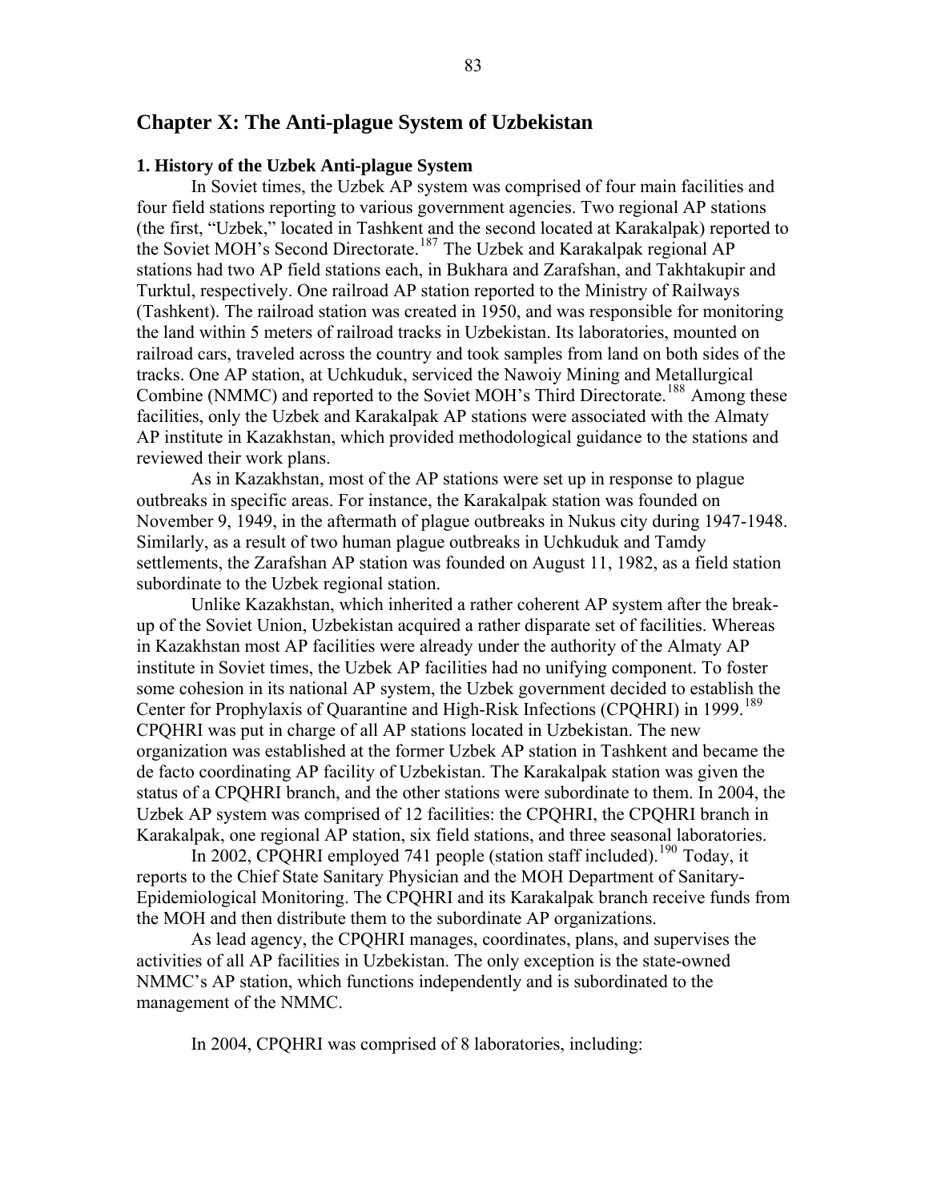# Chapter X: The Anti-plague System of Uzbekistan

### 1. History of the Uzbek Anti-plague System

In Soviet times, the Uzbek AP system was comprised of four main facilities and four field stations reporting to various government agencies. Two regional AP stations (the first, "Uzbek," located in Tashkent and the second located at Karakalpak) reported to the Soviet MOH's Second Directorate.[187] The Uzbek and Karakalpak regional AP stations had two AP field stations each, in Bukhara and Zarafshan, and Takhtakupir and Turktul, respectively. One railroad AP station reported to the Ministry of Railways (Tashkent). The railroad station was created in 1950, and was responsible for monitoring the land within 5 meters of railroad tracks in Uzbekistan. Its laboratories, mounted on railroad cars, traveled across the country and took samples from land on both sides of the tracks. One AP station, at Uchkuduk, serviced the Nawoiy Mining and Metallurgical Combine (NMMC) and reported to the Soviet MOH's Third Directorate.[188] Among these facilities, only the Uzbek and Karakalpak AP stations were associated with the Almaty AP institute in Kazakhstan, which provided methodological guidance to the stations and reviewed their work plans.

As in Kazakhstan, most of the AP stations were set up in response to plague outbreaks in specific areas. For instance, the Karakalpak station was founded on November 9, 1949, in the aftermath of plague outbreaks in Nukus city during 1947-1948. Similarly, as a result of two human plague outbreaks in Uchkuduk and Tamdy settlements, the Zarafshan AP station was founded on August 11, 1982, as a field station subordinate to the Uzbek regional station.

Unlike Kazakhstan, which inherited a rather coherent AP system after the break-up of the Soviet Union, Uzbekistan acquired a rather disparate set of facilities. Whereas in Kazakhstan most AP facilities were already under the authority of the Almaty AP institute in Soviet times, the Uzbek AP facilities had no unifying component. To foster some cohesion in its national AP system, the Uzbek government decided to establish the Center for Prophylaxis of Quarantine and High-Risk Infections (CPQHRI) in 1999.[189] CPQHRI was put in charge of all AP stations located in Uzbekistan. The new organization was established at the former Uzbek AP station in Tashkent and became the de facto coordinating AP facility of Uzbekistan. The Karakalpak station was given the status of a CPQHRI branch, and the other stations were subordinate to them. In 2004, the Uzbek AP system was comprised of 12 facilities: the CPQHRI, the CPQHRI branch in Karakalpak, one regional AP station, six field stations, and three seasonal laboratories.

In 2002, CPQHRI employed 741 people (station staff included).[190] Today, it reports to the Chief State Sanitary Physician and the MOH Department of Sanitary-Epidemiological Monitoring. The CPQHRI and its Karakalpak branch receive funds from the MOH and then distribute them to the subordinate AP organizations.

As lead agency, the CPQHRI manages, coordinates, plans, and supervises the activities of all AP facilities in Uzbekistan. The only exception is the state-owned NMMC's AP station, which functions independently and is subordinated to the management of the NMMC.

In 2004, CPQHRI was comprised of 8 laboratories, including: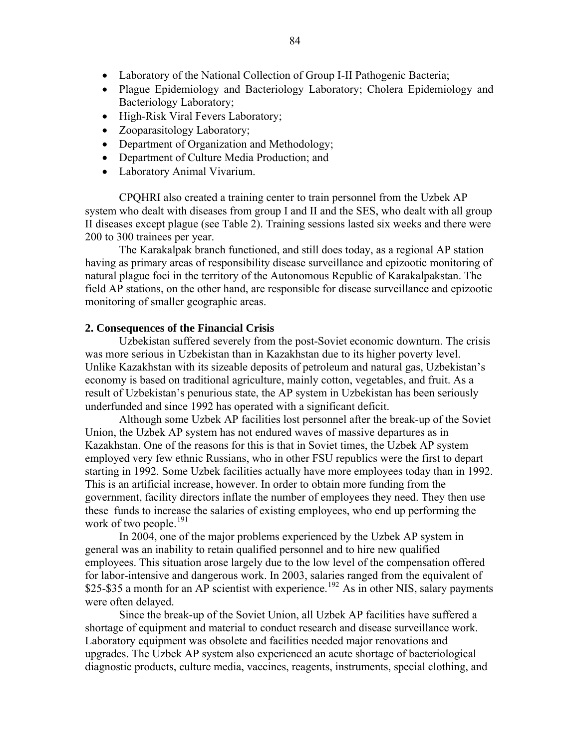- Laboratory of the National Collection of Group I-II Pathogenic Bacteria;
- Plague Epidemiology and Bacteriology Laboratory; Cholera Epidemiology and Bacteriology Laboratory;
- High-Risk Viral Fevers Laboratory;
- Zooparasitology Laboratory;
- Department of Organization and Methodology;
- Department of Culture Media Production; and
- Laboratory Animal Vivarium.

CPQHRI also created a training center to train personnel from the Uzbek AP system who dealt with diseases from group I and II and the SES, who dealt with all group II diseases except plague (see Table 2). Training sessions lasted six weeks and there were 200 to 300 trainees per year.

The Karakalpak branch functioned, and still does today, as a regional AP station having as primary areas of responsibility disease surveillance and epizootic monitoring of natural plague foci in the territory of the Autonomous Republic of Karakalpakstan. The field AP stations, on the other hand, are responsible for disease surveillance and epizootic monitoring of smaller geographic areas.

### 2. Consequences of the Financial Crisis

Uzbekistan suffered severely from the post-Soviet economic downturn. The crisis was more serious in Uzbekistan than in Kazakhstan due to its higher poverty level. Unlike Kazakhstan with its sizeable deposits of petroleum and natural gas, Uzbekistan's economy is based on traditional agriculture, mainly cotton, vegetables, and fruit. As a result of Uzbekistan's penurious state, the AP system in Uzbekistan has been seriously underfunded and since 1992 has operated with a significant deficit.

Although some Uzbek AP facilities lost personnel after the break-up of the Soviet Union, the Uzbek AP system has not endured waves of massive departures as in Kazakhstan. One of the reasons for this is that in Soviet times, the Uzbek AP system employed very few ethnic Russians, who in other FSU republics were the first to depart starting in 1992. Some Uzbek facilities actually have more employees today than in 1992. This is an artificial increase, however. In order to obtain more funding from the government, facility directors inflate the number of employees they need. They then use these funds to increase the salaries of existing employees, who end up performing the work of two people.[191]

In 2004, one of the major problems experienced by the Uzbek AP system in general was an inability to retain qualified personnel and to hire new qualified employees. This situation arose largely due to the low level of the compensation offered for labor-intensive and dangerous work. In 2003, salaries ranged from the equivalent of $25-$35 a month for an AP scientist with experience.[192] As in other NIS, salary payments were often delayed.

Since the break-up of the Soviet Union, all Uzbek AP facilities have suffered a shortage of equipment and material to conduct research and disease surveillance work. Laboratory equipment was obsolete and facilities needed major renovations and upgrades. The Uzbek AP system also experienced an acute shortage of bacteriological diagnostic products, culture media, vaccines, reagents, instruments, special clothing, and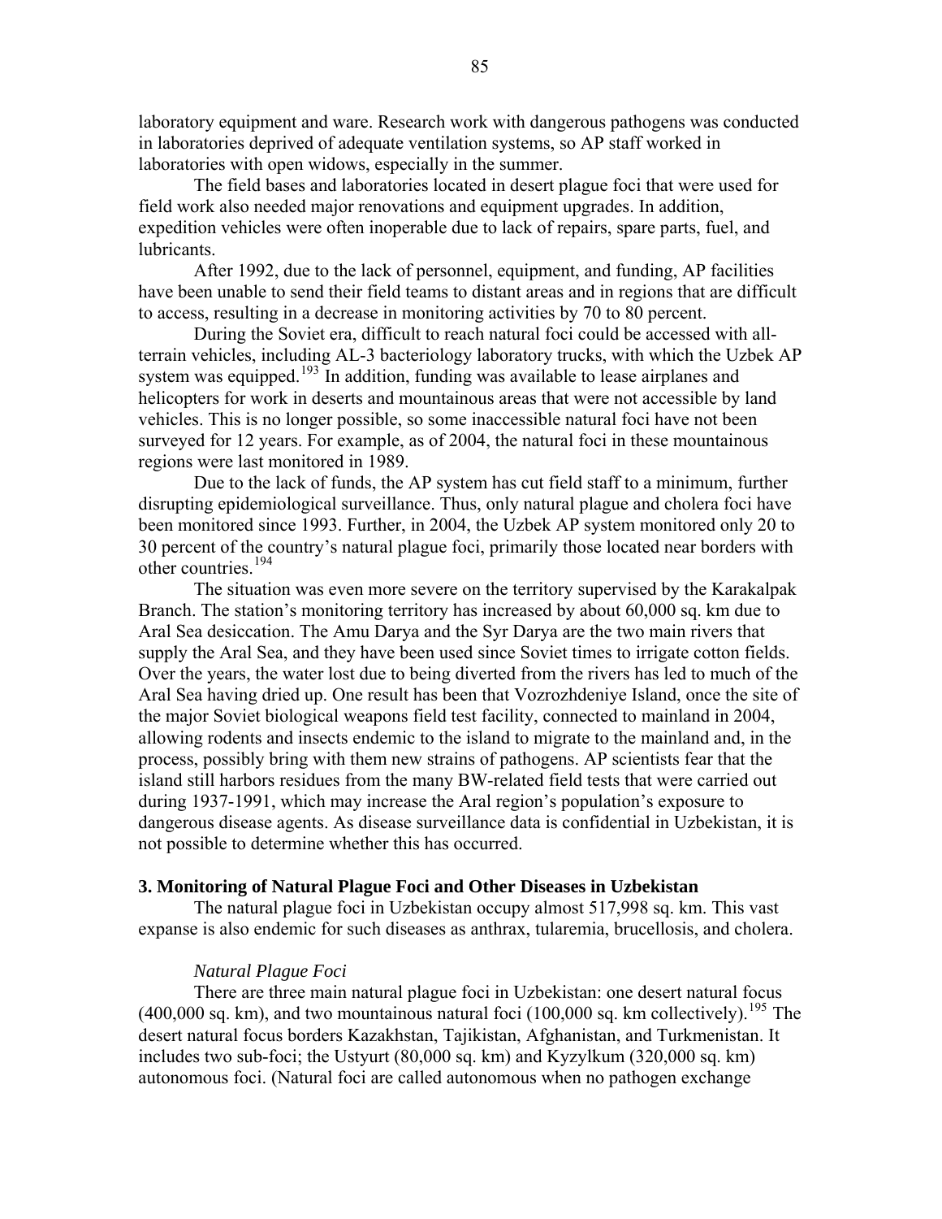laboratory equipment and ware. Research work with dangerous pathogens was conducted in laboratories deprived of adequate ventilation systems, so AP staff worked in laboratories with open widows, especially in the summer.

The field bases and laboratories located in desert plague foci that were used for field work also needed major renovations and equipment upgrades. In addition, expedition vehicles were often inoperable due to lack of repairs, spare parts, fuel, and lubricants.

After 1992, due to the lack of personnel, equipment, and funding, AP facilities have been unable to send their field teams to distant areas and in regions that are difficult to access, resulting in a decrease in monitoring activities by 70 to 80 percent.

During the Soviet era, difficult to reach natural foci could be accessed with all-terrain vehicles, including AL-3 bacteriology laboratory trucks, with which the Uzbek AP system was equipped.[193] In addition, funding was available to lease airplanes and helicopters for work in deserts and mountainous areas that were not accessible by land vehicles. This is no longer possible, so some inaccessible natural foci have not been surveyed for 12 years. For example, as of 2004, the natural foci in these mountainous regions were last monitored in 1989.

Due to the lack of funds, the AP system has cut field staff to a minimum, further disrupting epidemiological surveillance. Thus, only natural plague and cholera foci have been monitored since 1993. Further, in 2004, the Uzbek AP system monitored only 20 to 30 percent of the country's natural plague foci, primarily those located near borders with other countries.[194]

The situation was even more severe on the territory supervised by the Karakalpak Branch. The station's monitoring territory has increased by about 60,000 sq. km due to Aral Sea desiccation. The Amu Darya and the Syr Darya are the two main rivers that supply the Aral Sea, and they have been used since Soviet times to irrigate cotton fields. Over the years, the water lost due to being diverted from the rivers has led to much of the Aral Sea having dried up. One result has been that Vozrozhdeniye Island, once the site of the major Soviet biological weapons field test facility, connected to mainland in 2004, allowing rodents and insects endemic to the island to migrate to the mainland and, in the process, possibly bring with them new strains of pathogens. AP scientists fear that the island still harbors residues from the many BW-related field tests that were carried out during 1937-1991, which may increase the Aral region's population's exposure to dangerous disease agents. As disease surveillance data is confidential in Uzbekistan, it is not possible to determine whether this has occurred.

## 3. Monitoring of Natural Plague Foci and Other Diseases in Uzbekistan

The natural plague foci in Uzbekistan occupy almost 517,998 sq. km. This vast expanse is also endemic for such diseases as anthrax, tularemia, brucellosis, and cholera.

### *Natural Plague Foci*

There are three main natural plague foci in Uzbekistan: one desert natural focus (400,000 sq. km), and two mountainous natural foci (100,000 sq. km collectively).[195] The desert natural focus borders Kazakhstan, Tajikistan, Afghanistan, and Turkmenistan. It includes two sub-foci; the Ustyurt (80,000 sq. km) and Kyzylkum (320,000 sq. km) autonomous foci. (Natural foci are called autonomous when no pathogen exchange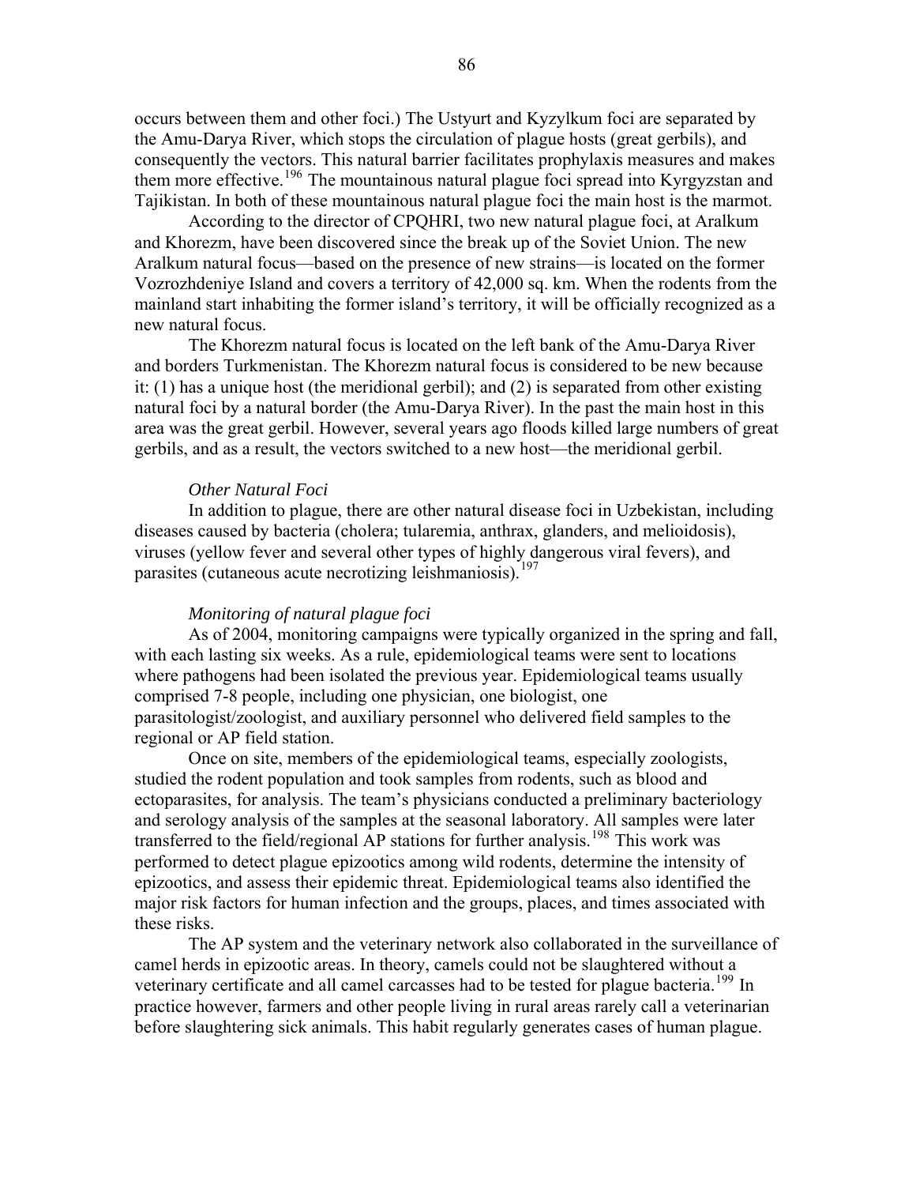occurs between them and other foci.) The Ustyurt and Kyzylkum foci are separated by the Amu-Darya River, which stops the circulation of plague hosts (great gerbils), and consequently the vectors. This natural barrier facilitates prophylaxis measures and makes them more effective.[196] The mountainous natural plague foci spread into Kyrgyzstan and Tajikistan. In both of these mountainous natural plague foci the main host is the marmot.

According to the director of CPQHRI, two new natural plague foci, at Aralkum and Khorezm, have been discovered since the break up of the Soviet Union. The new Aralkum natural focus—based on the presence of new strains—is located on the former Vozrozhdeniye Island and covers a territory of 42,000 sq. km. When the rodents from the mainland start inhabiting the former island's territory, it will be officially recognized as a new natural focus.

The Khorezm natural focus is located on the left bank of the Amu-Darya River and borders Turkmenistan. The Khorezm natural focus is considered to be new because it: (1) has a unique host (the meridional gerbil); and (2) is separated from other existing natural foci by a natural border (the Amu-Darya River). In the past the main host in this area was the great gerbil. However, several years ago floods killed large numbers of great gerbils, and as a result, the vectors switched to a new host—the meridional gerbil.

*Other Natural Foci*

In addition to plague, there are other natural disease foci in Uzbekistan, including diseases caused by bacteria (cholera; tularemia, anthrax, glanders, and melioidosis), viruses (yellow fever and several other types of highly dangerous viral fevers), and parasites (cutaneous acute necrotizing leishmaniosis).[197]

*Monitoring of natural plague foci*

As of 2004, monitoring campaigns were typically organized in the spring and fall, with each lasting six weeks. As a rule, epidemiological teams were sent to locations where pathogens had been isolated the previous year. Epidemiological teams usually comprised 7-8 people, including one physician, one biologist, one parasitologist/zoologist, and auxiliary personnel who delivered field samples to the regional or AP field station.

Once on site, members of the epidemiological teams, especially zoologists, studied the rodent population and took samples from rodents, such as blood and ectoparasites, for analysis. The team's physicians conducted a preliminary bacteriology and serology analysis of the samples at the seasonal laboratory. All samples were later transferred to the field/regional AP stations for further analysis.[198] This work was performed to detect plague epizootics among wild rodents, determine the intensity of epizootics, and assess their epidemic threat. Epidemiological teams also identified the major risk factors for human infection and the groups, places, and times associated with these risks.

The AP system and the veterinary network also collaborated in the surveillance of camel herds in epizootic areas. In theory, camels could not be slaughtered without a veterinary certificate and all camel carcasses had to be tested for plague bacteria.[199] In practice however, farmers and other people living in rural areas rarely call a veterinarian before slaughtering sick animals. This habit regularly generates cases of human plague.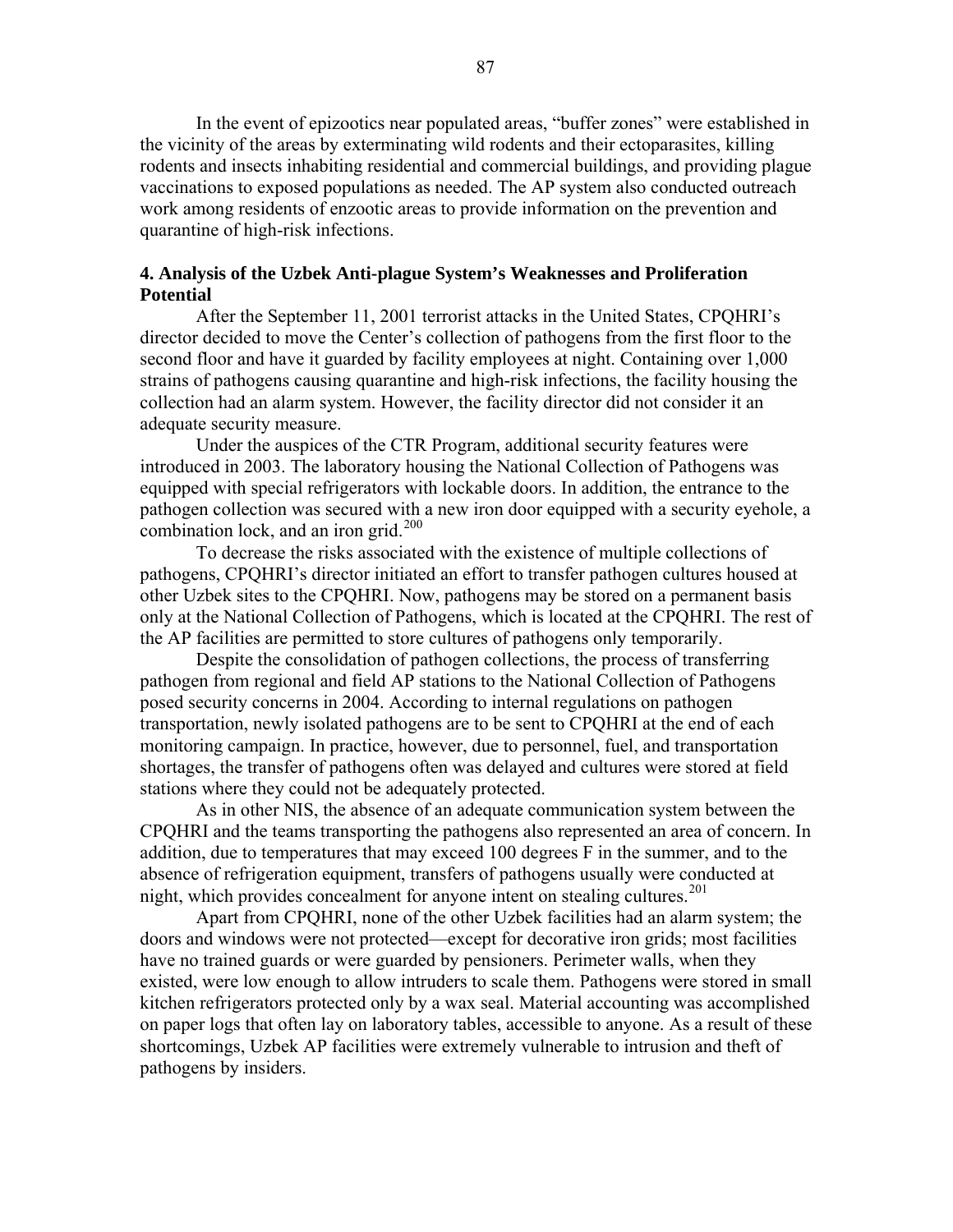In the event of epizootics near populated areas, "buffer zones" were established in the vicinity of the areas by exterminating wild rodents and their ectoparasites, killing rodents and insects inhabiting residential and commercial buildings, and providing plague vaccinations to exposed populations as needed. The AP system also conducted outreach work among residents of enzootic areas to provide information on the prevention and quarantine of high-risk infections.

### 4. Analysis of the Uzbek Anti-plague System's Weaknesses and Proliferation Potential

After the September 11, 2001 terrorist attacks in the United States, CPQHRI's director decided to move the Center's collection of pathogens from the first floor to the second floor and have it guarded by facility employees at night. Containing over 1,000 strains of pathogens causing quarantine and high-risk infections, the facility housing the collection had an alarm system. However, the facility director did not consider it an adequate security measure.

Under the auspices of the CTR Program, additional security features were introduced in 2003. The laboratory housing the National Collection of Pathogens was equipped with special refrigerators with lockable doors. In addition, the entrance to the pathogen collection was secured with a new iron door equipped with a security eyehole, a combination lock, and an iron grid.[200]

To decrease the risks associated with the existence of multiple collections of pathogens, CPQHRI's director initiated an effort to transfer pathogen cultures housed at other Uzbek sites to the CPQHRI. Now, pathogens may be stored on a permanent basis only at the National Collection of Pathogens, which is located at the CPQHRI. The rest of the AP facilities are permitted to store cultures of pathogens only temporarily.

Despite the consolidation of pathogen collections, the process of transferring pathogen from regional and field AP stations to the National Collection of Pathogens posed security concerns in 2004. According to internal regulations on pathogen transportation, newly isolated pathogens are to be sent to CPQHRI at the end of each monitoring campaign. In practice, however, due to personnel, fuel, and transportation shortages, the transfer of pathogens often was delayed and cultures were stored at field stations where they could not be adequately protected.

As in other NIS, the absence of an adequate communication system between the CPQHRI and the teams transporting the pathogens also represented an area of concern. In addition, due to temperatures that may exceed 100 degrees F in the summer, and to the absence of refrigeration equipment, transfers of pathogens usually were conducted at night, which provides concealment for anyone intent on stealing cultures.[201]

Apart from CPQHRI, none of the other Uzbek facilities had an alarm system; the doors and windows were not protected—except for decorative iron grids; most facilities have no trained guards or were guarded by pensioners. Perimeter walls, when they existed, were low enough to allow intruders to scale them. Pathogens were stored in small kitchen refrigerators protected only by a wax seal. Material accounting was accomplished on paper logs that often lay on laboratory tables, accessible to anyone. As a result of these shortcomings, Uzbek AP facilities were extremely vulnerable to intrusion and theft of pathogens by insiders.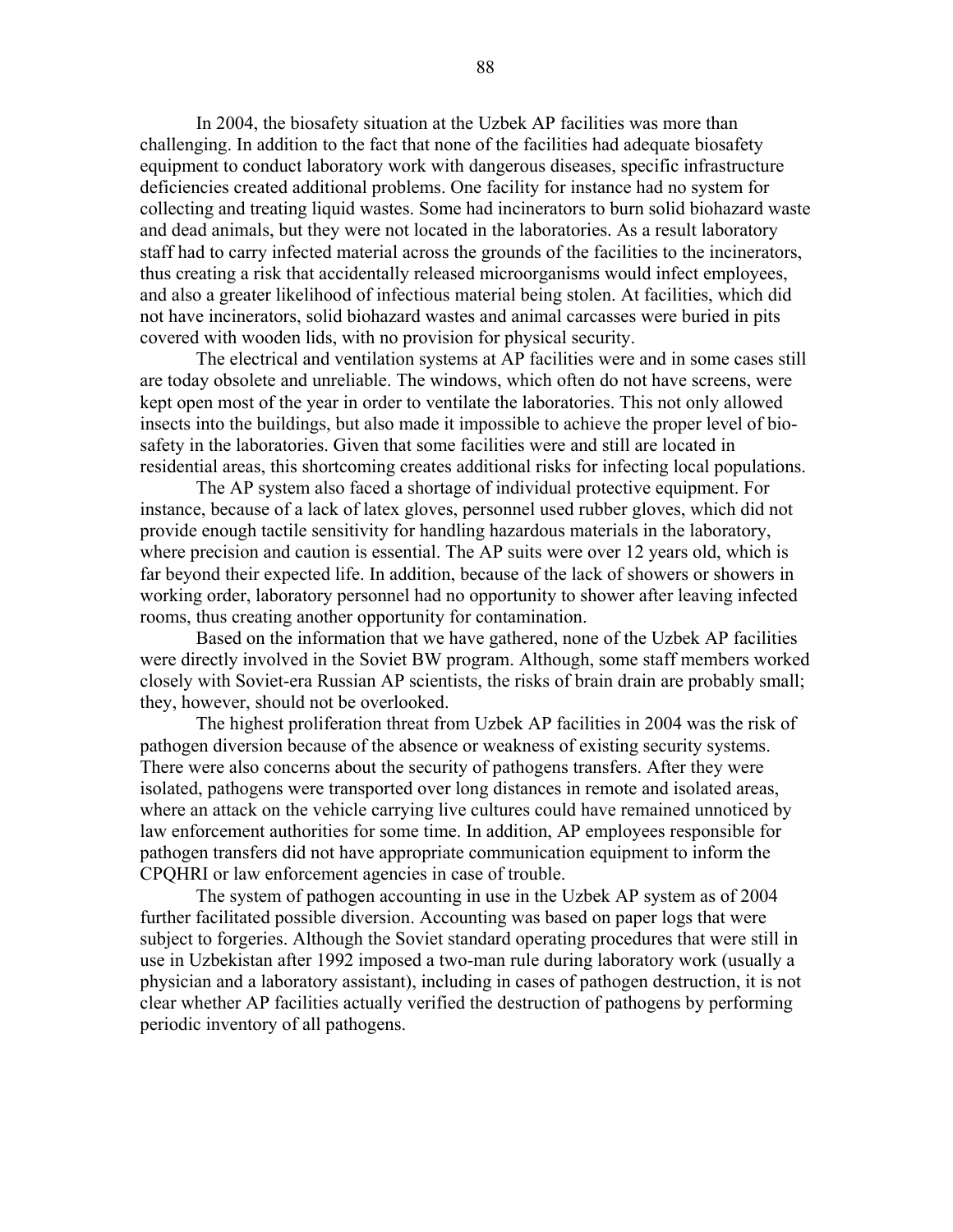In 2004, the biosafety situation at the Uzbek AP facilities was more than challenging. In addition to the fact that none of the facilities had adequate biosafety equipment to conduct laboratory work with dangerous diseases, specific infrastructure deficiencies created additional problems. One facility for instance had no system for collecting and treating liquid wastes. Some had incinerators to burn solid biohazard waste and dead animals, but they were not located in the laboratories. As a result laboratory staff had to carry infected material across the grounds of the facilities to the incinerators, thus creating a risk that accidentally released microorganisms would infect employees, and also a greater likelihood of infectious material being stolen. At facilities, which did not have incinerators, solid biohazard wastes and animal carcasses were buried in pits covered with wooden lids, with no provision for physical security.

The electrical and ventilation systems at AP facilities were and in some cases still are today obsolete and unreliable. The windows, which often do not have screens, were kept open most of the year in order to ventilate the laboratories. This not only allowed insects into the buildings, but also made it impossible to achieve the proper level of biosafety in the laboratories. Given that some facilities were and still are located in residential areas, this shortcoming creates additional risks for infecting local populations.

The AP system also faced a shortage of individual protective equipment. For instance, because of a lack of latex gloves, personnel used rubber gloves, which did not provide enough tactile sensitivity for handling hazardous materials in the laboratory, where precision and caution is essential. The AP suits were over 12 years old, which is far beyond their expected life. In addition, because of the lack of showers or showers in working order, laboratory personnel had no opportunity to shower after leaving infected rooms, thus creating another opportunity for contamination.

Based on the information that we have gathered, none of the Uzbek AP facilities were directly involved in the Soviet BW program. Although, some staff members worked closely with Soviet-era Russian AP scientists, the risks of brain drain are probably small; they, however, should not be overlooked.

The highest proliferation threat from Uzbek AP facilities in 2004 was the risk of pathogen diversion because of the absence or weakness of existing security systems. There were also concerns about the security of pathogens transfers. After they were isolated, pathogens were transported over long distances in remote and isolated areas, where an attack on the vehicle carrying live cultures could have remained unnoticed by law enforcement authorities for some time. In addition, AP employees responsible for pathogen transfers did not have appropriate communication equipment to inform the CPQHRI or law enforcement agencies in case of trouble.

The system of pathogen accounting in use in the Uzbek AP system as of 2004 further facilitated possible diversion. Accounting was based on paper logs that were subject to forgeries. Although the Soviet standard operating procedures that were still in use in Uzbekistan after 1992 imposed a two-man rule during laboratory work (usually a physician and a laboratory assistant), including in cases of pathogen destruction, it is not clear whether AP facilities actually verified the destruction of pathogens by performing periodic inventory of all pathogens.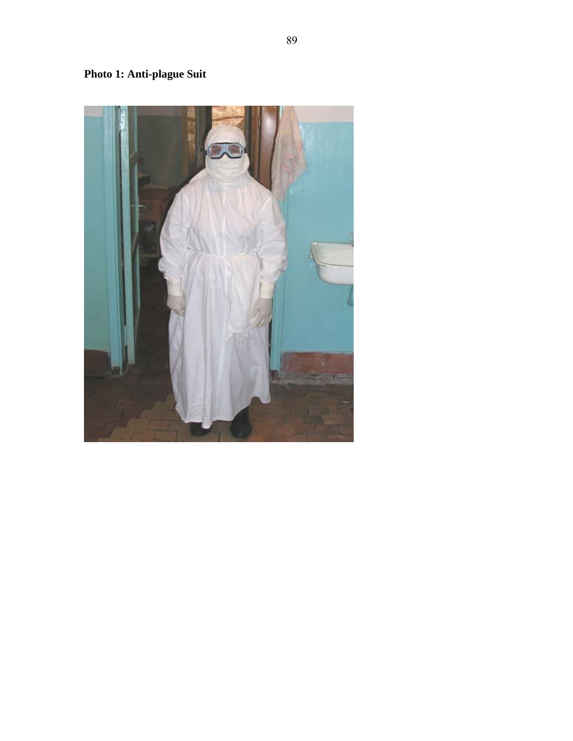**Photo 1: Anti-plague Suit**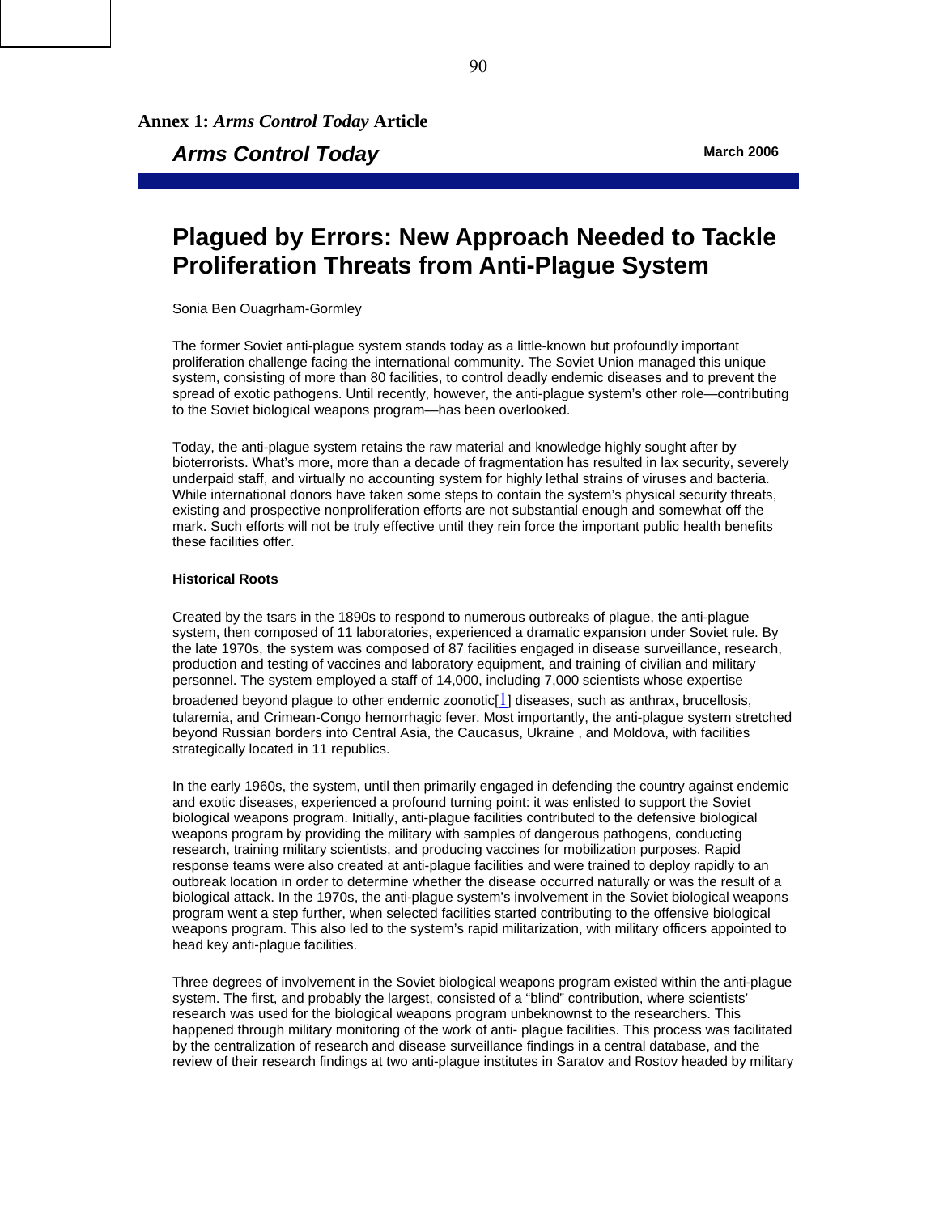## Annex 1: *Arms Control Today* Article

***Arms Control Today*** **March 2006**

# Plagued by Errors: New Approach Needed to Tackle Proliferation Threats from Anti-Plague System

Sonia Ben Ouagrham-Gormley

The former Soviet anti-plague system stands today as a little-known but profoundly important proliferation challenge facing the international community. The Soviet Union managed this unique system, consisting of more than 80 facilities, to control deadly endemic diseases and to prevent the spread of exotic pathogens. Until recently, however, the anti-plague system's other role—contributing to the Soviet biological weapons program—has been overlooked.

Today, the anti-plague system retains the raw material and knowledge highly sought after by bioterrorists. What's more, more than a decade of fragmentation has resulted in lax security, severely underpaid staff, and virtually no accounting system for highly lethal strains of viruses and bacteria. While international donors have taken some steps to contain the system's physical security threats, existing and prospective nonproliferation efforts are not substantial enough and somewhat off the mark. Such efforts will not be truly effective until they rein force the important public health benefits these facilities offer.

### Historical Roots

Created by the tsars in the 1890s to respond to numerous outbreaks of plague, the anti-plague system, then composed of 11 laboratories, experienced a dramatic expansion under Soviet rule. By the late 1970s, the system was composed of 87 facilities engaged in disease surveillance, research, production and testing of vaccines and laboratory equipment, and training of civilian and military personnel. The system employed a staff of 14,000, including 7,000 scientists whose expertise broadened beyond plague to other endemic zoonotic[1] diseases, such as anthrax, brucellosis, tularemia, and Crimean-Congo hemorrhagic fever. Most importantly, the anti-plague system stretched beyond Russian borders into Central Asia, the Caucasus, Ukraine , and Moldova, with facilities strategically located in 11 republics.

In the early 1960s, the system, until then primarily engaged in defending the country against endemic and exotic diseases, experienced a profound turning point: it was enlisted to support the Soviet biological weapons program. Initially, anti-plague facilities contributed to the defensive biological weapons program by providing the military with samples of dangerous pathogens, conducting research, training military scientists, and producing vaccines for mobilization purposes. Rapid response teams were also created at anti-plague facilities and were trained to deploy rapidly to an outbreak location in order to determine whether the disease occurred naturally or was the result of a biological attack. In the 1970s, the anti-plague system's involvement in the Soviet biological weapons program went a step further, when selected facilities started contributing to the offensive biological weapons program. This also led to the system's rapid militarization, with military officers appointed to head key anti-plague facilities.

Three degrees of involvement in the Soviet biological weapons program existed within the anti-plague system. The first, and probably the largest, consisted of a "blind" contribution, where scientists' research was used for the biological weapons program unbeknownst to the researchers. This happened through military monitoring of the work of anti- plague facilities. This process was facilitated by the centralization of research and disease surveillance findings in a central database, and the review of their research findings at two anti-plague institutes in Saratov and Rostov headed by military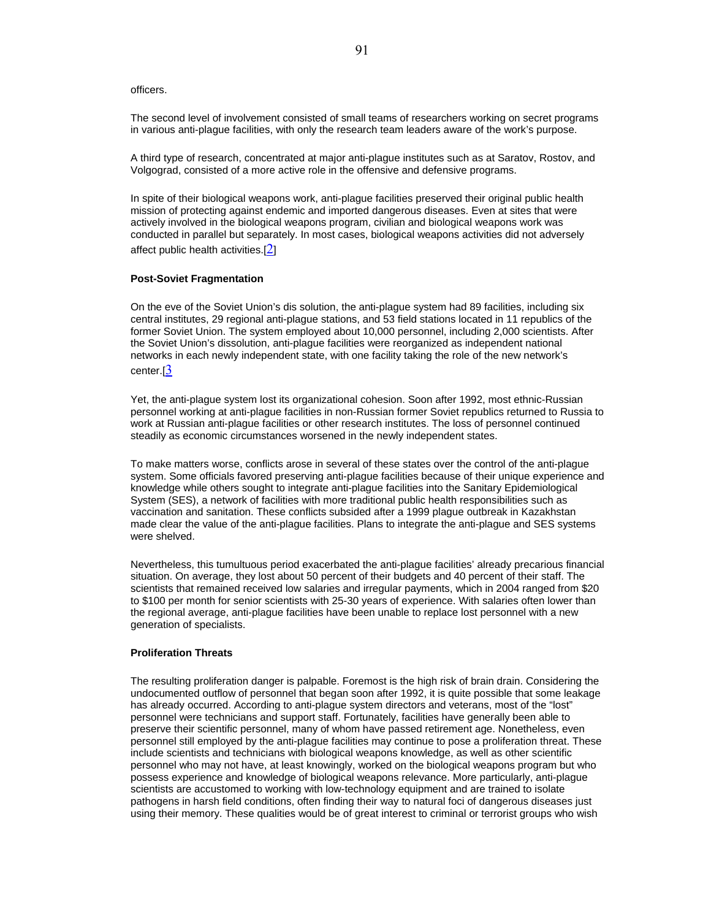officers.

The second level of involvement consisted of small teams of researchers working on secret programs in various anti-plague facilities, with only the research team leaders aware of the work's purpose.

A third type of research, concentrated at major anti-plague institutes such as at Saratov, Rostov, and Volgograd, consisted of a more active role in the offensive and defensive programs.

In spite of their biological weapons work, anti-plague facilities preserved their original public health mission of protecting against endemic and imported dangerous diseases. Even at sites that were actively involved in the biological weapons program, civilian and biological weapons work was conducted in parallel but separately. In most cases, biological weapons activities did not adversely affect public health activities.[2]

**Post-Soviet Fragmentation**

On the eve of the Soviet Union's dis solution, the anti-plague system had 89 facilities, including six central institutes, 29 regional anti-plague stations, and 53 field stations located in 11 republics of the former Soviet Union. The system employed about 10,000 personnel, including 2,000 scientists. After the Soviet Union's dissolution, anti-plague facilities were reorganized as independent national networks in each newly independent state, with one facility taking the role of the new network's center.[3

Yet, the anti-plague system lost its organizational cohesion. Soon after 1992, most ethnic-Russian personnel working at anti-plague facilities in non-Russian former Soviet republics returned to Russia to work at Russian anti-plague facilities or other research institutes. The loss of personnel continued steadily as economic circumstances worsened in the newly independent states.

To make matters worse, conflicts arose in several of these states over the control of the anti-plague system. Some officials favored preserving anti-plague facilities because of their unique experience and knowledge while others sought to integrate anti-plague facilities into the Sanitary Epidemiological System (SES), a network of facilities with more traditional public health responsibilities such as vaccination and sanitation. These conflicts subsided after a 1999 plague outbreak in Kazakhstan made clear the value of the anti-plague facilities. Plans to integrate the anti-plague and SES systems were shelved.

Nevertheless, this tumultuous period exacerbated the anti-plague facilities' already precarious financial situation. On average, they lost about 50 percent of their budgets and 40 percent of their staff. The scientists that remained received low salaries and irregular payments, which in 2004 ranged from $20 to $100 per month for senior scientists with 25-30 years of experience. With salaries often lower than the regional average, anti-plague facilities have been unable to replace lost personnel with a new generation of specialists.

**Proliferation Threats**

The resulting proliferation danger is palpable. Foremost is the high risk of brain drain. Considering the undocumented outflow of personnel that began soon after 1992, it is quite possible that some leakage has already occurred. According to anti-plague system directors and veterans, most of the "lost" personnel were technicians and support staff. Fortunately, facilities have generally been able to preserve their scientific personnel, many of whom have passed retirement age. Nonetheless, even personnel still employed by the anti-plague facilities may continue to pose a proliferation threat. These include scientists and technicians with biological weapons knowledge, as well as other scientific personnel who may not have, at least knowingly, worked on the biological weapons program but who possess experience and knowledge of biological weapons relevance. More particularly, anti-plague scientists are accustomed to working with low-technology equipment and are trained to isolate pathogens in harsh field conditions, often finding their way to natural foci of dangerous diseases just using their memory. These qualities would be of great interest to criminal or terrorist groups who wish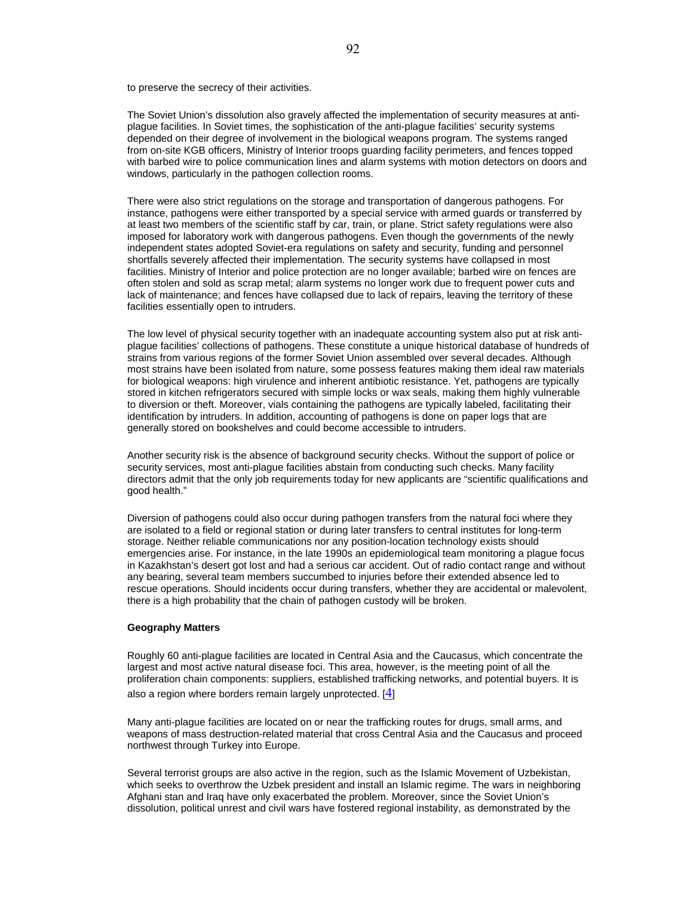to preserve the secrecy of their activities.

The Soviet Union's dissolution also gravely affected the implementation of security measures at anti-plague facilities. In Soviet times, the sophistication of the anti-plague facilities' security systems depended on their degree of involvement in the biological weapons program. The systems ranged from on-site KGB officers, Ministry of Interior troops guarding facility perimeters, and fences topped with barbed wire to police communication lines and alarm systems with motion detectors on doors and windows, particularly in the pathogen collection rooms.

There were also strict regulations on the storage and transportation of dangerous pathogens. For instance, pathogens were either transported by a special service with armed guards or transferred by at least two members of the scientific staff by car, train, or plane. Strict safety regulations were also imposed for laboratory work with dangerous pathogens. Even though the governments of the newly independent states adopted Soviet-era regulations on safety and security, funding and personnel shortfalls severely affected their implementation. The security systems have collapsed in most facilities. Ministry of Interior and police protection are no longer available; barbed wire on fences are often stolen and sold as scrap metal; alarm systems no longer work due to frequent power cuts and lack of maintenance; and fences have collapsed due to lack of repairs, leaving the territory of these facilities essentially open to intruders.

The low level of physical security together with an inadequate accounting system also put at risk anti-plague facilities' collections of pathogens. These constitute a unique historical database of hundreds of strains from various regions of the former Soviet Union assembled over several decades. Although most strains have been isolated from nature, some possess features making them ideal raw materials for biological weapons: high virulence and inherent antibiotic resistance. Yet, pathogens are typically stored in kitchen refrigerators secured with simple locks or wax seals, making them highly vulnerable to diversion or theft. Moreover, vials containing the pathogens are typically labeled, facilitating their identification by intruders. In addition, accounting of pathogens is done on paper logs that are generally stored on bookshelves and could become accessible to intruders.

Another security risk is the absence of background security checks. Without the support of police or security services, most anti-plague facilities abstain from conducting such checks. Many facility directors admit that the only job requirements today for new applicants are "scientific qualifications and good health."

Diversion of pathogens could also occur during pathogen transfers from the natural foci where they are isolated to a field or regional station or during later transfers to central institutes for long-term storage. Neither reliable communications nor any position-location technology exists should emergencies arise. For instance, in the late 1990s an epidemiological team monitoring a plague focus in Kazakhstan's desert got lost and had a serious car accident. Out of radio contact range and without any bearing, several team members succumbed to injuries before their extended absence led to rescue operations. Should incidents occur during transfers, whether they are accidental or malevolent, there is a high probability that the chain of pathogen custody will be broken.

**Geography Matters**

Roughly 60 anti-plague facilities are located in Central Asia and the Caucasus, which concentrate the largest and most active natural disease foci. This area, however, is the meeting point of all the proliferation chain components: suppliers, established trafficking networks, and potential buyers. It is also a region where borders remain largely unprotected. [4]

Many anti-plague facilities are located on or near the trafficking routes for drugs, small arms, and weapons of mass destruction-related material that cross Central Asia and the Caucasus and proceed northwest through Turkey into Europe.

Several terrorist groups are also active in the region, such as the Islamic Movement of Uzbekistan, which seeks to overthrow the Uzbek president and install an Islamic regime. The wars in neighboring Afghani stan and Iraq have only exacerbated the problem. Moreover, since the Soviet Union's dissolution, political unrest and civil wars have fostered regional instability, as demonstrated by the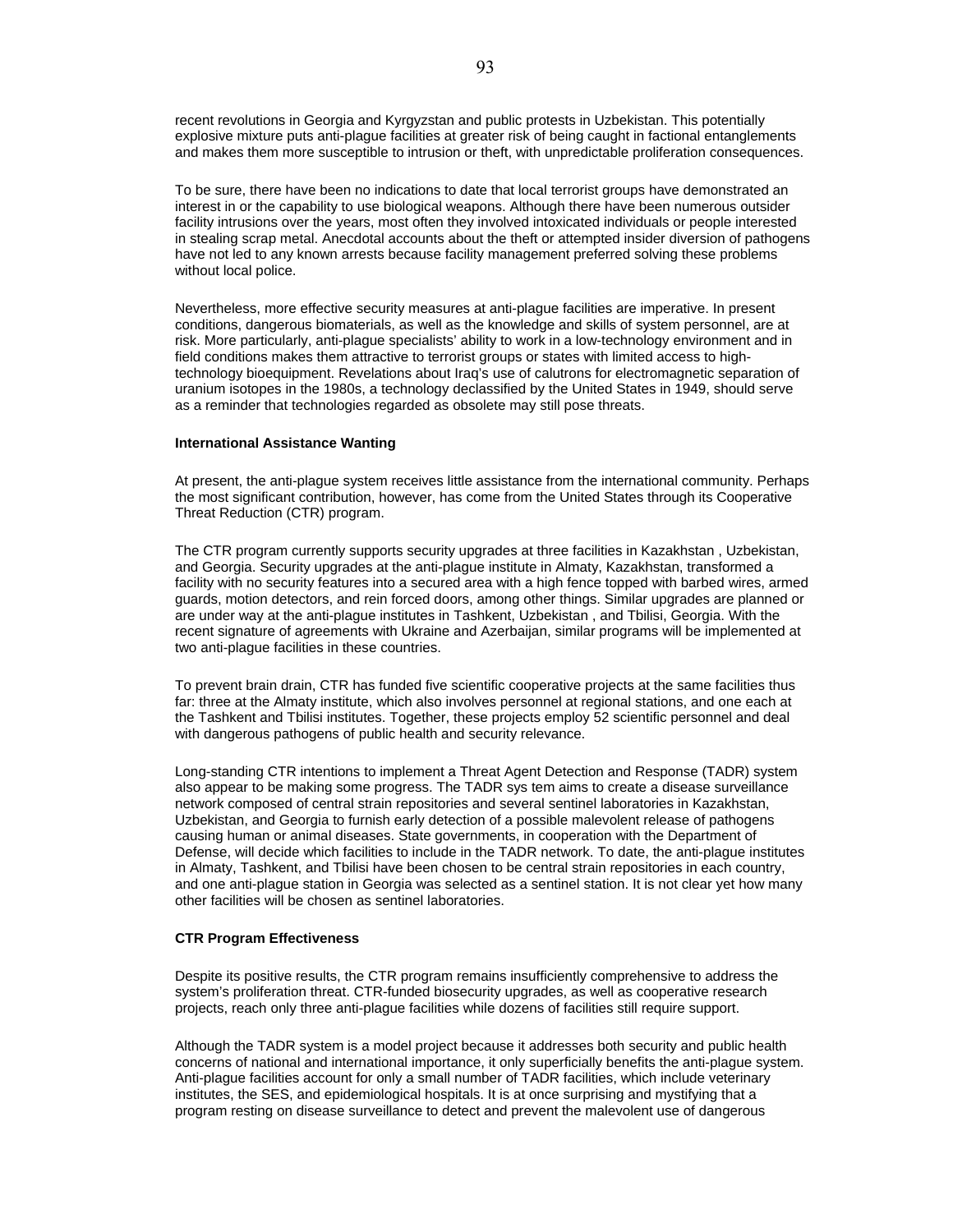recent revolutions in Georgia and Kyrgyzstan and public protests in Uzbekistan. This potentially explosive mixture puts anti-plague facilities at greater risk of being caught in factional entanglements and makes them more susceptible to intrusion or theft, with unpredictable proliferation consequences.

To be sure, there have been no indications to date that local terrorist groups have demonstrated an interest in or the capability to use biological weapons. Although there have been numerous outsider facility intrusions over the years, most often they involved intoxicated individuals or people interested in stealing scrap metal. Anecdotal accounts about the theft or attempted insider diversion of pathogens have not led to any known arrests because facility management preferred solving these problems without local police.

Nevertheless, more effective security measures at anti-plague facilities are imperative. In present conditions, dangerous biomaterials, as well as the knowledge and skills of system personnel, are at risk. More particularly, anti-plague specialists' ability to work in a low-technology environment and in field conditions makes them attractive to terrorist groups or states with limited access to high-technology bioequipment. Revelations about Iraq's use of calutrons for electromagnetic separation of uranium isotopes in the 1980s, a technology declassified by the United States in 1949, should serve as a reminder that technologies regarded as obsolete may still pose threats.

**International Assistance Wanting**

At present, the anti-plague system receives little assistance from the international community. Perhaps the most significant contribution, however, has come from the United States through its Cooperative Threat Reduction (CTR) program.

The CTR program currently supports security upgrades at three facilities in Kazakhstan , Uzbekistan, and Georgia. Security upgrades at the anti-plague institute in Almaty, Kazakhstan, transformed a facility with no security features into a secured area with a high fence topped with barbed wires, armed guards, motion detectors, and rein forced doors, among other things. Similar upgrades are planned or are under way at the anti-plague institutes in Tashkent, Uzbekistan , and Tbilisi, Georgia. With the recent signature of agreements with Ukraine and Azerbaijan, similar programs will be implemented at two anti-plague facilities in these countries.

To prevent brain drain, CTR has funded five scientific cooperative projects at the same facilities thus far: three at the Almaty institute, which also involves personnel at regional stations, and one each at the Tashkent and Tbilisi institutes. Together, these projects employ 52 scientific personnel and deal with dangerous pathogens of public health and security relevance.

Long-standing CTR intentions to implement a Threat Agent Detection and Response (TADR) system also appear to be making some progress. The TADR sys tem aims to create a disease surveillance network composed of central strain repositories and several sentinel laboratories in Kazakhstan, Uzbekistan, and Georgia to furnish early detection of a possible malevolent release of pathogens causing human or animal diseases. State governments, in cooperation with the Department of Defense, will decide which facilities to include in the TADR network. To date, the anti-plague institutes in Almaty, Tashkent, and Tbilisi have been chosen to be central strain repositories in each country, and one anti-plague station in Georgia was selected as a sentinel station. It is not clear yet how many other facilities will be chosen as sentinel laboratories.

**CTR Program Effectiveness**

Despite its positive results, the CTR program remains insufficiently comprehensive to address the system's proliferation threat. CTR-funded biosecurity upgrades, as well as cooperative research projects, reach only three anti-plague facilities while dozens of facilities still require support.

Although the TADR system is a model project because it addresses both security and public health concerns of national and international importance, it only superficially benefits the anti-plague system. Anti-plague facilities account for only a small number of TADR facilities, which include veterinary institutes, the SES, and epidemiological hospitals. It is at once surprising and mystifying that a program resting on disease surveillance to detect and prevent the malevolent use of dangerous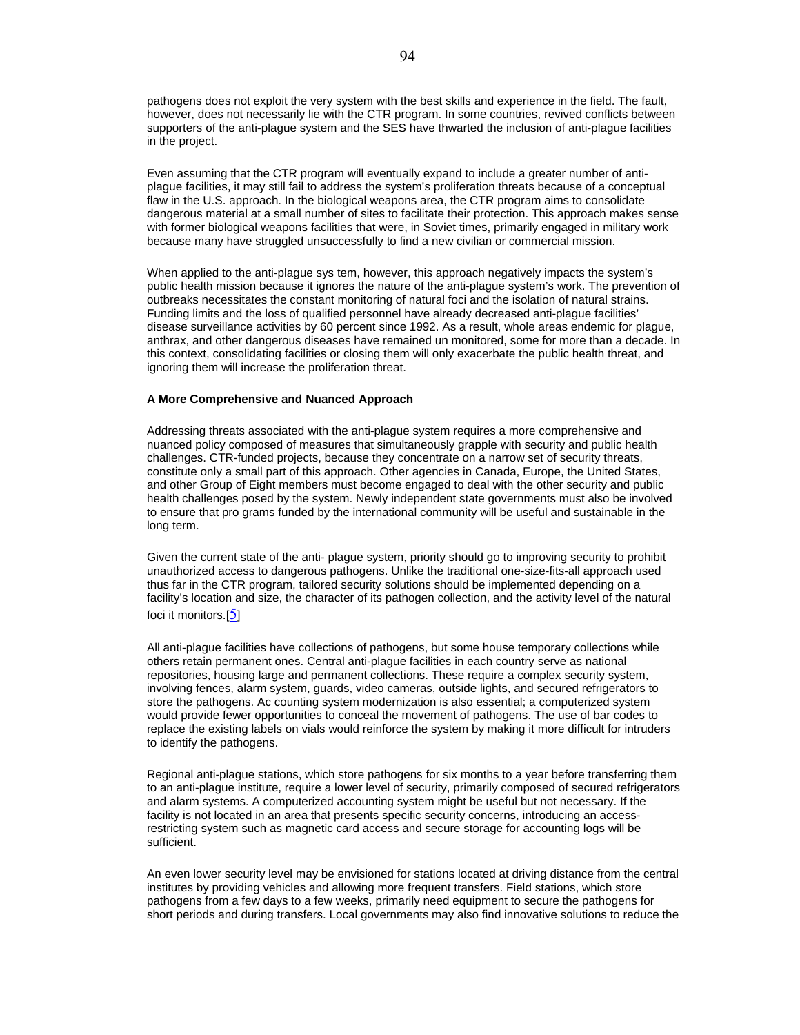pathogens does not exploit the very system with the best skills and experience in the field. The fault, however, does not necessarily lie with the CTR program. In some countries, revived conflicts between supporters of the anti-plague system and the SES have thwarted the inclusion of anti-plague facilities in the project.

Even assuming that the CTR program will eventually expand to include a greater number of anti-plague facilities, it may still fail to address the system's proliferation threats because of a conceptual flaw in the U.S. approach. In the biological weapons area, the CTR program aims to consolidate dangerous material at a small number of sites to facilitate their protection. This approach makes sense with former biological weapons facilities that were, in Soviet times, primarily engaged in military work because many have struggled unsuccessfully to find a new civilian or commercial mission.

When applied to the anti-plague sys tem, however, this approach negatively impacts the system's public health mission because it ignores the nature of the anti-plague system's work. The prevention of outbreaks necessitates the constant monitoring of natural foci and the isolation of natural strains. Funding limits and the loss of qualified personnel have already decreased anti-plague facilities' disease surveillance activities by 60 percent since 1992. As a result, whole areas endemic for plague, anthrax, and other dangerous diseases have remained un monitored, some for more than a decade. In this context, consolidating facilities or closing them will only exacerbate the public health threat, and ignoring them will increase the proliferation threat.

**A More Comprehensive and Nuanced Approach**

Addressing threats associated with the anti-plague system requires a more comprehensive and nuanced policy composed of measures that simultaneously grapple with security and public health challenges. CTR-funded projects, because they concentrate on a narrow set of security threats, constitute only a small part of this approach. Other agencies in Canada, Europe, the United States, and other Group of Eight members must become engaged to deal with the other security and public health challenges posed by the system. Newly independent state governments must also be involved to ensure that pro grams funded by the international community will be useful and sustainable in the long term.

Given the current state of the anti- plague system, priority should go to improving security to prohibit unauthorized access to dangerous pathogens. Unlike the traditional one-size-fits-all approach used thus far in the CTR program, tailored security solutions should be implemented depending on a facility's location and size, the character of its pathogen collection, and the activity level of the natural foci it monitors.[5]

All anti-plague facilities have collections of pathogens, but some house temporary collections while others retain permanent ones. Central anti-plague facilities in each country serve as national repositories, housing large and permanent collections. These require a complex security system, involving fences, alarm system, guards, video cameras, outside lights, and secured refrigerators to store the pathogens. Ac counting system modernization is also essential; a computerized system would provide fewer opportunities to conceal the movement of pathogens. The use of bar codes to replace the existing labels on vials would reinforce the system by making it more difficult for intruders to identify the pathogens.

Regional anti-plague stations, which store pathogens for six months to a year before transferring them to an anti-plague institute, require a lower level of security, primarily composed of secured refrigerators and alarm systems. A computerized accounting system might be useful but not necessary. If the facility is not located in an area that presents specific security concerns, introducing an access-restricting system such as magnetic card access and secure storage for accounting logs will be sufficient.

An even lower security level may be envisioned for stations located at driving distance from the central institutes by providing vehicles and allowing more frequent transfers. Field stations, which store pathogens from a few days to a few weeks, primarily need equipment to secure the pathogens for short periods and during transfers. Local governments may also find innovative solutions to reduce the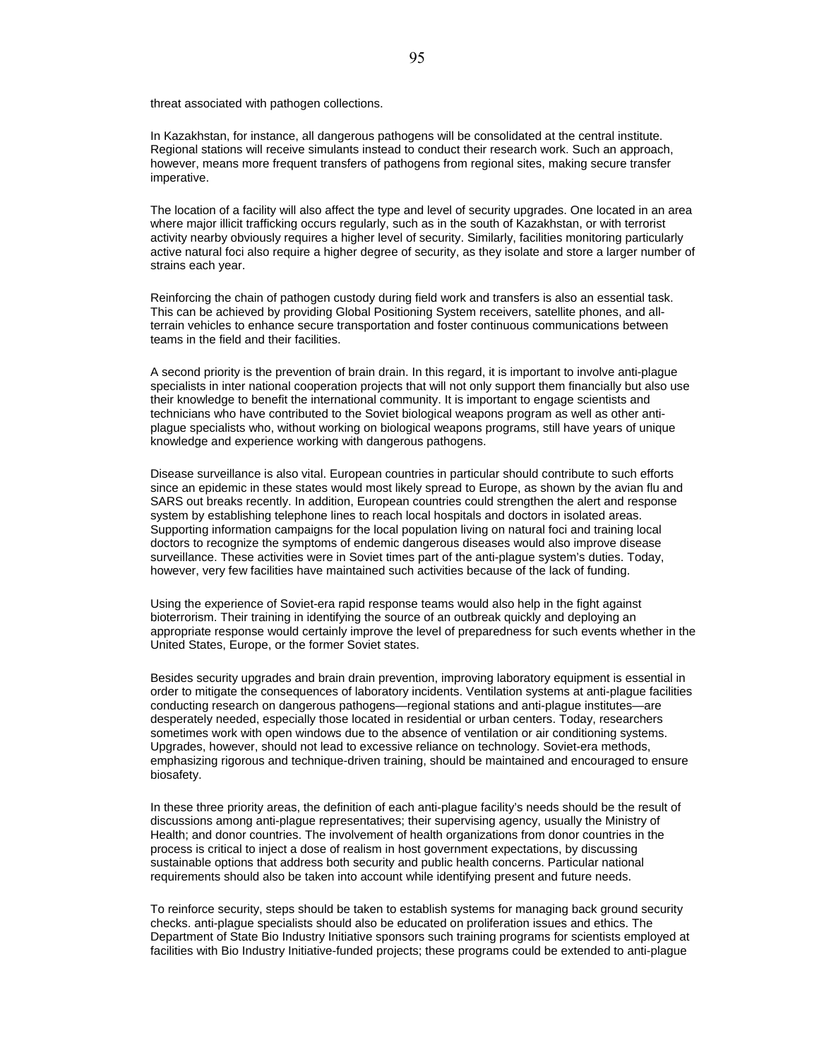threat associated with pathogen collections.

In Kazakhstan, for instance, all dangerous pathogens will be consolidated at the central institute. Regional stations will receive simulants instead to conduct their research work. Such an approach, however, means more frequent transfers of pathogens from regional sites, making secure transfer imperative.

The location of a facility will also affect the type and level of security upgrades. One located in an area where major illicit trafficking occurs regularly, such as in the south of Kazakhstan, or with terrorist activity nearby obviously requires a higher level of security. Similarly, facilities monitoring particularly active natural foci also require a higher degree of security, as they isolate and store a larger number of strains each year.

Reinforcing the chain of pathogen custody during field work and transfers is also an essential task. This can be achieved by providing Global Positioning System receivers, satellite phones, and all-terrain vehicles to enhance secure transportation and foster continuous communications between teams in the field and their facilities.

A second priority is the prevention of brain drain. In this regard, it is important to involve anti-plague specialists in inter national cooperation projects that will not only support them financially but also use their knowledge to benefit the international community. It is important to engage scientists and technicians who have contributed to the Soviet biological weapons program as well as other anti-plague specialists who, without working on biological weapons programs, still have years of unique knowledge and experience working with dangerous pathogens.

Disease surveillance is also vital. European countries in particular should contribute to such efforts since an epidemic in these states would most likely spread to Europe, as shown by the avian flu and SARS out breaks recently. In addition, European countries could strengthen the alert and response system by establishing telephone lines to reach local hospitals and doctors in isolated areas. Supporting information campaigns for the local population living on natural foci and training local doctors to recognize the symptoms of endemic dangerous diseases would also improve disease surveillance. These activities were in Soviet times part of the anti-plague system's duties. Today, however, very few facilities have maintained such activities because of the lack of funding.

Using the experience of Soviet-era rapid response teams would also help in the fight against bioterrorism. Their training in identifying the source of an outbreak quickly and deploying an appropriate response would certainly improve the level of preparedness for such events whether in the United States, Europe, or the former Soviet states.

Besides security upgrades and brain drain prevention, improving laboratory equipment is essential in order to mitigate the consequences of laboratory incidents. Ventilation systems at anti-plague facilities conducting research on dangerous pathogens—regional stations and anti-plague institutes—are desperately needed, especially those located in residential or urban centers. Today, researchers sometimes work with open windows due to the absence of ventilation or air conditioning systems. Upgrades, however, should not lead to excessive reliance on technology. Soviet-era methods, emphasizing rigorous and technique-driven training, should be maintained and encouraged to ensure biosafety.

In these three priority areas, the definition of each anti-plague facility's needs should be the result of discussions among anti-plague representatives; their supervising agency, usually the Ministry of Health; and donor countries. The involvement of health organizations from donor countries in the process is critical to inject a dose of realism in host government expectations, by discussing sustainable options that address both security and public health concerns. Particular national requirements should also be taken into account while identifying present and future needs.

To reinforce security, steps should be taken to establish systems for managing back ground security checks. anti-plague specialists should also be educated on proliferation issues and ethics. The Department of State Bio Industry Initiative sponsors such training programs for scientists employed at facilities with Bio Industry Initiative-funded projects; these programs could be extended to anti-plague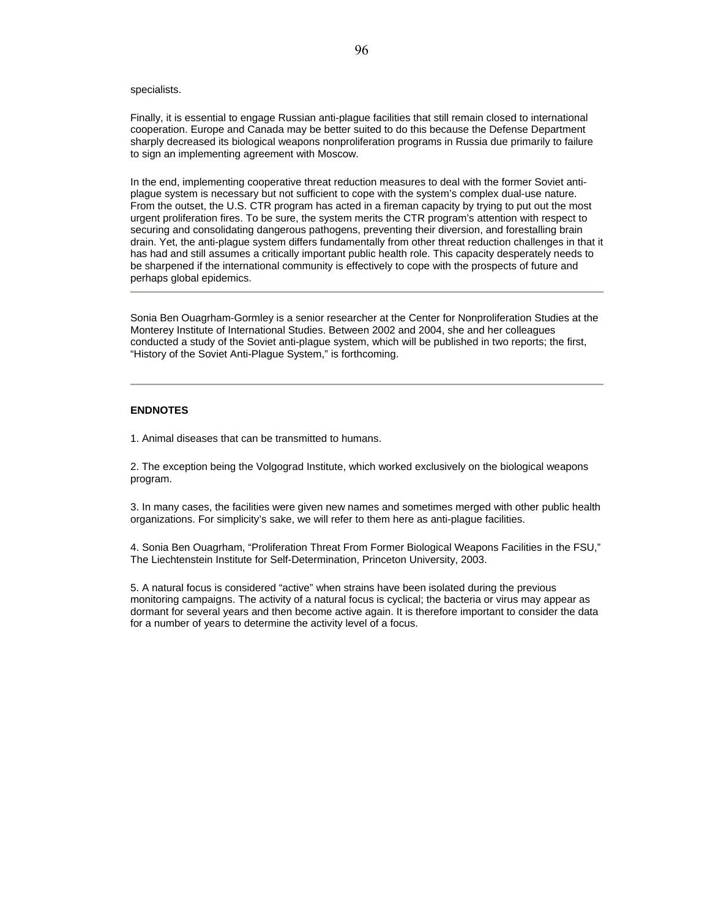specialists.

Finally, it is essential to engage Russian anti-plague facilities that still remain closed to international cooperation. Europe and Canada may be better suited to do this because the Defense Department sharply decreased its biological weapons nonproliferation programs in Russia due primarily to failure to sign an implementing agreement with Moscow.

In the end, implementing cooperative threat reduction measures to deal with the former Soviet anti-plague system is necessary but not sufficient to cope with the system's complex dual-use nature. From the outset, the U.S. CTR program has acted in a fireman capacity by trying to put out the most urgent proliferation fires. To be sure, the system merits the CTR program's attention with respect to securing and consolidating dangerous pathogens, preventing their diversion, and forestalling brain drain. Yet, the anti-plague system differs fundamentally from other threat reduction challenges in that it has had and still assumes a critically important public health role. This capacity desperately needs to be sharpened if the international community is effectively to cope with the prospects of future and perhaps global epidemics.

---

Sonia Ben Ouagrham-Gormley is a senior researcher at the Center for Nonproliferation Studies at the Monterey Institute of International Studies. Between 2002 and 2004, she and her colleagues conducted a study of the Soviet anti-plague system, which will be published in two reports; the first, "History of the Soviet Anti-Plague System," is forthcoming.

---

**ENDNOTES**

1. Animal diseases that can be transmitted to humans.

2. The exception being the Volgograd Institute, which worked exclusively on the biological weapons program.

3. In many cases, the facilities were given new names and sometimes merged with other public health organizations. For simplicity's sake, we will refer to them here as anti-plague facilities.

4. Sonia Ben Ouagrham, "Proliferation Threat From Former Biological Weapons Facilities in the FSU," The Liechtenstein Institute for Self-Determination, Princeton University, 2003.

5. A natural focus is considered "active" when strains have been isolated during the previous monitoring campaigns. The activity of a natural focus is cyclical; the bacteria or virus may appear as dormant for several years and then become active again. It is therefore important to consider the data for a number of years to determine the activity level of a focus.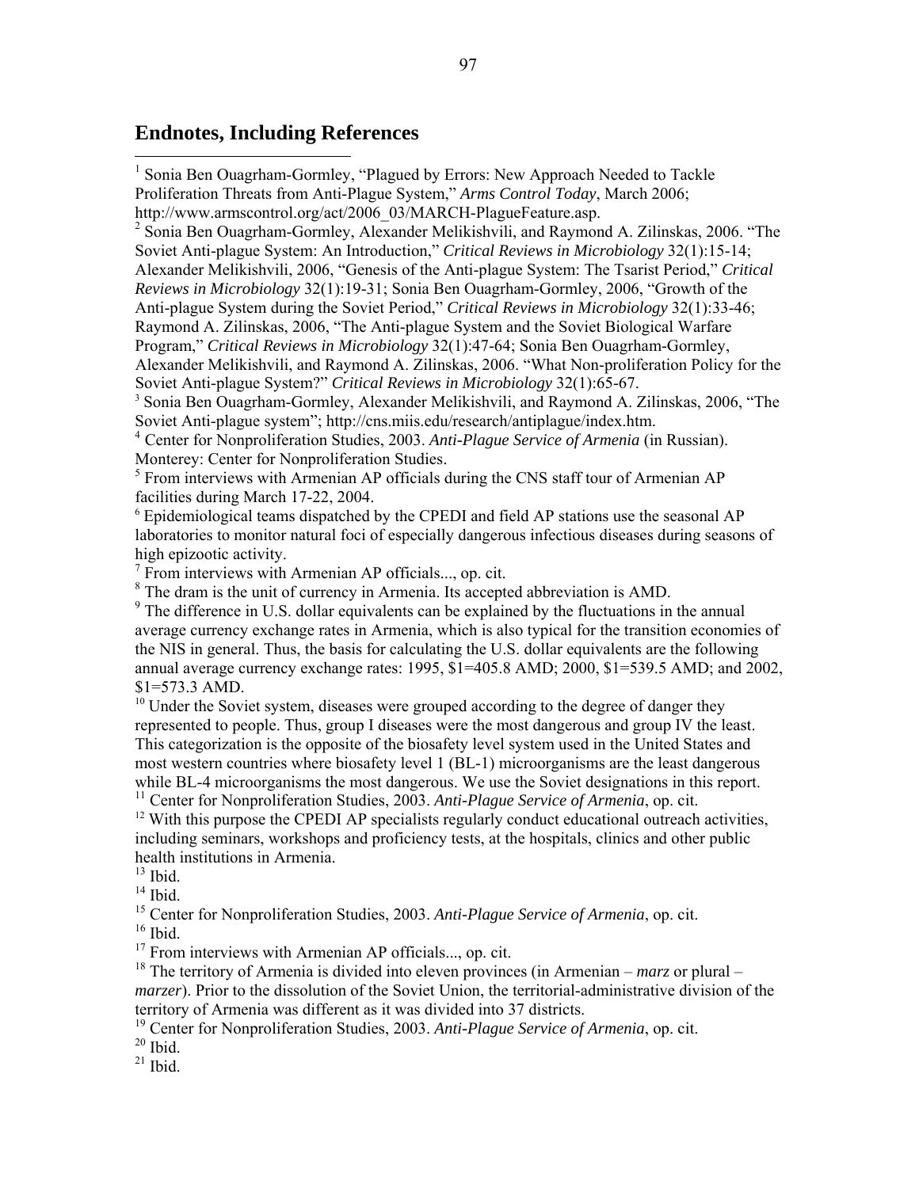## Endnotes, Including References

[1] Sonia Ben Ouagrham-Gormley, "Plagued by Errors: New Approach Needed to Tackle Proliferation Threats from Anti-Plague System," *Arms Control Today*, March 2006; http://www.armscontrol.org/act/2006_03/MARCH-PlagueFeature.asp.

[2] Sonia Ben Ouagrham-Gormley, Alexander Melikishvili, and Raymond A. Zilinskas, 2006. "The Soviet Anti-plague System: An Introduction," *Critical Reviews in Microbiology* 32(1):15-14; Alexander Melikishvili, 2006, "Genesis of the Anti-plague System: The Tsarist Period," *Critical Reviews in Microbiology* 32(1):19-31; Sonia Ben Ouagrham-Gormley, 2006, "Growth of the Anti-plague System during the Soviet Period," *Critical Reviews in Microbiology* 32(1):33-46; Raymond A. Zilinskas, 2006, "The Anti-plague System and the Soviet Biological Warfare Program," *Critical Reviews in Microbiology* 32(1):47-64; Sonia Ben Ouagrham-Gormley, Alexander Melikishvili, and Raymond A. Zilinskas, 2006. "What Non-proliferation Policy for the Soviet Anti-plague System?" *Critical Reviews in Microbiology* 32(1):65-67.

[3] Sonia Ben Ouagrham-Gormley, Alexander Melikishvili, and Raymond A. Zilinskas, 2006, "The Soviet Anti-plague system"; http://cns.miis.edu/research/antiplague/index.htm.

[4] Center for Nonproliferation Studies, 2003. *Anti-Plague Service of Armenia* (in Russian). Monterey: Center for Nonproliferation Studies.

[5] From interviews with Armenian AP officials during the CNS staff tour of Armenian AP facilities during March 17-22, 2004.

[6] Epidemiological teams dispatched by the CPEDI and field AP stations use the seasonal AP laboratories to monitor natural foci of especially dangerous infectious diseases during seasons of high epizootic activity.

[7] From interviews with Armenian AP officials..., op. cit.

[8] The dram is the unit of currency in Armenia. Its accepted abbreviation is AMD.

[9] The difference in U.S. dollar equivalents can be explained by the fluctuations in the annual average currency exchange rates in Armenia, which is also typical for the transition economies of the NIS in general. Thus, the basis for calculating the U.S. dollar equivalents are the following annual average currency exchange rates: 1995, $1=405.8 AMD; 2000, $1=539.5 AMD; and 2002, $1=573.3 AMD.

[10] Under the Soviet system, diseases were grouped according to the degree of danger they represented to people. Thus, group I diseases were the most dangerous and group IV the least. This categorization is the opposite of the biosafety level system used in the United States and most western countries where biosafety level 1 (BL-1) microorganisms are the least dangerous while BL-4 microorganisms the most dangerous. We use the Soviet designations in this report.

[11] Center for Nonproliferation Studies, 2003. *Anti-Plague Service of Armenia*, op. cit.

[12] With this purpose the CPEDI AP specialists regularly conduct educational outreach activities, including seminars, workshops and proficiency tests, at the hospitals, clinics and other public health institutions in Armenia.

[13] Ibid.

[14] Ibid.

[15] Center for Nonproliferation Studies, 2003. *Anti-Plague Service of Armenia*, op. cit.

[16] Ibid.

[17] From interviews with Armenian AP officials..., op. cit.

[18] The territory of Armenia is divided into eleven provinces (in Armenian – *marz* or plural – *marzer*). Prior to the dissolution of the Soviet Union, the territorial-administrative division of the territory of Armenia was different as it was divided into 37 districts.

[19] Center for Nonproliferation Studies, 2003. *Anti-Plague Service of Armenia*, op. cit.

[20] Ibid.

[21] Ibid.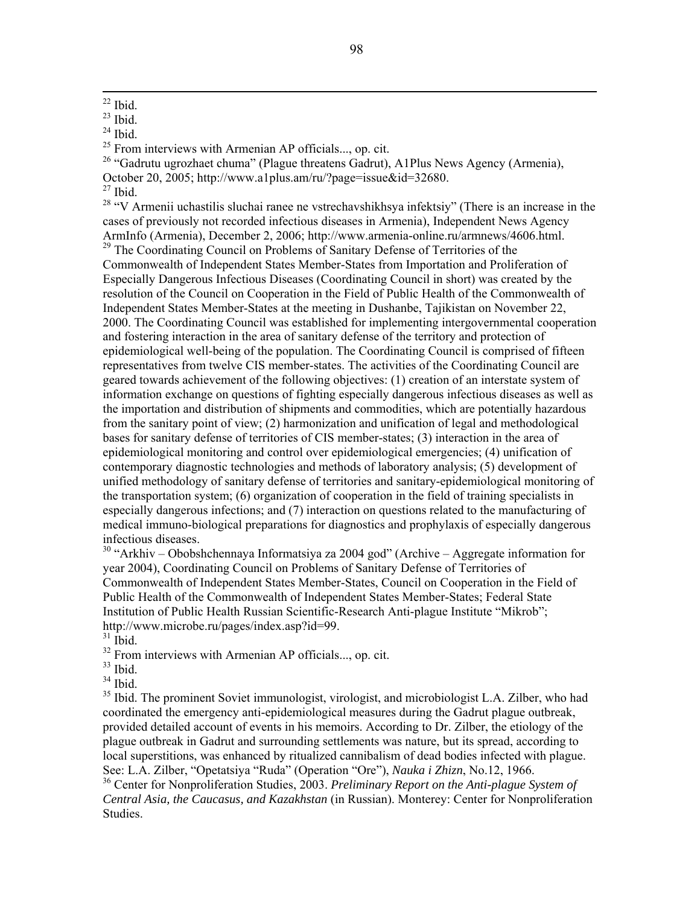[22] Ibid.

[23] Ibid.

[24] Ibid.

[25] From interviews with Armenian AP officials..., op. cit.

[26] "Gadrutu ugrozhaet chuma" (Plague threatens Gadrut), A1Plus News Agency (Armenia), October 20, 2005; http://www.a1plus.am/ru/?page=issue&id=32680.

[27] Ibid.

[28] "V Armenii uchastilis sluchai ranee ne vstrechavshikhsya infektsiy" (There is an increase in the cases of previously not recorded infectious diseases in Armenia), Independent News Agency ArmInfo (Armenia), December 2, 2006; http://www.armenia-online.ru/armnews/4606.html.

[29] The Coordinating Council on Problems of Sanitary Defense of Territories of the Commonwealth of Independent States Member-States from Importation and Proliferation of Especially Dangerous Infectious Diseases (Coordinating Council in short) was created by the resolution of the Council on Cooperation in the Field of Public Health of the Commonwealth of Independent States Member-States at the meeting in Dushanbe, Tajikistan on November 22, 2000. The Coordinating Council was established for implementing intergovernmental cooperation and fostering interaction in the area of sanitary defense of the territory and protection of epidemiological well-being of the population. The Coordinating Council is comprised of fifteen representatives from twelve CIS member-states. The activities of the Coordinating Council are geared towards achievement of the following objectives: (1) creation of an interstate system of information exchange on questions of fighting especially dangerous infectious diseases as well as the importation and distribution of shipments and commodities, which are potentially hazardous from the sanitary point of view; (2) harmonization and unification of legal and methodological bases for sanitary defense of territories of CIS member-states; (3) interaction in the area of epidemiological monitoring and control over epidemiological emergencies; (4) unification of contemporary diagnostic technologies and methods of laboratory analysis; (5) development of unified methodology of sanitary defense of territories and sanitary-epidemiological monitoring of the transportation system; (6) organization of cooperation in the field of training specialists in especially dangerous infections; and (7) interaction on questions related to the manufacturing of medical immuno-biological preparations for diagnostics and prophylaxis of especially dangerous infectious diseases.

[30] "Arkhiv – Obobshchennaya Informatsiya za 2004 god" (Archive – Aggregate information for year 2004), Coordinating Council on Problems of Sanitary Defense of Territories of Commonwealth of Independent States Member-States, Council on Cooperation in the Field of Public Health of the Commonwealth of Independent States Member-States; Federal State Institution of Public Health Russian Scientific-Research Anti-plague Institute "Mikrob"; http://www.microbe.ru/pages/index.asp?id=99.

[31] Ibid.

[32] From interviews with Armenian AP officials..., op. cit.

[33] Ibid.

[34] Ibid.

[35] Ibid. The prominent Soviet immunologist, virologist, and microbiologist L.A. Zilber, who had coordinated the emergency anti-epidemiological measures during the Gadrut plague outbreak, provided detailed account of events in his memoirs. According to Dr. Zilber, the etiology of the plague outbreak in Gadrut and surrounding settlements was nature, but its spread, according to local superstitions, was enhanced by ritualized cannibalism of dead bodies infected with plague. See: L.A. Zilber, "Opetatsiya "Ruda" (Operation "Ore"), *Nauka i Zhizn*, No.12, 1966.

[36] Center for Nonproliferation Studies, 2003. *Preliminary Report on the Anti-plague System of Central Asia, the Caucasus, and Kazakhstan* (in Russian). Monterey: Center for Nonproliferation Studies.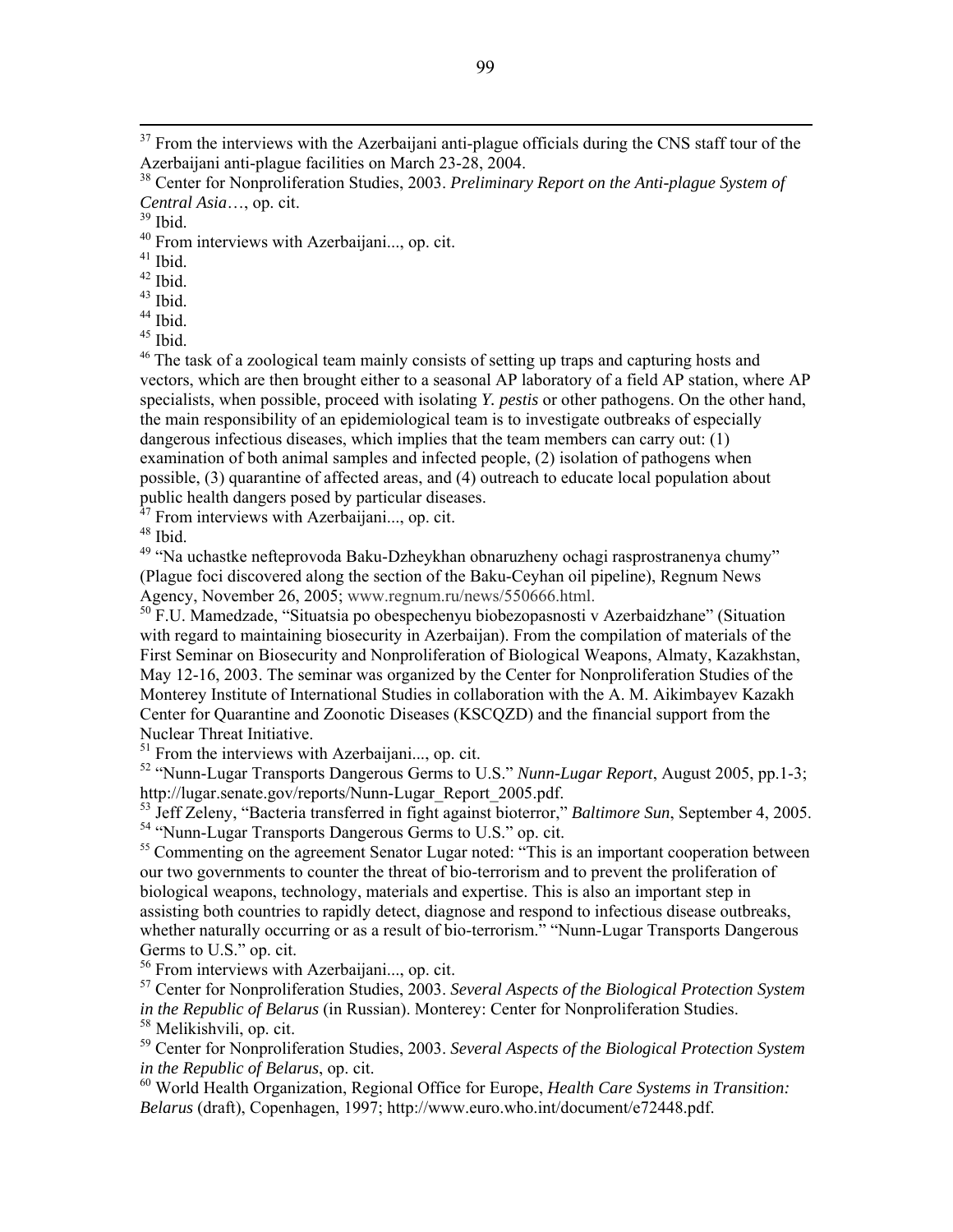[37] From the interviews with the Azerbaijani anti-plague officials during the CNS staff tour of the Azerbaijani anti-plague facilities on March 23-28, 2004.

[38] Center for Nonproliferation Studies, 2003. *Preliminary Report on the Anti-plague System of Central Asia*…, op. cit.

[39] Ibid.

[40] From interviews with Azerbaijani..., op. cit.

[41] Ibid.

[42] Ibid.

[43] Ibid.

[44] Ibid.

[45] Ibid.

[46] The task of a zoological team mainly consists of setting up traps and capturing hosts and vectors, which are then brought either to a seasonal AP laboratory of a field AP station, where AP specialists, when possible, proceed with isolating *Y. pestis* or other pathogens. On the other hand, the main responsibility of an epidemiological team is to investigate outbreaks of especially dangerous infectious diseases, which implies that the team members can carry out: (1) examination of both animal samples and infected people, (2) isolation of pathogens when possible, (3) quarantine of affected areas, and (4) outreach to educate local population about public health dangers posed by particular diseases.

[47] From interviews with Azerbaijani..., op. cit.

[48] Ibid.

[49] "Na uchastke nefteprovoda Baku-Dzheykhan obnaruzheny ochagi rasprostranenya chumy" (Plague foci discovered along the section of the Baku-Ceyhan oil pipeline), Regnum News Agency, November 26, 2005; www.regnum.ru/news/550666.html.

[50] F.U. Mamedzade, "Situatsia po obespechenyu biobezopasnosti v Azerbaidzhane" (Situation with regard to maintaining biosecurity in Azerbaijan). From the compilation of materials of the First Seminar on Biosecurity and Nonproliferation of Biological Weapons, Almaty, Kazakhstan, May 12-16, 2003. The seminar was organized by the Center for Nonproliferation Studies of the Monterey Institute of International Studies in collaboration with the A. M. Aikimbayev Kazakh Center for Quarantine and Zoonotic Diseases (KSCQZD) and the financial support from the Nuclear Threat Initiative.

[51] From the interviews with Azerbaijani..., op. cit.

[52] "Nunn-Lugar Transports Dangerous Germs to U.S." *Nunn-Lugar Report*, August 2005, pp.1-3; http://lugar.senate.gov/reports/Nunn-Lugar_Report_2005.pdf.

[53] Jeff Zeleny, "Bacteria transferred in fight against bioterror," *Baltimore Sun*, September 4, 2005.

[54] "Nunn-Lugar Transports Dangerous Germs to U.S." op. cit.

[55] Commenting on the agreement Senator Lugar noted: "This is an important cooperation between our two governments to counter the threat of bio-terrorism and to prevent the proliferation of biological weapons, technology, materials and expertise. This is also an important step in assisting both countries to rapidly detect, diagnose and respond to infectious disease outbreaks, whether naturally occurring or as a result of bio-terrorism." "Nunn-Lugar Transports Dangerous Germs to U.S." op. cit.

[56] From interviews with Azerbaijani..., op. cit.

[57] Center for Nonproliferation Studies, 2003. *Several Aspects of the Biological Protection System in the Republic of Belarus* (in Russian). Monterey: Center for Nonproliferation Studies.

[58] Melikishvili, op. cit.

[59] Center for Nonproliferation Studies, 2003. *Several Aspects of the Biological Protection System in the Republic of Belarus*, op. cit.

[60] World Health Organization, Regional Office for Europe, *Health Care Systems in Transition: Belarus* (draft), Copenhagen, 1997; http://www.euro.who.int/document/e72448.pdf.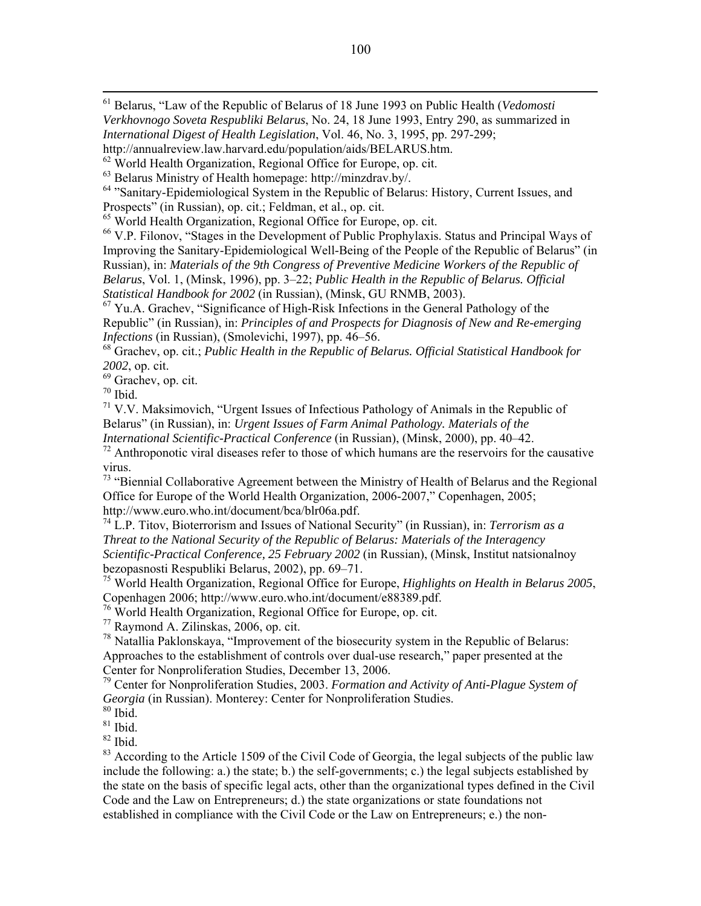[61] Belarus, "Law of the Republic of Belarus of 18 June 1993 on Public Health (*Vedomosti Verkhovnogo Soveta Respubliki Belarus*, No. 24, 18 June 1993, Entry 290, as summarized in *International Digest of Health Legislation*, Vol. 46, No. 3, 1995, pp. 297-299; http://annualreview.law.harvard.edu/population/aids/BELARUS.htm.

[62] World Health Organization, Regional Office for Europe, op. cit.

[63] Belarus Ministry of Health homepage: http://minzdrav.by/.

[64] "Sanitary-Epidemiological System in the Republic of Belarus: History, Current Issues, and Prospects" (in Russian), op. cit.; Feldman, et al., op. cit.

[65] World Health Organization, Regional Office for Europe, op. cit.

[66] V.P. Filonov, "Stages in the Development of Public Prophylaxis. Status and Principal Ways of Improving the Sanitary-Epidemiological Well-Being of the People of the Republic of Belarus" (in Russian), in: *Materials of the 9th Congress of Preventive Medicine Workers of the Republic of Belarus*, Vol. 1, (Minsk, 1996), pp. 3–22; *Public Health in the Republic of Belarus. Official Statistical Handbook for 2002* (in Russian), (Minsk, GU RNMB, 2003).

[67] Yu.A. Grachev, "Significance of High-Risk Infections in the General Pathology of the Republic" (in Russian), in: *Principles of and Prospects for Diagnosis of New and Re-emerging Infections* (in Russian), (Smolevichi, 1997), pp. 46–56.

[68] Grachev, op. cit.; *Public Health in the Republic of Belarus. Official Statistical Handbook for 2002*, op. cit.

[69] Grachev, op. cit.

[70] Ibid.

[71] V.V. Maksimovich, "Urgent Issues of Infectious Pathology of Animals in the Republic of Belarus" (in Russian), in: *Urgent Issues of Farm Animal Pathology. Materials of the International Scientific-Practical Conference* (in Russian), (Minsk, 2000), pp. 40–42.

[72] Anthroponotic viral diseases refer to those of which humans are the reservoirs for the causative virus.

[73] "Biennial Collaborative Agreement between the Ministry of Health of Belarus and the Regional Office for Europe of the World Health Organization, 2006-2007," Copenhagen, 2005; http://www.euro.who.int/document/bca/blr06a.pdf.

[74] L.P. Titov, Bioterrorism and Issues of National Security" (in Russian), in: *Terrorism as a Threat to the National Security of the Republic of Belarus: Materials of the Interagency Scientific-Practical Conference, 25 February 2002* (in Russian), (Minsk, Institut natsionalnoy bezopasnosti Respubliki Belarus, 2002), pp. 69–71.

[75] World Health Organization, Regional Office for Europe, *Highlights on Health in Belarus 2005*, Copenhagen 2006; http://www.euro.who.int/document/e88389.pdf.

[76] World Health Organization, Regional Office for Europe, op. cit.

[77] Raymond A. Zilinskas, 2006, op. cit.

[78] Natallia Paklonskaya, "Improvement of the biosecurity system in the Republic of Belarus: Approaches to the establishment of controls over dual-use research," paper presented at the Center for Nonproliferation Studies, December 13, 2006.

[79] Center for Nonproliferation Studies, 2003. *Formation and Activity of Anti-Plague System of Georgia* (in Russian). Monterey: Center for Nonproliferation Studies.

[80] Ibid.

[81] Ibid.

[82] Ibid.

[83] According to the Article 1509 of the Civil Code of Georgia, the legal subjects of the public law include the following: a.) the state; b.) the self-governments; c.) the legal subjects established by the state on the basis of specific legal acts, other than the organizational types defined in the Civil Code and the Law on Entrepreneurs; d.) the state organizations or state foundations not established in compliance with the Civil Code or the Law on Entrepreneurs; e.) the non-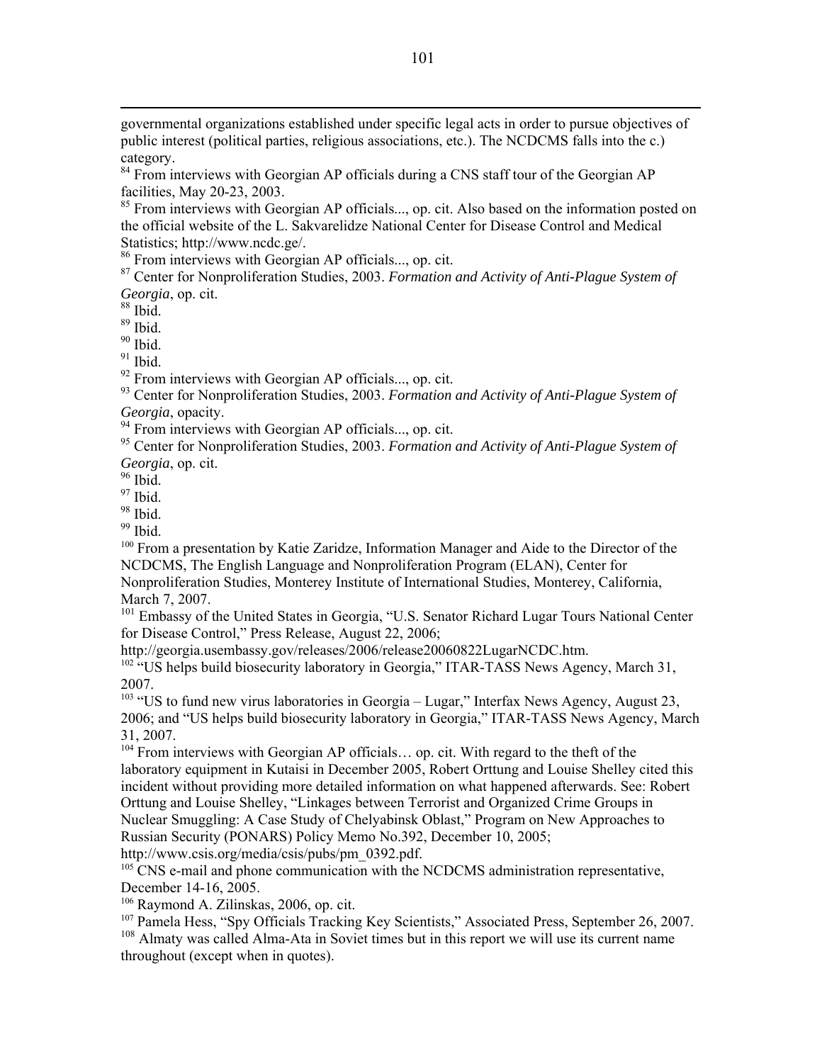governmental organizations established under specific legal acts in order to pursue objectives of public interest (political parties, religious associations, etc.). The NCDCMS falls into the c.) category.

[84] From interviews with Georgian AP officials during a CNS staff tour of the Georgian AP facilities, May 20-23, 2003.

[85] From interviews with Georgian AP officials..., op. cit. Also based on the information posted on the official website of the L. Sakvarelidze National Center for Disease Control and Medical Statistics; http://www.ncdc.ge/.

[86] From interviews with Georgian AP officials..., op. cit.

[87] Center for Nonproliferation Studies, 2003. *Formation and Activity of Anti-Plague System of Georgia*, op. cit.

[88] Ibid.

[89] Ibid.

[90] Ibid.

[91] Ibid.

[92] From interviews with Georgian AP officials..., op. cit.

[93] Center for Nonproliferation Studies, 2003. *Formation and Activity of Anti-Plague System of Georgia*, opacity.

[94] From interviews with Georgian AP officials..., op. cit.

[95] Center for Nonproliferation Studies, 2003. *Formation and Activity of Anti-Plague System of Georgia*, op. cit.

[96] Ibid.

[97] Ibid.

[98] Ibid.

[99] Ibid.

[100] From a presentation by Katie Zaridze, Information Manager and Aide to the Director of the NCDCMS, The English Language and Nonproliferation Program (ELAN), Center for Nonproliferation Studies, Monterey Institute of International Studies, Monterey, California, March 7, 2007.

[101] Embassy of the United States in Georgia, "U.S. Senator Richard Lugar Tours National Center for Disease Control," Press Release, August 22, 2006; http://georgia.usembassy.gov/releases/2006/release20060822LugarNCDC.htm.

[102] "US helps build biosecurity laboratory in Georgia," ITAR-TASS News Agency, March 31, 2007.

[103] "US to fund new virus laboratories in Georgia – Lugar," Interfax News Agency, August 23, 2006; and "US helps build biosecurity laboratory in Georgia," ITAR-TASS News Agency, March 31, 2007.

[104] From interviews with Georgian AP officials… op. cit. With regard to the theft of the laboratory equipment in Kutaisi in December 2005, Robert Orttung and Louise Shelley cited this incident without providing more detailed information on what happened afterwards. See: Robert Orttung and Louise Shelley, "Linkages between Terrorist and Organized Crime Groups in Nuclear Smuggling: A Case Study of Chelyabinsk Oblast," Program on New Approaches to Russian Security (PONARS) Policy Memo No.392, December 10, 2005; http://www.csis.org/media/csis/pubs/pm_0392.pdf.

[105] CNS e-mail and phone communication with the NCDCMS administration representative, December 14-16, 2005.

[106] Raymond A. Zilinskas, 2006, op. cit.

[107] Pamela Hess, "Spy Officials Tracking Key Scientists," Associated Press, September 26, 2007.

[108] Almaty was called Alma-Ata in Soviet times but in this report we will use its current name throughout (except when in quotes).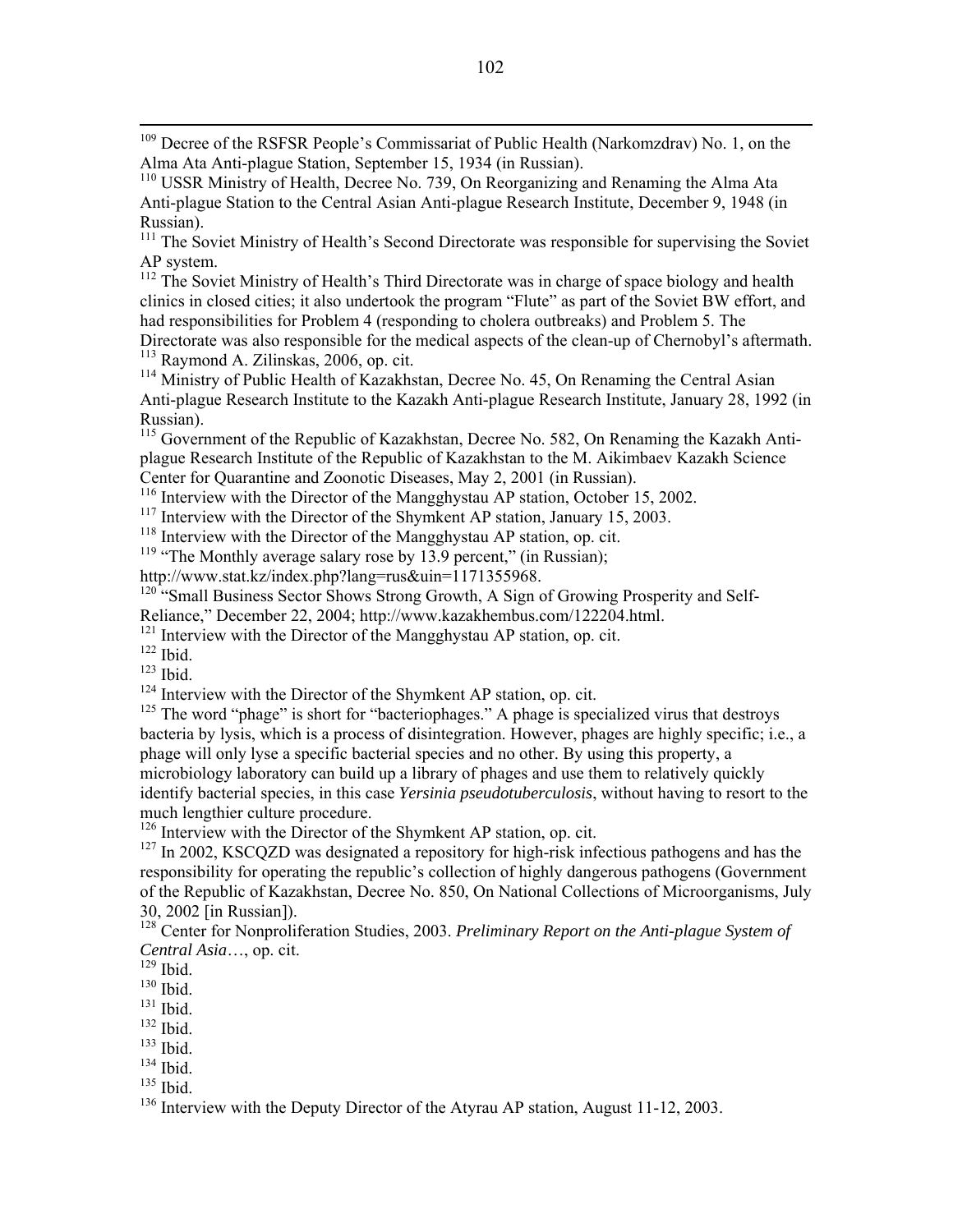[109] Decree of the RSFSR People's Commissariat of Public Health (Narkomzdrav) No. 1, on the Alma Ata Anti-plague Station, September 15, 1934 (in Russian).

[110] USSR Ministry of Health, Decree No. 739, On Reorganizing and Renaming the Alma Ata Anti-plague Station to the Central Asian Anti-plague Research Institute, December 9, 1948 (in Russian).

[111] The Soviet Ministry of Health's Second Directorate was responsible for supervising the Soviet AP system.

[112] The Soviet Ministry of Health's Third Directorate was in charge of space biology and health clinics in closed cities; it also undertook the program "Flute" as part of the Soviet BW effort, and had responsibilities for Problem 4 (responding to cholera outbreaks) and Problem 5. The Directorate was also responsible for the medical aspects of the clean-up of Chernobyl's aftermath.

[113] Raymond A. Zilinskas, 2006, op. cit.

[114] Ministry of Public Health of Kazakhstan, Decree No. 45, On Renaming the Central Asian Anti-plague Research Institute to the Kazakh Anti-plague Research Institute, January 28, 1992 (in Russian).

[115] Government of the Republic of Kazakhstan, Decree No. 582, On Renaming the Kazakh Anti-plague Research Institute of the Republic of Kazakhstan to the M. Aikimbaev Kazakh Science Center for Quarantine and Zoonotic Diseases, May 2, 2001 (in Russian).

[116] Interview with the Director of the Mangghystau AP station, October 15, 2002.

[117] Interview with the Director of the Shymkent AP station, January 15, 2003.

[118] Interview with the Director of the Mangghystau AP station, op. cit.

[119] "The Monthly average salary rose by 13.9 percent," (in Russian); http://www.stat.kz/index.php?lang=rus&uin=1171355968.

[120] "Small Business Sector Shows Strong Growth, A Sign of Growing Prosperity and Self-Reliance," December 22, 2004; http://www.kazakhembus.com/122204.html.

[121] Interview with the Director of the Mangghystau AP station, op. cit.

[122] Ibid.

[123] Ibid.

[124] Interview with the Director of the Shymkent AP station, op. cit.

[125] The word "phage" is short for "bacteriophages." A phage is specialized virus that destroys bacteria by lysis, which is a process of disintegration. However, phages are highly specific; i.e., a phage will only lyse a specific bacterial species and no other. By using this property, a microbiology laboratory can build up a library of phages and use them to relatively quickly identify bacterial species, in this case *Yersinia pseudotuberculosis*, without having to resort to the much lengthier culture procedure.

[126] Interview with the Director of the Shymkent AP station, op. cit.

[127] In 2002, KSCQZD was designated a repository for high-risk infectious pathogens and has the responsibility for operating the republic's collection of highly dangerous pathogens (Government of the Republic of Kazakhstan, Decree No. 850, On National Collections of Microorganisms, July 30, 2002 [in Russian]).

[128] Center for Nonproliferation Studies, 2003. *Preliminary Report on the Anti-plague System of Central Asia*…, op. cit.

[129] Ibid.

[130] Ibid.

[131] Ibid.

[132] Ibid.

[133] Ibid.

[134] Ibid.

[135] Ibid.

[136] Interview with the Deputy Director of the Atyrau AP station, August 11-12, 2003.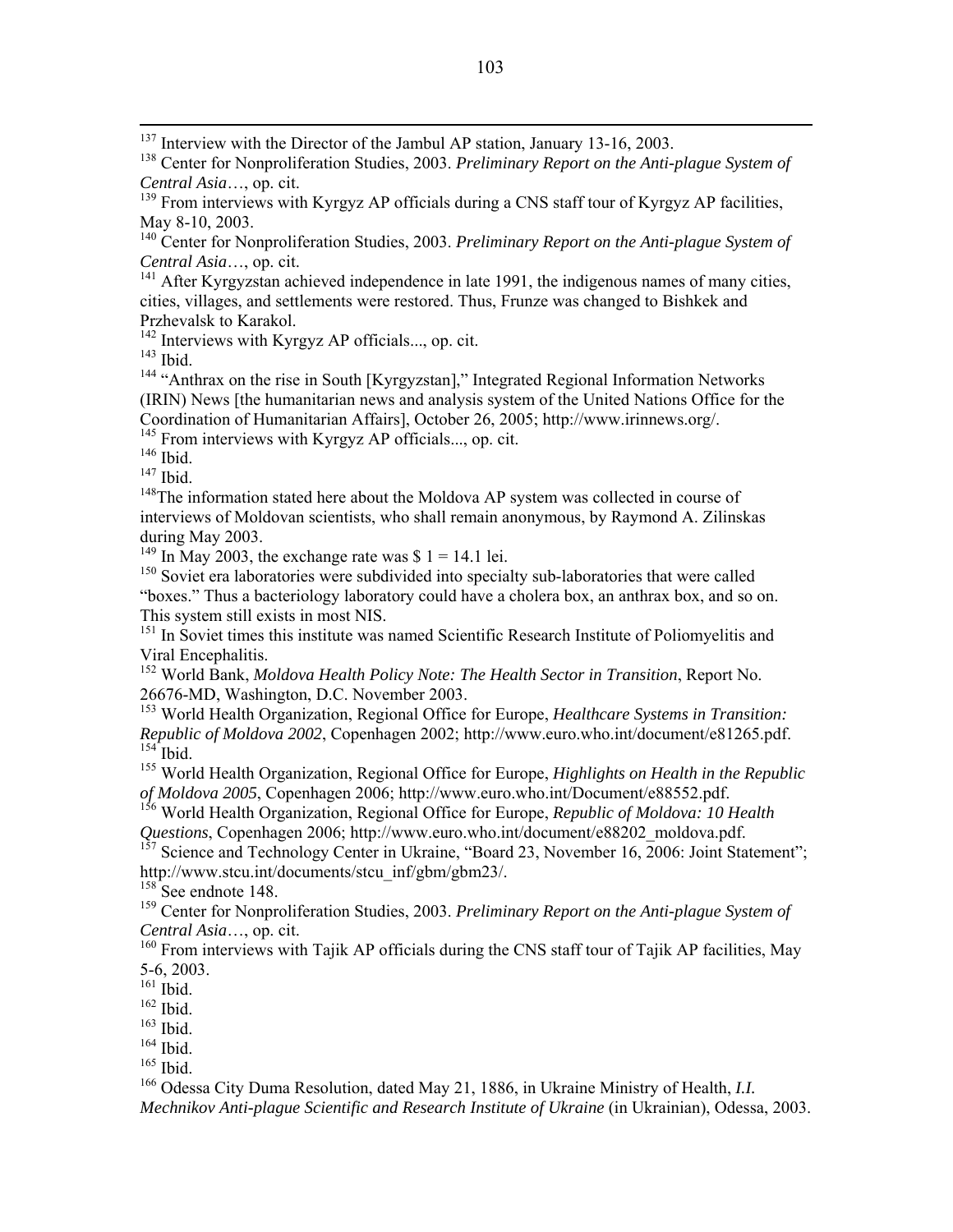[137] Interview with the Director of the Jambul AP station, January 13-16, 2003.

[138] Center for Nonproliferation Studies, 2003. *Preliminary Report on the Anti-plague System of Central Asia*…, op. cit.

[139] From interviews with Kyrgyz AP officials during a CNS staff tour of Kyrgyz AP facilities, May 8-10, 2003.

[140] Center for Nonproliferation Studies, 2003. *Preliminary Report on the Anti-plague System of Central Asia*…, op. cit.

[141] After Kyrgyzstan achieved independence in late 1991, the indigenous names of many cities, cities, villages, and settlements were restored. Thus, Frunze was changed to Bishkek and Przhevalsk to Karakol.

[142] Interviews with Kyrgyz AP officials..., op. cit.

[143] Ibid.

[144] "Anthrax on the rise in South [Kyrgyzstan]," Integrated Regional Information Networks (IRIN) News [the humanitarian news and analysis system of the United Nations Office for the Coordination of Humanitarian Affairs], October 26, 2005; http://www.irinnews.org/.

[145] From interviews with Kyrgyz AP officials..., op. cit.

[146] Ibid.

[147] Ibid.

[148] The information stated here about the Moldova AP system was collected in course of interviews of Moldovan scientists, who shall remain anonymous, by Raymond A. Zilinskas during May 2003.

[149] In May 2003, the exchange rate was $ 1 = 14.1 lei.

[150] Soviet era laboratories were subdivided into specialty sub-laboratories that were called "boxes." Thus a bacteriology laboratory could have a cholera box, an anthrax box, and so on. This system still exists in most NIS.

[151] In Soviet times this institute was named Scientific Research Institute of Poliomyelitis and Viral Encephalitis.

[152] World Bank, *Moldova Health Policy Note: The Health Sector in Transition*, Report No. 26676-MD, Washington, D.C. November 2003.

[153] World Health Organization, Regional Office for Europe, *Healthcare Systems in Transition: Republic of Moldova 2002*, Copenhagen 2002; http://www.euro.who.int/document/e81265.pdf.

[154] Ibid.

[155] World Health Organization, Regional Office for Europe, *Highlights on Health in the Republic of Moldova 2005*, Copenhagen 2006; http://www.euro.who.int/Document/e88552.pdf.

[156] World Health Organization, Regional Office for Europe, *Republic of Moldova: 10 Health Questions*, Copenhagen 2006; http://www.euro.who.int/document/e88202_moldova.pdf.

[157] Science and Technology Center in Ukraine, "Board 23, November 16, 2006: Joint Statement"; http://www.stcu.int/documents/stcu_inf/gbm/gbm23/.

[158] See endnote 148.

[159] Center for Nonproliferation Studies, 2003. *Preliminary Report on the Anti-plague System of Central Asia*…, op. cit.

[160] From interviews with Tajik AP officials during the CNS staff tour of Tajik AP facilities, May 5-6, 2003.

[161] Ibid.

[162] Ibid.

[163] Ibid.

[164] Ibid.

[165] Ibid.

[166] Odessa City Duma Resolution, dated May 21, 1886, in Ukraine Ministry of Health, *I.I. Mechnikov Anti-plague Scientific and Research Institute of Ukraine* (in Ukrainian), Odessa, 2003.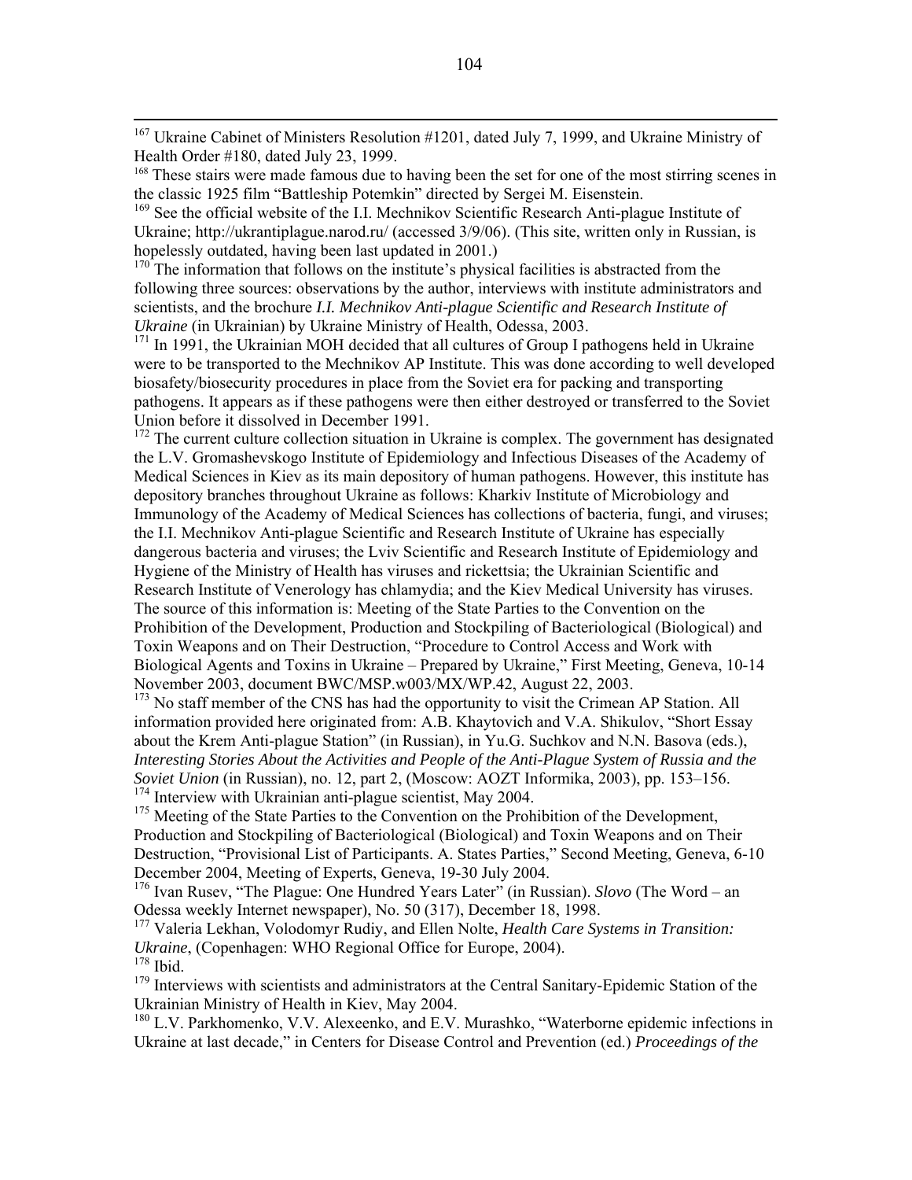[167] Ukraine Cabinet of Ministers Resolution #1201, dated July 7, 1999, and Ukraine Ministry of Health Order #180, dated July 23, 1999.

[168] These stairs were made famous due to having been the set for one of the most stirring scenes in the classic 1925 film "Battleship Potemkin" directed by Sergei M. Eisenstein.

[169] See the official website of the I.I. Mechnikov Scientific Research Anti-plague Institute of Ukraine; http://ukrantiplague.narod.ru/ (accessed 3/9/06). (This site, written only in Russian, is hopelessly outdated, having been last updated in 2001.)

[170] The information that follows on the institute's physical facilities is abstracted from the following three sources: observations by the author, interviews with institute administrators and scientists, and the brochure *I.I. Mechnikov Anti-plague Scientific and Research Institute of Ukraine* (in Ukrainian) by Ukraine Ministry of Health, Odessa, 2003.

[171] In 1991, the Ukrainian MOH decided that all cultures of Group I pathogens held in Ukraine were to be transported to the Mechnikov AP Institute. This was done according to well developed biosafety/biosecurity procedures in place from the Soviet era for packing and transporting pathogens. It appears as if these pathogens were then either destroyed or transferred to the Soviet Union before it dissolved in December 1991.

[172] The current culture collection situation in Ukraine is complex. The government has designated the L.V. Gromashevskogo Institute of Epidemiology and Infectious Diseases of the Academy of Medical Sciences in Kiev as its main depository of human pathogens. However, this institute has depository branches throughout Ukraine as follows: Kharkiv Institute of Microbiology and Immunology of the Academy of Medical Sciences has collections of bacteria, fungi, and viruses; the I.I. Mechnikov Anti-plague Scientific and Research Institute of Ukraine has especially dangerous bacteria and viruses; the Lviv Scientific and Research Institute of Epidemiology and Hygiene of the Ministry of Health has viruses and rickettsia; the Ukrainian Scientific and Research Institute of Venerology has chlamydia; and the Kiev Medical University has viruses. The source of this information is: Meeting of the State Parties to the Convention on the Prohibition of the Development, Production and Stockpiling of Bacteriological (Biological) and Toxin Weapons and on Their Destruction, "Procedure to Control Access and Work with Biological Agents and Toxins in Ukraine – Prepared by Ukraine," First Meeting, Geneva, 10-14 November 2003, document BWC/MSP.w003/MX/WP.42, August 22, 2003.

[173] No staff member of the CNS has had the opportunity to visit the Crimean AP Station. All information provided here originated from: A.B. Khaytovich and V.A. Shikulov, "Short Essay about the Krem Anti-plague Station" (in Russian), in Yu.G. Suchkov and N.N. Basova (eds.), *Interesting Stories About the Activities and People of the Anti-Plague System of Russia and the Soviet Union* (in Russian), no. 12, part 2, (Moscow: AOZT Informika, 2003), pp. 153–156.

[174] Interview with Ukrainian anti-plague scientist, May 2004.

[175] Meeting of the State Parties to the Convention on the Prohibition of the Development, Production and Stockpiling of Bacteriological (Biological) and Toxin Weapons and on Their Destruction, "Provisional List of Participants. A. States Parties," Second Meeting, Geneva, 6-10 December 2004, Meeting of Experts, Geneva, 19-30 July 2004.

[176] Ivan Rusev, "The Plague: One Hundred Years Later" (in Russian). *Slovo* (The Word – an Odessa weekly Internet newspaper), No. 50 (317), December 18, 1998.

[177] Valeria Lekhan, Volodomyr Rudiy, and Ellen Nolte, *Health Care Systems in Transition: Ukraine*, (Copenhagen: WHO Regional Office for Europe, 2004).

[178] Ibid.

[179] Interviews with scientists and administrators at the Central Sanitary-Epidemic Station of the Ukrainian Ministry of Health in Kiev, May 2004.

[180] L.V. Parkhomenko, V.V. Alexeenko, and E.V. Murashko, "Waterborne epidemic infections in Ukraine at last decade," in Centers for Disease Control and Prevention (ed.) *Proceedings of the*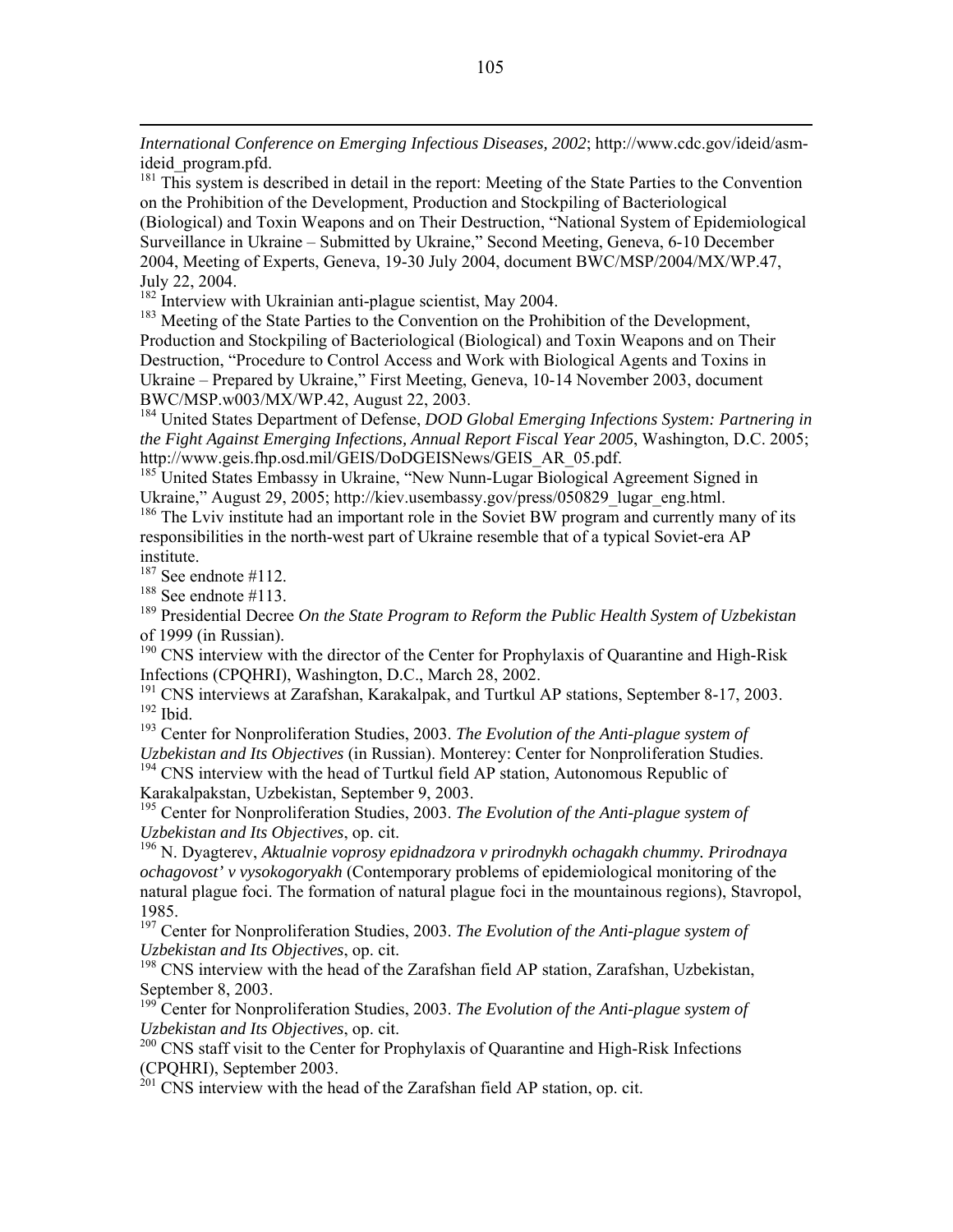*International Conference on Emerging Infectious Diseases, 2002*; http://www.cdc.gov/ideid/asm-ideid_program.pfd.

[181] This system is described in detail in the report: Meeting of the State Parties to the Convention on the Prohibition of the Development, Production and Stockpiling of Bacteriological (Biological) and Toxin Weapons and on Their Destruction, "National System of Epidemiological Surveillance in Ukraine – Submitted by Ukraine," Second Meeting, Geneva, 6-10 December 2004, Meeting of Experts, Geneva, 19-30 July 2004, document BWC/MSP/2004/MX/WP.47, July 22, 2004.

[182] Interview with Ukrainian anti-plague scientist, May 2004.

[183] Meeting of the State Parties to the Convention on the Prohibition of the Development, Production and Stockpiling of Bacteriological (Biological) and Toxin Weapons and on Their Destruction, "Procedure to Control Access and Work with Biological Agents and Toxins in Ukraine – Prepared by Ukraine," First Meeting, Geneva, 10-14 November 2003, document BWC/MSP.w003/MX/WP.42, August 22, 2003.

[184] United States Department of Defense, *DOD Global Emerging Infections System: Partnering in the Fight Against Emerging Infections, Annual Report Fiscal Year 2005*, Washington, D.C. 2005; http://www.geis.fhp.osd.mil/GEIS/DoDGEISNews/GEIS_AR_05.pdf.

[185] United States Embassy in Ukraine, "New Nunn-Lugar Biological Agreement Signed in Ukraine," August 29, 2005; http://kiev.usembassy.gov/press/050829_lugar_eng.html.

[186] The Lviv institute had an important role in the Soviet BW program and currently many of its responsibilities in the north-west part of Ukraine resemble that of a typical Soviet-era AP institute.

[187] See endnote #112.

[188] See endnote #113.

[189] Presidential Decree *On the State Program to Reform the Public Health System of Uzbekistan* of 1999 (in Russian).

[190] CNS interview with the director of the Center for Prophylaxis of Quarantine and High-Risk Infections (CPQHRI), Washington, D.C., March 28, 2002.

[191] CNS interviews at Zarafshan, Karakalpak, and Turtkul AP stations, September 8-17, 2003.

[192] Ibid.

[193] Center for Nonproliferation Studies, 2003. *The Evolution of the Anti-plague system of Uzbekistan and Its Objectives* (in Russian). Monterey: Center for Nonproliferation Studies.

[194] CNS interview with the head of Turtkul field AP station, Autonomous Republic of Karakalpakstan, Uzbekistan, September 9, 2003.

[195] Center for Nonproliferation Studies, 2003. *The Evolution of the Anti-plague system of Uzbekistan and Its Objectives*, op. cit.

[196] N. Dyagterev, *Aktualnie voprosy epidnadzora v prirodnykh ochagakh chummy. Prirodnaya ochagovost' v vysokogoryakh* (Contemporary problems of epidemiological monitoring of the natural plague foci. The formation of natural plague foci in the mountainous regions), Stavropol, 1985.

[197] Center for Nonproliferation Studies, 2003. *The Evolution of the Anti-plague system of Uzbekistan and Its Objectives*, op. cit.

[198] CNS interview with the head of the Zarafshan field AP station, Zarafshan, Uzbekistan, September 8, 2003.

[199] Center for Nonproliferation Studies, 2003. *The Evolution of the Anti-plague system of Uzbekistan and Its Objectives*, op. cit.

[200] CNS staff visit to the Center for Prophylaxis of Quarantine and High-Risk Infections (CPQHRI), September 2003.

[201] CNS interview with the head of the Zarafshan field AP station, op. cit.